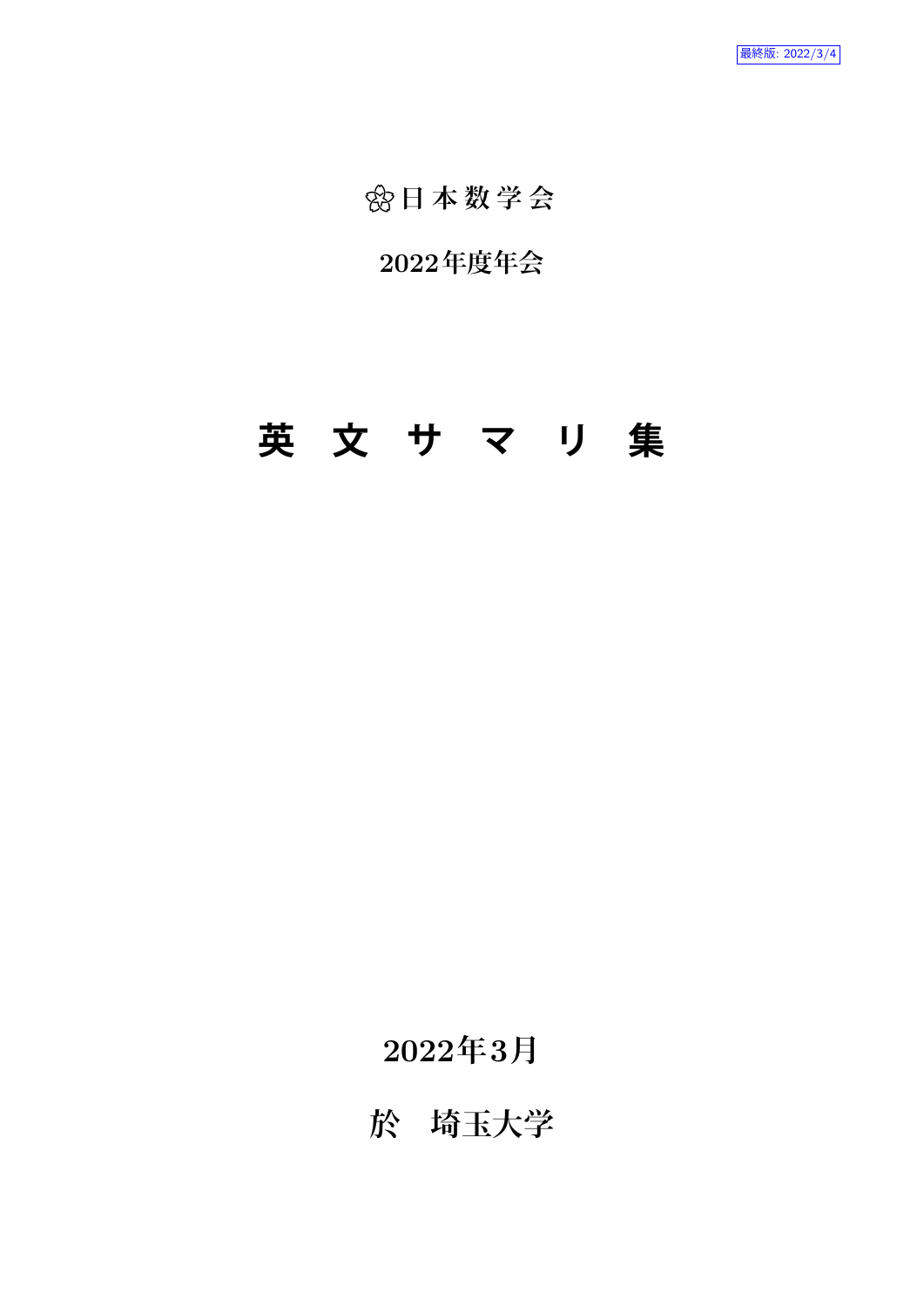最終版: 2022/3/4

日本数学会

2022年度年会

# 英 文 サ マ リ 集

2022年3月

於　埼玉大学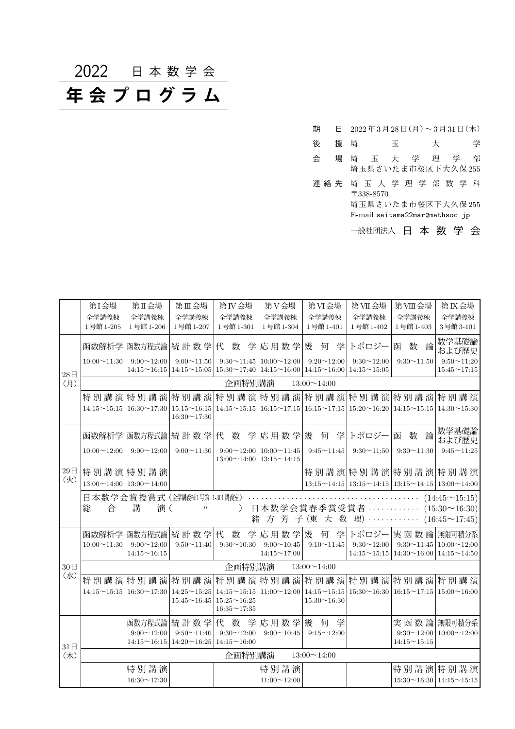# 2022 日本数学会

# 年会プログラム

| | |
|---|---|
| 期　　日 | 2022年3月28日(月)～3月31日(木) |
| 後　　援 | 埼玉大学 |
| 会　　場 | 埼玉大学理学部<br>埼玉県さいたま市桜区下大久保255 |
| 連絡先 | 埼玉大学理学部数学科<br>〒338-8570<br>埼玉県さいたま市桜区下大久保255<br>E-mail saitama22mar@mathsoc.jp |

一般社団法人　日本数学会

| | 第I会場<br>全学講義棟<br>1号館1-205 | 第II会場<br>全学講義棟<br>1号館1-206 | 第III会場<br>全学講義棟<br>1号館1-207 | 第IV会場<br>全学講義棟<br>1号館1-301 | 第V会場<br>全学講義棟<br>1号館1-304 | 第VI会場<br>全学講義棟<br>1号館1-401 | 第VII会場<br>全学講義棟<br>1号館1-402 | 第VIII会場<br>全学講義棟<br>1号館1-403 | 第IX会場<br>全学講義棟<br>3号館3-101 |
|---|---|---|---|---|---|---|---|---|---|
| 28日(月) | 函数解析学<br>10:00～11:30 | 函数方程式論<br>9:00～12:00<br>14:15～16:15 | 統計数学<br>9:00～11:50<br>14:15～15:05 | 代数学<br>9:30～11:45<br>15:30～17:40 | 応用数学<br>10:00～12:00<br>14:15～16:00 | 幾何学<br>9:20～12:00<br>14:15～16:00 | トポロジー<br>9:30～12:00<br>14:15～15:05 | 函数論<br>9:30～11:50 | 数学基礎論および歴史<br>9:50～11:20<br>15:45～17:15 |
| | 企画特別講演　13:00～14:00 | | | | | | | | |
| | 特別講演<br>14:15～15:15 | 特別講演<br>16:30～17:30 | 特別講演<br>15:15～16:15<br>16:30～17:30 | 特別講演<br>14:15～15:15 | 特別講演<br>16:15～17:15 | 特別講演<br>16:15～17:15 | 特別講演<br>15:20～16:20 | 特別講演<br>14:15～15:15 | 特別講演<br>14:30～15:30 |
| 29日(火) | 函数解析学<br>10:00～12:00 | 函数方程式論<br>9:00～12:00 | 統計数学<br>9:00～11:30 | 代数学<br>9:00～12:00<br>13:00～14:00 | 応用数学<br>10:00～11:45<br>13:15～14:15 | 幾何学<br>9:45～11:45 | トポロジー<br>9:30～11:50 | 函数論<br>9:30～11:30 | 数学基礎論および歴史<br>9:45～11:25 |
| | 特別講演<br>13:00～14:00 | 特別講演<br>13:00～14:00 | | | | 特別講演<br>13:15～14:15 | 特別講演<br>13:15～14:15 | 特別講演<br>13:15～14:15 | 特別講演<br>13:00～14:00 |
| | 日本数学会賞授賞式（全学講義棟1号館 1-301講義室）……（14:45～15:15）<br>総合講演（〃）日本数学会賞春季賞受賞者……（15:30～16:30）<br>緒方芳子（東大数理）……（16:45～17:45） | | | | | | | | |
| 30日(水) | 函数解析学<br>10:00～11:30 | 函数方程式論<br>9:00～12:00<br>14:15～16:15 | 統計数学<br>9:50～11:40 | 代数学<br>9:30～10:30 | 応用数学<br>9:00～10:45<br>14:15～17:00 | 幾何学<br>9:10～11:45 | トポロジー<br>9:30～12:00<br>14:15～15:15 | 実函数論<br>9:30～11:45<br>14:30～16:00 | 無限可積分系<br>10:00～12:00<br>14:15～14:50 |
| | 企画特別講演　13:00～14:00 | | | | | | | | |
| | 特別講演<br>14:15～15:15 | 特別講演<br>16:30～17:30 | 特別講演<br>14:25～15:25<br>15:45～16:45 | 特別講演<br>14:15～15:15<br>15:25～16:25<br>16:35～17:35 | 特別講演<br>11:00～12:00 | 特別講演<br>14:15～15:15<br>15:30～16:30 | 特別講演<br>15:30～16:30 | 特別講演<br>16:15～17:15 | 特別講演<br>15:00～16:00 |
| 31日(木) | | 函数方程式論<br>9:00～12:00<br>14:15～16:15 | 統計数学<br>9:50～11:40<br>14:20～16:25 | 代数学<br>9:30～12:00<br>14:15～16:00 | 応用数学<br>9:00～10:45 | 幾何学<br>9:15～12:00 | | 実函数論<br>9:30～12:00<br>14:15～15:15 | 無限可積分系<br>10:00～12:00 |
| | 企画特別講演　13:00～14:00 | | | | | | | | |
| | | 特別講演<br>16:30～17:30 | | | 特別講演<br>11:00～12:00 | | | 特別講演<br>15:30～16:30 | 特別講演<br>14:15～15:15 |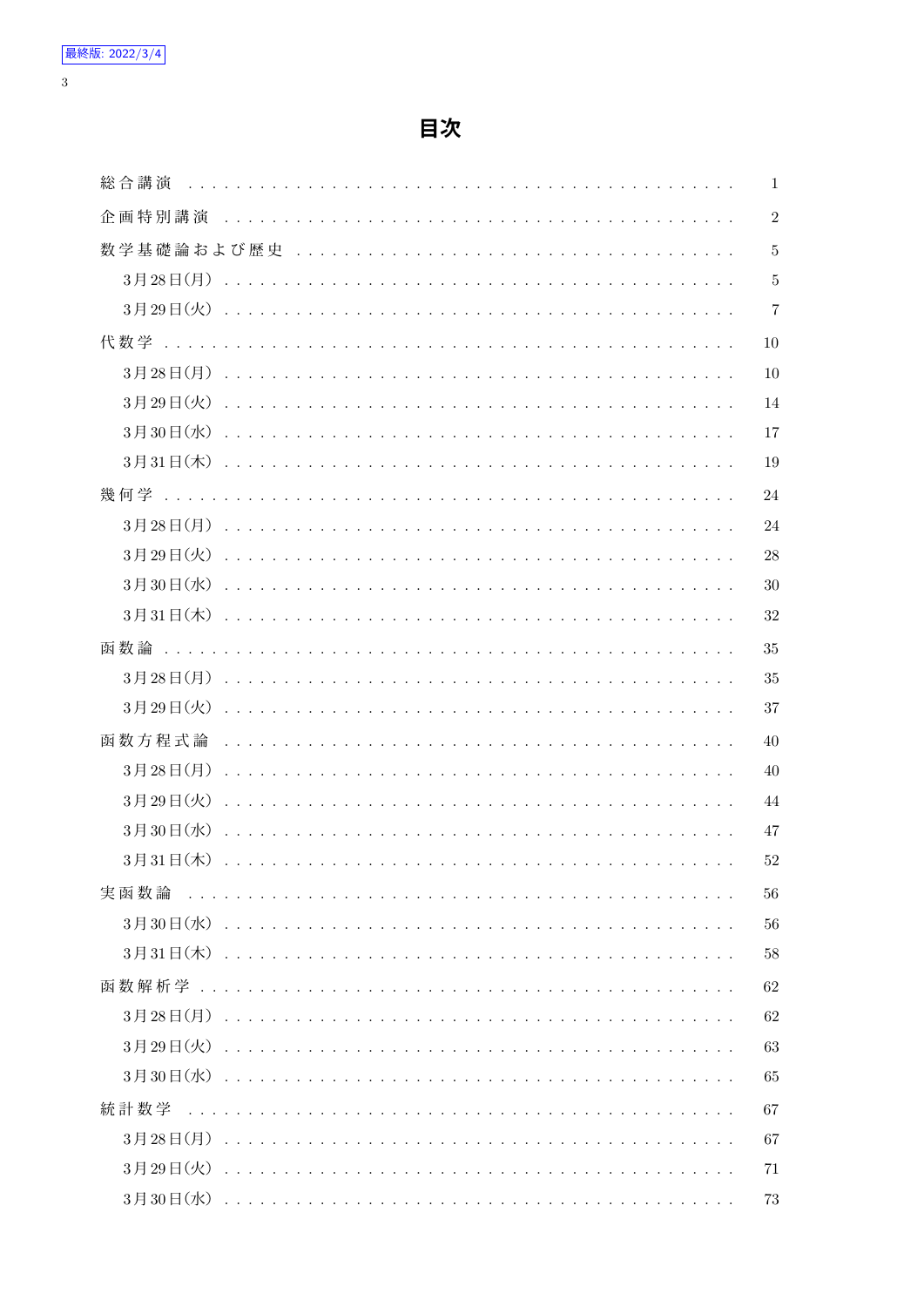最終版: 2022/3/4

# 目次

- 総合講演 ........ 1
- 企画特別講演 ........ 2
- 数学基礎論および歴史 ........ 5
  - 3月28日(月) ........ 5
  - 3月29日(火) ........ 7
- 代数学 ........ 10
  - 3月28日(月) ........ 10
  - 3月29日(火) ........ 14
  - 3月30日(水) ........ 17
  - 3月31日(木) ........ 19
- 幾何学 ........ 24
  - 3月28日(月) ........ 24
  - 3月29日(火) ........ 28
  - 3月30日(水) ........ 30
  - 3月31日(木) ........ 32
- 函数論 ........ 35
  - 3月28日(月) ........ 35
  - 3月29日(火) ........ 37
- 函数方程式論 ........ 40
  - 3月28日(月) ........ 40
  - 3月29日(火) ........ 44
  - 3月30日(水) ........ 47
  - 3月31日(木) ........ 52
- 実函数論 ........ 56
  - 3月30日(水) ........ 56
  - 3月31日(木) ........ 58
- 函数解析学 ........ 62
  - 3月28日(月) ........ 62
  - 3月29日(火) ........ 63
  - 3月30日(水) ........ 65
- 統計数学 ........ 67
  - 3月28日(月) ........ 67
  - 3月29日(火) ........ 71
  - 3月30日(水) ........ 73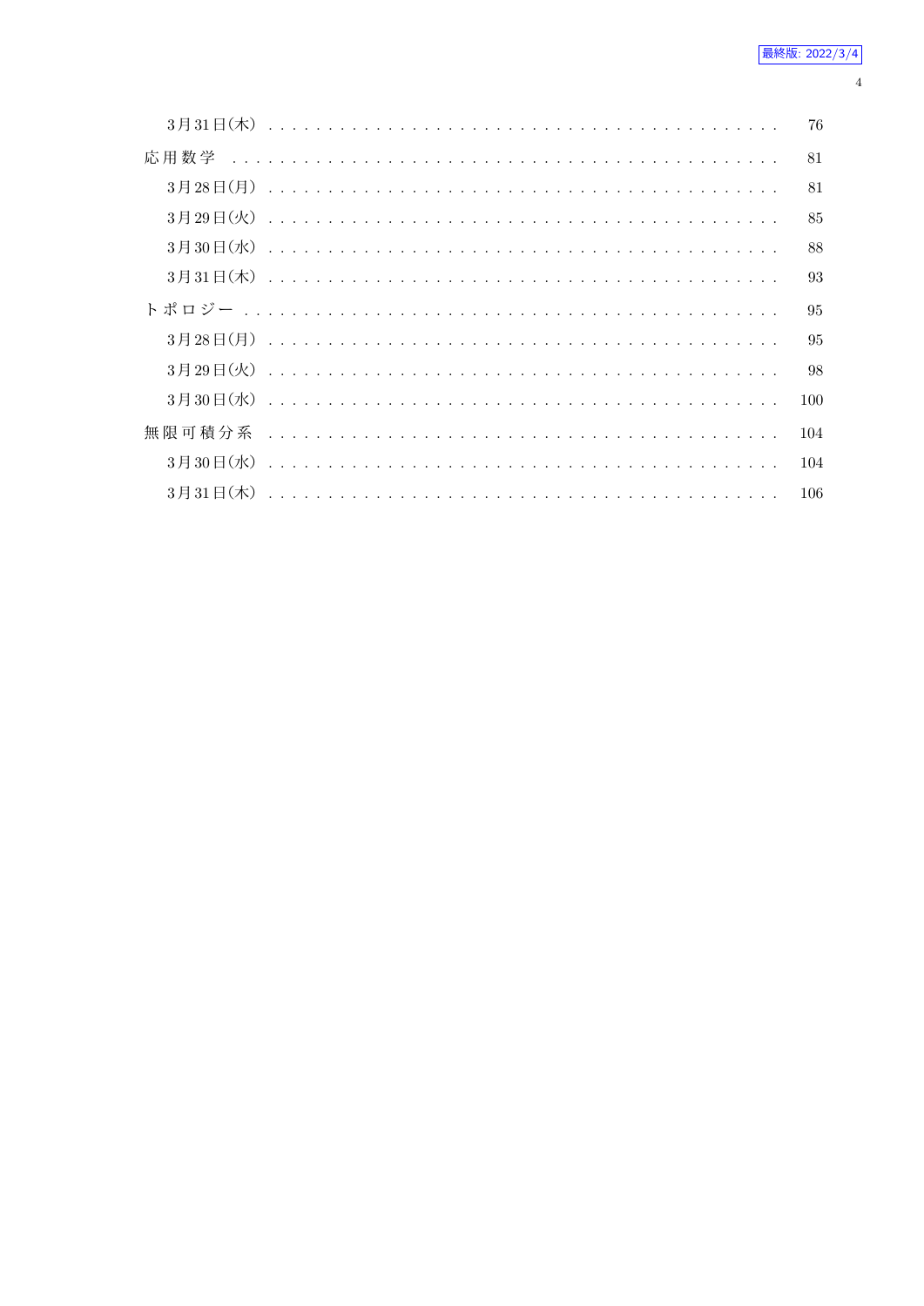- 3月31日(木) ........ 76

応用数学 ........ 81

- 3月28日(月) ........ 81
- 3月29日(火) ........ 85
- 3月30日(水) ........ 88
- 3月31日(木) ........ 93

トポロジー ........ 95

- 3月28日(月) ........ 95
- 3月29日(火) ........ 98
- 3月30日(水) ........ 100

無限可積分系 ........ 104

- 3月30日(水) ........ 104
- 3月31日(木) ........ 106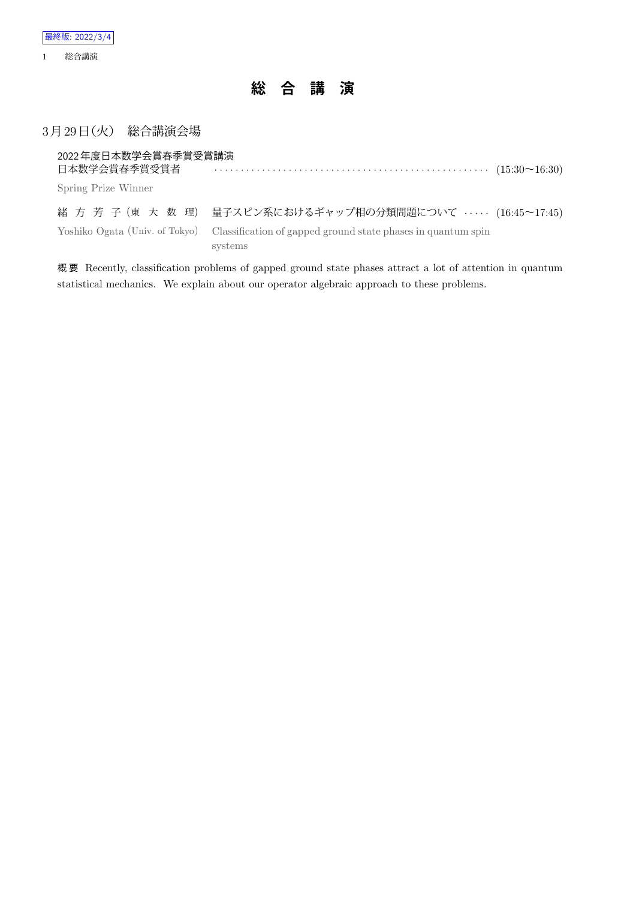# 総　合　講　演

## 3月29日(火)　総合講演会場

2022年度日本数学会賞春季賞受賞講演
日本数学会賞春季賞受賞者 ·················································· (15:30〜16:30)
Spring Prize Winner

緒 方 芳 子 (東 大 数 理)　量子スピン系におけるギャップ相の分類問題について ····· (16:45〜17:45)
Yoshiko Ogata (Univ. of Tokyo)　Classification of gapped ground state phases in quantum spin systems

概要　Recently, classification problems of gapped ground state phases attract a lot of attention in quantum statistical mechanics. We explain about our operator algebraic approach to these problems.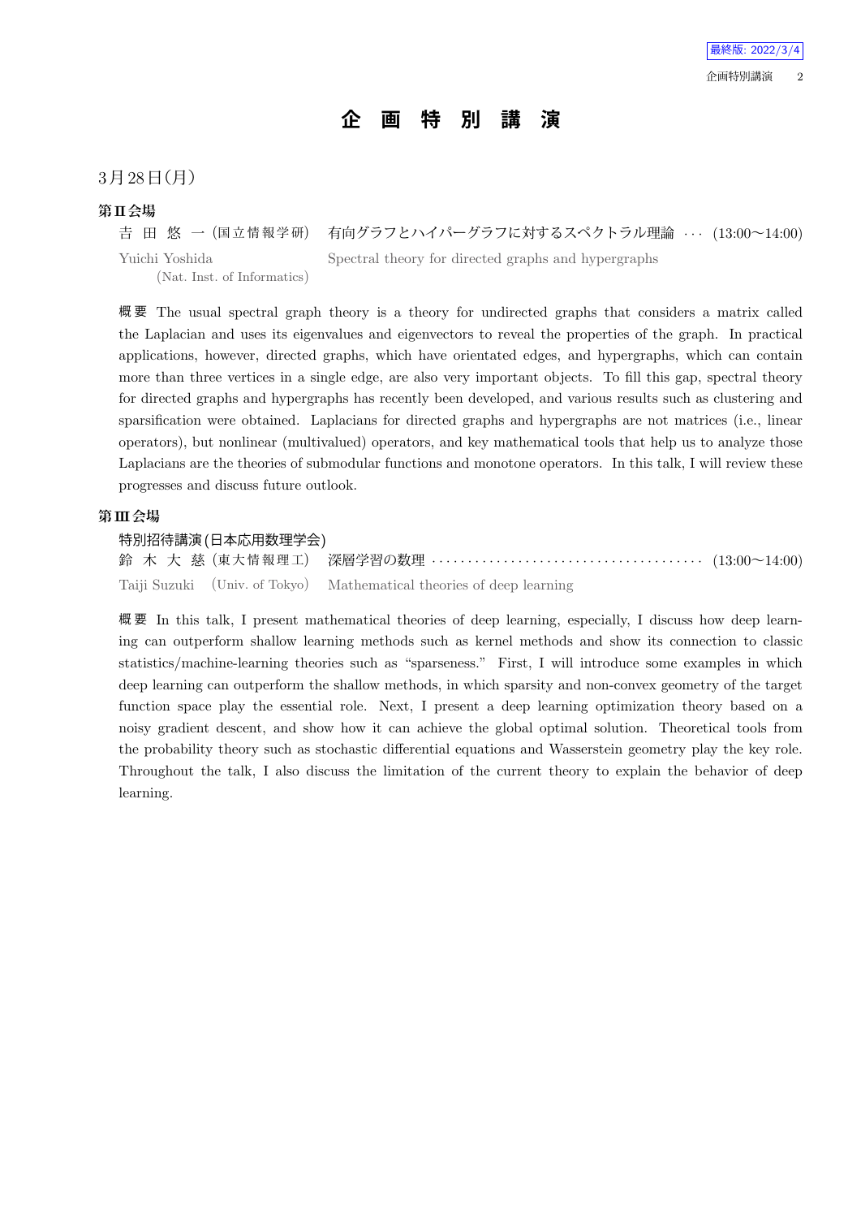# 企 画 特 別 講 演

3月28日(月)

### 第 II 会場

吉 田 悠 一 (国立情報学研) 有向グラフとハイパーグラフに対するスペクトラル理論 · · · (13:00∼14:00)

Yuichi Yoshida (Nat. Inst. of Informatics) Spectral theory for directed graphs and hypergraphs

概 要 The usual spectral graph theory is a theory for undirected graphs that considers a matrix called the Laplacian and uses its eigenvalues and eigenvectors to reveal the properties of the graph. In practical applications, however, directed graphs, which have orientated edges, and hypergraphs, which can contain more than three vertices in a single edge, are also very important objects. To fill this gap, spectral theory for directed graphs and hypergraphs has recently been developed, and various results such as clustering and sparsification were obtained. Laplacians for directed graphs and hypergraphs are not matrices (i.e., linear operators), but nonlinear (multivalued) operators, and key mathematical tools that help us to analyze those Laplacians are the theories of submodular functions and monotone operators. In this talk, I will review these progresses and discuss future outlook.

### 第 III 会場

特別招待講演 (日本応用数理学会)

鈴 木 大 慈 (東大情報理工) 深層学習の数理 · · · · · · · · · · · · · · · · · · · · · · · · · · · · · · · · · · · · · (13:00∼14:00)

Taiji Suzuki (Univ. of Tokyo) Mathematical theories of deep learning

概 要 In this talk, I present mathematical theories of deep learning, especially, I discuss how deep learning can outperform shallow learning methods such as kernel methods and show its connection to classic statistics/machine-learning theories such as "sparseness." First, I will introduce some examples in which deep learning can outperform the shallow methods, in which sparsity and non-convex geometry of the target function space play the essential role. Next, I present a deep learning optimization theory based on a noisy gradient descent, and show how it can achieve the global optimal solution. Theoretical tools from the probability theory such as stochastic differential equations and Wasserstein geometry play the key role. Throughout the talk, I also discuss the limitation of the current theory to explain the behavior of deep learning.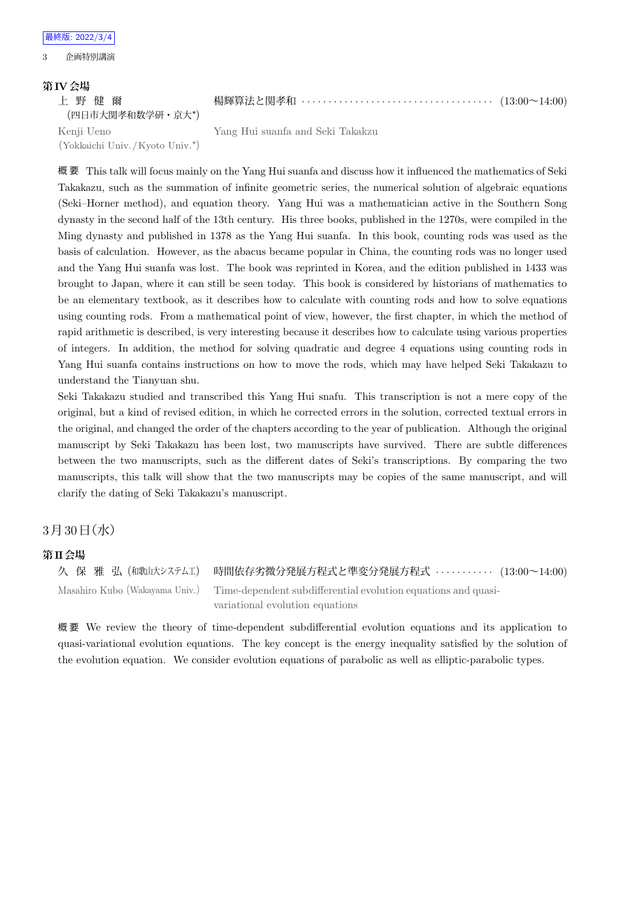## 第 IV 会場

上 野 健 爾（四日市大関孝和数学研・京大*）　楊輝算法と関孝和 ……………… (13:00〜14:00)

Kenji Ueno (Yokkaichi Univ./Kyoto Univ.*)　Yang Hui suanfa and Seki Takakzu

**概 要** This talk will focus mainly on the Yang Hui suanfa and discuss how it influenced the mathematics of Seki Takakazu, such as the summation of infinite geometric series, the numerical solution of algebraic equations (Seki–Horner method), and equation theory. Yang Hui was a mathematician active in the Southern Song dynasty in the second half of the 13th century. His three books, published in the 1270s, were compiled in the Ming dynasty and published in 1378 as the Yang Hui suanfa. In this book, counting rods was used as the basis of calculation. However, as the abacus became popular in China, the counting rods was no longer used and the Yang Hui suanfa was lost. The book was reprinted in Korea, and the edition published in 1433 was brought to Japan, where it can still be seen today. This book is considered by historians of mathematics to be an elementary textbook, as it describes how to calculate with counting rods and how to solve equations using counting rods. From a mathematical point of view, however, the first chapter, in which the method of rapid arithmetic is described, is very interesting because it describes how to calculate using various properties of integers. In addition, the method for solving quadratic and degree 4 equations using counting rods in Yang Hui suanfa contains instructions on how to move the rods, which may have helped Seki Takakazu to understand the Tianyuan shu.

Seki Takakazu studied and transcribed this Yang Hui snafu. This transcription is not a mere copy of the original, but a kind of revised edition, in which he corrected errors in the solution, corrected textual errors in the original, and changed the order of the chapters according to the year of publication. Although the original manuscript by Seki Takakazu has been lost, two manuscripts have survived. There are subtle differences between the two manuscripts, such as the different dates of Seki's transcriptions. By comparing the two manuscripts, this talk will show that the two manuscripts may be copies of the same manuscript, and will clarify the dating of Seki Takakazu's manuscript.

# 3月30日(水)

## 第 II 会場

久 保 雅 弘 (和歌山大システム工)　時間依存劣微分発展方程式と準変分発展方程式 ……… (13:00〜14:00)

Masahiro Kubo (Wakayama Univ.)　Time-dependent subdifferential evolution equations and quasi-variational evolution equations

**概 要** We review the theory of time-dependent subdifferential evolution equations and its application to quasi-variational evolution equations. The key concept is the energy inequality satisfied by the solution of the evolution equation. We consider evolution equations of parabolic as well as elliptic-parabolic types.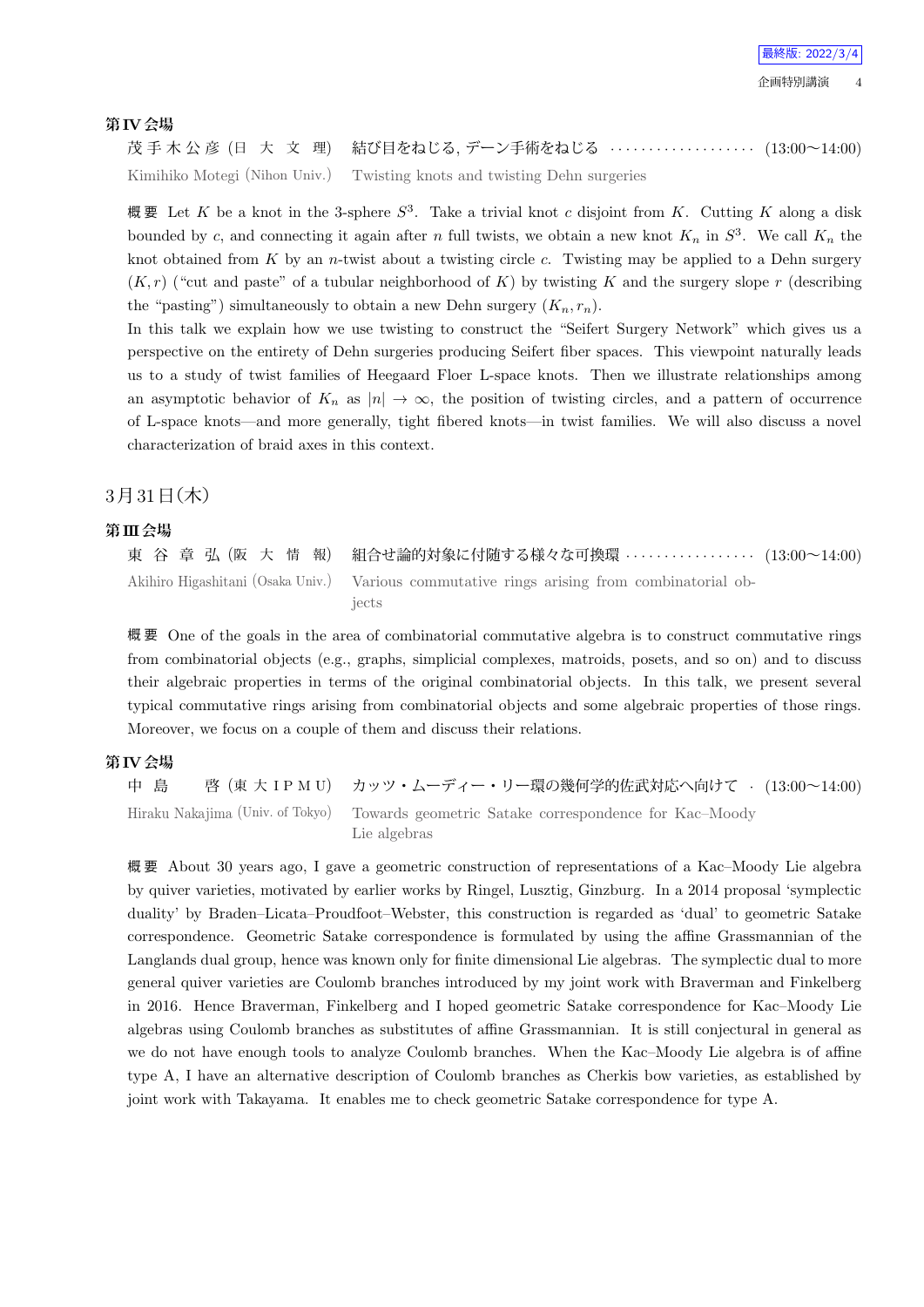### 第IV会場

茂手木公彦 (日大文理)　結び目をねじる, デーン手術をねじる ・・・・・・・・・・・・・・・・・・・ (13:00〜14:00)

Kimihiko Motegi (Nihon Univ.)　Twisting knots and twisting Dehn surgeries

概要 Let $K$ be a knot in the 3-sphere $S^3$. Take a trivial knot $c$ disjoint from $K$. Cutting $K$ along a disk bounded by $c$, and connecting it again after $n$ full twists, we obtain a new knot $K_n$ in $S^3$. We call $K_n$ the knot obtained from $K$ by an $n$-twist about a twisting circle $c$. Twisting may be applied to a Dehn surgery $(K, r)$ ("cut and paste" of a tubular neighborhood of $K$) by twisting $K$ and the surgery slope $r$ (describing the "pasting") simultaneously to obtain a new Dehn surgery $(K_n, r_n)$.

In this talk we explain how we use twisting to construct the "Seifert Surgery Network" which gives us a perspective on the entirety of Dehn surgeries producing Seifert fiber spaces. This viewpoint naturally leads us to a study of twist families of Heegaard Floer L-space knots. Then we illustrate relationships among an asymptotic behavior of $K_n$ as $|n| \to \infty$, the position of twisting circles, and a pattern of occurrence of L-space knots—and more generally, tight fibered knots—in twist families. We will also discuss a novel characterization of braid axes in this context.

## 3月31日(木)

### 第III会場

東谷章弘 (阪大情報)　組合せ論的対象に付随する様々な可換環 ・・・・・・・・・・・・・・・・・ (13:00〜14:00)

Akihiro Higashitani (Osaka Univ.)　Various commutative rings arising from combinatorial objects

概要 One of the goals in the area of combinatorial commutative algebra is to construct commutative rings from combinatorial objects (e.g., graphs, simplicial complexes, matroids, posets, and so on) and to discuss their algebraic properties in terms of the original combinatorial objects. In this talk, we present several typical commutative rings arising from combinatorial objects and some algebraic properties of those rings. Moreover, we focus on a couple of them and discuss their relations.

### 第IV会場

中島　啓 (東大IPMU)　カッツ・ムーディー・リー環の幾何学的佐武対応へ向けて ・ (13:00〜14:00)

Hiraku Nakajima (Univ. of Tokyo)　Towards geometric Satake correspondence for Kac–Moody Lie algebras

概要 About 30 years ago, I gave a geometric construction of representations of a Kac–Moody Lie algebra by quiver varieties, motivated by earlier works by Ringel, Lusztig, Ginzburg. In a 2014 proposal 'symplectic duality' by Braden–Licata–Proudfoot–Webster, this construction is regarded as 'dual' to geometric Satake correspondence. Geometric Satake correspondence is formulated by using the affine Grassmannian of the Langlands dual group, hence was known only for finite dimensional Lie algebras. The symplectic dual to more general quiver varieties are Coulomb branches introduced by my joint work with Braverman and Finkelberg in 2016. Hence Braverman, Finkelberg and I hoped geometric Satake correspondence for Kac–Moody Lie algebras using Coulomb branches as substitutes of affine Grassmannian. It is still conjectural in general as we do not have enough tools to analyze Coulomb branches. When the Kac–Moody Lie algebra is of affine type A, I have an alternative description of Coulomb branches as Cherkis bow varieties, as established by joint work with Takayama. It enables me to check geometric Satake correspondence for type A.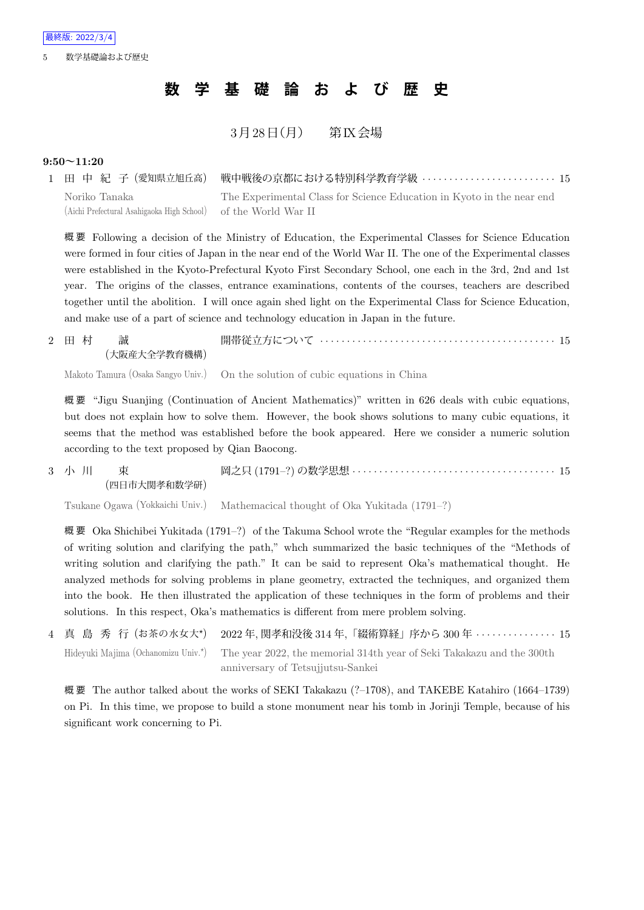# 数学基礎論および歴史

3月28日(月)　第IX会場

**9:50～11:20**

1 田中紀子 (愛知県立旭丘高)　戦中戦後の京都における特別科学教育学級 ……… 15

Noriko Tanaka (Aichi Prefectural Asahigaoka High School)　The Experimental Class for Science Education in Kyoto in the near end of the World War II

概要 Following a decision of the Ministry of Education, the Experimental Classes for Science Education were formed in four cities of Japan in the near end of the World War II. The one of the Experimental classes were established in the Kyoto-Prefectural Kyoto First Secondary School, one each in the 3rd, 2nd and 1st year. The origins of the classes, entrance examinations, contents of the courses, teachers are described together until the abolition. I will once again shed light on the Experimental Class for Science Education, and make use of a part of science and technology education in Japan in the future.

2 田村　誠 (大阪産大全学教育機構)　開帯従立方について ……… 15

Makoto Tamura (Osaka Sangyo Univ.)　On the solution of cubic equations in China

概要 "Jigu Suanjing (Continuation of Ancient Mathematics)" written in 626 deals with cubic equations, but does not explain how to solve them. However, the book shows solutions to many cubic equations, it seems that the method was established before the book appeared. Here we consider a numeric solution according to the text proposed by Qian Baocong.

3 小川　束 (四日市大関孝和数学研)　岡之只 (1791–?) の数学思想 ……… 15

Tsukane Ogawa (Yokkaichi Univ.)　Mathemacical thought of Oka Yukitada (1791–?)

概要 Oka Shichibei Yukitada (1791–?) of the Takuma School wrote the "Regular examples for the methods of writing solution and clarifying the path," whch summarized the basic techniques of the "Methods of writing solution and clarifying the path." It can be said to represent Oka's mathematical thought. He analyzed methods for solving problems in plane geometry, extracted the techniques, and organized them into the book. He then illustrated the application of these techniques in the form of problems and their solutions. In this respect, Oka's mathematics is different from mere problem solving.

4 真島秀行 (お茶の水女大*)　2022年, 関孝和没後314年,「綴術算経」序から300年 ……… 15

Hideyuki Majima (Ochanomizu Univ.*)　The year 2022, the memorial 314th year of Seki Takakazu and the 300th anniversary of Tetsujjutsu-Sankei

概要 The author talked about the works of SEKI Takakazu (?–1708), and TAKEBE Katahiro (1664–1739) on Pi. In this time, we propose to build a stone monument near his tomb in Jorinji Temple, because of his significant work concerning to Pi.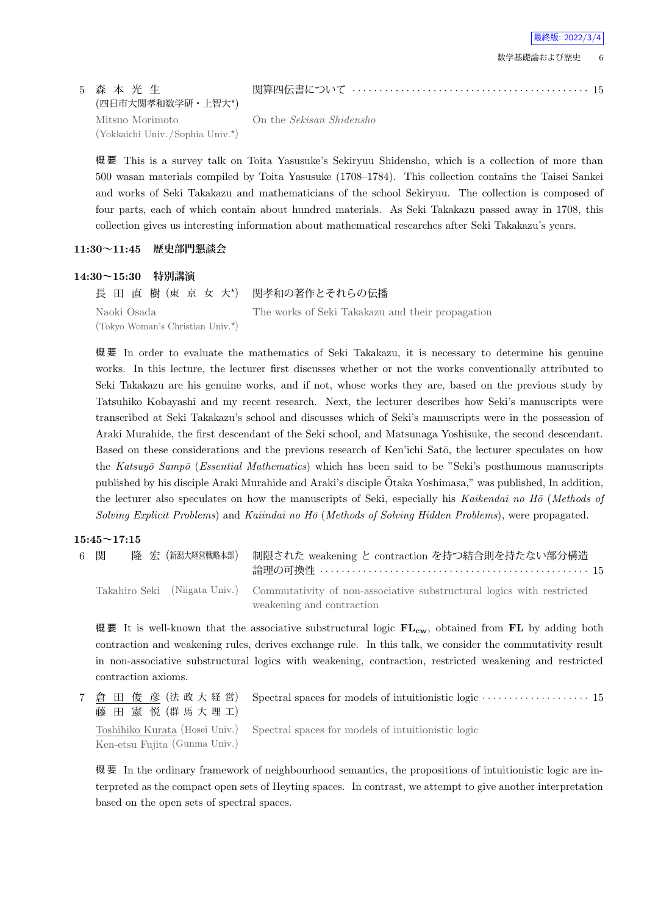5 森 本 光 生 (四日市大関孝和数学研・上智大*)　関算四伝書について ……… 15

Mitsuo Morimoto (Yokkaichi Univ./Sophia Univ.*)　On the *Sekisan Shidensho*

概要 This is a survey talk on Toita Yasusuke's Sekiryuu Shidensho, which is a collection of more than 500 wasan materials compiled by Toita Yasusuke (1708–1784). This collection contains the Taisei Sankei and works of Seki Takakazu and mathematicians of the school Sekiryuu. The collection is composed of four parts, each of which contain about hundred materials. As Seki Takakazu passed away in 1708, this collection gives us interesting information about mathematical researches after Seki Takakazu's years.

**11:30〜11:45　歴史部門懇談会**

**14:30〜15:30　特別講演**

長 田 直 樹 (東 京 女 大*)　関孝和の著作とそれらの伝播

Naoki Osada (Tokyo Woman's Christian Univ.*)　The works of Seki Takakazu and their propagation

概要 In order to evaluate the mathematics of Seki Takakazu, it is necessary to determine his genuine works. In this lecture, the lecturer first discusses whether or not the works conventionally attributed to Seki Takakazu are his genuine works, and if not, whose works they are, based on the previous study by Tatsuhiko Kobayashi and my recent research. Next, the lecturer describes how Seki's manuscripts were transcribed at Seki Takakazu's school and discusses which of Seki's manuscripts were in the possession of Araki Murahide, the first descendant of the Seki school, and Matsunaga Yoshisuke, the second descendant. Based on these considerations and the previous research of Ken'ichi Satō, the lecturer speculates on how the *Katsuyō Sampō* (*Essential Mathematics*) which has been said to be "Seki's posthumous manuscripts published by his disciple Araki Murahide and Araki's disciple Ōtaka Yoshimasa," was published, In addition, the lecturer also speculates on how the manuscripts of Seki, especially his *Kaikendai no Hō* (*Methods of Solving Explicit Problems*) and *Kaiindai no Hō* (*Methods of Solving Hidden Problems*), were propagated.

**15:45〜17:15**

6 関　隆 宏 (新潟大経営戦略本部)　制限された weakening と contraction を持つ結合則を持たない部分構造論理の可換性 ……… 15

Takahiro Seki (Niigata Univ.)　Commutativity of non-associative substructural logics with restricted weakening and contraction

概要 It is well-known that the associative substructural logic $\mathbf{FL_{cw}}$, obtained from $\mathbf{FL}$ by adding both contraction and weakening rules, derives exchange rule. In this talk, we consider the commutativity result in non-associative substructural logics with weakening, contraction, restricted weakening and restricted contraction axioms.

7 倉 田 俊 彦 (法 政 大 経 営)　藤 田 憲 悦 (群 馬 大 理 工)　Spectral spaces for models of intuitionistic logic ……… 15

Toshihiko Kurata (Hosei Univ.)　Ken-etsu Fujita (Gunma Univ.)　Spectral spaces for models of intuitionistic logic

概要 In the ordinary framework of neighbourhood semantics, the propositions of intuitionistic logic are interpreted as the compact open sets of Heyting spaces. In contrast, we attempt to give another interpretation based on the open sets of spectral spaces.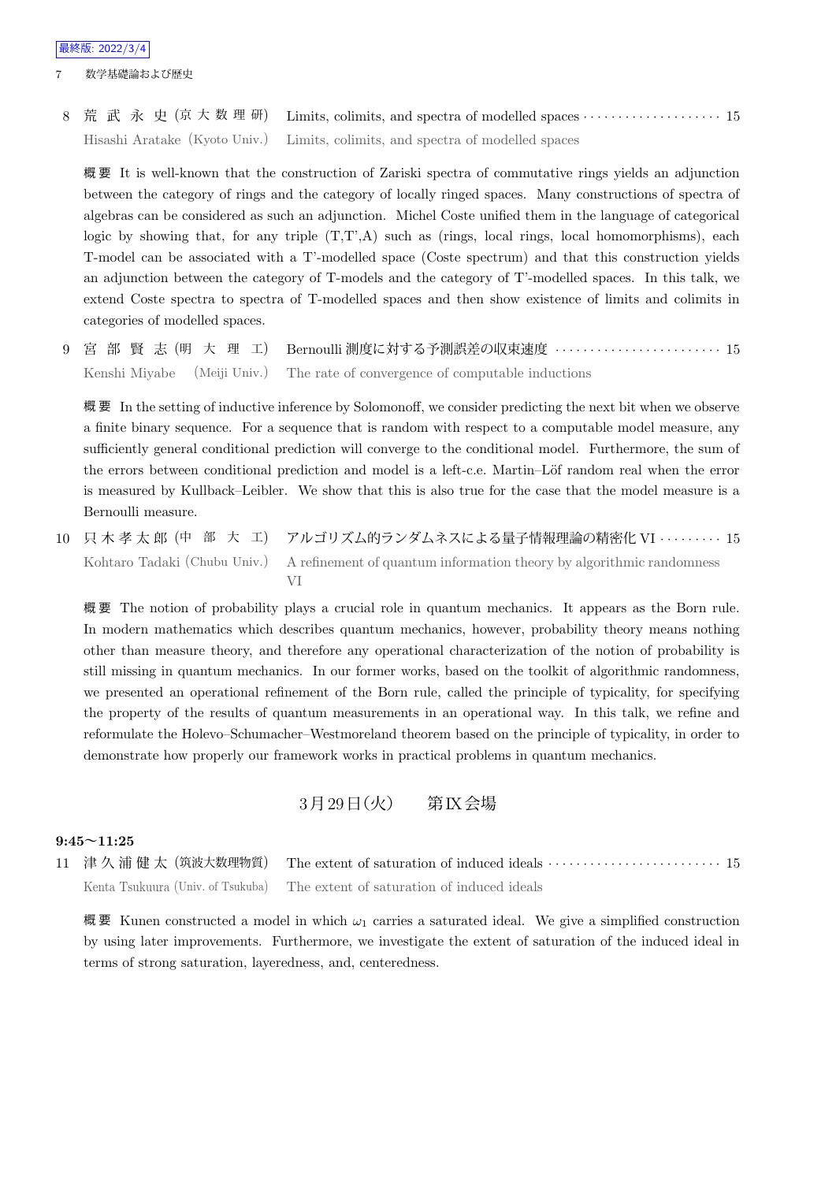8 荒武永史 (京大数理研) Limits, colimits, and spectra of modelled spaces ··· 15
Hisashi Aratake (Kyoto Univ.) Limits, colimits, and spectra of modelled spaces

概要 It is well-known that the construction of Zariski spectra of commutative rings yields an adjunction between the category of rings and the category of locally ringed spaces. Many constructions of spectra of algebras can be considered as such an adjunction. Michel Coste unified them in the language of categorical logic by showing that, for any triple (T,T',A) such as (rings, local rings, local homomorphisms), each T-model can be associated with a T'-modelled space (Coste spectrum) and that this construction yields an adjunction between the category of T-models and the category of T'-modelled spaces. In this talk, we extend Coste spectra to spectra of T-modelled spaces and then show existence of limits and colimits in categories of modelled spaces.

9 宮部賢志 (明大理工) Bernoulli 測度に対する予測誤差の収束速度 ··· 15
Kenshi Miyabe (Meiji Univ.) The rate of convergence of computable inductions

概要 In the setting of inductive inference by Solomonoff, we consider predicting the next bit when we observe a finite binary sequence. For a sequence that is random with respect to a computable model measure, any sufficiently general conditional prediction will converge to the conditional model. Furthermore, the sum of the errors between conditional prediction and model is a left-c.e. Martin–Löf random real when the error is measured by Kullback–Leibler. We show that this is also true for the case that the model measure is a Bernoulli measure.

10 只木孝太郎 (中部大工) アルゴリズム的ランダムネスによる量子情報理論の精密化 VI ··· 15
Kohtaro Tadaki (Chubu Univ.) A refinement of quantum information theory by algorithmic randomness VI

概要 The notion of probability plays a crucial role in quantum mechanics. It appears as the Born rule. In modern mathematics which describes quantum mechanics, however, probability theory means nothing other than measure theory, and therefore any operational characterization of the notion of probability is still missing in quantum mechanics. In our former works, based on the toolkit of algorithmic randomness, we presented an operational refinement of the Born rule, called the principle of typicality, for specifying the property of the results of quantum measurements in an operational way. In this talk, we refine and reformulate the Holevo–Schumacher–Westmoreland theorem based on the principle of typicality, in order to demonstrate how properly our framework works in practical problems in quantum mechanics.

## 3月29日(火) 第IX会場

**9:45～11:25**

11 津久浦健太 (筑波大数理物質) The extent of saturation of induced ideals ··· 15
Kenta Tsukuura (Univ. of Tsukuba) The extent of saturation of induced ideals

概要 Kunen constructed a model in which $\omega_1$ carries a saturated ideal. We give a simplified construction by using later improvements. Furthermore, we investigate the extent of saturation of the induced ideal in terms of strong saturation, layeredness, and, centeredness.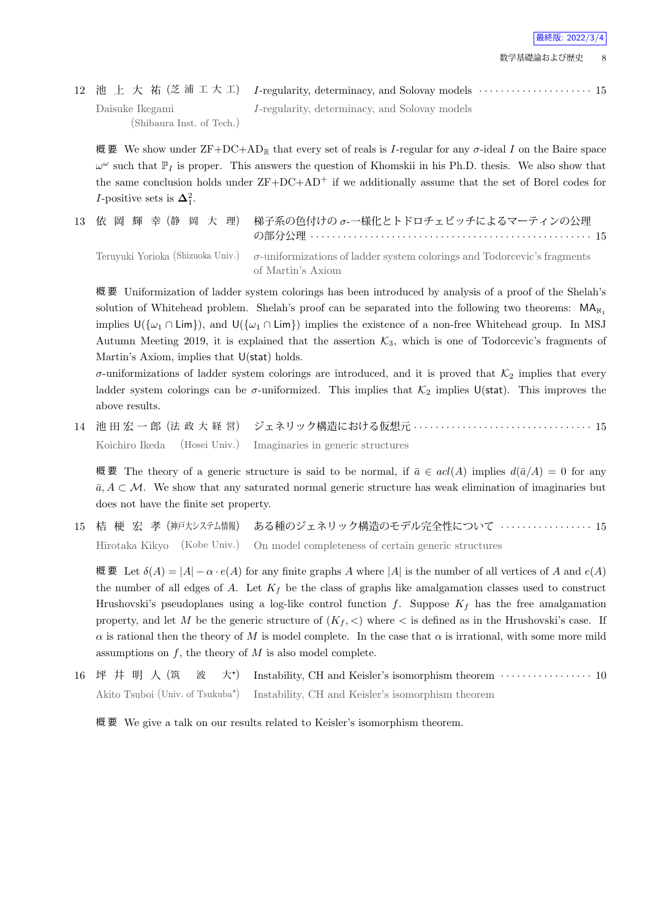12 池 上 大 祐 (芝 浦 工 大 工) *I*-regularity, determinacy, and Solovay models ····················· 15

Daisuke Ikegami (Shibaura Inst. of Tech.) *I*-regularity, determinacy, and Solovay models

**概要** We show under ZF+DC+$\mathrm{AD}_{\mathbb{R}}$ that every set of reals is $I$-regular for any $\sigma$-ideal $I$ on the Baire space $\omega^\omega$ such that $\mathbb{P}_I$ is proper. This answers the question of Khomskii in his Ph.D. thesis. We also show that the same conclusion holds under ZF+DC+$\mathrm{AD}^+$ if we additionally assume that the set of Borel codes for $I$-positive sets is $\mathbf{\Delta}^2_1$.

13 依 岡 輝 幸 (静 岡 大 理) 梯子系の色付けの $\sigma$-一様化とトドロチェビッチによるマーティンの公理の部分公理 ··················· 15

Teruyuki Yorioka (Shizuoka Univ.) $\sigma$-uniformizations of ladder system colorings and Todorcevic's fragments of Martin's Axiom

**概要** Uniformization of ladder system colorings has been introduced by analysis of a proof of the Shelah's solution of Whitehead problem. Shelah's proof can be separated into the following two theorems: $\mathsf{MA}_{\aleph_1}$ implies $\mathsf{U}(\{\omega_1 \cap \mathsf{Lim}\})$, and $\mathsf{U}(\{\omega_1 \cap \mathsf{Lim}\})$ implies the existence of a non-free Whitehead group. In MSJ Autumn Meeting 2019, it is explained that the assertion $\mathcal{K}_3$, which is one of Todorcevic's fragments of Martin's Axiom, implies that $\mathsf{U}(\mathsf{stat})$ holds.

$\sigma$-uniformizations of ladder system colorings are introduced, and it is proved that $\mathcal{K}_2$ implies that every ladder system colorings can be $\sigma$-uniformized. This implies that $\mathcal{K}_2$ implies $\mathsf{U}(\mathsf{stat})$. This improves the above results.

14 池田宏一郎 (法 政 大 経 営) ジェネリック構造における仮想元 ··················· 15

Koichiro Ikeda (Hosei Univ.) Imaginaries in generic structures

**概要** The theory of a generic structure is said to be normal, if $\bar{a} \in acl(A)$ implies $d(\bar{a}/A) = 0$ for any $\bar{a}, A \subset \mathcal{M}$. We show that any saturated normal generic structure has weak elimination of imaginaries but does not have the finite set property.

15 桔 梗 宏 孝 (神戸大システム情報) ある種のジェネリック構造のモデル完全性について ··················· 15

Hirotaka Kikyo (Kobe Univ.) On model completeness of certain generic structures

**概要** Let $\delta(A) = |A| - \alpha \cdot e(A)$ for any finite graphs $A$ where $|A|$ is the number of all vertices of $A$ and $e(A)$ the number of all edges of $A$. Let $K_f$ be the class of graphs like amalgamation classes used to construct Hrushovski's pseudoplanes using a log-like control function $f$. Suppose $K_f$ has the free amalgamation property, and let $M$ be the generic structure of $(K_f, <)$ where $<$ is defined as in the Hrushovski's case. If $\alpha$ is rational then the theory of $M$ is model complete. In the case that $\alpha$ is irrational, with some more mild assumptions on $f$, the theory of $M$ is also model complete.

16 坪 井 明 人 (筑 波 大⋆) Instability, CH and Keisler's isomorphism theorem ··················· 10

Akito Tsuboi (Univ. of Tsukuba⋆) Instability, CH and Keisler's isomorphism theorem

**概要** We give a talk on our results related to Keisler's isomorphism theorem.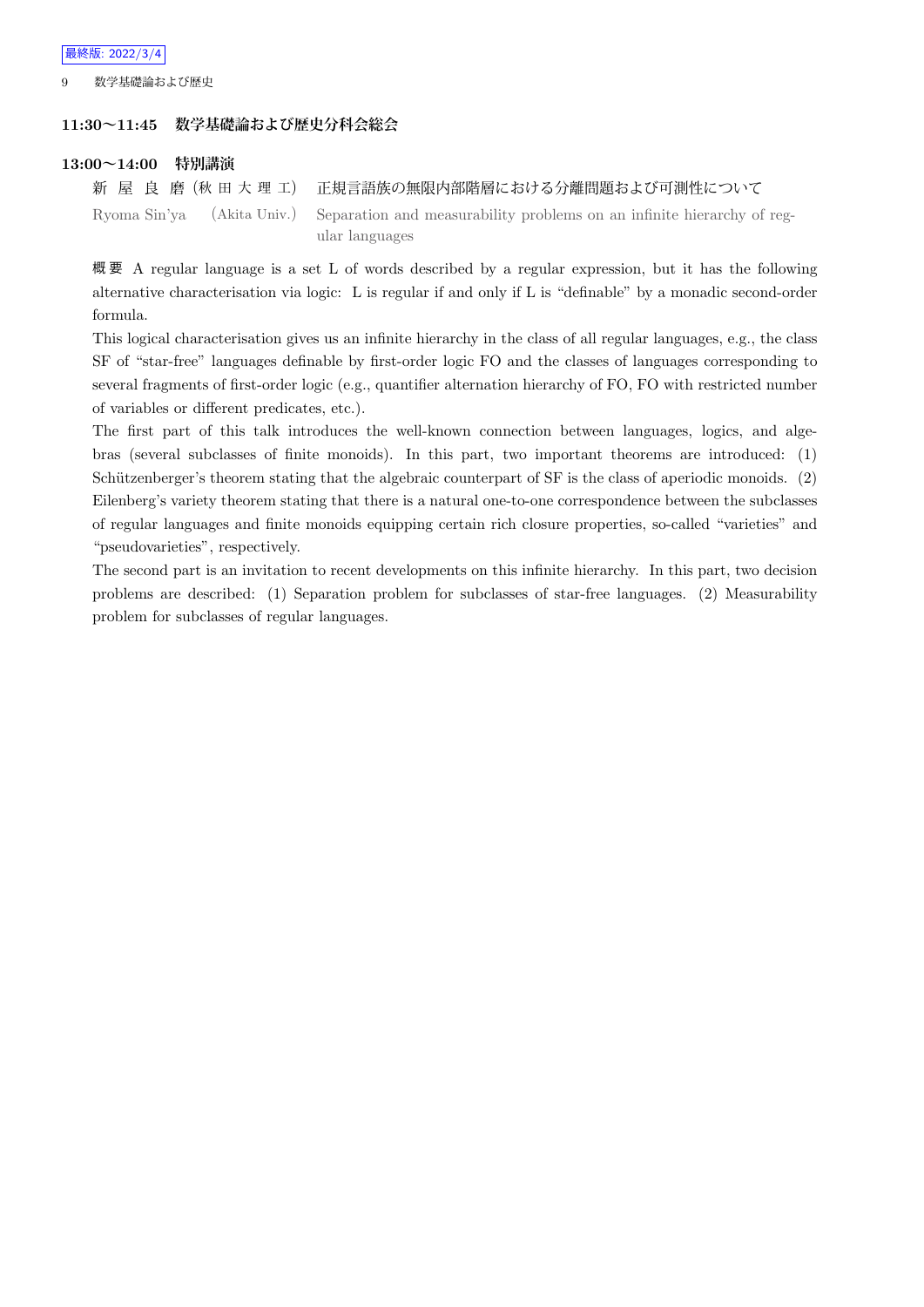### 11:30〜11:45　数学基礎論および歴史分科会総会

### 13:00〜14:00　特別講演

新 屋 良 磨 (秋 田 大 理 工)　正規言語族の無限内部階層における分離問題および可測性について

Ryoma Sin'ya　(Akita Univ.)　Separation and measurability problems on an infinite hierarchy of regular languages

**概 要**　A regular language is a set L of words described by a regular expression, but it has the following alternative characterisation via logic: L is regular if and only if L is "definable" by a monadic second-order formula.

This logical characterisation gives us an infinite hierarchy in the class of all regular languages, e.g., the class SF of "star-free" languages definable by first-order logic FO and the classes of languages corresponding to several fragments of first-order logic (e.g., quantifier alternation hierarchy of FO, FO with restricted number of variables or different predicates, etc.).

The first part of this talk introduces the well-known connection between languages, logics, and algebras (several subclasses of finite monoids). In this part, two important theorems are introduced: (1) Schützenberger's theorem stating that the algebraic counterpart of SF is the class of aperiodic monoids. (2) Eilenberg's variety theorem stating that there is a natural one-to-one correspondence between the subclasses of regular languages and finite monoids equipping certain rich closure properties, so-called "varieties" and "pseudovarieties", respectively.

The second part is an invitation to recent developments on this infinite hierarchy. In this part, two decision problems are described: (1) Separation problem for subclasses of star-free languages. (2) Measurability problem for subclasses of regular languages.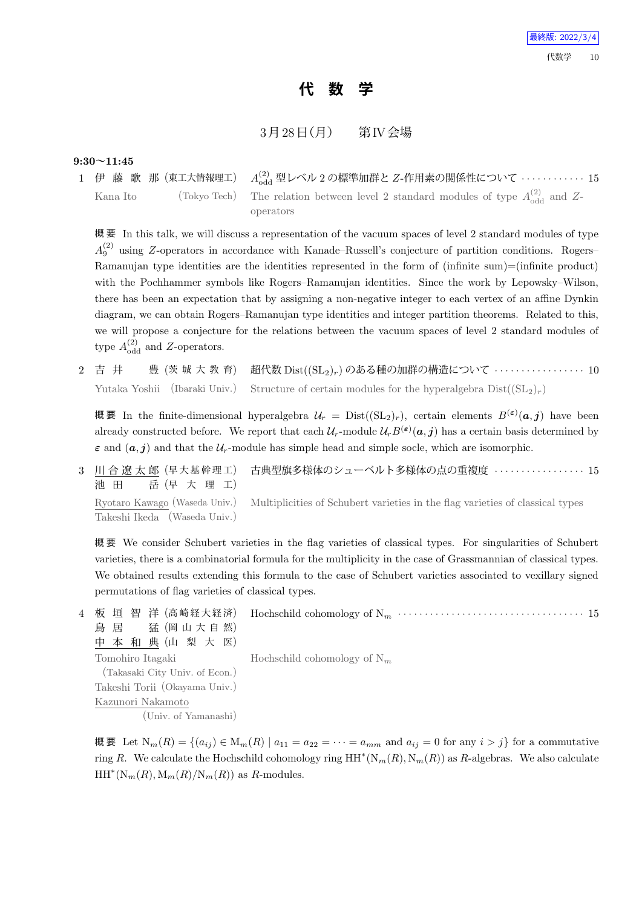最終版: 2022/3/4

# 代 数 学

## 3月28日(月)　第IV会場

**9:30〜11:45**

1 伊 藤 歌 那 (東工大情報理工) $A^{(2)}_{\mathrm{odd}}$ 型レベル 2 の標準加群と $Z$-作用素の関係性について ············ 15

Kana Ito (Tokyo Tech) The relation between level 2 standard modules of type $A^{(2)}_{\mathrm{odd}}$ and $Z$-operators

概要 In this talk, we will discuss a representation of the vacuum spaces of level 2 standard modules of type $A^{(2)}_{9}$ using $Z$-operators in accordance with Kanade–Russell's conjecture of partition conditions. Rogers–Ramanujan type identities are the identities represented in the form of (infinite sum)=(infinite product) with the Pochhammer symbols like Rogers–Ramanujan identities. Since the work by Lepowsky–Wilson, there has been an expectation that by assigning a non-negative integer to each vertex of an affine Dynkin diagram, we can obtain Rogers–Ramanujan type identities and integer partition theorems. Related to this, we will propose a conjecture for the relations between the vacuum spaces of level 2 standard modules of type $A^{(2)}_{\mathrm{odd}}$ and $Z$-operators.

2 吉 井　豊 (茨 城 大 教 育) 超代数 $\mathrm{Dist}((\mathrm{SL}_2)_r)$ のある種の加群の構造について ················· 10

Yutaka Yoshii (Ibaraki Univ.) Structure of certain modules for the hyperalgebra $\mathrm{Dist}((\mathrm{SL}_2)_r)$

概要 In the finite-dimensional hyperalgebra $\mathcal{U}_r = \mathrm{Dist}((\mathrm{SL}_2)_r)$, certain elements $B^{(\boldsymbol{\varepsilon})}(\boldsymbol{a}, \boldsymbol{j})$ have been already constructed before. We report that each $\mathcal{U}_r$-module $\mathcal{U}_r B^{(\boldsymbol{\varepsilon})}(\boldsymbol{a}, \boldsymbol{j})$ has a certain basis determined by $\boldsymbol{\varepsilon}$ and $(\boldsymbol{a}, \boldsymbol{j})$ and that the $\mathcal{U}_r$-module has simple head and simple socle, which are isomorphic.

3 川 合 遼 太 郎 (早大基幹理工) 古典型旗多様体のシューベルト多様体の点の重複度 ················· 15
池 田　岳 (早 大 理 工)

Ryotaro Kawago (Waseda Univ.) Multiplicities of Schubert varieties in the flag varieties of classical types
Takeshi Ikeda (Waseda Univ.)

概要 We consider Schubert varieties in the flag varieties of classical types. For singularities of Schubert varieties, there is a combinatorial formula for the multiplicity in the case of Grassmannian of classical types. We obtained results extending this formula to the case of Schubert varieties associated to vexillary signed permutations of flag varieties of classical types.

4 板 垣 智 洋 (高崎経大経済) Hochschild cohomology of $\mathrm{N}_m$ ································ 15
鳥 居　猛 (岡 山 大 自 然)
中 本 和 典 (山 梨 大 医)

Tomohiro Itagaki (Takasaki City Univ. of Econ.) Hochschild cohomology of $\mathrm{N}_m$
Takeshi Torii (Okayama Univ.)
Kazunori Nakamoto (Univ. of Yamanashi)

概要 Let $\mathrm{N}_m(R) = \{(a_{ij}) \in \mathrm{M}_m(R) \mid a_{11} = a_{22} = \cdots = a_{mm} \text{ and } a_{ij} = 0 \text{ for any } i > j\}$ for a commutative ring $R$. We calculate the Hochschild cohomology ring $\mathrm{HH}^*(\mathrm{N}_m(R), \mathrm{N}_m(R))$ as $R$-algebras. We also calculate $\mathrm{HH}^*(\mathrm{N}_m(R), \mathrm{M}_m(R)/\mathrm{N}_m(R))$ as $R$-modules.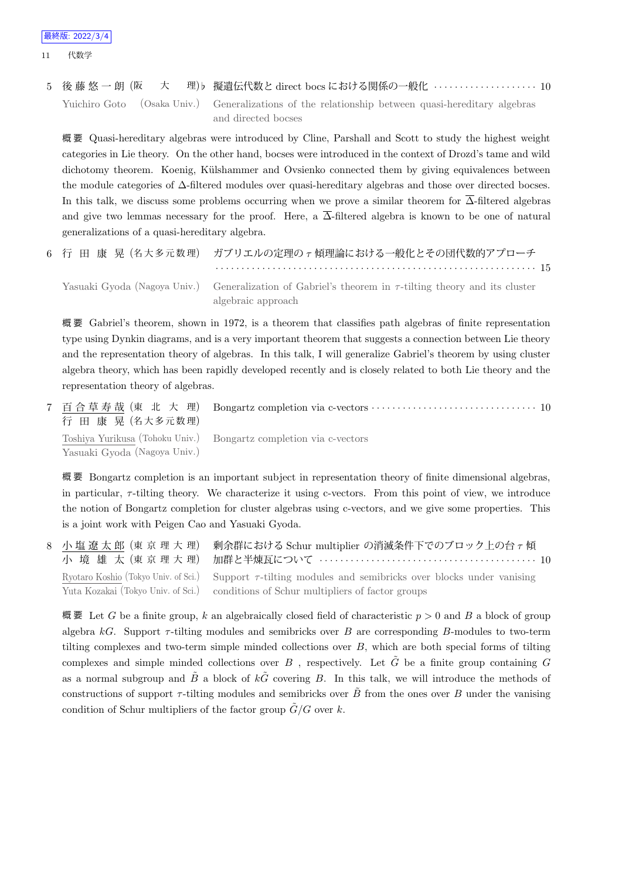5 後藤悠一朗 (阪大理)♭ 擬遺伝代数と direct bocs における関係の一般化 ···················· 10

Yuichiro Goto (Osaka Univ.) Generalizations of the relationship between quasi-hereditary algebras and directed bocses

概要 Quasi-hereditary algebras were introduced by Cline, Parshall and Scott to study the highest weight categories in Lie theory. On the other hand, bocses were introduced in the context of Drozd's tame and wild dichotomy theorem. Koenig, Külshammer and Ovsienko connected them by giving equivalences between the module categories of $\Delta$-filtered modules over quasi-hereditary algebras and those over directed bocses. In this talk, we discuss some problems occurring when we prove a similar theorem for $\overline{\Delta}$-filtered algebras and give two lemmas necessary for the proof. Here, a $\overline{\Delta}$-filtered algebra is known to be one of natural generalizations of a quasi-hereditary algebra.

6 行田康晃 (名大多元数理) ガブリエルの定理の $\tau$ 傾理論における一般化とその団代数的アプローチ ···················· 15

Yasuaki Gyoda (Nagoya Univ.) Generalization of Gabriel's theorem in $\tau$-tilting theory and its cluster algebraic approach

概要 Gabriel's theorem, shown in 1972, is a theorem that classifies path algebras of finite representation type using Dynkin diagrams, and is a very important theorem that suggests a connection between Lie theory and the representation theory of algebras. In this talk, I will generalize Gabriel's theorem by using cluster algebra theory, which has been rapidly developed recently and is closely related to both Lie theory and the representation theory of algebras.

7 百合草寿哉 (東北大理) Bongartz completion via c-vectors ···················· 10
行田康晃 (名大多元数理)

Toshiya Yurikusa (Tohoku Univ.) Bongartz completion via c-vectors
Yasuaki Gyoda (Nagoya Univ.)

概要 Bongartz completion is an important subject in representation theory of finite dimensional algebras, in particular, $\tau$-tilting theory. We characterize it using c-vectors. From this point of view, we introduce the notion of Bongartz completion for cluster algebras using c-vectors, and we give some properties. This is a joint work with Peigen Cao and Yasuaki Gyoda.

8 小塩遼太郎 (東京理大理) 剰余群における Schur multiplier の消滅条件下でのブロック上の台 $\tau$ 傾
小境雄太 (東京理大理) 加群と半煉瓦について ···················· 10

Ryotaro Koshio (Tokyo Univ. of Sci.) Support $\tau$-tilting modules and semibricks over blocks under vanising
Yuta Kozakai (Tokyo Univ. of Sci.) conditions of Schur multipliers of factor groups

概要 Let $G$ be a finite group, $k$ an algebraically closed field of characteristic $p > 0$ and $B$ a block of group algebra $kG$. Support $\tau$-tilting modules and semibricks over $B$ are corresponding $B$-modules to two-term tilting complexes and two-term simple minded collections over $B$, which are both special forms of tilting complexes and simple minded collections over $B$ , respectively. Let $\tilde{G}$ be a finite group containing $G$ as a normal subgroup and $\tilde{B}$ a block of $k\tilde{G}$ covering $B$. In this talk, we will introduce the methods of constructions of support $\tau$-tilting modules and semibricks over $\tilde{B}$ from the ones over $B$ under the vanising condition of Schur multipliers of the factor group $\tilde{G}/G$ over $k$.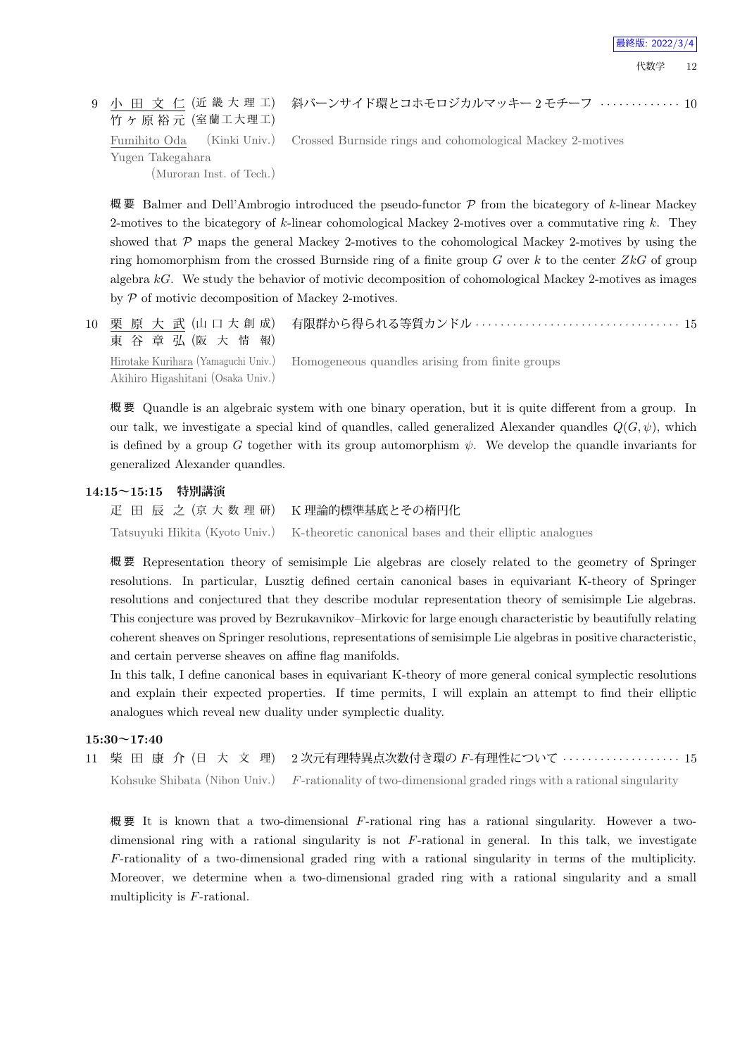9 <u>小田文仁</u> (近畿大理工) 竹ヶ原裕元 (室蘭工大理工)　斜バーンサイド環とコホモロジカルマッキー 2 モチーフ ············· 10

<u>Fumihito Oda</u> (Kinki Univ.) Yugen Takegahara (Muroran Inst. of Tech.)　Crossed Burnside rings and cohomological Mackey 2-motives

**概要** Balmer and Dell'Ambrogio introduced the pseudo-functor $\mathcal{P}$ from the bicategory of $k$-linear Mackey 2-motives to the bicategory of $k$-linear cohomological Mackey 2-motives over a commutative ring $k$. They showed that $\mathcal{P}$ maps the general Mackey 2-motives to the cohomological Mackey 2-motives by using the ring homomorphism from the crossed Burnside ring of a finite group $G$ over $k$ to the center $ZkG$ of group algebra $kG$. We study the behavior of motivic decomposition of cohomological Mackey 2-motives as images by $\mathcal{P}$ of motivic decomposition of Mackey 2-motives.

10 <u>栗原大武</u> (山口大創成) 東谷章弘 (阪大情報)　有限群から得られる等質カンドル ································· 15

<u>Hirotake Kurihara</u> (Yamaguchi Univ.) Akihiro Higashitani (Osaka Univ.)　Homogeneous quandles arising from finite groups

**概要** Quandle is an algebraic system with one binary operation, but it is quite different from a group. In our talk, we investigate a special kind of quandles, called generalized Alexander quandles $Q(G, \psi)$, which is defined by a group $G$ together with its group automorphism $\psi$. We develop the quandle invariants for generalized Alexander quandles.

### 14:15〜15:15　特別講演

疋田辰之 (京大数理研)　K 理論的標準基底とその楕円化

Tatsuyuki Hikita (Kyoto Univ.)　K-theoretic canonical bases and their elliptic analogues

**概要** Representation theory of semisimple Lie algebras are closely related to the geometry of Springer resolutions. In particular, Lusztig defined certain canonical bases in equivariant K-theory of Springer resolutions and conjectured that they describe modular representation theory of semisimple Lie algebras. This conjecture was proved by Bezrukavnikov–Mirkovic for large enough characteristic by beautifully relating coherent sheaves on Springer resolutions, representations of semisimple Lie algebras in positive characteristic, and certain perverse sheaves on affine flag manifolds.

In this talk, I define canonical bases in equivariant K-theory of more general conical symplectic resolutions and explain their expected properties. If time permits, I will explain an attempt to find their elliptic analogues which reveal new duality under symplectic duality.

### 15:30〜17:40

11 柴田康介 (日大文理)　2 次元有理特異点次数付き環の $F$-有理性について ··················· 15

Kohsuke Shibata (Nihon Univ.)　$F$-rationality of two-dimensional graded rings with a rational singularity

**概要** It is known that a two-dimensional $F$-rational ring has a rational singularity. However a two-dimensional ring with a rational singularity is not $F$-rational in general. In this talk, we investigate $F$-rationality of a two-dimensional graded ring with a rational singularity in terms of the multiplicity. Moreover, we determine when a two-dimensional graded ring with a rational singularity and a small multiplicity is $F$-rational.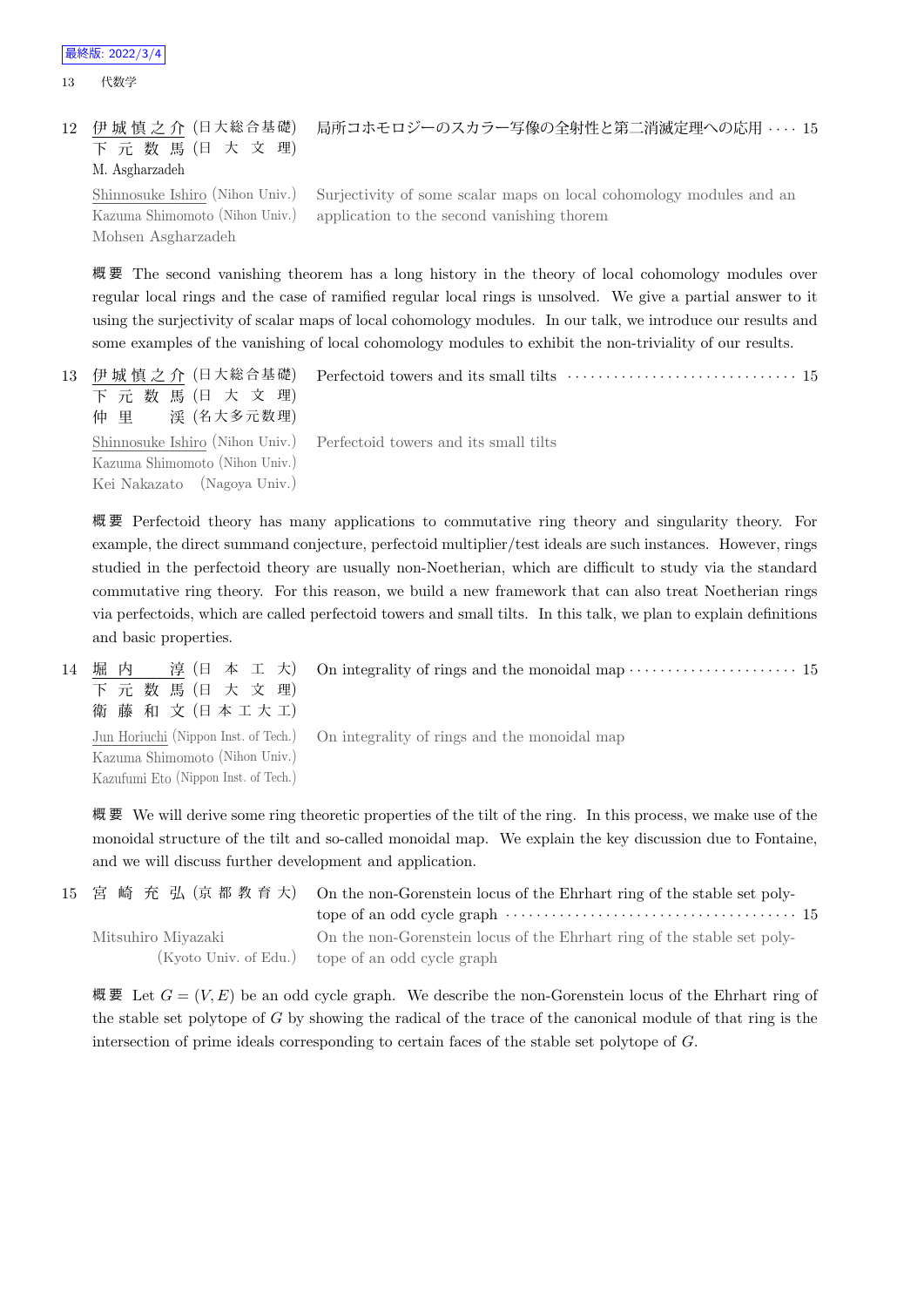最終版: 2022/3/4

13 代数学

12 伊城慎之介 (日大総合基礎) 下元数馬 (日大文理) M. Asgharzadeh 局所コホモロジーのスカラー写像の全射性と第二消滅定理への応用 ···· 15

Shinnosuke Ishiro (Nihon Univ.) Kazuma Shimomoto (Nihon Univ.) Mohsen Asgharzadeh Surjectivity of some scalar maps on local cohomology modules and an application to the second vanishing thorem

概要 The second vanishing theorem has a long history in the theory of local cohomology modules over regular local rings and the case of ramified regular local rings is unsolved. We give a partial answer to it using the surjectivity of scalar maps of local cohomology modules. In our talk, we introduce our results and some examples of the vanishing of local cohomology modules to exhibit the non-triviality of our results.

13 伊城慎之介 (日大総合基礎) 下元数馬 (日大文理) 仲里渓 (名大多元数理) Perfectoid towers and its small tilts ···· 15

Shinnosuke Ishiro (Nihon Univ.) Kazuma Shimomoto (Nihon Univ.) Kei Nakazato (Nagoya Univ.) Perfectoid towers and its small tilts

概要 Perfectoid theory has many applications to commutative ring theory and singularity theory. For example, the direct summand conjecture, perfectoid multiplier/test ideals are such instances. However, rings studied in the perfectoid theory are usually non-Noetherian, which are difficult to study via the standard commutative ring theory. For this reason, we build a new framework that can also treat Noetherian rings via perfectoids, which are called perfectoid towers and small tilts. In this talk, we plan to explain definitions and basic properties.

14 堀内淳 (日本工大) 下元数馬 (日大文理) 衛藤和文 (日本工大工) On integrality of rings and the monoidal map ···· 15

Jun Horiuchi (Nippon Inst. of Tech.) Kazuma Shimomoto (Nihon Univ.) Kazufumi Eto (Nippon Inst. of Tech.) On integrality of rings and the monoidal map

概要 We will derive some ring theoretic properties of the tilt of the ring. In this process, we make use of the monoidal structure of the tilt and so-called monoidal map. We explain the key discussion due to Fontaine, and we will discuss further development and application.

15 宮崎充弘 (京都教育大) On the non-Gorenstein locus of the Ehrhart ring of the stable set polytope of an odd cycle graph ···· 15

Mitsuhiro Miyazaki (Kyoto Univ. of Edu.) On the non-Gorenstein locus of the Ehrhart ring of the stable set polytope of an odd cycle graph

概要 Let $G = (V, E)$ be an odd cycle graph. We describe the non-Gorenstein locus of the Ehrhart ring of the stable set polytope of $G$ by showing the radical of the trace of the canonical module of that ring is the intersection of prime ideals corresponding to certain faces of the stable set polytope of $G$.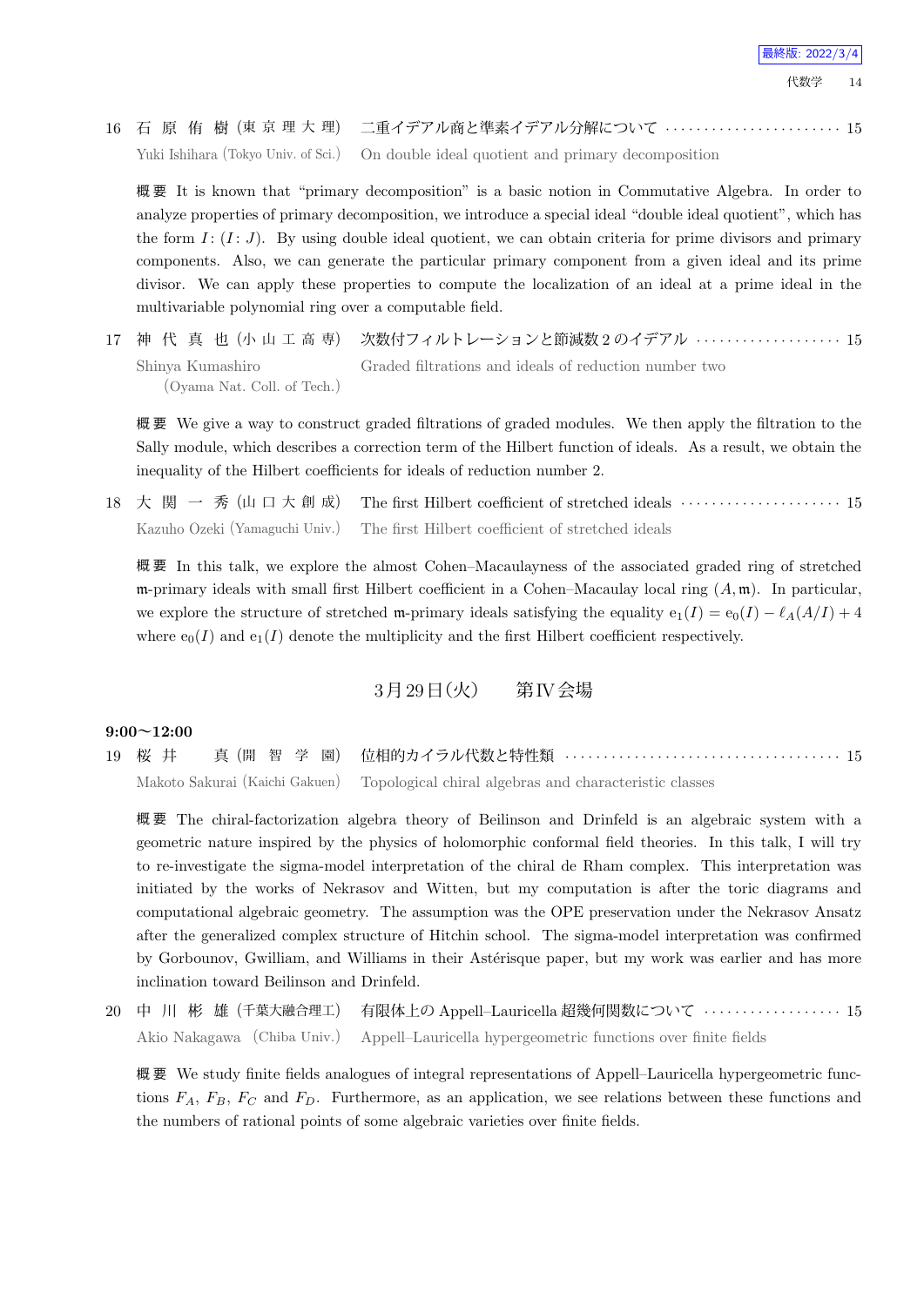16 石 原 侑 樹 (東 京 理 大 理) 二重イデアル商と準素イデアル分解について ······················· 15
Yuki Ishihara (Tokyo Univ. of Sci.) On double ideal quotient and primary decomposition

**概要** It is known that "primary decomposition" is a basic notion in Commutative Algebra. In order to analyze properties of primary decomposition, we introduce a special ideal "double ideal quotient", which has the form $I\colon (I\colon J)$. By using double ideal quotient, we can obtain criteria for prime divisors and primary components. Also, we can generate the particular primary component from a given ideal and its prime divisor. We can apply these properties to compute the localization of an ideal at a prime ideal in the multivariable polynomial ring over a computable field.

17 神 代 真 也 (小 山 工 高 専) 次数付フィルトレーションと節減数 2 のイデアル ··················· 15
Shinya Kumashiro (Oyama Nat. Coll. of Tech.) Graded filtrations and ideals of reduction number two

**概要** We give a way to construct graded filtrations of graded modules. We then apply the filtration to the Sally module, which describes a correction term of the Hilbert function of ideals. As a result, we obtain the inequality of the Hilbert coefficients for ideals of reduction number 2.

18 大 関 一 秀 (山 口 大 創 成) The first Hilbert coefficient of stretched ideals ····················· 15
Kazuho Ozeki (Yamaguchi Univ.) The first Hilbert coefficient of stretched ideals

**概要** In this talk, we explore the almost Cohen–Macaulayness of the associated graded ring of stretched $\mathfrak{m}$-primary ideals with small first Hilbert coefficient in a Cohen–Macaulay local ring $(A, \mathfrak{m})$. In particular, we explore the structure of stretched $\mathfrak{m}$-primary ideals satisfying the equality $\mathrm{e}_1(I) = \mathrm{e}_0(I) - \ell_A(A/I) + 4$ where $\mathrm{e}_0(I)$ and $\mathrm{e}_1(I)$ denote the multiplicity and the first Hilbert coefficient respectively.

## 3月29日(火)　　第IV会場

**9:00〜12:00**

19 桜 井 　 真 (開 智 学 園) 位相的カイラル代数と特性類 ···································· 15
Makoto Sakurai (Kaichi Gakuen) Topological chiral algebras and characteristic classes

**概要** The chiral-factorization algebra theory of Beilinson and Drinfeld is an algebraic system with a geometric nature inspired by the physics of holomorphic conformal field theories. In this talk, I will try to re-investigate the sigma-model interpretation of the chiral de Rham complex. This interpretation was initiated by the works of Nekrasov and Witten, but my computation is after the toric diagrams and computational algebraic geometry. The assumption was the OPE preservation under the Nekrasov Ansatz after the generalized complex structure of Hitchin school. The sigma-model interpretation was confirmed by Gorbounov, Gwilliam, and Williams in their Astérisque paper, but my work was earlier and has more inclination toward Beilinson and Drinfeld.

20 中 川 彬 雄 (千葉大融合理工) 有限体上の Appell–Lauricella 超幾何関数について ·················· 15
Akio Nakagawa (Chiba Univ.) Appell–Lauricella hypergeometric functions over finite fields

**概要** We study finite fields analogues of integral representations of Appell–Lauricella hypergeometric functions $F_A$, $F_B$, $F_C$ and $F_D$. Furthermore, as an application, we see relations between these functions and the numbers of rational points of some algebraic varieties over finite fields.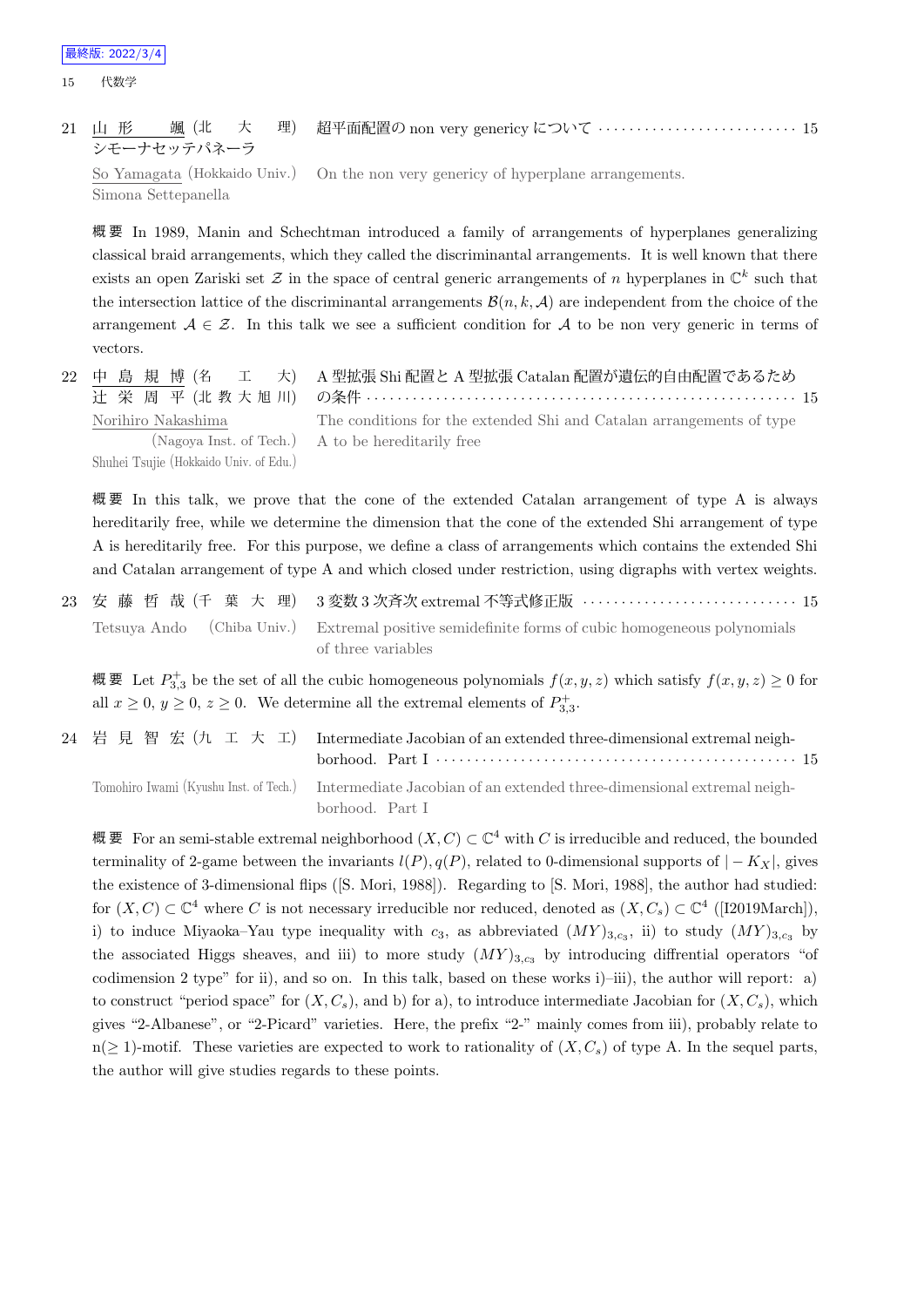21 山形 颯 (北大理) シモーナセッテパネーラ　超平面配置の non very genericy について ······ 15

So Yamagata (Hokkaido Univ.) Simona Settepanella　On the non very genericy of hyperplane arrangements.

概要 In 1989, Manin and Schechtman introduced a family of arrangements of hyperplanes generalizing classical braid arrangements, which they called the discriminantal arrangements. It is well known that there exists an open Zariski set $\mathcal{Z}$ in the space of central generic arrangements of $n$ hyperplanes in $\mathbb{C}^k$ such that the intersection lattice of the discriminantal arrangements $\mathcal{B}(n,k,\mathcal{A})$ are independent from the choice of the arrangement $\mathcal{A} \in \mathcal{Z}$. In this talk we see a sufficient condition for $\mathcal{A}$ to be non very generic in terms of vectors.

22 中島規博 (名工大) 辻栄周平 (北教大旭川)　A 型拡張 Shi 配置と A 型拡張 Catalan 配置が遺伝的自由配置であるための条件 ······ 15

Norihiro Nakashima (Nagoya Inst. of Tech.) Shuhei Tsujie (Hokkaido Univ. of Edu.)　The conditions for the extended Shi and Catalan arrangements of type A to be hereditarily free

概要 In this talk, we prove that the cone of the extended Catalan arrangement of type A is always hereditarily free, while we determine the dimension that the cone of the extended Shi arrangement of type A is hereditarily free. For this purpose, we define a class of arrangements which contains the extended Shi and Catalan arrangement of type A and which closed under restriction, using digraphs with vertex weights.

23 安藤哲哉 (千葉大理)　3 変数 3 次斉次 extremal 不等式修正版 ······ 15

Tetsuya Ando (Chiba Univ.)　Extremal positive semidefinite forms of cubic homogeneous polynomials of three variables

概要 Let $P^+_{3,3}$ be the set of all the cubic homogeneous polynomials $f(x,y,z)$ which satisfy $f(x,y,z) \geq 0$ for all $x \geq 0$, $y \geq 0$, $z \geq 0$. We determine all the extremal elements of $P^+_{3,3}$.

24 岩見智宏 (九工大工)　Intermediate Jacobian of an extended three-dimensional extremal neighborhood. Part I ······ 15

Tomohiro Iwami (Kyushu Inst. of Tech.)　Intermediate Jacobian of an extended three-dimensional extremal neighborhood. Part I

概要 For an semi-stable extremal neighborhood $(X,C) \subset \mathbb{C}^4$ with $C$ is irreducible and reduced, the bounded terminality of 2-game between the invariants $l(P), q(P)$, related to 0-dimensional supports of $|-K_X|$, gives the existence of 3-dimensional flips ([S. Mori, 1988]). Regarding to [S. Mori, 1988], the author had studied: for $(X,C) \subset \mathbb{C}^4$ where $C$ is not necessary irreducible nor reduced, denoted as $(X,C_s) \subset \mathbb{C}^4$ ([I2019March]), i) to induce Miyaoka–Yau type inequality with $c_3$, as abbreviated $(MY)_{3,c_3}$, ii) to study $(MY)_{3,c_3}$ by the associated Higgs sheaves, and iii) to more study $(MY)_{3,c_3}$ by introducing diffrential operators "of codimension 2 type" for ii), and so on. In this talk, based on these works i)–iii), the author will report: a) to construct "period space" for $(X,C_s)$, and b) for a), to introduce intermediate Jacobian for $(X,C_s)$, which gives "2-Albanese", or "2-Picard" varieties. Here, the prefix "2-" mainly comes from iii), probably relate to n($\geq$ 1)-motif. These varieties are expected to work to rationality of $(X,C_s)$ of type A. In the sequel parts, the author will give studies regards to these points.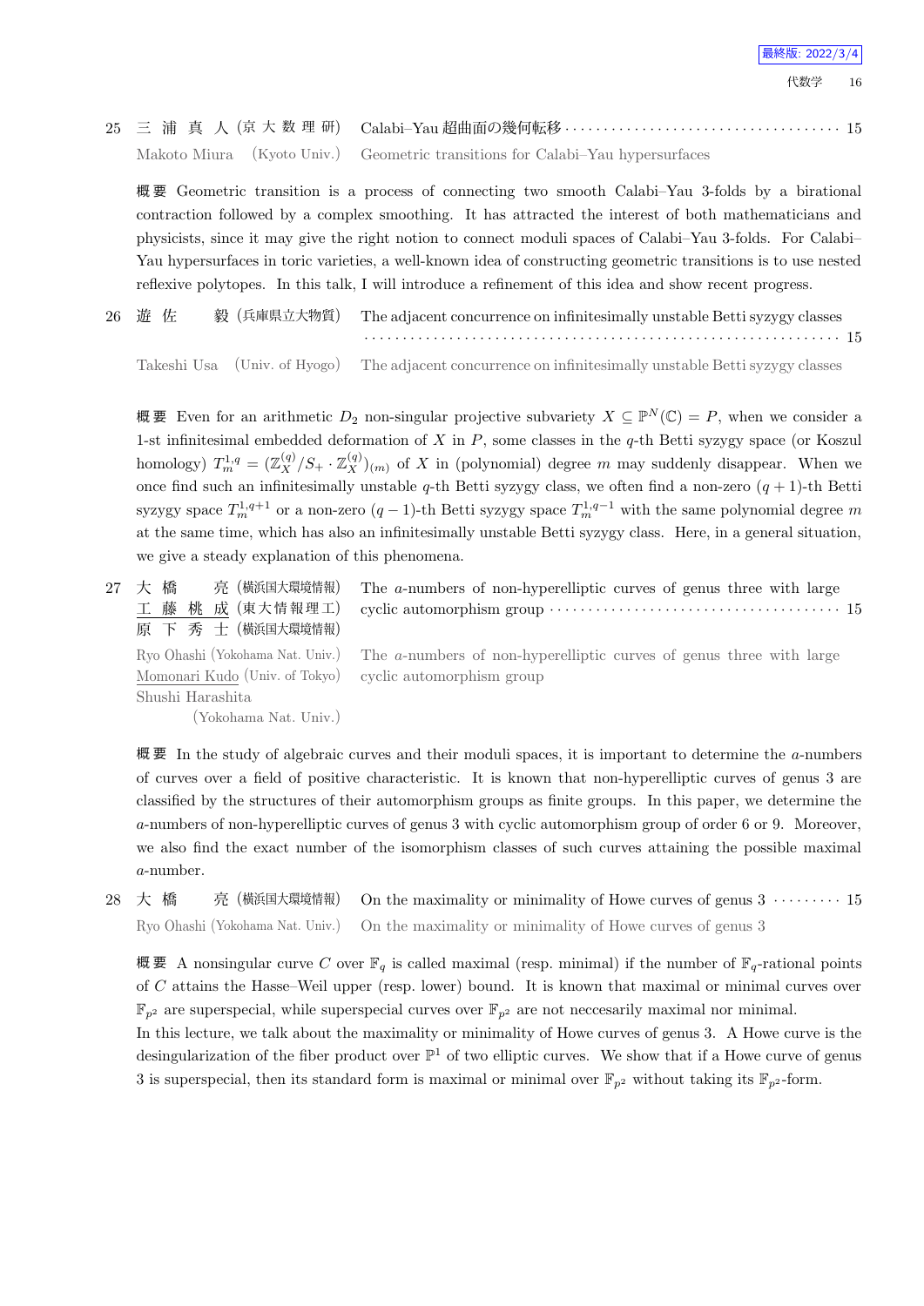25 三浦真人 (京大数理研) Calabi–Yau 超曲面の幾何転移 · · · · · · · · · · · · · · · · · · · · · · · · · · · · · · · · · · · 15

Makoto Miura (Kyoto Univ.) Geometric transitions for Calabi–Yau hypersurfaces

**概要** Geometric transition is a process of connecting two smooth Calabi–Yau 3-folds by a birational contraction followed by a complex smoothing. It has attracted the interest of both mathematicians and physicists, since it may give the right notion to connect moduli spaces of Calabi–Yau 3-folds. For Calabi–Yau hypersurfaces in toric varieties, a well-known idea of constructing geometric transitions is to use nested reflexive polytopes. In this talk, I will introduce a refinement of this idea and show recent progress.

26 遊佐 毅 (兵庫県立大物質) The adjacent concurrence on infinitesimally unstable Betti syzygy classes · · · · · · · · · · · · · · · · · · · · · · · · · · · · · · · · · · · · · · · · · · · · · · · · · · · · · · · · · · · · 15

Takeshi Usa (Univ. of Hyogo) The adjacent concurrence on infinitesimally unstable Betti syzygy classes

**概要** Even for an arithmetic $D_2$ non-singular projective subvariety $X \subseteq \mathbb{P}^N(\mathbb{C}) = P$, when we consider a 1-st infinitesimal embedded deformation of $X$ in $P$, some classes in the $q$-th Betti syzygy space (or Koszul homology) $T^{1,q}_m = (\mathbb{Z}^{(q)}_X / S_+ \cdot \mathbb{Z}^{(q)}_X)_{(m)}$ of $X$ in (polynomial) degree $m$ may suddenly disappear. When we once find such an infinitesimally unstable $q$-th Betti syzygy class, we often find a non-zero $(q+1)$-th Betti syzygy space $T^{1,q+1}_m$ or a non-zero $(q-1)$-th Betti syzygy space $T^{1,q-1}_m$ with the same polynomial degree $m$ at the same time, which has also an infinitesimally unstable Betti syzygy class. Here, in a general situation, we give a steady explanation of this phenomena.

27 大橋 亮 (横浜国大環境情報), 工藤桃成 (東大情報理工), 原下秀士 (横浜国大環境情報) The $a$-numbers of non-hyperelliptic curves of genus three with large cyclic automorphism group · · · · · · · · · · · · · · · · · · · · · · · · · · · · · · · · · · · · · 15

Ryo Ohashi (Yokohama Nat. Univ.), Momonari Kudo (Univ. of Tokyo), Shushi Harashita (Yokohama Nat. Univ.) The $a$-numbers of non-hyperelliptic curves of genus three with large cyclic automorphism group

**概要** In the study of algebraic curves and their moduli spaces, it is important to determine the $a$-numbers of curves over a field of positive characteristic. It is known that non-hyperelliptic curves of genus 3 are classified by the structures of their automorphism groups as finite groups. In this paper, we determine the $a$-numbers of non-hyperelliptic curves of genus 3 with cyclic automorphism group of order 6 or 9. Moreover, we also find the exact number of the isomorphism classes of such curves attaining the possible maximal $a$-number.

28 大橋 亮 (横浜国大環境情報) On the maximality or minimality of Howe curves of genus 3 · · · · · · · · · 15

Ryo Ohashi (Yokohama Nat. Univ.) On the maximality or minimality of Howe curves of genus 3

**概要** A nonsingular curve $C$ over $\mathbb{F}_q$ is called maximal (resp. minimal) if the number of $\mathbb{F}_q$-rational points of $C$ attains the Hasse–Weil upper (resp. lower) bound. It is known that maximal or minimal curves over $\mathbb{F}_{p^2}$ are superspecial, while superspecial curves over $\mathbb{F}_{p^2}$ are not neccesarily maximal nor minimal.
In this lecture, we talk about the maximality or minimality of Howe curves of genus 3. A Howe curve is the desingularization of the fiber product over $\mathbb{P}^1$ of two elliptic curves. We show that if a Howe curve of genus 3 is superspecial, then its standard form is maximal or minimal over $\mathbb{F}_{p^2}$ without taking its $\mathbb{F}_{p^2}$-form.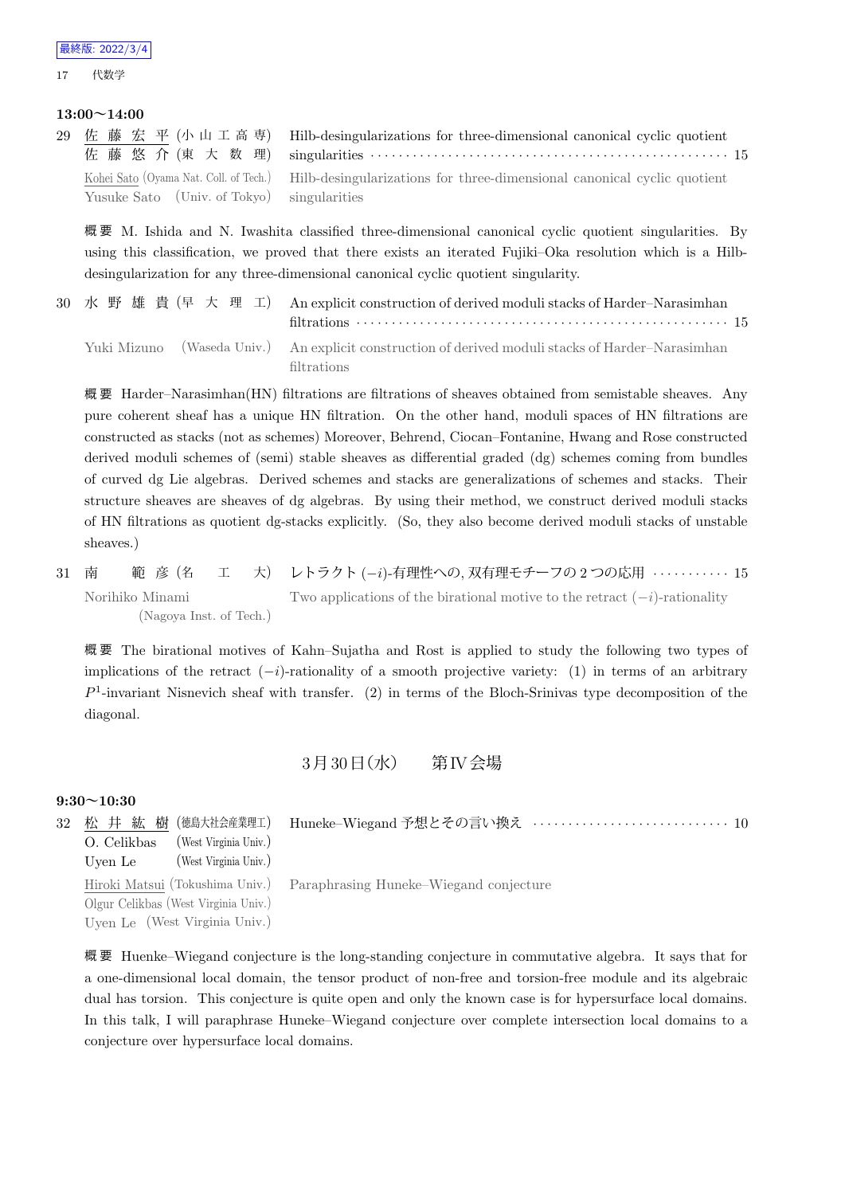**13:00～14:00**

29 佐藤宏平 (小山工高専) 佐藤悠介 (東大数理) Hilb-desingularizations for three-dimensional canonical cyclic quotient singularities ······ 15

Kohei Sato (Oyama Nat. Coll. of Tech.) Yusuke Sato (Univ. of Tokyo) Hilb-desingularizations for three-dimensional canonical cyclic quotient singularities

概要 M. Ishida and N. Iwashita classified three-dimensional canonical cyclic quotient singularities. By using this classification, we proved that there exists an iterated Fujiki–Oka resolution which is a Hilb-desingularization for any three-dimensional canonical cyclic quotient singularity.

30 水野雄貴 (早大理工) An explicit construction of derived moduli stacks of Harder–Narasimhan filtrations ······ 15

Yuki Mizuno (Waseda Univ.) An explicit construction of derived moduli stacks of Harder–Narasimhan filtrations

概要 Harder–Narasimhan(HN) filtrations are filtrations of sheaves obtained from semistable sheaves. Any pure coherent sheaf has a unique HN filtration. On the other hand, moduli spaces of HN filtrations are constructed as stacks (not as schemes) Moreover, Behrend, Ciocan–Fontanine, Hwang and Rose constructed derived moduli schemes of (semi) stable sheaves as differential graded (dg) schemes coming from bundles of curved dg Lie algebras. Derived schemes and stacks are generalizations of schemes and stacks. Their structure sheaves are sheaves of dg algebras. By using their method, we construct derived moduli stacks of HN filtrations as quotient dg-stacks explicitly. (So, they also become derived moduli stacks of unstable sheaves.)

31 南 範彦 (名工大) レトラクト $(-i)$-有理性への, 双有理モチーフの2つの応用 ······ 15

Norihiko Minami (Nagoya Inst. of Tech.) Two applications of the birational motive to the retract $(-i)$-rationality

概要 The birational motives of Kahn–Sujatha and Rost is applied to study the following two types of implications of the retract $(-i)$-rationality of a smooth projective variety: (1) in terms of an arbitrary $P^1$-invariant Nisnevich sheaf with transfer. (2) in terms of the Bloch-Srinivas type decomposition of the diagonal.

## 3月30日(水) 第IV会場

**9:30～10:30**

32 松井紘樹 (徳島大社会産業理工) O. Celikbas (West Virginia Univ.) Uyen Le (West Virginia Univ.) Huneke–Wiegand 予想とその言い換え ······ 10

Hiroki Matsui (Tokushima Univ.) Olgur Celikbas (West Virginia Univ.) Uyen Le (West Virginia Univ.) Paraphrasing Huneke–Wiegand conjecture

概要 Huenke–Wiegand conjecture is the long-standing conjecture in commutative algebra. It says that for a one-dimensional local domain, the tensor product of non-free and torsion-free module and its algebraic dual has torsion. This conjecture is quite open and only the known case is for hypersurface local domains. In this talk, I will paraphrase Huneke–Wiegand conjecture over complete intersection local domains to a conjecture over hypersurface local domains.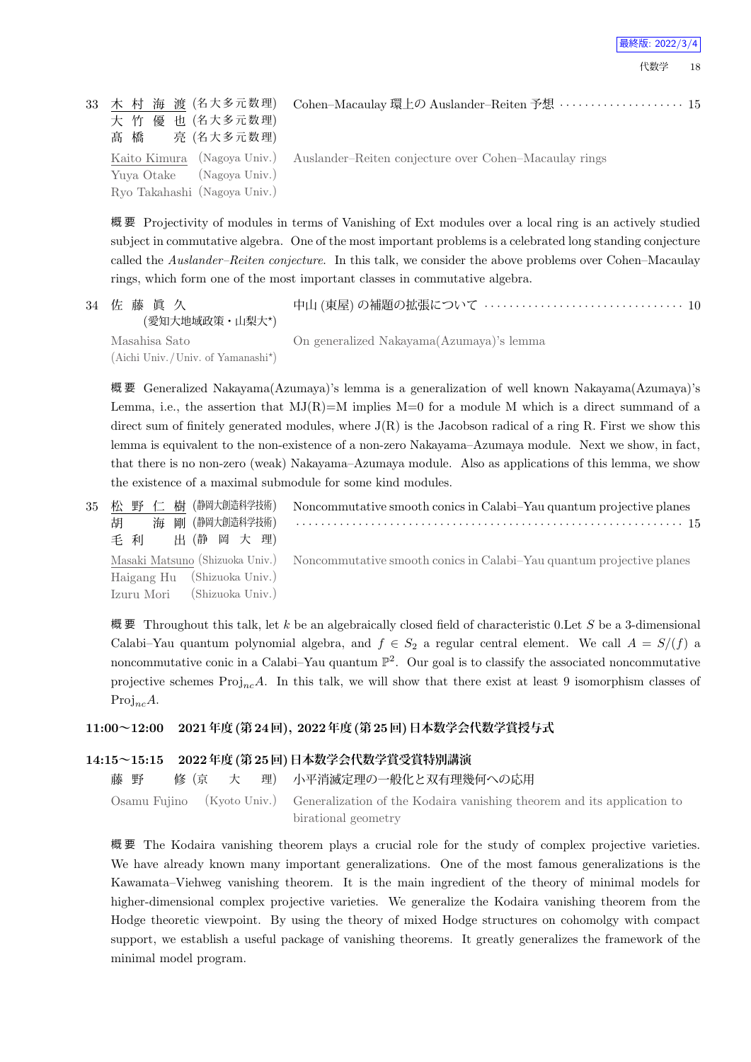33 木 村 海 渡 (名大多元数理) 大 竹 優 也 (名大多元数理) 髙 橋 亮 (名大多元数理)

Cohen–Macaulay 環上の Auslander–Reiten 予想 ………………… 15

Kaito Kimura (Nagoya Univ.) Yuya Otake (Nagoya Univ.) Ryo Takahashi (Nagoya Univ.)

Auslander–Reiten conjecture over Cohen–Macaulay rings

**概要** Projectivity of modules in terms of Vanishing of Ext modules over a local ring is an actively studied subject in commutative algebra. One of the most important problems is a celebrated long standing conjecture called the *Auslander–Reiten conjecture*. In this talk, we consider the above problems over Cohen–Macaulay rings, which form one of the most important classes in commutative algebra.

34 佐 藤 眞 久 (愛知大地域政策・山梨大*)

中山 (東屋) の補題の拡張について ……………………………… 10

Masahisa Sato (Aichi Univ./Univ. of Yamanashi*)

On generalized Nakayama(Azumaya)'s lemma

**概要** Generalized Nakayama(Azumaya)'s lemma is a generalization of well known Nakayama(Azumaya)'s Lemma, i.e., the assertion that MJ(R)=M implies M=0 for a module M which is a direct summand of a direct sum of finitely generated modules, where J(R) is the Jacobson radical of a ring R. First we show this lemma is equivalent to the non-existence of a non-zero Nakayama–Azumaya module. Next we show, in fact, that there is no non-zero (weak) Nakayama–Azumaya module. Also as applications of this lemma, we show the existence of a maximal submodule for some kind modules.

35 松 野 仁 樹 (静岡大創造科学技術) 胡 海 剛 (静岡大創造科学技術) 毛 利 出 (静 岡 大 理)

Noncommutative smooth conics in Calabi–Yau quantum projective planes …………………………………………………………… 15

Masaki Matsuno (Shizuoka Univ.) Haigang Hu (Shizuoka Univ.) Izuru Mori (Shizuoka Univ.)

Noncommutative smooth conics in Calabi–Yau quantum projective planes

**概要** Throughout this talk, let $k$ be an algebraically closed field of characteristic 0.Let $S$ be a 3-dimensional Calabi–Yau quantum polynomial algebra, and $f \in S_2$ a regular central element. We call $A = S/(f)$ a noncommutative conic in a Calabi–Yau quantum $\mathbb{P}^2$. Our goal is to classify the associated noncommutative projective schemes $\mathrm{Proj}_{nc} A$. In this talk, we will show that there exist at least 9 isomorphism classes of $\mathrm{Proj}_{nc} A$.

**11:00〜12:00 2021年度(第24回), 2022年度(第25回)日本数学会代数学賞授与式**

**14:15〜15:15 2022年度(第25回)日本数学会代数学賞受賞特別講演**

藤 野 修 (京 大 理) 小平消滅定理の一般化と双有理幾何への応用

Osamu Fujino (Kyoto Univ.) Generalization of the Kodaira vanishing theorem and its application to birational geometry

**概要** The Kodaira vanishing theorem plays a crucial role for the study of complex projective varieties. We have already known many important generalizations. One of the most famous generalizations is the Kawamata–Viehweg vanishing theorem. It is the main ingredient of the theory of minimal models for higher-dimensional complex projective varieties. We generalize the Kodaira vanishing theorem from the Hodge theoretic viewpoint. By using the theory of mixed Hodge structures on cohomolgy with compact support, we establish a useful package of vanishing theorems. It greatly generalizes the framework of the minimal model program.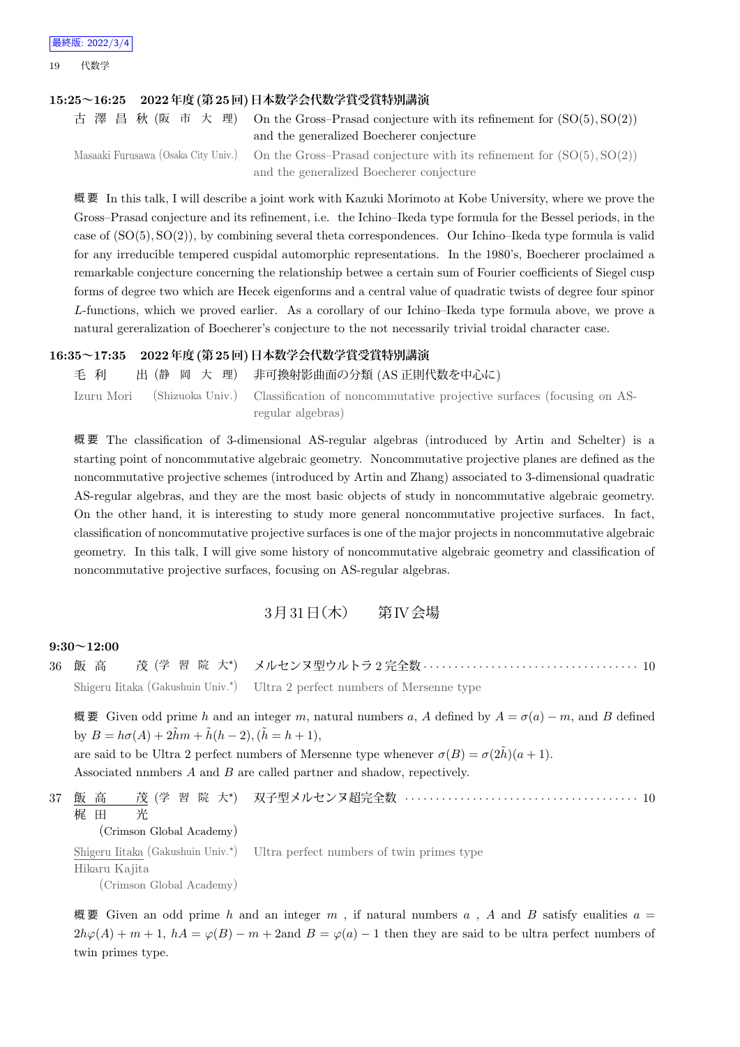### 15:25〜16:25　2022年度 (第25回) 日本数学会代数学賞受賞特別講演

古 澤 昌 秋 (阪 市 大 理)　On the Gross–Prasad conjecture with its refinement for $(\mathrm{SO}(5), \mathrm{SO}(2))$ and the generalized Boecherer conjecture

Masaaki Furusawa (Osaka City Univ.)　On the Gross–Prasad conjecture with its refinement for $(\mathrm{SO}(5), \mathrm{SO}(2))$ and the generalized Boecherer conjecture

概要　In this talk, I will describe a joint work with Kazuki Morimoto at Kobe University, where we prove the Gross–Prasad conjecture and its refinement, i.e. the Ichino–Ikeda type formula for the Bessel periods, in the case of $(\mathrm{SO}(5), \mathrm{SO}(2))$, by combining several theta correspondences. Our Ichino–Ikeda type formula is valid for any irreducible tempered cuspidal automorphic representations. In the 1980's, Boecherer proclaimed a remarkable conjecture concerning the relationship betwee a certain sum of Fourier coefficients of Siegel cusp forms of degree two which are Hecek eigenforms and a central value of quadratic twists of degree four spinor $L$-functions, which we proved earlier. As a corollary of our Ichino–Ikeda type formula above, we prove a natural gereralization of Boecherer's conjecture to the not necessarily trivial troidal character case.

### 16:35〜17:35　2022年度 (第25回) 日本数学会代数学賞受賞特別講演

毛 利　出 (静 岡 大 理)　非可換射影曲面の分類 (AS 正則代数を中心に)

Izuru Mori (Shizuoka Univ.)　Classification of noncommutative projective surfaces (focusing on AS-regular algebras)

概要　The classification of 3-dimensional AS-regular algebras (introduced by Artin and Schelter) is a starting point of noncommutative algebraic geometry. Noncommutative projective planes are defined as the noncommutative projective schemes (introduced by Artin and Zhang) associated to 3-dimensional quadratic AS-regular algebras, and they are the most basic objects of study in noncommutative algebraic geometry. On the other hand, it is interesting to study more general noncommutative projective surfaces. In fact, classification of noncommutative projective surfaces is one of the major projects in noncommutative algebraic geometry. In this talk, I will give some history of noncommutative algebraic geometry and classification of noncommutative projective surfaces, focusing on AS-regular algebras.

## 3月31日(木)　第IV会場

### 9:30〜12:00

36　飯 高　茂 (学 習 院 大*)　メルセンヌ型ウルトラ 2 完全数 ………… 10

Shigeru Iitaka (Gakushuin Univ.*)　Ultra 2 perfect numbers of Mersenne type

概要　Given odd prime $h$ and an integer $m$, natural numbers $a$, $A$ defined by $A = \sigma(a) - m$, and $B$ defined by $B = h\sigma(A) + 2\tilde{h}m + \tilde{h}(h-2), (\tilde{h} = h+1)$,
are said to be Ultra 2 perfect numbers of Mersenne type whenever $\sigma(B) = \sigma(2\tilde{h})(a+1)$.
Associated nnmbers $A$ and $B$ are called partner and shadow, repectively.

37　飯 高　茂 (学 習 院 大*)　双子型メルセンヌ超完全数 ………… 10
梶 田　光 (Crimson Global Academy)

Shigeru Iitaka (Gakushuin Univ.*)　Ultra perfect numbers of twin primes type
Hikaru Kajita (Crimson Global Academy)

概要　Given an odd prime $h$ and an integer $m$ , if natural numbers $a$ , $A$ and $B$ satisfy eualities $a = 2h\varphi(A) + m + 1$, $hA = \varphi(B) - m + 2$and $B = \varphi(a) - 1$ then they are said to be ultra perfect numbers of twin primes type.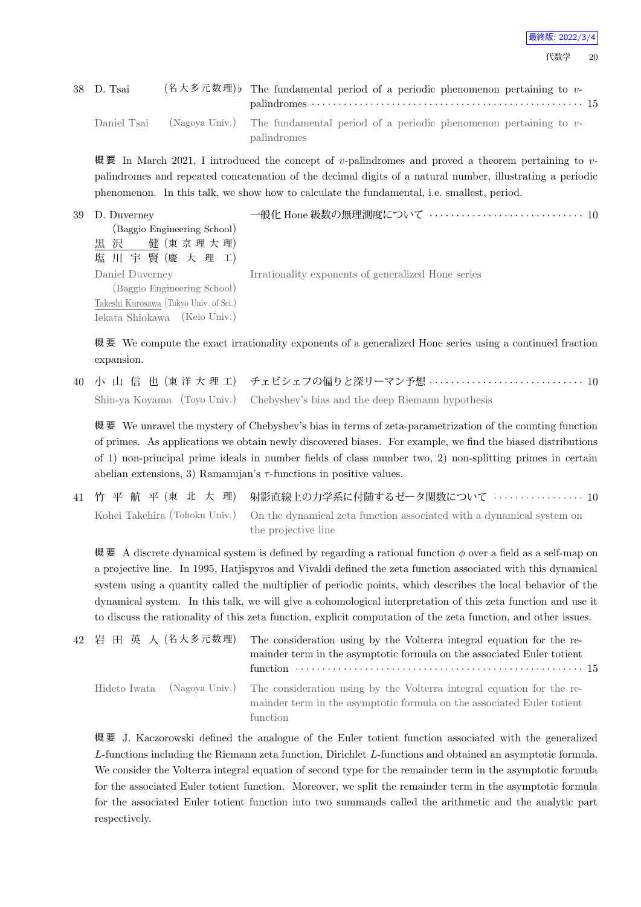38 D. Tsai (名大多元数理)♭ The fundamental period of a periodic phenomenon pertaining to $v$-palindromes ・・・・・・ 15

Daniel Tsai (Nagoya Univ.) The fundamental period of a periodic phenomenon pertaining to $v$-palindromes

概要 In March 2021, I introduced the concept of $v$-palindromes and proved a theorem pertaining to $v$-palindromes and repeated concatenation of the decimal digits of a natural number, illustrating a periodic phenomenon. In this talk, we show how to calculate the fundamental, i.e. smallest, period.

39 D. Duverney (Baggio Engineering School)
黒沢 健 (東京理大理)
塩川 宇賢 (慶大理工)
一般化 Hone 級数の無理測度について ・・・・・・ 10

Daniel Duverney (Baggio Engineering School)
Takeshi Kurosawa (Tokyo Univ. of Sci.)
Iekata Shiokawa (Keio Univ.)
Irrationality exponents of generalized Hone series

概要 We compute the exact irrationality exponents of a generalized Hone series using a continued fraction expansion.

40 小山 信也 (東洋大理工) チェビシェフの偏りと深リーマン予想 ・・・・・・ 10

Shin-ya Koyama (Toyo Univ.) Chebyshev's bias and the deep Riemann hypothesis

概要 We unravel the mystery of Chebyshev's bias in terms of zeta-parametrization of the counting function of primes. As applications we obtain newly discovered biases. For example, we find the biased distributions of 1) non-principal prime ideals in number fields of class number two, 2) non-splitting primes in certain abelian extensions, 3) Ramanujan's $\tau$-functions in positive values.

41 竹平 航平 (東北大理) 射影直線上の力学系に付随するゼータ関数について ・・・・・・ 10

Kohei Takehira (Tohoku Univ.) On the dynamical zeta function associated with a dynamical system on the projective line

概要 A discrete dynamical system is defined by regarding a rational function $\phi$ over a field as a self-map on a projective line. In 1995, Hatjispyros and Vivaldi defined the zeta function associated with this dynamical system using a quantity called the multiplier of periodic points, which describes the local behavior of the dynamical system. In this talk, we will give a cohomological interpretation of this zeta function and use it to discuss the rationality of this zeta function, explicit computation of the zeta function, and other issues.

42 岩田 英人 (名大多元数理) The consideration using by the Volterra integral equation for the remainder term in the asymptotic formula on the associated Euler totient function ・・・・・・ 15

Hideto Iwata (Nagoya Univ.) The consideration using by the Volterra integral equation for the remainder term in the asymptotic formula on the associated Euler totient function

概要 J. Kaczorowski defined the analogue of the Euler totient function associated with the generalized $L$-functions including the Riemann zeta function, Dirichlet $L$-functions and obtained an asymptotic formula. We consider the Volterra integral equation of second type for the remainder term in the asymptotic formula for the associated Euler totient function. Moreover, we split the remainder term in the asymptotic formula for the associated Euler totient function into two summands called the arithmetic and the analytic part respectively.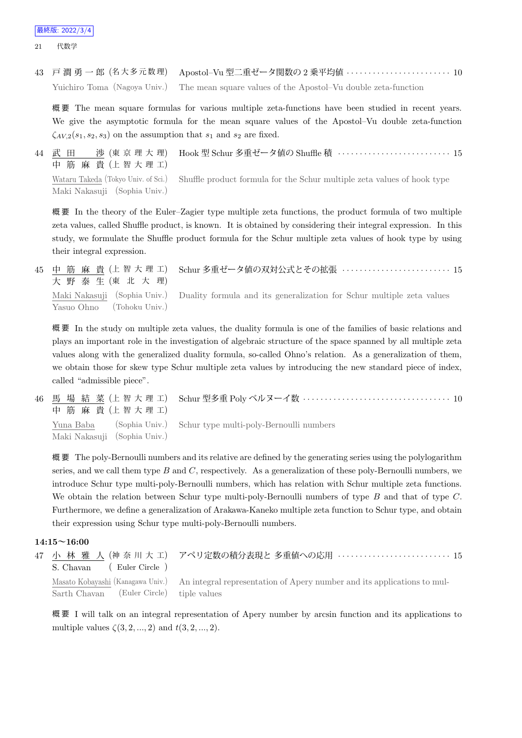43 戸 澗 勇 一 郎 (名大多元数理) Apostol–Vu 型二重ゼータ関数の 2 乗平均値 ······················· 10
Yuichiro Toma (Nagoya Univ.) The mean square values of the Apostol–Vu double zeta-function

概要 The mean square formulas for various multiple zeta-functions have been studied in recent years. We give the asymptotic formula for the mean square values of the Apostol–Vu double zeta-function $\zeta_{AV,2}(s_1, s_2, s_3)$ on the assumption that $s_1$ and $s_2$ are fixed.

44 武 田 渉 (東 京 理 大 理) Hook 型 Schur 多重ゼータ値の Shuffle 積 ························· 15
中 筋 麻 貴 (上 智 大 理 工)
Wataru Takeda (Tokyo Univ. of Sci.) Shuffle product formula for the Schur multiple zeta values of hook type
Maki Nakasuji (Sophia Univ.)

概要 In the theory of the Euler–Zagier type multiple zeta functions, the product formula of two multiple zeta values, called Shuffle product, is known. It is obtained by considering their integral expression. In this study, we formulate the Shuffle product formula for the Schur multiple zeta values of hook type by using their integral expression.

45 中 筋 麻 貴 (上 智 大 理 工) Schur 多重ゼータ値の双対公式とその拡張 ························ 15
大 野 泰 生 (東 北 大 理)
Maki Nakasuji (Sophia Univ.) Duality formula and its generalization for Schur multiple zeta values
Yasuo Ohno (Tohoku Univ.)

概要 In the study on multiple zeta values, the duality formula is one of the families of basic relations and plays an important role in the investigation of algebraic structure of the space spanned by all multiple zeta values along with the generalized duality formula, so-called Ohno's relation. As a generalization of them, we obtain those for skew type Schur multiple zeta values by introducing the new standard piece of index, called "admissible piece".

46 馬 場 結 菜 (上 智 大 理 工) Schur 型多重 Poly ベルヌーイ数 ································· 10
中 筋 麻 貴 (上 智 大 理 工)
Yuna Baba (Sophia Univ.) Schur type multi-poly-Bernoulli numbers
Maki Nakasuji (Sophia Univ.)

概要 The poly-Bernoulli numbers and its relative are defined by the generating series using the polylogarithm series, and we call them type $B$ and $C$, respectively. As a generalization of these poly-Bernoulli numbers, we introduce Schur type multi-poly-Bernoulli numbers, which has relation with Schur multiple zeta functions. We obtain the relation between Schur type multi-poly-Bernoulli numbers of type $B$ and that of type $C$. Furthermore, we define a generalization of Arakawa-Kaneko multiple zeta function to Schur type, and obtain their expression using Schur type multi-poly-Bernoulli numbers.

**14:15〜16:00**

47 小 林 雅 人 (神 奈 川 大 工) アペリ定数の積分表現と 多重値への応用 ························· 15
S. Chavan ( Euler Circle )
Masato Kobayashi (Kanagawa Univ.) An integral representation of Apery number and its applications to multiple values
Sarth Chavan (Euler Circle)

概要 I will talk on an integral representation of Apery number by arcsin function and its applications to multiple values $\zeta(3, 2, ..., 2)$ and $t(3, 2, ..., 2)$.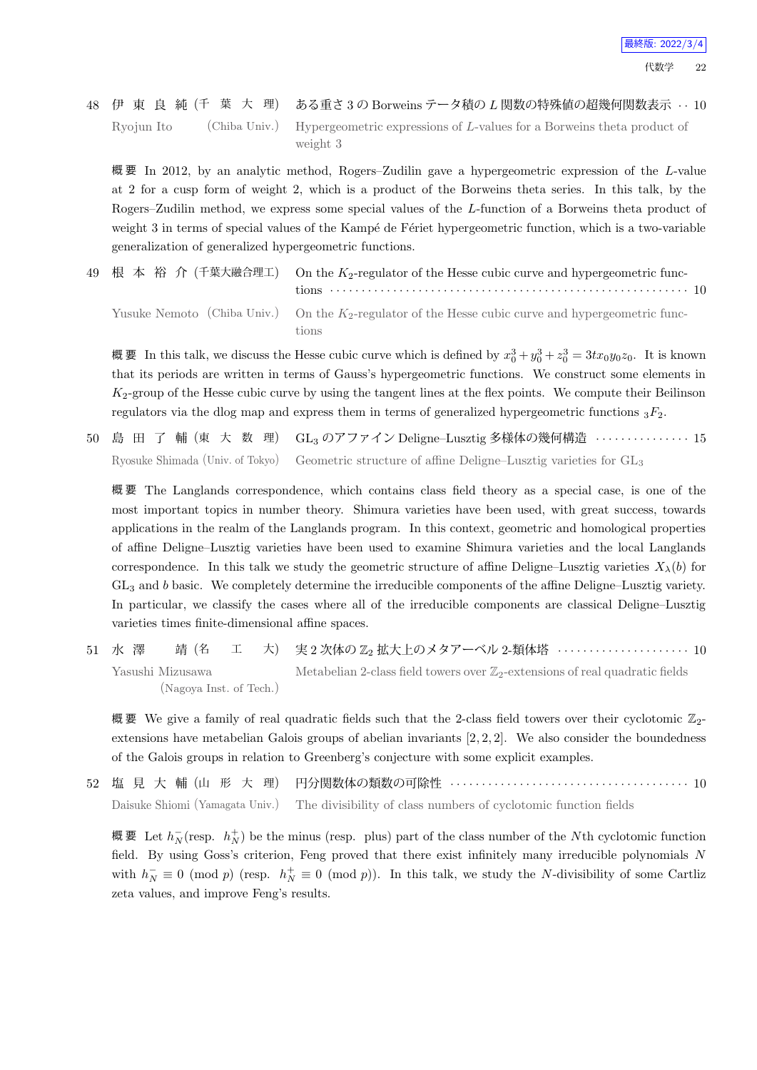48 伊 東 良 純 (千 葉 大 理) ある重さ 3 の Borweins テータ積の $L$ 関数の特殊値の超幾何関数表示 ‥ 10

Ryojun Ito (Chiba Univ.) Hypergeometric expressions of $L$-values for a Borweins theta product of weight 3

**概要** In 2012, by an analytic method, Rogers–Zudilin gave a hypergeometric expression of the $L$-value at 2 for a cusp form of weight 2, which is a product of the Borweins theta series. In this talk, by the Rogers–Zudilin method, we express some special values of the $L$-function of a Borweins theta product of weight 3 in terms of special values of the Kampé de Fériet hypergeometric function, which is a two-variable generalization of generalized hypergeometric functions.

49 根 本 裕 介 (千葉大融合理工) On the $K_2$-regulator of the Hesse cubic curve and hypergeometric functions ‥‥‥‥‥‥‥‥‥‥‥‥‥‥‥‥‥‥‥‥‥‥‥‥‥‥‥‥ 10

Yusuke Nemoto (Chiba Univ.) On the $K_2$-regulator of the Hesse cubic curve and hypergeometric functions

**概要** In this talk, we discuss the Hesse cubic curve which is defined by $x_0^3+y_0^3+z_0^3=3tx_0y_0z_0$. It is known that its periods are written in terms of Gauss's hypergeometric functions. We construct some elements in $K_2$-group of the Hesse cubic curve by using the tangent lines at the flex points. We compute their Beilinson regulators via the dlog map and express them in terms of generalized hypergeometric functions ${}_3F_2$.

50 島 田 了 輔 (東 大 数 理) $\mathrm{GL}_3$ のアファイン Deligne–Lusztig 多様体の幾何構造 ‥‥‥‥‥‥‥‥‥‥‥‥‥‥‥ 15

Ryosuke Shimada (Univ. of Tokyo) Geometric structure of affine Deligne–Lusztig varieties for $\mathrm{GL}_3$

**概要** The Langlands correspondence, which contains class field theory as a special case, is one of the most important topics in number theory. Shimura varieties have been used, with great success, towards applications in the realm of the Langlands program. In this context, geometric and homological properties of affine Deligne–Lusztig varieties have been used to examine Shimura varieties and the local Langlands correspondence. In this talk we study the geometric structure of affine Deligne–Lusztig varieties $X_\lambda(b)$ for $\mathrm{GL}_3$ and $b$ basic. We completely determine the irreducible components of the affine Deligne–Lusztig variety. In particular, we classify the cases where all of the irreducible components are classical Deligne–Lusztig varieties times finite-dimensional affine spaces.

51 水 澤 靖 (名 工 大) 実 2 次体の $\mathbb{Z}_2$ 拡大上のメタアーベル 2-類体塔 ‥‥‥‥‥‥‥‥‥‥‥‥‥‥‥‥‥‥‥‥‥ 10

Yasushi Mizusawa (Nagoya Inst. of Tech.) Metabelian 2-class field towers over $\mathbb{Z}_2$-extensions of real quadratic fields

**概要** We give a family of real quadratic fields such that the 2-class field towers over their cyclotomic $\mathbb{Z}_2$-extensions have metabelian Galois groups of abelian invariants $[2,2,2]$. We also consider the boundedness of the Galois groups in relation to Greenberg's conjecture with some explicit examples.

52 塩 見 大 輔 (山 形 大 理) 円分関数体の類数の可除性 ‥‥‥‥‥‥‥‥‥‥‥‥‥‥‥‥‥‥‥‥‥‥‥‥‥‥‥‥‥‥‥‥‥‥‥‥‥ 10

Daisuke Shiomi (Yamagata Univ.) The divisibility of class numbers of cyclotomic function fields

**概要** Let $h_N^-$(resp. $h_N^+$) be the minus (resp. plus) part of the class number of the $N$th cyclotomic function field. By using Goss's criterion, Feng proved that there exist infinitely many irreducible polynomials $N$ with $h_N^- \equiv 0 \pmod p$ (resp. $h_N^+ \equiv 0 \pmod p$). In this talk, we study the $N$-divisibility of some Cartliz zeta values, and improve Feng's results.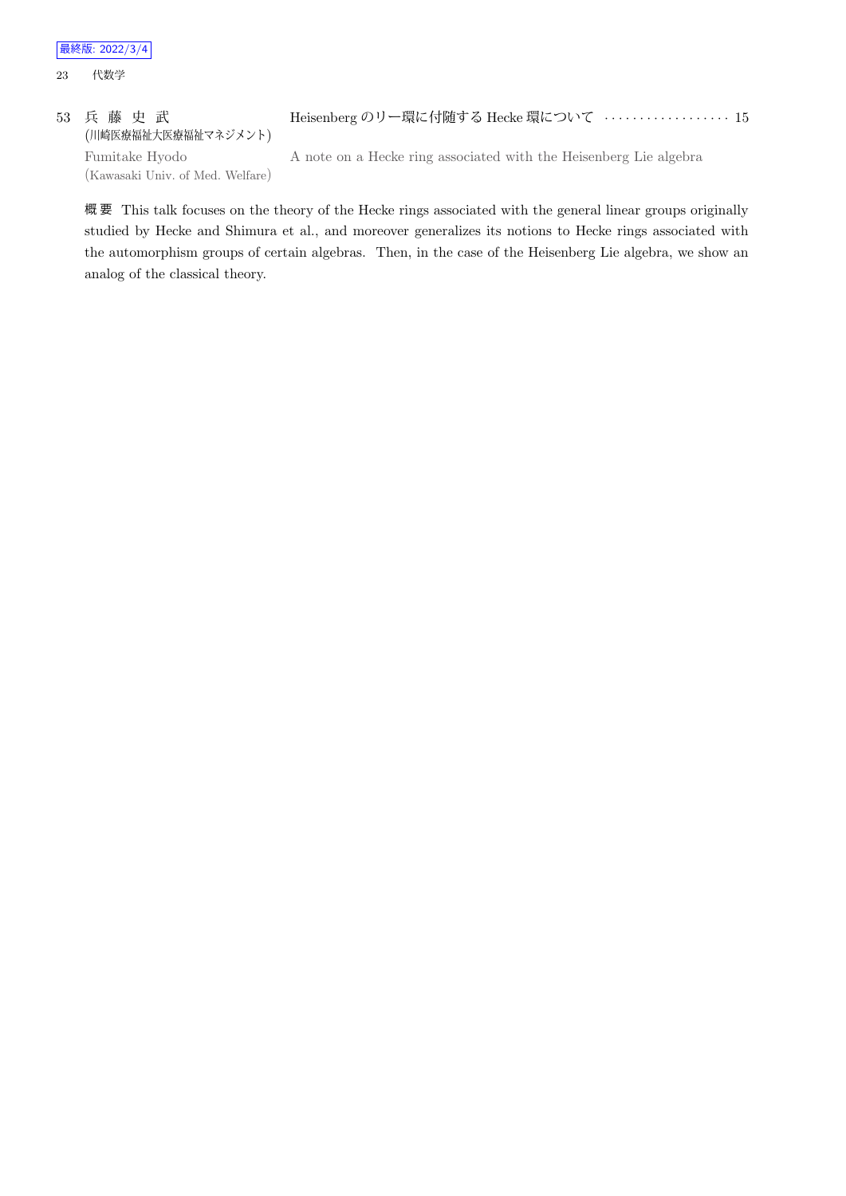53 兵 藤 史 武 (川崎医療福祉大医療福祉マネジメント)
Heisenberg のリー環に付随する Hecke 環について ・・・・・・・・・・・・・・・・・・ 15

Fumitake Hyodo (Kawasaki Univ. of Med. Welfare)
A note on a Hecke ring associated with the Heisenberg Lie algebra

**概 要** This talk focuses on the theory of the Hecke rings associated with the general linear groups originally studied by Hecke and Shimura et al., and moreover generalizes its notions to Hecke rings associated with the automorphism groups of certain algebras. Then, in the case of the Heisenberg Lie algebra, we show an analog of the classical theory.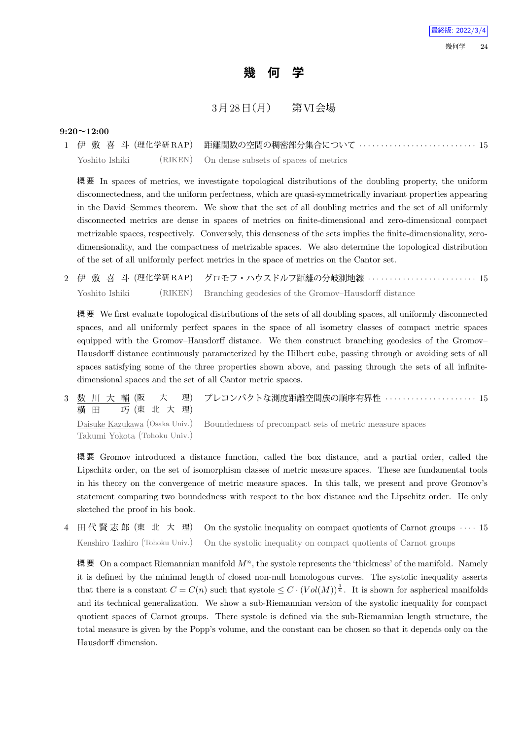# 幾　何　学

3月28日(月)　　第VI会場

**9:20〜12:00**

1 伊敷喜斗 (理化学研RAP)　距離関数の空間の稠密部分集合について ………………………… 15
Yoshito Ishiki (RIKEN)　On dense subsets of spaces of metrics

**概要** In spaces of metrics, we investigate topological distributions of the doubling property, the uniform disconnectedness, and the uniform perfectness, which are quasi-symmetrically invariant properties appearing in the David–Semmes theorem. We show that the set of all doubling metrics and the set of all uniformly disconnected metrics are dense in spaces of metrics on finite-dimensional and zero-dimensional compact metrizable spaces, respectively. Conversely, this denseness of the sets implies the finite-dimensionality, zero-dimensionality, and the compactness of metrizable spaces. We also determine the topological distribution of the set of all uniformly perfect metrics in the space of metrics on the Cantor set.

2 伊敷喜斗 (理化学研RAP)　グロモフ・ハウスドルフ距離の分岐測地線 ……………………… 15
Yoshito Ishiki (RIKEN)　Branching geodesics of the Gromov–Hausdorff distance

**概要** We first evaluate topological distributions of the sets of all doubling spaces, all uniformly disconnected spaces, and all uniformly perfect spaces in the space of all isometry classes of compact metric spaces equipped with the Gromov–Hausdorff distance. We then construct branching geodesics of the Gromov–Hausdorff distance continuously parameterized by the Hilbert cube, passing through or avoiding sets of all spaces satisfying some of the three properties shown above, and passing through the sets of all infinite-dimensional spaces and the set of all Cantor metric spaces.

3 数川大輔 (阪大理)・横田巧 (東北大理)　プレコンパクトな測度距離空間族の順序有界性 ………………… 15
Daisuke Kazukawa (Osaka Univ.), Takumi Yokota (Tohoku Univ.)　Boundedness of precompact sets of metric measure spaces

**概要** Gromov introduced a distance function, called the box distance, and a partial order, called the Lipschitz order, on the set of isomorphism classes of metric measure spaces. These are fundamental tools in his theory on the convergence of metric measure spaces. In this talk, we present and prove Gromov's statement comparing two boundedness with respect to the box distance and the Lipschitz order. He only sketched the proof in his book.

4 田代賢志郎 (東北大理)　On the systolic inequality on compact quotients of Carnot groups …· 15
Kenshiro Tashiro (Tohoku Univ.)　On the systolic inequality on compact quotients of Carnot groups

**概要** On a compact Riemannian manifold $M^n$, the systole represents the 'thickness' of the manifold. Namely it is defined by the minimal length of closed non-null homologous curves. The systolic inequality asserts that there is a constant $C = C(n)$ such that systole $\leq C \cdot (Vol(M))^{\frac{1}{n}}$. It is shown for aspherical manifolds and its technical generalization. We show a sub-Riemannian version of the systolic inequality for compact quotient spaces of Carnot groups. There systole is defined via the sub-Riemannian length structure, the total measure is given by the Popp's volume, and the constant can be chosen so that it depends only on the Hausdorff dimension.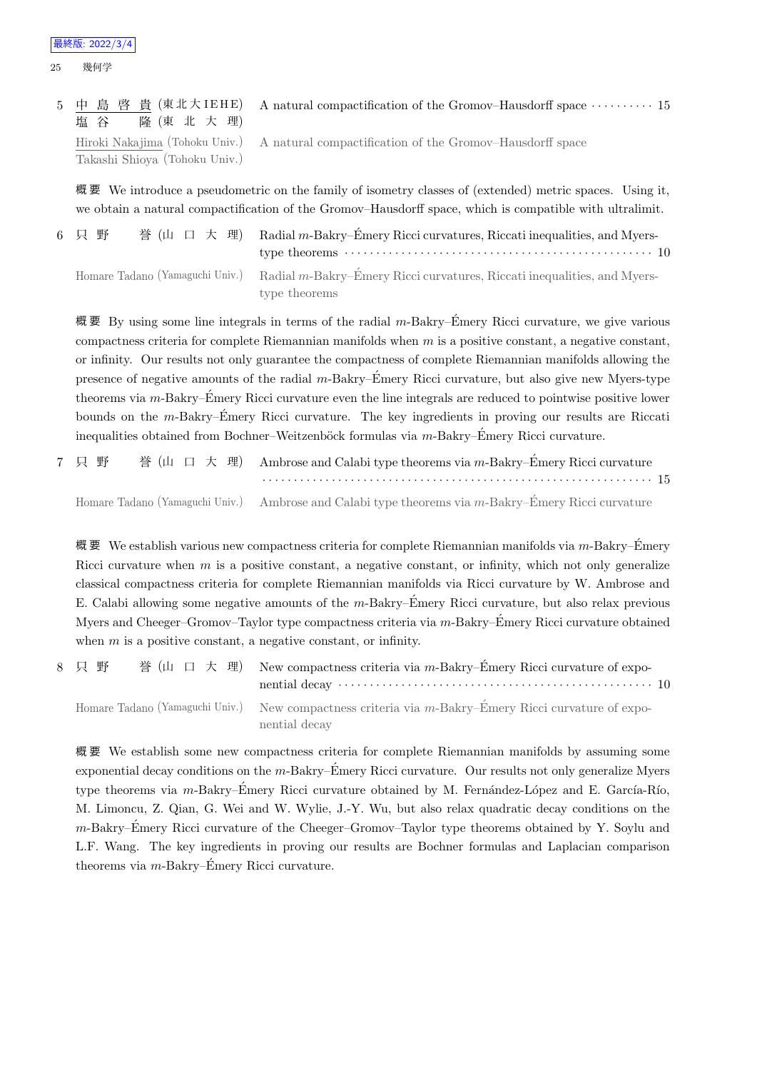5 <u>中島啓貴</u> (東北大IEHE) 塩谷 隆 (東北大理)　A natural compactification of the Gromov–Hausdorff space ·········· 15

<u>Hiroki Nakajima</u> (Tohoku Univ.) Takashi Shioya (Tohoku Univ.)　A natural compactification of the Gromov–Hausdorff space

概要 We introduce a pseudometric on the family of isometry classes of (extended) metric spaces. Using it, we obtain a natural compactification of the Gromov–Hausdorff space, which is compatible with ultralimit.

6 只野 誉 (山口大理)　Radial $m$-Bakry–Émery Ricci curvatures, Riccati inequalities, and Myers-type theorems ·········· 10

Homare Tadano (Yamaguchi Univ.)　Radial $m$-Bakry–Émery Ricci curvatures, Riccati inequalities, and Myers-type theorems

概要 By using some line integrals in terms of the radial $m$-Bakry–Émery Ricci curvature, we give various compactness criteria for complete Riemannian manifolds when $m$ is a positive constant, a negative constant, or infinity. Our results not only guarantee the compactness of complete Riemannian manifolds allowing the presence of negative amounts of the radial $m$-Bakry–Émery Ricci curvature, but also give new Myers-type theorems via $m$-Bakry–Émery Ricci curvature even the line integrals are reduced to pointwise positive lower bounds on the $m$-Bakry–Émery Ricci curvature. The key ingredients in proving our results are Riccati inequalities obtained from Bochner–Weitzenböck formulas via $m$-Bakry–Émery Ricci curvature.

7 只野 誉 (山口大理)　Ambrose and Calabi type theorems via $m$-Bakry–Émery Ricci curvature ·········· 15

Homare Tadano (Yamaguchi Univ.)　Ambrose and Calabi type theorems via $m$-Bakry–Émery Ricci curvature

概要 We establish various new compactness criteria for complete Riemannian manifolds via $m$-Bakry–Émery Ricci curvature when $m$ is a positive constant, a negative constant, or infinity, which not only generalize classical compactness criteria for complete Riemannian manifolds via Ricci curvature by W. Ambrose and E. Calabi allowing some negative amounts of the $m$-Bakry–Émery Ricci curvature, but also relax previous Myers and Cheeger–Gromov–Taylor type compactness criteria via $m$-Bakry–Émery Ricci curvature obtained when $m$ is a positive constant, a negative constant, or infinity.

8 只野 誉 (山口大理)　New compactness criteria via $m$-Bakry–Émery Ricci curvature of exponential decay ·········· 10

Homare Tadano (Yamaguchi Univ.)　New compactness criteria via $m$-Bakry–Émery Ricci curvature of exponential decay

概要 We establish some new compactness criteria for complete Riemannian manifolds by assuming some exponential decay conditions on the $m$-Bakry–Émery Ricci curvature. Our results not only generalize Myers type theorems via $m$-Bakry–Émery Ricci curvature obtained by M. Fernández-López and E. García-Río, M. Limoncu, Z. Qian, G. Wei and W. Wylie, J.-Y. Wu, but also relax quadratic decay conditions on the $m$-Bakry–Émery Ricci curvature of the Cheeger–Gromov–Taylor type theorems obtained by Y. Soylu and L.F. Wang. The key ingredients in proving our results are Bochner formulas and Laplacian comparison theorems via $m$-Bakry–Émery Ricci curvature.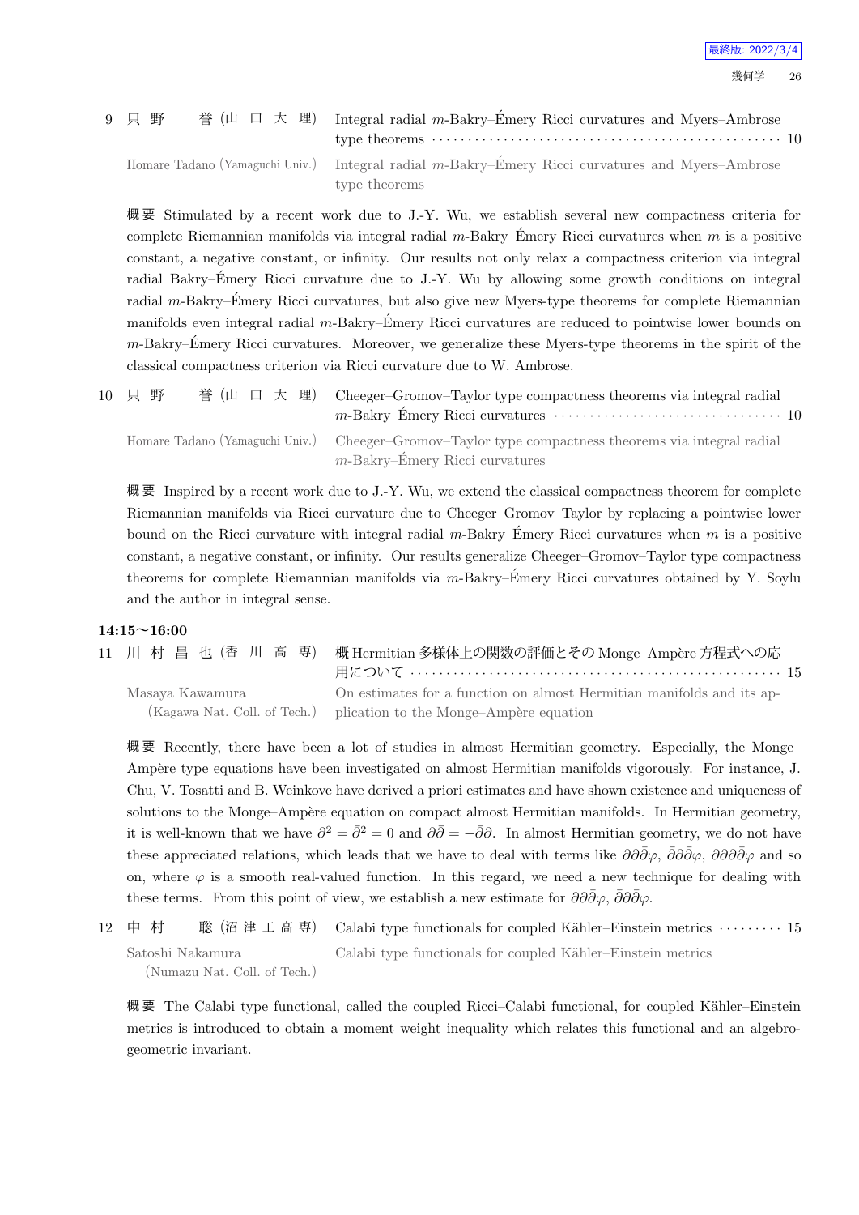9 只野 誉 (山口大理) Integral radial $m$-Bakry–Émery Ricci curvatures and Myers–Ambrose type theorems ··· 10

Homare Tadano (Yamaguchi Univ.) Integral radial $m$-Bakry–Émery Ricci curvatures and Myers–Ambrose type theorems

概要 Stimulated by a recent work due to J.-Y. Wu, we establish several new compactness criteria for complete Riemannian manifolds via integral radial $m$-Bakry–Émery Ricci curvatures when $m$ is a positive constant, a negative constant, or infinity. Our results not only relax a compactness criterion via integral radial Bakry–Émery Ricci curvature due to J.-Y. Wu by allowing some growth conditions on integral radial $m$-Bakry–Émery Ricci curvatures, but also give new Myers-type theorems for complete Riemannian manifolds even integral radial $m$-Bakry–Émery Ricci curvatures are reduced to pointwise lower bounds on $m$-Bakry–Émery Ricci curvatures. Moreover, we generalize these Myers-type theorems in the spirit of the classical compactness criterion via Ricci curvature due to W. Ambrose.

10 只野 誉 (山口大理) Cheeger–Gromov–Taylor type compactness theorems via integral radial $m$-Bakry–Émery Ricci curvatures ··· 10

Homare Tadano (Yamaguchi Univ.) Cheeger–Gromov–Taylor type compactness theorems via integral radial $m$-Bakry–Émery Ricci curvatures

概要 Inspired by a recent work due to J.-Y. Wu, we extend the classical compactness theorem for complete Riemannian manifolds via Ricci curvature due to Cheeger–Gromov–Taylor by replacing a pointwise lower bound on the Ricci curvature with integral radial $m$-Bakry–Émery Ricci curvatures when $m$ is a positive constant, a negative constant, or infinity. Our results generalize Cheeger–Gromov–Taylor type compactness theorems for complete Riemannian manifolds via $m$-Bakry–Émery Ricci curvatures obtained by Y. Soylu and the author in integral sense.

**14:15〜16:00**

11 川村昌也 (香川高専) 概 Hermitian 多様体上の関数の評価とその Monge–Ampère 方程式への応用について ··· 15

Masaya Kawamura (Kagawa Nat. Coll. of Tech.) On estimates for a function on almost Hermitian manifolds and its application to the Monge–Ampère equation

概要 Recently, there have been a lot of studies in almost Hermitian geometry. Especially, the Monge–Ampère type equations have been investigated on almost Hermitian manifolds vigorously. For instance, J. Chu, V. Tosatti and B. Weinkove have derived a priori estimates and have shown existence and uniqueness of solutions to the Monge–Ampère equation on compact almost Hermitian manifolds. In Hermitian geometry, it is well-known that we have $\partial^2 = \bar{\partial}^2 = 0$ and $\partial\bar{\partial} = -\bar{\partial}\partial$. In almost Hermitian geometry, we do not have these appreciated relations, which leads that we have to deal with terms like $\partial\partial\bar{\partial}\varphi$, $\bar{\partial}\partial\bar{\partial}\varphi$, $\partial\partial\partial\bar{\partial}\varphi$ and so on, where $\varphi$ is a smooth real-valued function. In this regard, we need a new technique for dealing with these terms. From this point of view, we establish a new estimate for $\partial\partial\bar{\partial}\varphi$, $\bar{\partial}\partial\bar{\partial}\varphi$.

12 中村 聡 (沼津工高専) Calabi type functionals for coupled Kähler–Einstein metrics ··· 15

Satoshi Nakamura (Numazu Nat. Coll. of Tech.) Calabi type functionals for coupled Kähler–Einstein metrics

概要 The Calabi type functional, called the coupled Ricci–Calabi functional, for coupled Kähler–Einstein metrics is introduced to obtain a moment weight inequality which relates this functional and an algebro-geometric invariant.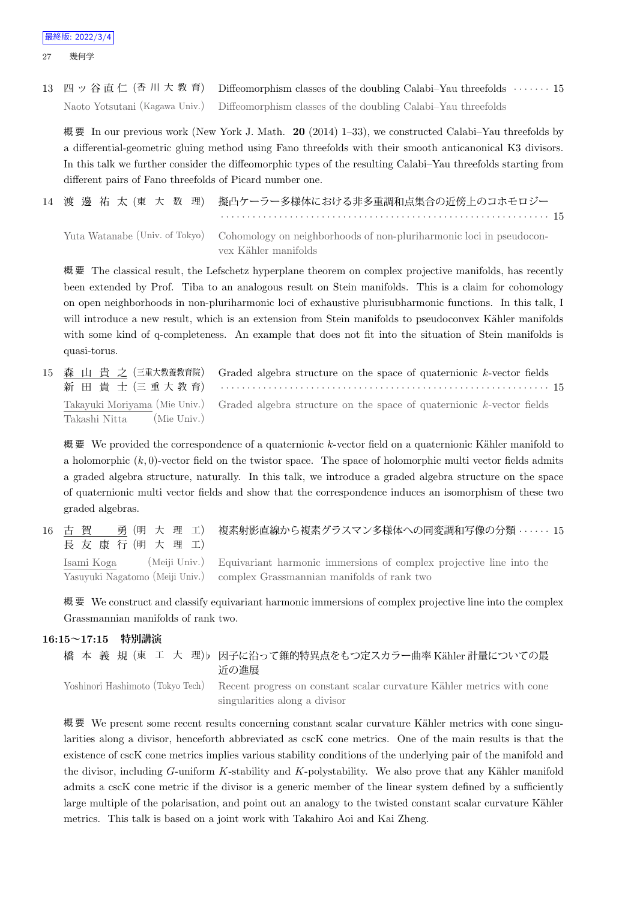13 四ッ谷直仁 (香川大教育) Diffeomorphism classes of the doubling Calabi–Yau threefolds ······· 15

Naoto Yotsutani (Kagawa Univ.) Diffeomorphism classes of the doubling Calabi–Yau threefolds

概要 In our previous work (New York J. Math. **20** (2014) 1–33), we constructed Calabi–Yau threefolds by a differential-geometric gluing method using Fano threefolds with their smooth anticanonical K3 divisors. In this talk we further consider the diffeomorphic types of the resulting Calabi–Yau threefolds starting from different pairs of Fano threefolds of Picard number one.

14 渡邊祐太 (東大数理) 擬凸ケーラー多様体における非多重調和点集合の近傍上のコホモロジー ······· 15

Yuta Watanabe (Univ. of Tokyo) Cohomology on neighborhoods of non-pluriharmonic loci in pseudoconvex Kähler manifolds

概要 The classical result, the Lefschetz hyperplane theorem on complex projective manifolds, has recently been extended by Prof. Tiba to an analogous result on Stein manifolds. This is a claim for cohomology on open neighborhoods in non-pluriharmonic loci of exhaustive plurisubharmonic functions. In this talk, I will introduce a new result, which is an extension from Stein manifolds to pseudoconvex Kähler manifolds with some kind of q-completeness. An example that does not fit into the situation of Stein manifolds is quasi-torus.

15 森山貴之 (三重大教養教育院) 新田貴士 (三重大教育) Graded algebra structure on the space of quaternionic $k$-vector fields ······· 15

Takayuki Moriyama (Mie Univ.) Takashi Nitta (Mie Univ.) Graded algebra structure on the space of quaternionic $k$-vector fields

概要 We provided the correspondence of a quaternionic $k$-vector field on a quaternionic Kähler manifold to a holomorphic $(k, 0)$-vector field on the twistor space. The space of holomorphic multi vector fields admits a graded algebra structure, naturally. In this talk, we introduce a graded algebra structure on the space of quaternionic multi vector fields and show that the correspondence induces an isomorphism of these two graded algebras.

16 古賀勇 (明大理工) 長友康行 (明大理工) 複素射影直線から複素グラスマン多様体への同変調和写像の分類 ······ 15

Isami Koga (Meiji Univ.) Yasuyuki Nagatomo (Meiji Univ.) Equivariant harmonic immersions of complex projective line into the complex Grassmannian manifolds of rank two

概要 We construct and classify equivariant harmonic immersions of complex projective line into the complex Grassmannian manifolds of rank two.

### 16:15〜17:15 特別講演

橋本義規 (東工大理)♭ 因子に沿って錐的特異点をもつ定スカラー曲率 Kähler 計量についての最近の進展

Yoshinori Hashimoto (Tokyo Tech) Recent progress on constant scalar curvature Kähler metrics with cone singularities along a divisor

概要 We present some recent results concerning constant scalar curvature Kähler metrics with cone singularities along a divisor, henceforth abbreviated as cscK cone metrics. One of the main results is that the existence of cscK cone metrics implies various stability conditions of the underlying pair of the manifold and the divisor, including $G$-uniform $K$-stability and $K$-polystability. We also prove that any Kähler manifold admits a cscK cone metric if the divisor is a generic member of the linear system defined by a sufficiently large multiple of the polarisation, and point out an analogy to the twisted constant scalar curvature Kähler metrics. This talk is based on a joint work with Takahiro Aoi and Kai Zheng.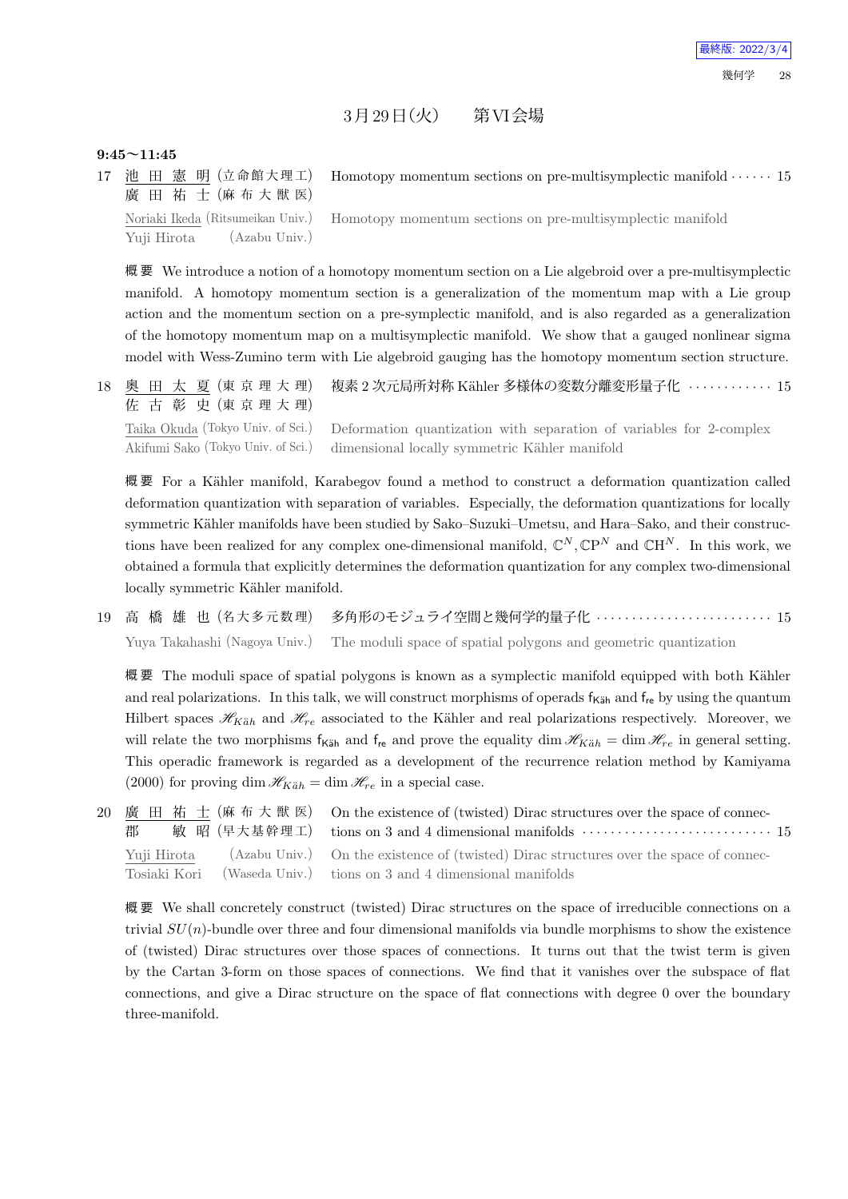## 3月29日(火)　第VI会場

**9:45～11:45**

17 池田憲明 (立命館大理工) 廣田祐士 (麻布大獣医)　Homotopy momentum sections on pre-multisymplectic manifold ······ 15

Noriaki Ikeda (Ritsumeikan Univ.) Yuji Hirota (Azabu Univ.)　Homotopy momentum sections on pre-multisymplectic manifold

**概要** We introduce a notion of a homotopy momentum section on a Lie algebroid over a pre-multisymplectic manifold. A homotopy momentum section is a generalization of the momentum map with a Lie group action and the momentum section on a pre-symplectic manifold, and is also regarded as a generalization of the homotopy momentum map on a multisymplectic manifold. We show that a gauged nonlinear sigma model with Wess-Zumino term with Lie algebroid gauging has the homotopy momentum section structure.

18 奥田太夏 (東京理大理) 佐古彰史 (東京理大理)　複素2次元局所対称 Kähler 多様体の変数分離変形量子化 ············ 15

Taika Okuda (Tokyo Univ. of Sci.) Akifumi Sako (Tokyo Univ. of Sci.)　Deformation quantization with separation of variables for 2-complex dimensional locally symmetric Kähler manifold

**概要** For a Kähler manifold, Karabegov found a method to construct a deformation quantization called deformation quantization with separation of variables. Especially, the deformation quantizations for locally symmetric Kähler manifolds have been studied by Sako–Suzuki–Umetsu, and Hara–Sako, and their constructions have been realized for any complex one-dimensional manifold, $\mathbb{C}^N, \mathbb{C}\mathrm{P}^N$ and $\mathbb{C}\mathrm{H}^N$. In this work, we obtained a formula that explicitly determines the deformation quantization for any complex two-dimensional locally symmetric Kähler manifold.

19 高橋雄也 (名大多元数理)　多角形のモジュライ空間と幾何学的量子化 ························ 15

Yuya Takahashi (Nagoya Univ.)　The moduli space of spatial polygons and geometric quantization

**概要** The moduli space of spatial polygons is known as a symplectic manifold equipped with both Kähler and real polarizations. In this talk, we will construct morphisms of operads $\mathsf{f}_{\mathsf{K\ddot{a}h}}$ and $\mathsf{f}_{\mathsf{re}}$ by using the quantum Hilbert spaces $\mathscr{H}_{K\ddot{a}h}$ and $\mathscr{H}_{re}$ associated to the Kähler and real polarizations respectively. Moreover, we will relate the two morphisms $\mathsf{f}_{\mathsf{K\ddot{a}h}}$ and $\mathsf{f}_{\mathsf{re}}$ and prove the equality $\dim \mathscr{H}_{K\ddot{a}h} = \dim \mathscr{H}_{re}$ in general setting. This operadic framework is regarded as a development of the recurrence relation method by Kamiyama (2000) for proving $\dim \mathscr{H}_{K\ddot{a}h} = \dim \mathscr{H}_{re}$ in a special case.

20 廣田祐士 (麻布大獣医) 郡　敏昭 (早大基幹理工)　On the existence of (twisted) Dirac structures over the space of connections on 3 and 4 dimensional manifolds ························· 15

Yuji Hirota (Azabu Univ.) Tosiaki Kori (Waseda Univ.)　On the existence of (twisted) Dirac structures over the space of connections on 3 and 4 dimensional manifolds

**概要** We shall concretely construct (twisted) Dirac structures on the space of irreducible connections on a trivial $SU(n)$-bundle over three and four dimensional manifolds via bundle morphisms to show the existence of (twisted) Dirac structures over those spaces of connections. It turns out that the twist term is given by the Cartan 3-form on those spaces of connections. We find that it vanishes over the subspace of flat connections, and give a Dirac structure on the space of flat connections with degree 0 over the boundary three-manifold.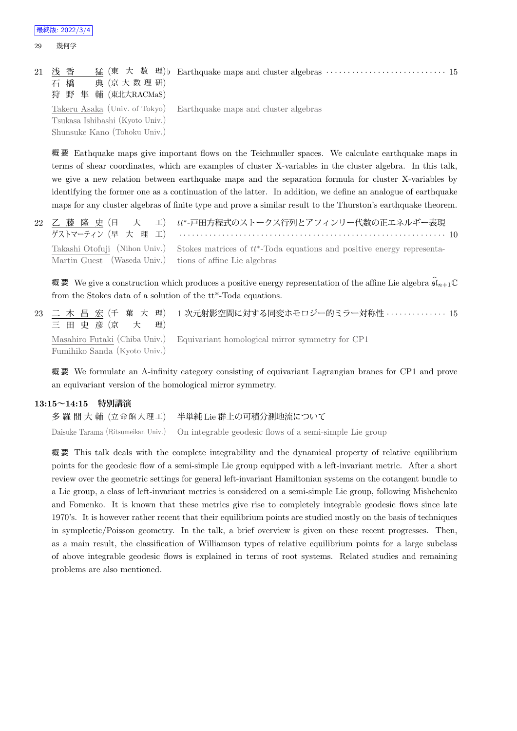最終版: 2022/3/4

21 浅香　猛 (東大数理)♭ Earthquake maps and cluster algebras ・・・・・・・・・・ 15
石橋　典 (京大数理研)
狩野隼輔 (東北大RACMaS)

Takeru Asaka (Univ. of Tokyo) Earthquake maps and cluster algebras
Tsukasa Ishibashi (Kyoto Univ.)
Shunsuke Kano (Tohoku Univ.)

概要 Eathquake maps give important flows on the Teichmuller spaces. We calculate earthquake maps in terms of shear coordinates, which are examples of cluster X-variables in the cluster algebra. In this talk, we give a new relation between earthquake maps and the separation formula for cluster X-variables by identifying the former one as a continuation of the latter. In addition, we define an analogue of earthquake maps for any cluster algebras of finite type and prove a similar result to the Thurston's earthquake theorem.

22 乙藤隆史 (日大工) $tt^*$-戸田方程式のストークス行列とアフィンリー代数の正エネルギー表現
ゲストマーティン (早大理工) ・・・・・・・・・・ 10

Takashi Otofuji (Nihon Univ.) Stokes matrices of $tt^*$-Toda equations and positive energy representations of affine Lie algebras
Martin Guest (Waseda Univ.)

概要 We give a construction which produces a positive energy representation of the affine Lie algebra $\widehat{\mathfrak{sl}}_{n+1}\mathbb{C}$ from the Stokes data of a solution of the tt*-Toda equations.

23 二木昌宏 (千葉大理) 1 次元射影空間に対する同変ホモロジー的ミラー対称性 ・・・・・・・・・・ 15
三田史彦 (京大理)

Masahiro Futaki (Chiba Univ.) Equivariant homological mirror symmetry for CP1
Fumihiko Sanda (Kyoto Univ.)

概要 We formulate an A-infinity category consisting of equivariant Lagrangian branes for CP1 and prove an equivariant version of the homological mirror symmetry.

**13:15〜14:15 特別講演**

多羅間大輔 (立命館大理工) 半単純 Lie 群上の可積分測地流について

Daisuke Tarama (Ritsumeikan Univ.) On integrable geodesic flows of a semi-simple Lie group

概要 This talk deals with the complete integrability and the dynamical property of relative equilibrium points for the geodesic flow of a semi-simple Lie group equipped with a left-invariant metric. After a short review over the geometric settings for general left-invariant Hamiltonian systems on the cotangent bundle to a Lie group, a class of left-invariant metrics is considered on a semi-simple Lie group, following Mishchenko and Fomenko. It is known that these metrics give rise to completely integrable geodesic flows since late 1970's. It is however rather recent that their equilibrium points are studied mostly on the basis of techniques in symplectic/Poisson geometry. In the talk, a brief overview is given on these recent progresses. Then, as a main result, the classification of Williamson types of relative equilibrium points for a large subclass of above integrable geodesic flows is explained in terms of root systems. Related studies and remaining problems are also mentioned.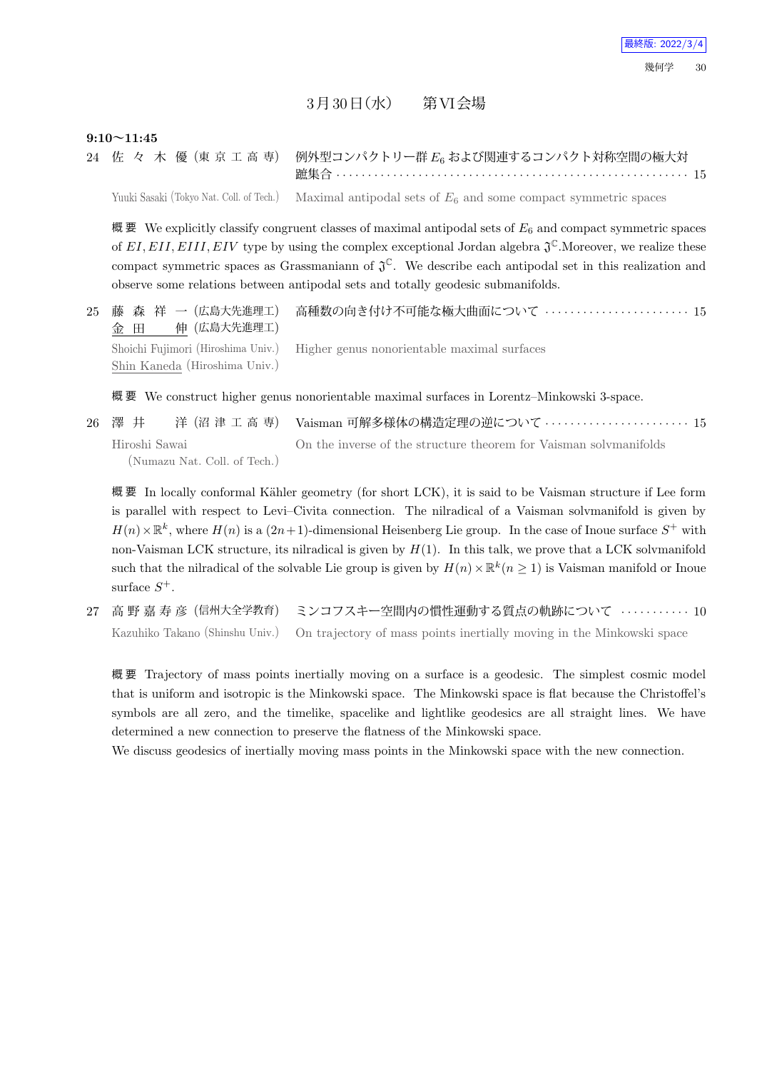## 3月30日(水)　第VI会場

**9:10〜11:45**

24 佐々木 優 (東京工高専)　例外型コンパクトリー群 $E_6$ および関連するコンパクト対称空間の極大対蹠集合 ‥‥‥‥‥‥‥‥‥‥‥‥‥‥‥‥‥‥‥‥‥‥‥‥‥‥ 15

Yuuki Sasaki (Tokyo Nat. Coll. of Tech.)　Maximal antipodal sets of $E_6$ and some compact symmetric spaces

**概要** We explicitly classify congruent classes of maximal antipodal sets of $E_6$ and compact symmetric spaces of $EI, EII, EIII, EIV$ type by using the complex exceptional Jordan algebra $\mathfrak{J}^{\mathbb{C}}$.Moreover, we realize these compact symmetric spaces as Grassmaniann of $\mathfrak{J}^{\mathbb{C}}$. We describe each antipodal set in this realization and observe some relations between antipodal sets and totally geodesic submanifolds.

25 藤森祥一 (広島大先進理工)
<u>金田 伸</u> (広島大先進理工)　高種数の向き付け不可能な極大曲面について ‥‥‥‥‥‥‥‥‥‥‥ 15

Shoichi Fujimori (Hiroshima Univ.)
<u>Shin Kaneda</u> (Hiroshima Univ.)　Higher genus nonorientable maximal surfaces

**概要** We construct higher genus nonorientable maximal surfaces in Lorentz–Minkowski 3-space.

26 澤井 洋 (沼津工高専)　Vaisman 可解多様体の構造定理の逆について ‥‥‥‥‥‥‥‥‥‥‥ 15

Hiroshi Sawai (Numazu Nat. Coll. of Tech.)　On the inverse of the structure theorem for Vaisman solvmanifolds

**概要** In locally conformal Kähler geometry (for short LCK), it is said to be Vaisman structure if Lee form is parallel with respect to Levi–Civita connection. The nilradical of a Vaisman solvmanifold is given by $H(n)\times\mathbb{R}^k$, where $H(n)$ is a $(2n+1)$-dimensional Heisenberg Lie group. In the case of Inoue surface $S^+$ with non-Vaisman LCK structure, its nilradical is given by $H(1)$. In this talk, we prove that a LCK solvmanifold such that the nilradical of the solvable Lie group is given by $H(n)\times\mathbb{R}^k (n\geq 1)$ is Vaisman manifold or Inoue surface $S^+$.

27 高野嘉寿彦 (信州大全学教育)　ミンコフスキー空間内の慣性運動する質点の軌跡について ‥‥‥‥‥ 10

Kazuhiko Takano (Shinshu Univ.)　On trajectory of mass points inertially moving in the Minkowski space

**概要** Trajectory of mass points inertially moving on a surface is a geodesic. The simplest cosmic model that is uniform and isotropic is the Minkowski space. The Minkowski space is flat because the Christoffel's symbols are all zero, and the timelike, spacelike and lightlike geodesics are all straight lines. We have determined a new connection to preserve the flatness of the Minkowski space.
We discuss geodesics of inertially moving mass points in the Minkowski space with the new connection.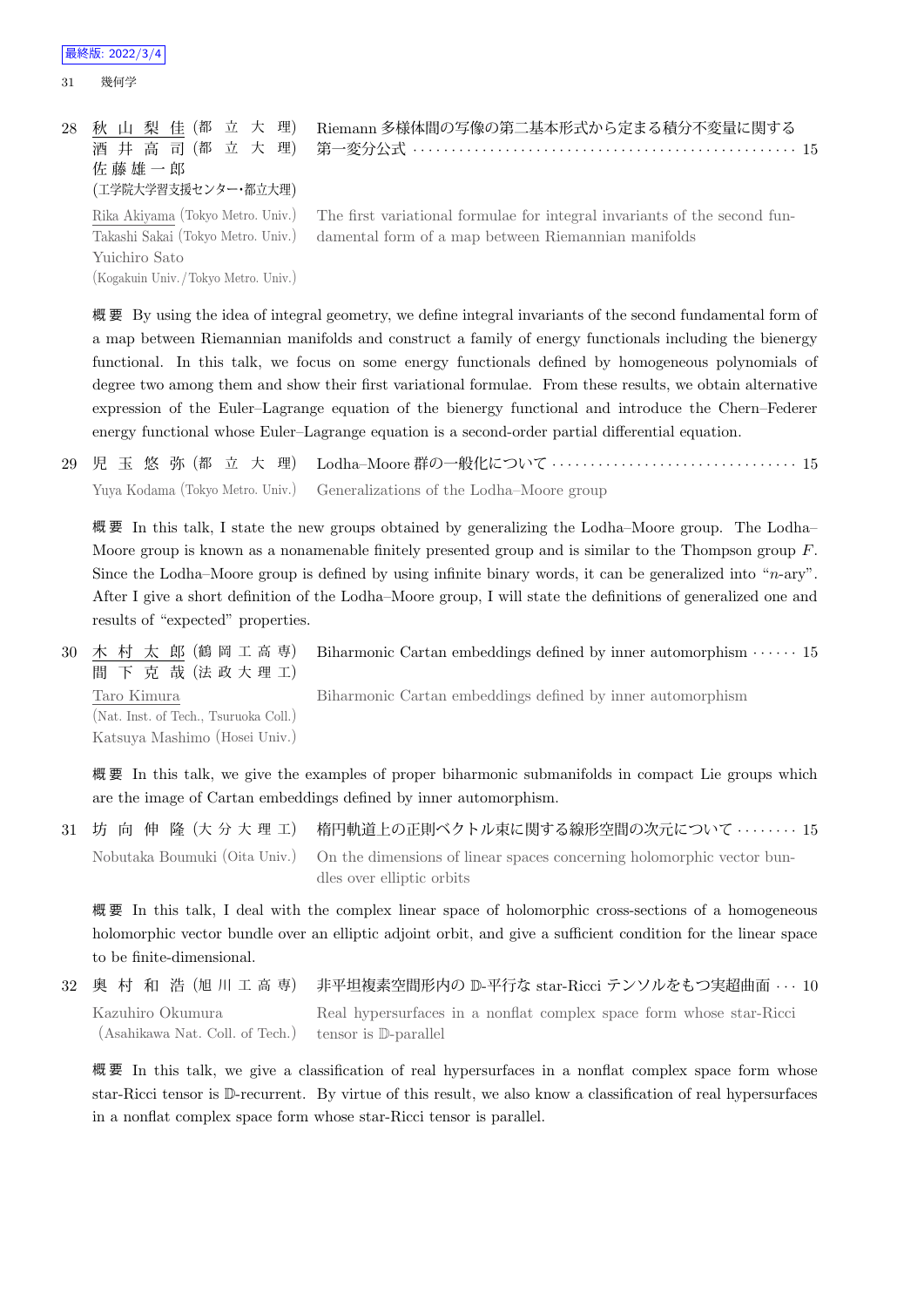28 秋山梨佳 (都立大理) 酒井高司 (都立大理) 佐藤雄一郎 (工学院大学習支援センター・都立大理)　Riemann 多様体間の写像の第二基本形式から定まる積分不変量に関する第一変分公式 ・・・・・・ 15

Rika Akiyama (Tokyo Metro. Univ.) Takashi Sakai (Tokyo Metro. Univ.) Yuichiro Sato (Kogakuin Univ./Tokyo Metro. Univ.)　The first variational formulae for integral invariants of the second fundamental form of a map between Riemannian manifolds

**概要** By using the idea of integral geometry, we define integral invariants of the second fundamental form of a map between Riemannian manifolds and construct a family of energy functionals including the bienergy functional. In this talk, we focus on some energy functionals defined by homogeneous polynomials of degree two among them and show their first variational formulae. From these results, we obtain alternative expression of the Euler–Lagrange equation of the bienergy functional and introduce the Chern–Federer energy functional whose Euler–Lagrange equation is a second-order partial differential equation.

29 児玉悠弥 (都立大理)　Lodha–Moore 群の一般化について ・・・・・・ 15

Yuya Kodama (Tokyo Metro. Univ.)　Generalizations of the Lodha–Moore group

**概要** In this talk, I state the new groups obtained by generalizing the Lodha–Moore group. The Lodha–Moore group is known as a nonamenable finitely presented group and is similar to the Thompson group $F$. Since the Lodha–Moore group is defined by using infinite binary words, it can be generalized into "$n$-ary". After I give a short definition of the Lodha–Moore group, I will state the definitions of generalized one and results of "expected" properties.

30 木村太郎 (鶴岡工高専) 間下克哉 (法政大理工)　Biharmonic Cartan embeddings defined by inner automorphism ・・・・・・ 15

Taro Kimura (Nat. Inst. of Tech., Tsuruoka Coll.) Katsuya Mashimo (Hosei Univ.)　Biharmonic Cartan embeddings defined by inner automorphism

**概要** In this talk, we give the examples of proper biharmonic submanifolds in compact Lie groups which are the image of Cartan embeddings defined by inner automorphism.

31 坊向伸隆 (大分大理工)　楕円軌道上の正則ベクトル束に関する線形空間の次元について ・・・・・・ 15

Nobutaka Boumuki (Oita Univ.)　On the dimensions of linear spaces concerning holomorphic vector bundles over elliptic orbits

**概要** In this talk, I deal with the complex linear space of holomorphic cross-sections of a homogeneous holomorphic vector bundle over an elliptic adjoint orbit, and give a sufficient condition for the linear space to be finite-dimensional.

32 奥村和浩 (旭川工高専)　非平坦複素空間形内の $\mathbb{D}$-平行な star-Ricci テンソルをもつ実超曲面 ・・・ 10

Kazuhiro Okumura (Asahikawa Nat. Coll. of Tech.)　Real hypersurfaces in a nonflat complex space form whose star-Ricci tensor is $\mathbb{D}$-parallel

**概要** In this talk, we give a classification of real hypersurfaces in a nonflat complex space form whose star-Ricci tensor is $\mathbb{D}$-recurrent. By virtue of this result, we also know a classification of real hypersurfaces in a nonflat complex space form whose star-Ricci tensor is parallel.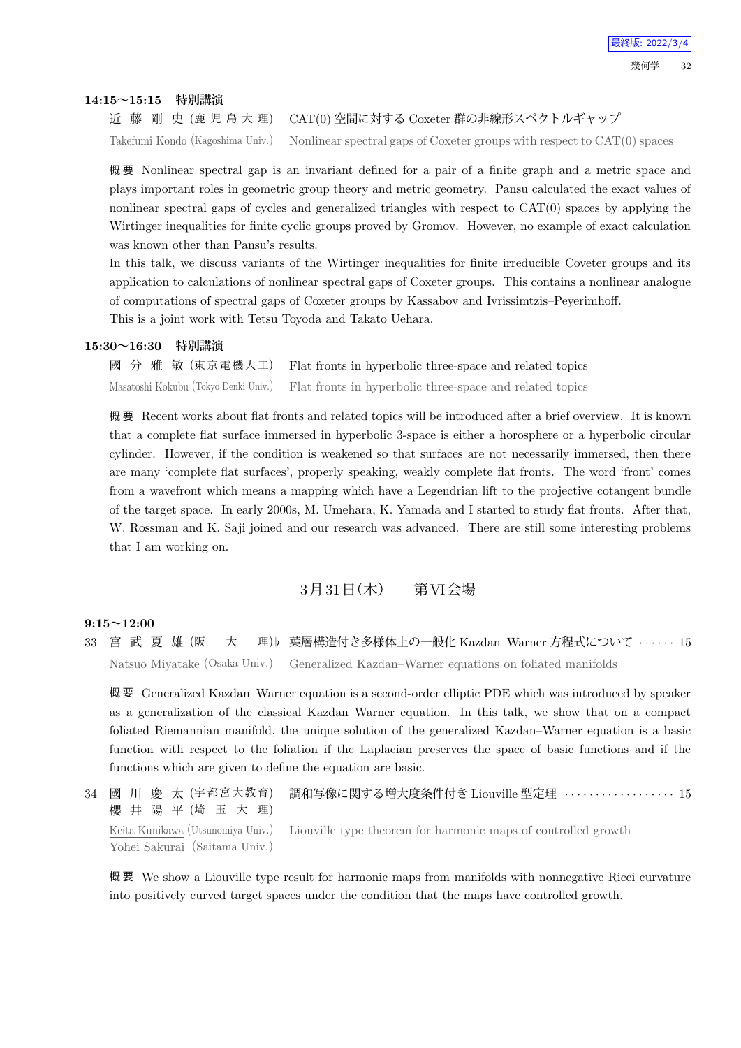**14:15〜15:15　特別講演**

近 藤 剛 史 (鹿 児 島 大 理)　CAT(0) 空間に対する Coxeter 群の非線形スペクトルギャップ

Takefumi Kondo (Kagoshima Univ.)　Nonlinear spectral gaps of Coxeter groups with respect to CAT(0) spaces

**概 要** Nonlinear spectral gap is an invariant defined for a pair of a finite graph and a metric space and plays important roles in geometric group theory and metric geometry. Pansu calculated the exact values of nonlinear spectral gaps of cycles and generalized triangles with respect to CAT(0) spaces by applying the Wirtinger inequalities for finite cyclic groups proved by Gromov. However, no example of exact calculation was known other than Pansu's results.

In this talk, we discuss variants of the Wirtinger inequalities for finite irreducible Coveter groups and its application to calculations of nonlinear spectral gaps of Coxeter groups. This contains a nonlinear analogue of computations of spectral gaps of Coxeter groups by Kassabov and Ivrissimtzis–Peyerimhoff.

This is a joint work with Tetsu Toyoda and Takato Uehara.

**15:30〜16:30　特別講演**

國 分 雅 敏 (東京電機大工)　Flat fronts in hyperbolic three-space and related topics

Masatoshi Kokubu (Tokyo Denki Univ.)　Flat fronts in hyperbolic three-space and related topics

**概 要** Recent works about flat fronts and related topics will be introduced after a brief overview. It is known that a complete flat surface immersed in hyperbolic 3-space is either a horosphere or a hyperbolic circular cylinder. However, if the condition is weakened so that surfaces are not necessarily immersed, then there are many 'complete flat surfaces', properly speaking, weakly complete flat fronts. The word 'front' comes from a wavefront which means a mapping which have a Legendrian lift to the projective cotangent bundle of the target space. In early 2000s, M. Umehara, K. Yamada and I started to study flat fronts. After that, W. Rossman and K. Saji joined and our research was advanced. There are still some interesting problems that I am working on.

## 3月31日(木)　第VI会場

**9:15〜12:00**

33 宮 武 夏 雄 (阪　大　理)♭ 葉層構造付き多様体上の一般化 Kazdan–Warner 方程式について ······ 15

Natsuo Miyatake (Osaka Univ.)　Generalized Kazdan–Warner equations on foliated manifolds

**概 要** Generalized Kazdan–Warner equation is a second-order elliptic PDE which was introduced by speaker as a generalization of the classical Kazdan–Warner equation. In this talk, we show that on a compact foliated Riemannian manifold, the unique solution of the generalized Kazdan–Warner equation is a basic function with respect to the foliation if the Laplacian preserves the space of basic functions and if the functions which are given to define the equation are basic.

34 國 川 慶 太 (宇都宮大教育)　調和写像に関する増大度条件付き Liouville 型定理 ·················· 15
櫻 井 陽 平 (埼 玉 大 理)

Keita Kunikawa (Utsunomiya Univ.)　Liouville type theorem for harmonic maps of controlled growth
Yohei Sakurai (Saitama Univ.)

**概 要** We show a Liouville type result for harmonic maps from manifolds with nonnegative Ricci curvature into positively curved target spaces under the condition that the maps have controlled growth.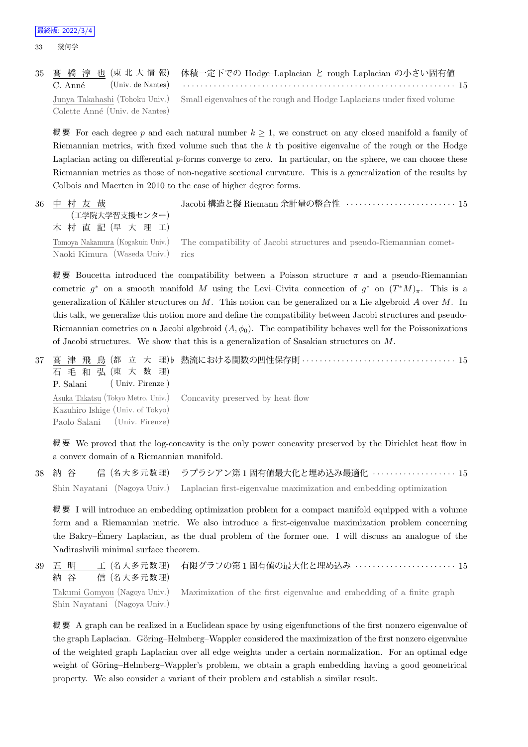35 髙橋淳也 (東北大情報) 体積一定下での Hodge–Laplacian と rough Laplacian の小さい固有値 ······ 15
C. Anné (Univ. de Nantes)

Junya Takahashi (Tohoku Univ.) Small eigenvalues of the rough and Hodge Laplacians under fixed volume
Colette Anné (Univ. de Nantes)

概要 For each degree $p$ and each natural number $k \geq 1$, we construct on any closed manifold a family of Riemannian metrics, with fixed volume such that the $k$ th positive eigenvalue of the rough or the Hodge Laplacian acting on differential $p$-forms converge to zero. In particular, on the sphere, we can choose these Riemannian metrics as those of non-negative sectional curvature. This is a generalization of the results by Colbois and Maerten in 2010 to the case of higher degree forms.

36 中村友哉 (工学院大学習支援センター) Jacobi 構造と擬 Riemann 余計量の整合性 ······ 15
木村直記 (早大理工)

Tomoya Nakamura (Kogakuin Univ.) The compatibility of Jacobi structures and pseudo-Riemannian cometrics
Naoki Kimura (Waseda Univ.)

概要 Boucetta introduced the compatibility between a Poisson structure $\pi$ and a pseudo-Riemannian cometric $g^*$ on a smooth manifold $M$ using the Levi–Civita connection of $g^*$ on $(T^*M)_\pi$. This is a generalization of Kähler structures on $M$. This notion can be generalized on a Lie algebroid $A$ over $M$. In this talk, we generalize this notion more and define the compatibility between Jacobi structures and pseudo-Riemannian cometrics on a Jacobi algebroid $(A, \phi_0)$. The compatibility behaves well for the Poissonizations of Jacobi structures. We show that this is a generalization of Sasakian structures on $M$.

37 高津飛鳥 (都立大理)♭ 熱流における関数の凹性保存則 ······ 15
石毛和弘 (東大数理)
P. Salani (Univ. Firenze)

Asuka Takatsu (Tokyo Metro. Univ.) Concavity preserved by heat flow
Kazuhiro Ishige (Univ. of Tokyo)
Paolo Salani (Univ. Firenze)

概要 We proved that the log-concavity is the only power concavity preserved by the Dirichlet heat flow in a convex domain of a Riemannian manifold.

38 納谷信 (名大多元数理) ラプラシアン第 1 固有値最大化と埋め込み最適化 ······ 15

Shin Nayatani (Nagoya Univ.) Laplacian first-eigenvalue maximization and embedding optimization

概要 I will introduce an embedding optimization problem for a compact manifold equipped with a volume form and a Riemannian metric. We also introduce a first-eigenvalue maximization problem concerning the Bakry–Émery Laplacian, as the dual problem of the former one. I will discuss an analogue of the Nadirashvili minimal surface theorem.

39 五明工 (名大多元数理) 有限グラフの第 1 固有値の最大化と埋め込み ······ 15
納谷信 (名大多元数理)

Takumi Gomyou (Nagoya Univ.) Maximization of the first eigenvalue and embedding of a finite graph
Shin Nayatani (Nagoya Univ.)

概要 A graph can be realized in a Euclidean space by using eigenfunctions of the first nonzero eigenvalue of the graph Laplacian. Göring–Helmberg–Wappler considered the maximization of the first nonzero eigenvalue of the weighted graph Laplacian over all edge weights under a certain normalization. For an optimal edge weight of Göring–Helmberg–Wappler's problem, we obtain a graph embedding having a good geometrical property. We also consider a variant of their problem and establish a similar result.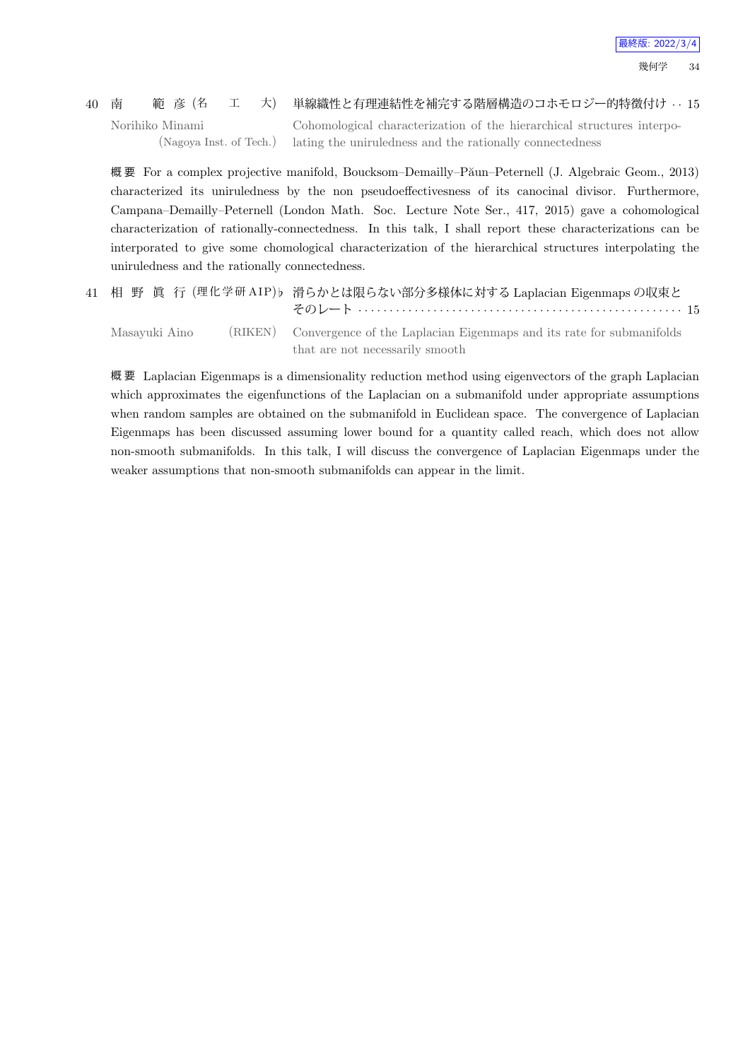40 南 範 彦 (名 工 大) 単線織性と有理連結性を補完する階層構造のコホモロジー的特徴付け ‥ 15

Norihiko Minami (Nagoya Inst. of Tech.) Cohomological characterization of the hierarchical structures interpolating the uniruledness and the rationally connectedness

**概要** For a complex projective manifold, Boucksom–Demailly–Păun–Peternell (J. Algebraic Geom., 2013) characterized its uniruledness by the non pseudoeffectivesness of its canocinal divisor. Furthermore, Campana–Demailly–Peternell (London Math. Soc. Lecture Note Ser., 417, 2015) gave a cohomological characterization of rationally-connectedness. In this talk, I shall report these characterizations can be interporated to give some chomological characterization of the hierarchical structures interpolating the uniruledness and the rationally connectedness.

41 相 野 眞 行 (理化学研AIP)♭ 滑らかとは限らない部分多様体に対する Laplacian Eigenmaps の収束とそのレート ‥‥‥‥‥‥‥‥‥‥‥‥‥‥‥‥‥‥‥‥‥‥‥‥‥‥‥‥‥‥‥‥‥‥‥‥‥‥‥‥‥‥‥‥‥‥‥‥‥‥‥ 15

Masayuki Aino (RIKEN) Convergence of the Laplacian Eigenmaps and its rate for submanifolds that are not necessarily smooth

**概要** Laplacian Eigenmaps is a dimensionality reduction method using eigenvectors of the graph Laplacian which approximates the eigenfunctions of the Laplacian on a submanifold under appropriate assumptions when random samples are obtained on the submanifold in Euclidean space. The convergence of Laplacian Eigenmaps has been discussed assuming lower bound for a quantity called reach, which does not allow non-smooth submanifolds. In this talk, I will discuss the convergence of Laplacian Eigenmaps under the weaker assumptions that non-smooth submanifolds can appear in the limit.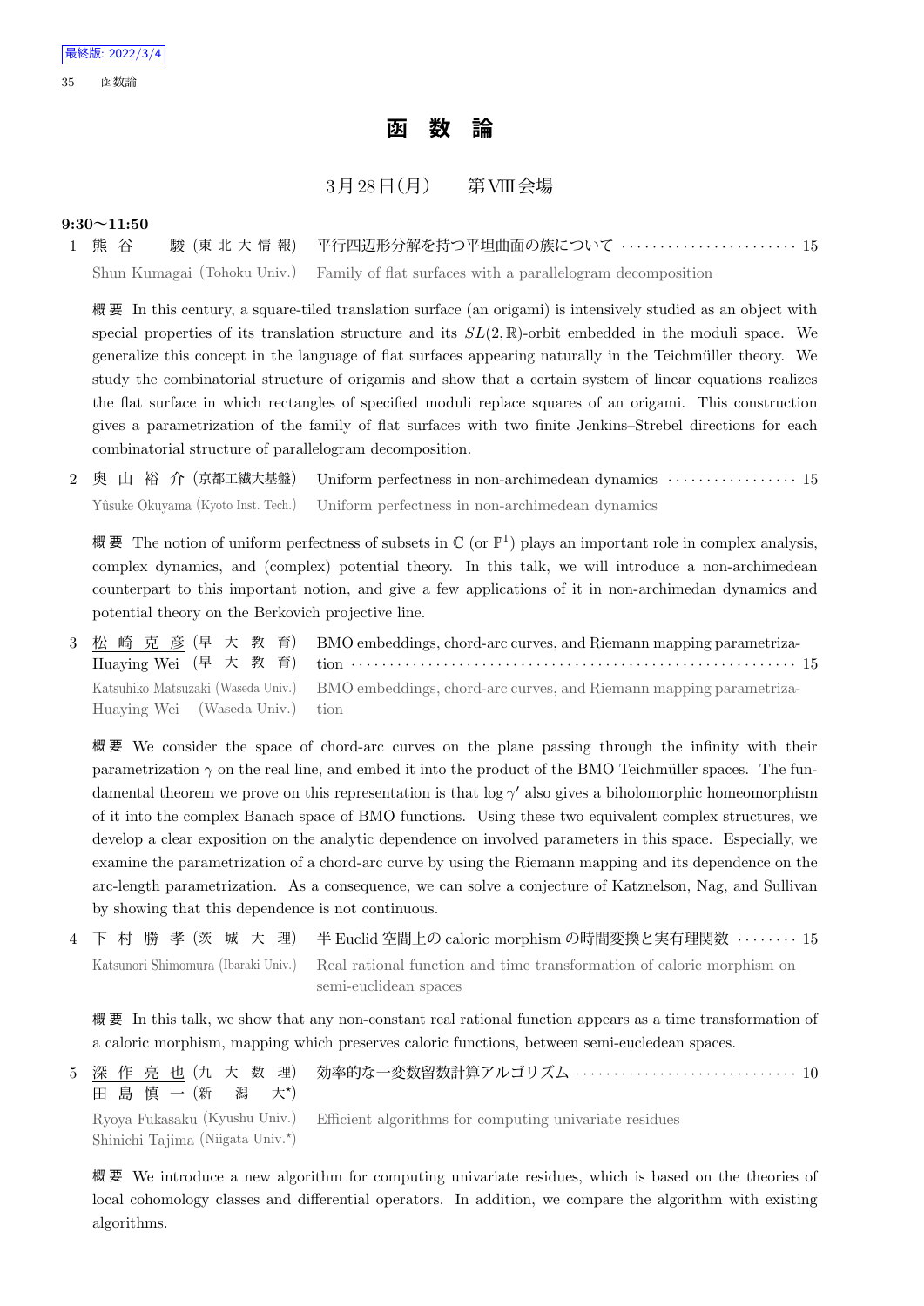# 函　数　論

3月28日(月)　　第VIII会場

**9:30〜11:50**

1　熊　谷　　駿（東北大情報）　平行四辺形分解を持つ平坦曲面の族について ……………………… 15
Shun Kumagai (Tohoku Univ.)　Family of flat surfaces with a parallelogram decomposition

概要　In this century, a square-tiled translation surface (an origami) is intensively studied as an object with special properties of its translation structure and its $SL(2,\mathbb{R})$-orbit embedded in the moduli space. We generalize this concept in the language of flat surfaces appearing naturally in the Teichmüller theory. We study the combinatorial structure of origamis and show that a certain system of linear equations realizes the flat surface in which rectangles of specified moduli replace squares of an origami. This construction gives a parametrization of the family of flat surfaces with two finite Jenkins–Strebel directions for each combinatorial structure of parallelogram decomposition.

2　奥　山　裕　介（京都工繊大基盤）　Uniform perfectness in non-archimedean dynamics ………………… 15
Yûsuke Okuyama (Kyoto Inst. Tech.)　Uniform perfectness in non-archimedean dynamics

概要　The notion of uniform perfectness of subsets in $\mathbb{C}$ (or $\mathbb{P}^1$) plays an important role in complex analysis, complex dynamics, and (complex) potential theory. In this talk, we will introduce a non-archimedean counterpart to this important notion, and give a few applications of it in non-archimedan dynamics and potential theory on the Berkovich projective line.

3　松　崎　克　彦（早大教育）
　Huaying Wei（早大教育）　BMO embeddings, chord-arc curves, and Riemann mapping parametrization ……………………………………………………………… 15
Katsuhiko Matsuzaki (Waseda Univ.)
Huaying Wei (Waseda Univ.)　BMO embeddings, chord-arc curves, and Riemann mapping parametrization

概要　We consider the space of chord-arc curves on the plane passing through the infinity with their parametrization $\gamma$ on the real line, and embed it into the product of the BMO Teichmüller spaces. The fundamental theorem we prove on this representation is that $\log \gamma'$ also gives a biholomorphic homeomorphism of it into the complex Banach space of BMO functions. Using these two equivalent complex structures, we develop a clear exposition on the analytic dependence on involved parameters in this space. Especially, we examine the parametrization of a chord-arc curve by using the Riemann mapping and its dependence on the arc-length parametrization. As a consequence, we can solve a conjecture of Katznelson, Nag, and Sullivan by showing that this dependence is not continuous.

4　下　村　勝　孝（茨城大理）　半Euclid空間上のcaloric morphismの時間変換と実有理関数 ……… 15
Katsunori Shimomura (Ibaraki Univ.)　Real rational function and time transformation of caloric morphism on semi-euclidean spaces

概要　In this talk, we show that any non-constant real rational function appears as a time transformation of a caloric morphism, mapping which preserves caloric functions, between semi-eucledean spaces.

5　深　作　亮　也（九大数理）
　田　島　慎　一（新潟大*）　効率的な一変数留数計算アルゴリズム …………………………… 10
Ryoya Fukasaku (Kyushu Univ.)
Shinichi Tajima (Niigata Univ.*)　Efficient algorithms for computing univariate residues

概要　We introduce a new algorithm for computing univariate residues, which is based on the theories of local cohomology classes and differential operators. In addition, we compare the algorithm with existing algorithms.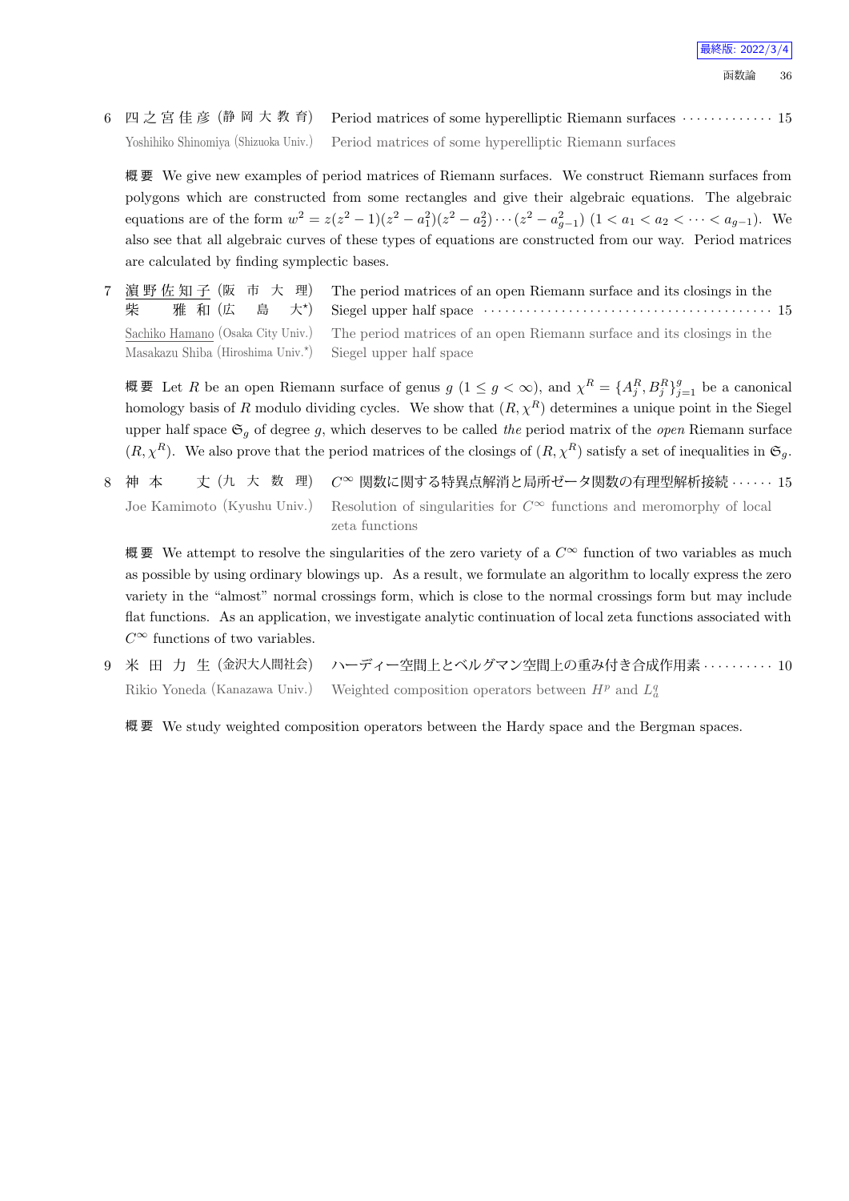6 四之宮佳彦 (静岡大教育) Period matrices of some hyperelliptic Riemann surfaces ............. 15

Yoshihiko Shinomiya (Shizuoka Univ.) Period matrices of some hyperelliptic Riemann surfaces

**概要** We give new examples of period matrices of Riemann surfaces. We construct Riemann surfaces from polygons which are constructed from some rectangles and give their algebraic equations. The algebraic equations are of the form $w^2 = z(z^2-1)(z^2-a_1^2)(z^2-a_2^2)\cdots(z^2-a_{g-1}^2)$ $(1 < a_1 < a_2 < \cdots < a_{g-1})$. We also see that all algebraic curves of these types of equations are constructed from our way. Period matrices are calculated by finding symplectic bases.

7 濵野佐知子 (阪市大理) 柴雅和 (広島大*) The period matrices of an open Riemann surface and its closings in the Siegel upper half space ........................................ 15

Sachiko Hamano (Osaka City Univ.) Masakazu Shiba (Hiroshima Univ.*) The period matrices of an open Riemann surface and its closings in the Siegel upper half space

**概要** Let $R$ be an open Riemann surface of genus $g$ $(1 \leq g < \infty)$, and $\chi^R = \{A_j^R, B_j^R\}_{j=1}^g$ be a canonical homology basis of $R$ modulo dividing cycles. We show that $(R, \chi^R)$ determines a unique point in the Siegel upper half space $\mathfrak{S}_g$ of degree $g$, which deserves to be called *the* period matrix of the *open* Riemann surface $(R, \chi^R)$. We also prove that the period matrices of the closings of $(R, \chi^R)$ satisfy a set of inequalities in $\mathfrak{S}_g$.

8 神本丈 (九大数理) $C^\infty$ 関数に関する特異点解消と局所ゼータ関数の有理型解析接続 ...... 15

Joe Kamimoto (Kyushu Univ.) Resolution of singularities for $C^\infty$ functions and meromorphy of local zeta functions

**概要** We attempt to resolve the singularities of the zero variety of a $C^\infty$ function of two variables as much as possible by using ordinary blowings up. As a result, we formulate an algorithm to locally express the zero variety in the "almost" normal crossings form, which is close to the normal crossings form but may include flat functions. As an application, we investigate analytic continuation of local zeta functions associated with $C^\infty$ functions of two variables.

9 米田力生 (金沢大人間社会) ハーディー空間上とベルグマン空間上の重み付き合成作用素 .......... 10

Rikio Yoneda (Kanazawa Univ.) Weighted composition operators between $H^p$ and $L_a^q$

**概要** We study weighted composition operators between the Hardy space and the Bergman spaces.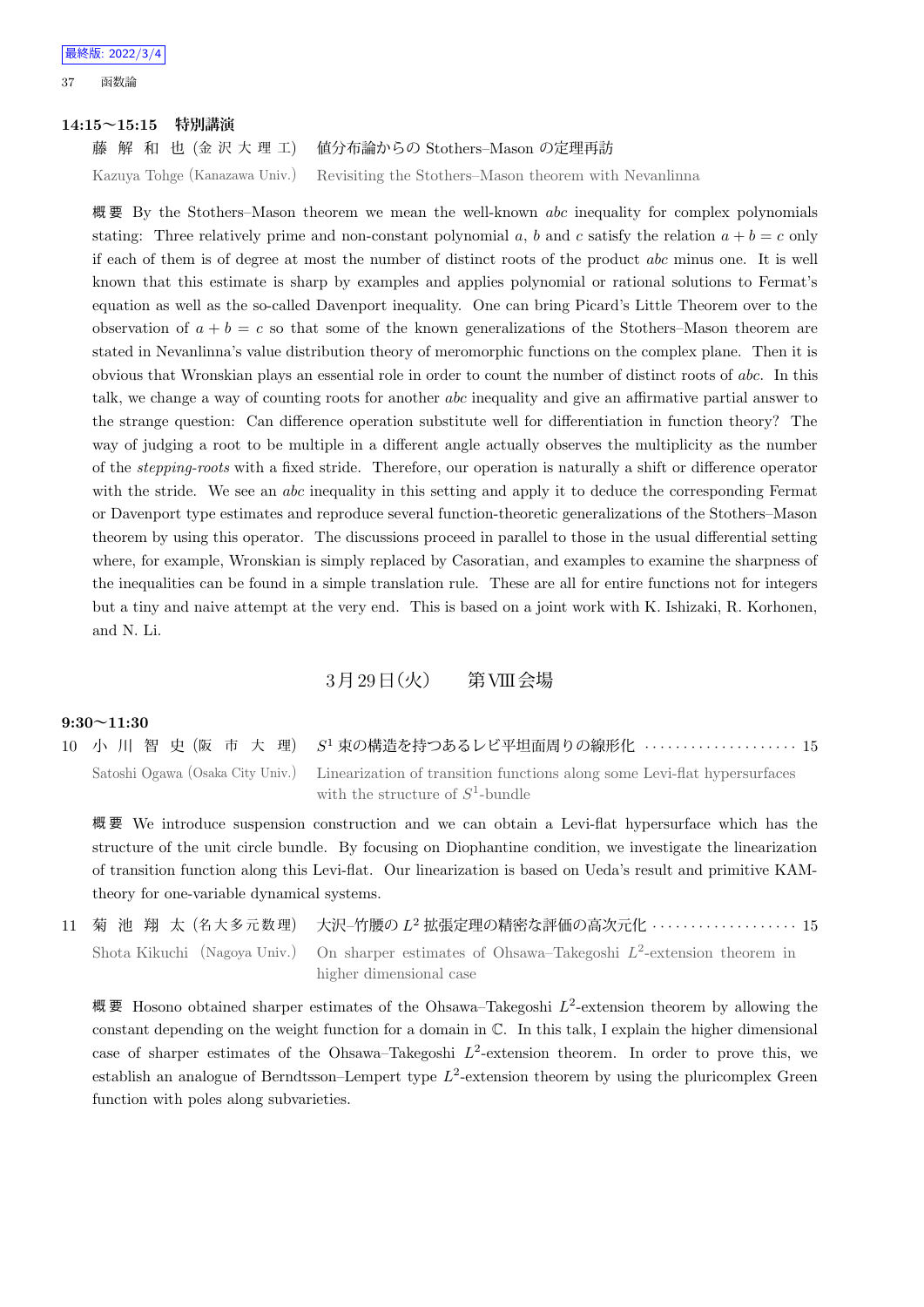**14:15〜15:15　特別講演**

藤 解 和 也 (金 沢 大 理 工)　値分布論からの Stothers–Mason の定理再訪

Kazuya Tohge (Kanazawa Univ.)　Revisiting the Stothers–Mason theorem with Nevanlinna

概 要 By the Stothers–Mason theorem we mean the well-known *abc* inequality for complex polynomials stating: Three relatively prime and non-constant polynomial $a$, $b$ and $c$ satisfy the relation $a+b=c$ only if each of them is of degree at most the number of distinct roots of the product *abc* minus one. It is well known that this estimate is sharp by examples and applies polynomial or rational solutions to Fermat's equation as well as the so-called Davenport inequality. One can bring Picard's Little Theorem over to the observation of $a+b=c$ so that some of the known generalizations of the Stothers–Mason theorem are stated in Nevanlinna's value distribution theory of meromorphic functions on the complex plane. Then it is obvious that Wronskian plays an essential role in order to count the number of distinct roots of *abc*. In this talk, we change a way of counting roots for another *abc* inequality and give an affirmative partial answer to the strange question: Can difference operation substitute well for differentiation in function theory? The way of judging a root to be multiple in a different angle actually observes the multiplicity as the number of the *stepping-roots* with a fixed stride. Therefore, our operation is naturally a shift or difference operator with the stride. We see an *abc* inequality in this setting and apply it to deduce the corresponding Fermat or Davenport type estimates and reproduce several function-theoretic generalizations of the Stothers–Mason theorem by using this operator. The discussions proceed in parallel to those in the usual differential setting where, for example, Wronskian is simply replaced by Casoratian, and examples to examine the sharpness of the inequalities can be found in a simple translation rule. These are all for entire functions not for integers but a tiny and naive attempt at the very end. This is based on a joint work with K. Ishizaki, R. Korhonen, and N. Li.

## 3月29日(火)　第VIII会場

**9:30〜11:30**

10 小 川 智 史 (阪 市 大 理)　$S^1$ 束の構造を持つあるレビ平坦面周りの線形化 ···················· 15

Satoshi Ogawa (Osaka City Univ.)　Linearization of transition functions along some Levi-flat hypersurfaces with the structure of $S^1$-bundle

概 要 We introduce suspension construction and we can obtain a Levi-flat hypersurface which has the structure of the unit circle bundle. By focusing on Diophantine condition, we investigate the linearization of transition function along this Levi-flat. Our linearization is based on Ueda's result and primitive KAM-theory for one-variable dynamical systems.

11 菊 池 翔 太 (名大多元数理)　大沢–竹腰の $L^2$ 拡張定理の精密な評価の高次元化 ·················· 15

Shota Kikuchi (Nagoya Univ.)　On sharper estimates of Ohsawa–Takegoshi $L^2$-extension theorem in higher dimensional case

概 要 Hosono obtained sharper estimates of the Ohsawa–Takegoshi $L^2$-extension theorem by allowing the constant depending on the weight function for a domain in $\mathbb{C}$. In this talk, I explain the higher dimensional case of sharper estimates of the Ohsawa–Takegoshi $L^2$-extension theorem. In order to prove this, we establish an analogue of Berndtsson–Lempert type $L^2$-extension theorem by using the pluricomplex Green function with poles along subvarieties.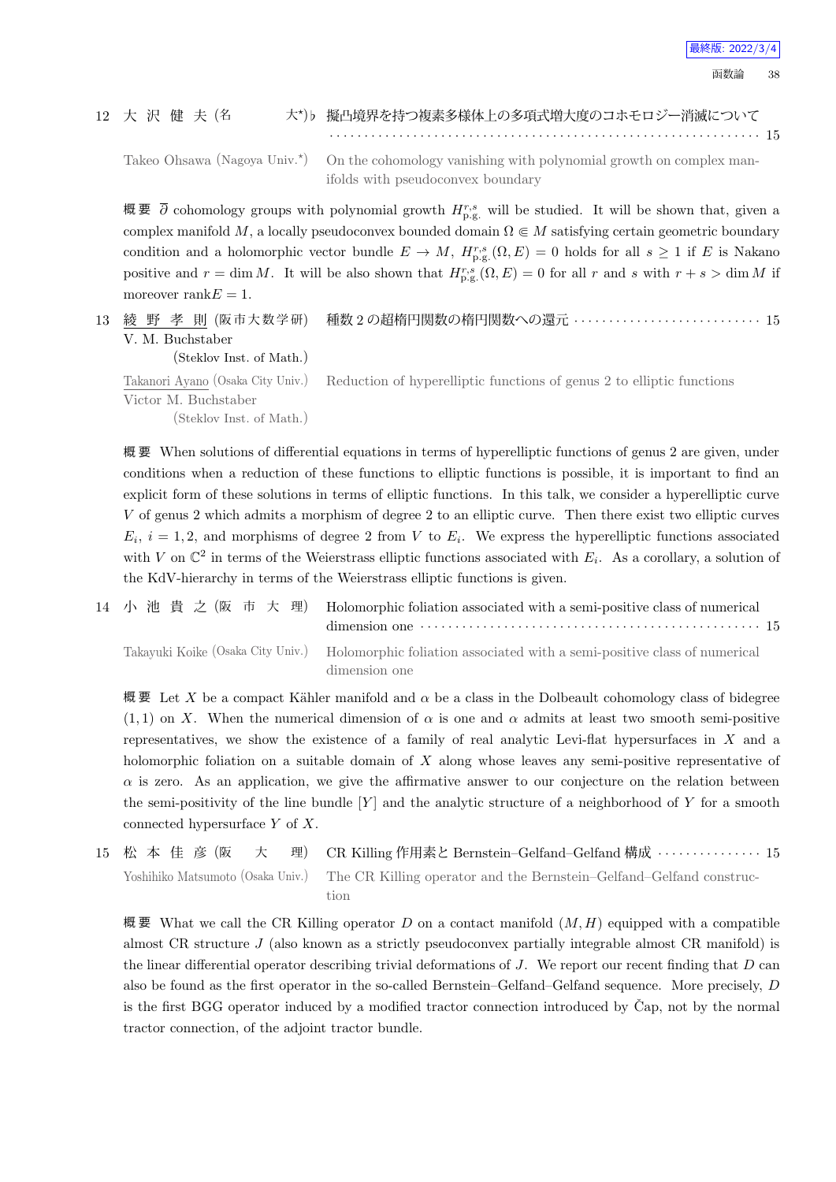12 大 沢 健 夫 (名　　大*)♭ 擬凸境界を持つ複素多様体上の多項式増大度のコホモロジー消滅について ………………………………………………………… 15

Takeo Ohsawa (Nagoya Univ.*) On the cohomology vanishing with polynomial growth on complex manifolds with pseudoconvex boundary

概要 $\bar{\partial}$ cohomology groups with polynomial growth $H^{r,s}_{\text{p.g.}}$ will be studied. It will be shown that, given a complex manifold $M$, a locally pseudoconvex bounded domain $\Omega \Subset M$ satisfying certain geometric boundary condition and a holomorphic vector bundle $E \to M$, $H^{r,s}_{\text{p.g.}}(\Omega, E) = 0$ holds for all $s \geq 1$ if $E$ is Nakano positive and $r = \dim M$. It will be also shown that $H^{r,s}_{\text{p.g.}}(\Omega, E) = 0$ for all $r$ and $s$ with $r + s > \dim M$ if moreover rank$E = 1$.

13 綾 野 孝 則 (阪市大数学研) 種数 2 の超楕円関数の楕円関数への還元 ………………………… 15
V. M. Buchstaber (Steklov Inst. of Math.)

Takanori Ayano (Osaka City Univ.) Reduction of hyperelliptic functions of genus 2 to elliptic functions
Victor M. Buchstaber (Steklov Inst. of Math.)

概要 When solutions of differential equations in terms of hyperelliptic functions of genus 2 are given, under conditions when a reduction of these functions to elliptic functions is possible, it is important to find an explicit form of these solutions in terms of elliptic functions. In this talk, we consider a hyperelliptic curve $V$ of genus 2 which admits a morphism of degree 2 to an elliptic curve. Then there exist two elliptic curves $E_i$, $i = 1, 2$, and morphisms of degree 2 from $V$ to $E_i$. We express the hyperelliptic functions associated with $V$ on $\mathbb{C}^2$ in terms of the Weierstrass elliptic functions associated with $E_i$. As a corollary, a solution of the KdV-hierarchy in terms of the Weierstrass elliptic functions is given.

14 小 池 貴 之 (阪 市 大 理) Holomorphic foliation associated with a semi-positive class of numerical dimension one ………………………………………………… 15

Takayuki Koike (Osaka City Univ.) Holomorphic foliation associated with a semi-positive class of numerical dimension one

概要 Let $X$ be a compact Kähler manifold and $\alpha$ be a class in the Dolbeault cohomology class of bidegree $(1, 1)$ on $X$. When the numerical dimension of $\alpha$ is one and $\alpha$ admits at least two smooth semi-positive representatives, we show the existence of a family of real analytic Levi-flat hypersurfaces in $X$ and a holomorphic foliation on a suitable domain of $X$ along whose leaves any semi-positive representative of $\alpha$ is zero. As an application, we give the affirmative answer to our conjecture on the relation between the semi-positivity of the line bundle $[Y]$ and the analytic structure of a neighborhood of $Y$ for a smooth connected hypersurface $Y$ of $X$.

15 松 本 佳 彦 (阪　　大　　理) CR Killing 作用素と Bernstein–Gelfand–Gelfand 構成 ……………… 15

Yoshihiko Matsumoto (Osaka Univ.) The CR Killing operator and the Bernstein–Gelfand–Gelfand construction

概要 What we call the CR Killing operator $D$ on a contact manifold $(M, H)$ equipped with a compatible almost CR structure $J$ (also known as a strictly pseudoconvex partially integrable almost CR manifold) is the linear differential operator describing trivial deformations of $J$. We report our recent finding that $D$ can also be found as the first operator in the so-called Bernstein–Gelfand–Gelfand sequence. More precisely, $D$ is the first BGG operator induced by a modified tractor connection introduced by Čap, not by the normal tractor connection, of the adjoint tractor bundle.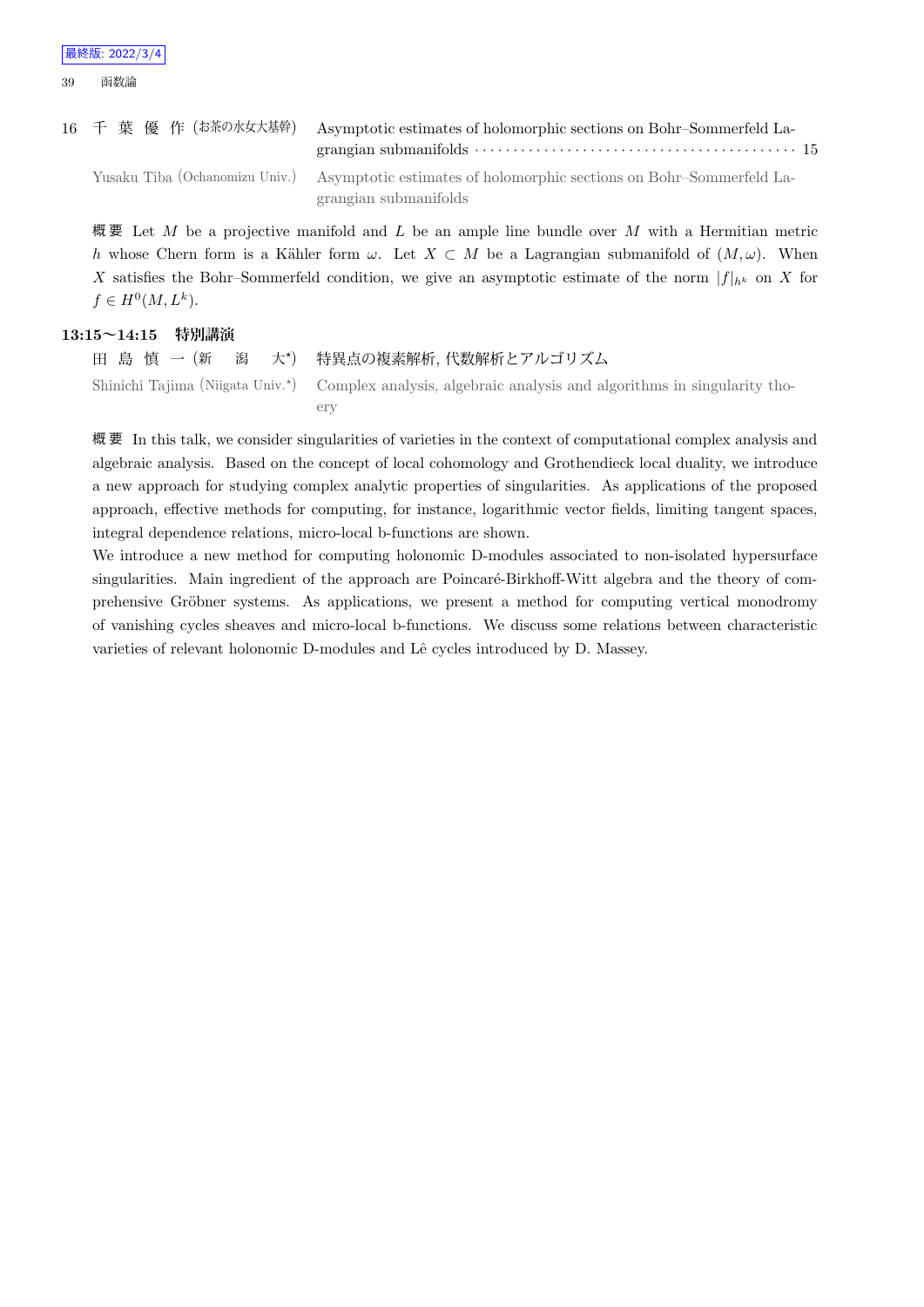16 千 葉 優 作 (お茶の水女大基幹) Asymptotic estimates of holomorphic sections on Bohr–Sommerfeld Lagrangian submanifolds ··········· 15

Yusaku Tiba (Ochanomizu Univ.) Asymptotic estimates of holomorphic sections on Bohr–Sommerfeld Lagrangian submanifolds

概要 Let $M$ be a projective manifold and $L$ be an ample line bundle over $M$ with a Hermitian metric $h$ whose Chern form is a Kähler form $\omega$. Let $X \subset M$ be a Lagrangian submanifold of $(M, \omega)$. When $X$ satisfies the Bohr–Sommerfeld condition, we give an asymptotic estimate of the norm $|f|_{h^k}$ on $X$ for $f \in H^0(M, L^k)$.

### 13:15～14:15 特別講演

田 島 慎 一 (新 潟 大*) 特異点の複素解析, 代数解析とアルゴリズム

Shinichi Tajima (Niigata Univ.*) Complex analysis, algebraic analysis and algorithms in singularity thoery

概要 In this talk, we consider singularities of varieties in the context of computational complex analysis and algebraic analysis. Based on the concept of local cohomology and Grothendieck local duality, we introduce a new approach for studying complex analytic properties of singularities. As applications of the proposed approach, effective methods for computing, for instance, logarithmic vector fields, limiting tangent spaces, integral dependence relations, micro-local b-functions are shown.

We introduce a new method for computing holonomic D-modules associated to non-isolated hypersurface singularities. Main ingredient of the approach are Poincaré-Birkhoff-Witt algebra and the theory of comprehensive Gröbner systems. As applications, we present a method for computing vertical monodromy of vanishing cycles sheaves and micro-local b-functions. We discuss some relations between characteristic varieties of relevant holonomic D-modules and Lê cycles introduced by D. Massey.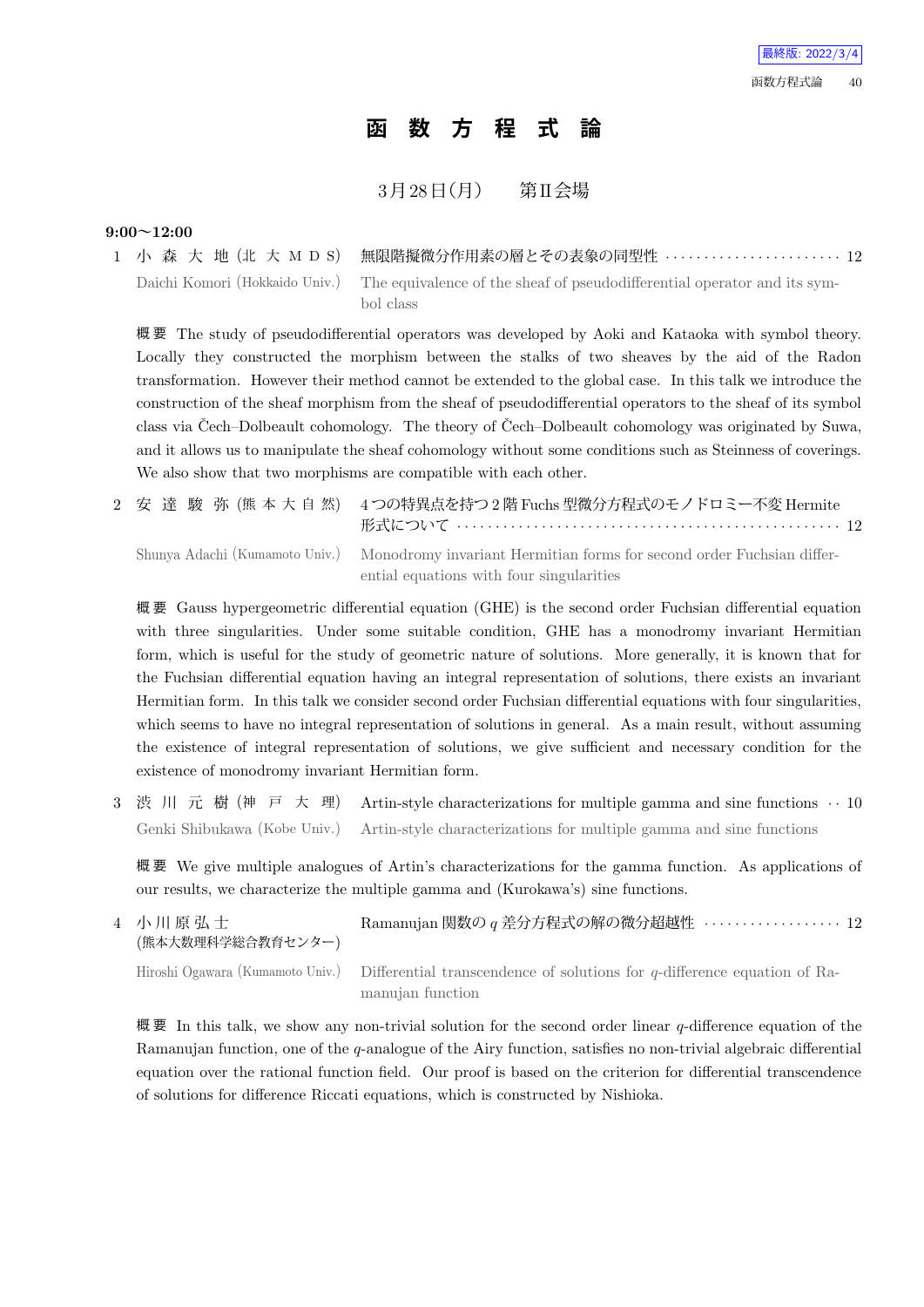# 函 数 方 程 式 論

3月28日(月)　　第II会場

**9:00〜12:00**

1 小 森 大 地 (北 大 M D S)　無限階擬微分作用素の層とその表象の同型性 ······················ 12

Daichi Komori (Hokkaido Univ.)　The equivalence of the sheaf of pseudodifferential operator and its symbol class

**概要** The study of pseudodifferential operators was developed by Aoki and Kataoka with symbol theory. Locally they constructed the morphism between the stalks of two sheaves by the aid of the Radon transformation. However their method cannot be extended to the global case. In this talk we introduce the construction of the sheaf morphism from the sheaf of pseudodifferential operators to the sheaf of its symbol class via Čech–Dolbeault cohomology. The theory of Čech–Dolbeault cohomology was originated by Suwa, and it allows us to manipulate the sheaf cohomology without some conditions such as Steinness of coverings. We also show that two morphisms are compatible with each other.

2 安 達 駿 弥 (熊 本 大 自 然)　4つの特異点を持つ2階Fuchs型微分方程式のモノドロミー不変Hermite形式について ················································ 12

Shunya Adachi (Kumamoto Univ.)　Monodromy invariant Hermitian forms for second order Fuchsian differential equations with four singularities

**概要** Gauss hypergeometric differential equation (GHE) is the second order Fuchsian differential equation with three singularities. Under some suitable condition, GHE has a monodromy invariant Hermitian form, which is useful for the study of geometric nature of solutions. More generally, it is known that for the Fuchsian differential equation having an integral representation of solutions, there exists an invariant Hermitian form. In this talk we consider second order Fuchsian differential equations with four singularities, which seems to have no integral representation of solutions in general. As a main result, without assuming the existence of integral representation of solutions, we give sufficient and necessary condition for the existence of monodromy invariant Hermitian form.

3 渋 川 元 樹 (神 戸 大 理)　Artin-style characterizations for multiple gamma and sine functions ·· 10

Genki Shibukawa (Kobe Univ.)　Artin-style characterizations for multiple gamma and sine functions

**概要** We give multiple analogues of Artin's characterizations for the gamma function. As applications of our results, we characterize the multiple gamma and (Kurokawa's) sine functions.

4 小川原弘士 (熊本大数理科学総合教育センター)　Ramanujan関数の $q$ 差分方程式の解の微分超越性 ················· 12

Hiroshi Ogawara (Kumamoto Univ.)　Differential transcendence of solutions for $q$-difference equation of Ramanujan function

**概要** In this talk, we show any non-trivial solution for the second order linear $q$-difference equation of the Ramanujan function, one of the $q$-analogue of the Airy function, satisfies no non-trivial algebraic differential equation over the rational function field. Our proof is based on the criterion for differential transcendence of solutions for difference Riccati equations, which is constructed by Nishioka.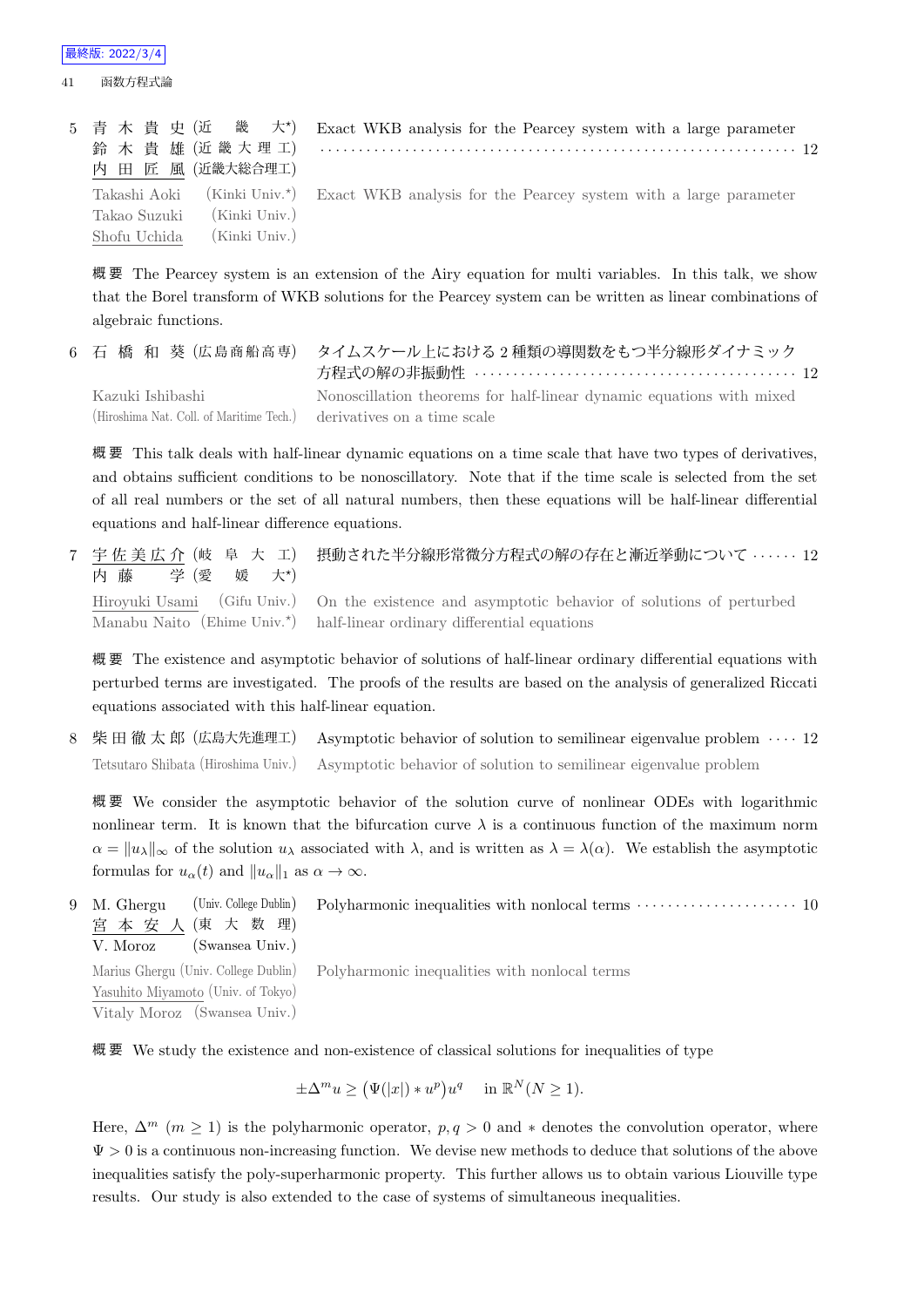5 青木貴史 (近畿大*) 鈴木貴雄 (近畿大理工) 内田匠風 (近畿大総合理工)

Exact WKB analysis for the Pearcey system with a large parameter ・・・・・ 12

Takashi Aoki (Kinki Univ.*) Takao Suzuki (Kinki Univ.) Shofu Uchida (Kinki Univ.)

Exact WKB analysis for the Pearcey system with a large parameter

概要 The Pearcey system is an extension of the Airy equation for multi variables. In this talk, we show that the Borel transform of WKB solutions for the Pearcey system can be written as linear combinations of algebraic functions.

6 石橋和葵 (広島商船高専)

タイムスケール上における 2 種類の導関数をもつ半分線形ダイナミック方程式の解の非振動性 ・・・・・ 12

Kazuki Ishibashi (Hiroshima Nat. Coll. of Maritime Tech.)

Nonoscillation theorems for half-linear dynamic equations with mixed derivatives on a time scale

概要 This talk deals with half-linear dynamic equations on a time scale that have two types of derivatives, and obtains sufficient conditions to be nonoscillatory. Note that if the time scale is selected from the set of all real numbers or the set of all natural numbers, then these equations will be half-linear differential equations and half-linear difference equations.

7 宇佐美広介 (岐阜大工) 内藤学 (愛媛大*)

摂動された半分線形常微分方程式の解の存在と漸近挙動について ・・・・・ 12

Hiroyuki Usami (Gifu Univ.) Manabu Naito (Ehime Univ.*)

On the existence and asymptotic behavior of solutions of perturbed half-linear ordinary differential equations

概要 The existence and asymptotic behavior of solutions of half-linear ordinary differential equations with perturbed terms are investigated. The proofs of the results are based on the analysis of generalized Riccati equations associated with this half-linear equation.

8 柴田徹太郎 (広島大先進理工)

Asymptotic behavior of solution to semilinear eigenvalue problem ・・・・・ 12

Tetsutaro Shibata (Hiroshima Univ.)

Asymptotic behavior of solution to semilinear eigenvalue problem

概要 We consider the asymptotic behavior of the solution curve of nonlinear ODEs with logarithmic nonlinear term. It is known that the bifurcation curve $\lambda$ is a continuous function of the maximum norm $\alpha = \|u_\lambda\|_\infty$ of the solution $u_\lambda$ associated with $\lambda$, and is written as $\lambda = \lambda(\alpha)$. We establish the asymptotic formulas for $u_\alpha(t)$ and $\|u_\alpha\|_1$ as $\alpha \to \infty$.

9 M. Ghergu (Univ. College Dublin) 宮本安人 (東大数理) V. Moroz (Swansea Univ.)

Polyharmonic inequalities with nonlocal terms ・・・・・ 10

Marius Ghergu (Univ. College Dublin) Yasuhito Miyamoto (Univ. of Tokyo) Vitaly Moroz (Swansea Univ.)

Polyharmonic inequalities with nonlocal terms

概要 We study the existence and non-existence of classical solutions for inequalities of type

$$\pm\Delta^m u \geq \big(\Psi(|x|) * u^p\big)u^q \quad \text{in } \mathbb{R}^N (N \geq 1).$$

Here, $\Delta^m$ $(m \geq 1)$ is the polyharmonic operator, $p, q > 0$ and $*$ denotes the convolution operator, where $\Psi > 0$ is a continuous non-increasing function. We devise new methods to deduce that solutions of the above inequalities satisfy the poly-superharmonic property. This further allows us to obtain various Liouville type results. Our study is also extended to the case of systems of simultaneous inequalities.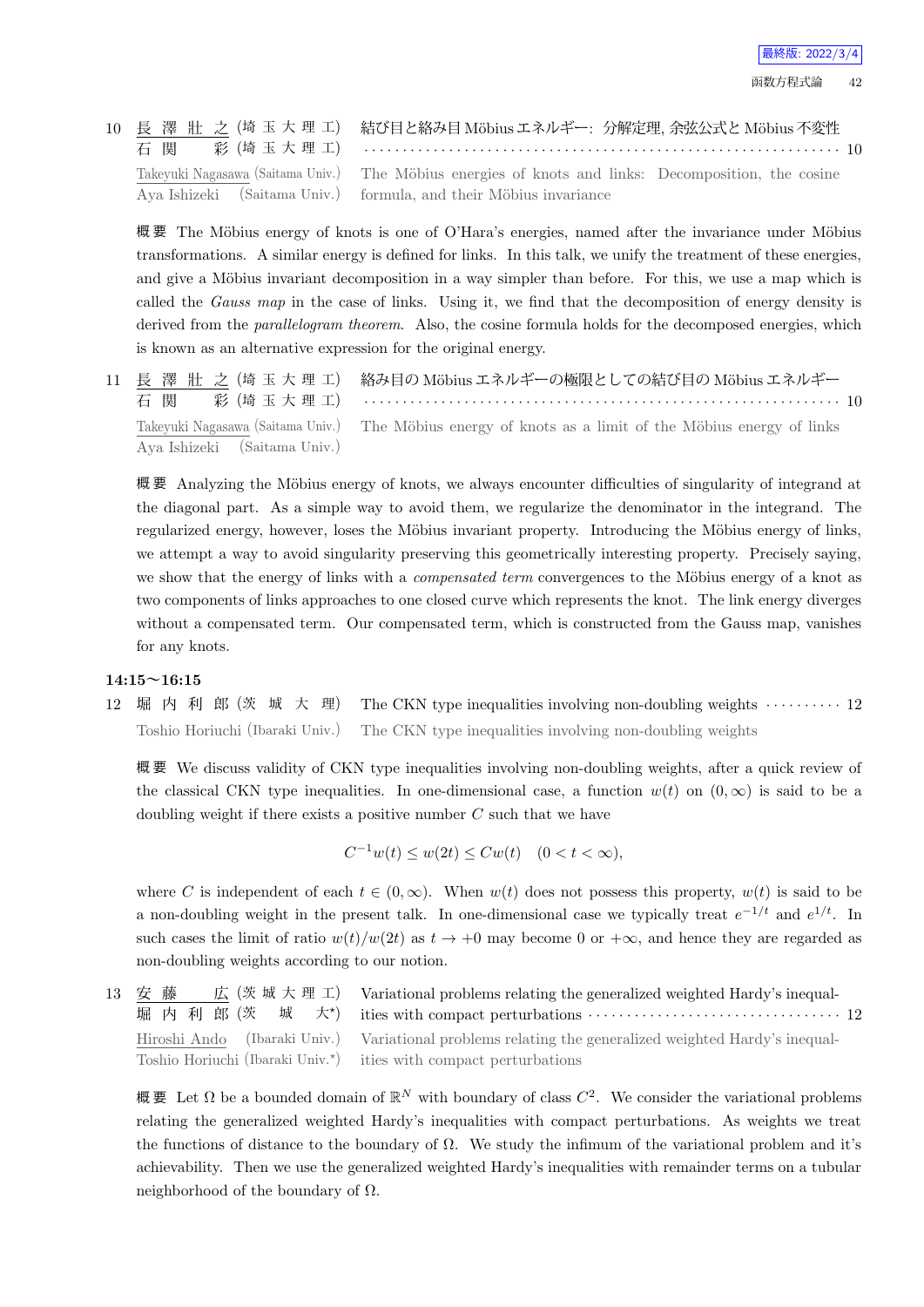10 長 澤 壯 之 (埼 玉 大 理 工) 結び目と絡み目 Möbius エネルギー: 分解定理, 余弦公式と Möbius 不変性
石 関 彩 (埼 玉 大 理 工) ······························································ 10

Takeyuki Nagasawa (Saitama Univ.) The Möbius energies of knots and links: Decomposition, the cosine
Aya Ishizeki (Saitama Univ.) formula, and their Möbius invariance

概要 The Möbius energy of knots is one of O'Hara's energies, named after the invariance under Möbius transformations. A similar energy is defined for links. In this talk, we unify the treatment of these energies, and give a Möbius invariant decomposition in a way simpler than before. For this, we use a map which is called the *Gauss map* in the case of links. Using it, we find that the decomposition of energy density is derived from the *parallelogram theorem*. Also, the cosine formula holds for the decomposed energies, which is known as an alternative expression for the original energy.

11 長 澤 壯 之 (埼 玉 大 理 工) 絡み目の Möbius エネルギーの極限としての結び目の Möbius エネルギー
石 関 彩 (埼 玉 大 理 工) ······························································ 10

Takeyuki Nagasawa (Saitama Univ.) The Möbius energy of knots as a limit of the Möbius energy of links
Aya Ishizeki (Saitama Univ.)

概要 Analyzing the Möbius energy of knots, we always encounter difficulties of singularity of integrand at the diagonal part. As a simple way to avoid them, we regularize the denominator in the integrand. The regularized energy, however, loses the Möbius invariant property. Introducing the Möbius energy of links, we attempt a way to avoid singularity preserving this geometrically interesting property. Precisely saying, we show that the energy of links with a *compensated term* convergences to the Möbius energy of a knot as two components of links approaches to one closed curve which represents the knot. The link energy diverges without a compensated term. Our compensated term, which is constructed from the Gauss map, vanishes for any knots.

**14:15〜16:15**

12 堀 内 利 郎 (茨 城 大 理) The CKN type inequalities involving non-doubling weights ·········· 12

Toshio Horiuchi (Ibaraki Univ.) The CKN type inequalities involving non-doubling weights

概要 We discuss validity of CKN type inequalities involving non-doubling weights, after a quick review of the classical CKN type inequalities. In one-dimensional case, a function $w(t)$ on $(0, \infty)$ is said to be a doubling weight if there exists a positive number $C$ such that we have

$$C^{-1}w(t) \leq w(2t) \leq Cw(t) \quad (0 < t < \infty),$$

where $C$ is independent of each $t \in (0, \infty)$. When $w(t)$ does not possess this property, $w(t)$ is said to be a non-doubling weight in the present talk. In one-dimensional case we typically treat $e^{-1/t}$ and $e^{1/t}$. In such cases the limit of ratio $w(t)/w(2t)$ as $t \to +0$ may become 0 or $+\infty$, and hence they are regarded as non-doubling weights according to our notion.

13 安 藤 広 (茨 城 大 理 工) Variational problems relating the generalized weighted Hardy's inequal-
堀 内 利 郎 (茨 城 大*) ities with compact perturbations ································ 12

Hiroshi Ando (Ibaraki Univ.) Variational problems relating the generalized weighted Hardy's inequal-
Toshio Horiuchi (Ibaraki Univ.*) ities with compact perturbations

概要 Let $\Omega$ be a bounded domain of $\mathbb{R}^N$ with boundary of class $C^2$. We consider the variational problems relating the generalized weighted Hardy's inequalities with compact perturbations. As weights we treat the functions of distance to the boundary of $\Omega$. We study the infimum of the variational problem and it's achievability. Then we use the generalized weighted Hardy's inequalities with remainder terms on a tubular neighborhood of the boundary of $\Omega$.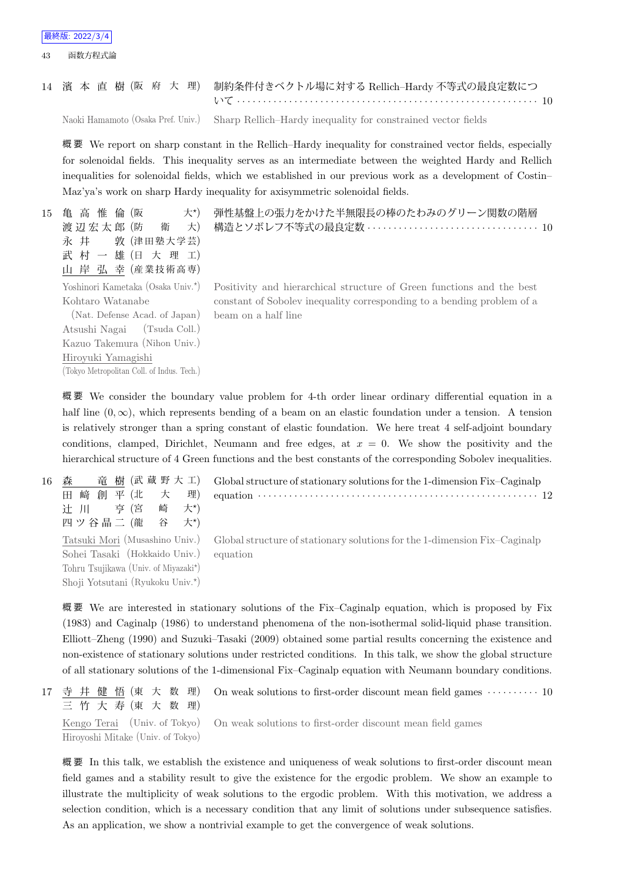14 濱本直樹 (阪府大理) 制約条件付きベクトル場に対する Rellich–Hardy 不等式の最良定数について ………… 10

Naoki Hamamoto (Osaka Pref. Univ.) Sharp Rellich–Hardy inequality for constrained vector fields

概要 We report on sharp constant in the Rellich–Hardy inequality for constrained vector fields, especially for solenoidal fields. This inequality serves as an intermediate between the weighted Hardy and Rellich inequalities for solenoidal fields, which we established in our previous work as a development of Costin–Maz'ya's work on sharp Hardy inequality for axisymmetric solenoidal fields.

15 亀高惟倫 (阪大*)
渡辺宏太郎 (防衛大)
永井敦 (津田塾大学芸)
武村一雄 (日大理工)
山岸弘幸 (産業技術高専)

弾性基盤上の張力をかけた半無限長の棒のたわみのグリーン関数の階層構造とソボレフ不等式の最良定数 ………… 10

Yoshinori Kametaka (Osaka Univ.*)
Kohtaro Watanabe (Nat. Defense Acad. of Japan)
Atsushi Nagai (Tsuda Coll.)
Kazuo Takemura (Nihon Univ.)
Hiroyuki Yamagishi (Tokyo Metropolitan Coll. of Indus. Tech.)

Positivity and hierarchical structure of Green functions and the best constant of Sobolev inequality corresponding to a bending problem of a beam on a half line

概要 We consider the boundary value problem for 4-th order linear ordinary differential equation in a half line $(0, \infty)$, which represents bending of a beam on an elastic foundation under a tension. A tension is relatively stronger than a spring constant of elastic foundation. We here treat 4 self-adjoint boundary conditions, clamped, Dirichlet, Neumann and free edges, at $x = 0$. We show the positivity and the hierarchical structure of 4 Green functions and the best constants of the corresponding Sobolev inequalities.

16 森竜樹 (武蔵野大工)
田崎創平 (北大理)
辻川亨 (宮崎大*)
四ツ谷晶二 (龍谷大*)

Global structure of stationary solutions for the 1-dimension Fix–Caginalp equation ………… 12

Tatsuki Mori (Musashino Univ.)
Sohei Tasaki (Hokkaido Univ.)
Tohru Tsujikawa (Univ. of Miyazaki*)
Shoji Yotsutani (Ryukoku Univ.*)

Global structure of stationary solutions for the 1-dimension Fix–Caginalp equation

概要 We are interested in stationary solutions of the Fix–Caginalp equation, which is proposed by Fix (1983) and Caginalp (1986) to understand phenomena of the non-isothermal solid-liquid phase transition. Elliott–Zheng (1990) and Suzuki–Tasaki (2009) obtained some partial results concerning the existence and non-existence of stationary solutions under restricted conditions. In this talk, we show the global structure of all stationary solutions of the 1-dimensional Fix–Caginalp equation with Neumann boundary conditions.

17 寺井健悟 (東大数理)
三竹大寿 (東大数理)

On weak solutions to first-order discount mean field games ………… 10

Kengo Terai (Univ. of Tokyo)
Hiroyoshi Mitake (Univ. of Tokyo)

On weak solutions to first-order discount mean field games

概要 In this talk, we establish the existence and uniqueness of weak solutions to first-order discount mean field games and a stability result to give the existence for the ergodic problem. We show an example to illustrate the multiplicity of weak solutions to the ergodic problem. With this motivation, we address a selection condition, which is a necessary condition that any limit of solutions under subsequence satisfies. As an application, we show a nontrivial example to get the convergence of weak solutions.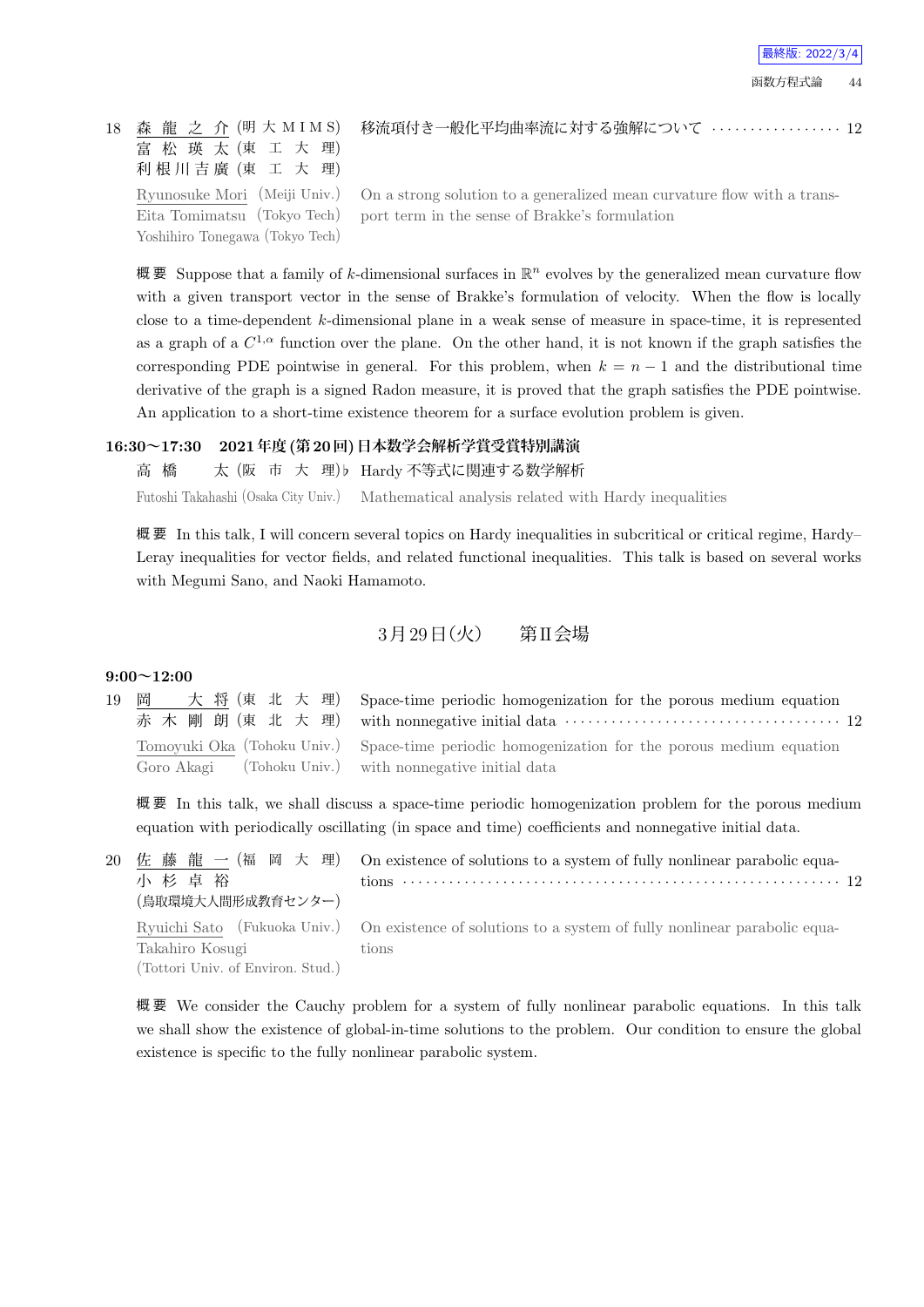18 森 龍 之 介 (明 大 M I M S) 富 松 瑛 太 (東 工 大 理) 利 根 川 吉 廣 (東 工 大 理)　移流項付き一般化平均曲率流に対する強解について ・・・・・・・・・・・・・・・・・ 12

Ryunosuke Mori (Meiji Univ.) Eita Tomimatsu (Tokyo Tech) Yoshihiro Tonegawa (Tokyo Tech)　On a strong solution to a generalized mean curvature flow with a transport term in the sense of Brakke's formulation

**概 要** Suppose that a family of $k$-dimensional surfaces in $\mathbb{R}^n$ evolves by the generalized mean curvature flow with a given transport vector in the sense of Brakke's formulation of velocity. When the flow is locally close to a time-dependent $k$-dimensional plane in a weak sense of measure in space-time, it is represented as a graph of a $C^{1,\alpha}$ function over the plane. On the other hand, it is not known if the graph satisfies the corresponding PDE pointwise in general. For this problem, when $k = n - 1$ and the distributional time derivative of the graph is a signed Radon measure, it is proved that the graph satisfies the PDE pointwise. An application to a short-time existence theorem for a surface evolution problem is given.

### 16:30〜17:30　2021年度(第20回)日本数学会解析学賞受賞特別講演

高 橋 太 (阪 市 大 理)♭ Hardy 不等式に関連する数学解析

Futoshi Takahashi (Osaka City Univ.)　Mathematical analysis related with Hardy inequalities

**概 要** In this talk, I will concern several topics on Hardy inequalities in subcritical or critical regime, Hardy–Leray inequalities for vector fields, and related functional inequalities. This talk is based on several works with Megumi Sano, and Naoki Hamamoto.

## 3月29日(火)　第II会場

### 9:00〜12:00

19 岡 大 将 (東 北 大 理) 赤 木 剛 朗 (東 北 大 理)　Space-time periodic homogenization for the porous medium equation with nonnegative initial data ・・・・・・・・・・・・・・・・・・・・・・・・・・・・・・・・・・・ 12

Tomoyuki Oka (Tohoku Univ.) Goro Akagi (Tohoku Univ.)　Space-time periodic homogenization for the porous medium equation with nonnegative initial data

**概 要** In this talk, we shall discuss a space-time periodic homogenization problem for the porous medium equation with periodically oscillating (in space and time) coefficients and nonnegative initial data.

20 佐 藤 龍 一 (福 岡 大 理) 小 杉 卓 裕 (鳥取環境大人間形成教育センター)　On existence of solutions to a system of fully nonlinear parabolic equations ・・・・・・・・・・・・・・・・・・・・・・・・・・・・・・・・・・・・・・・・・・・・・・・・・・・・ 12

Ryuichi Sato (Fukuoka Univ.) Takahiro Kosugi (Tottori Univ. of Environ. Stud.)　On existence of solutions to a system of fully nonlinear parabolic equations

**概 要** We consider the Cauchy problem for a system of fully nonlinear parabolic equations. In this talk we shall show the existence of global-in-time solutions to the problem. Our condition to ensure the global existence is specific to the fully nonlinear parabolic system.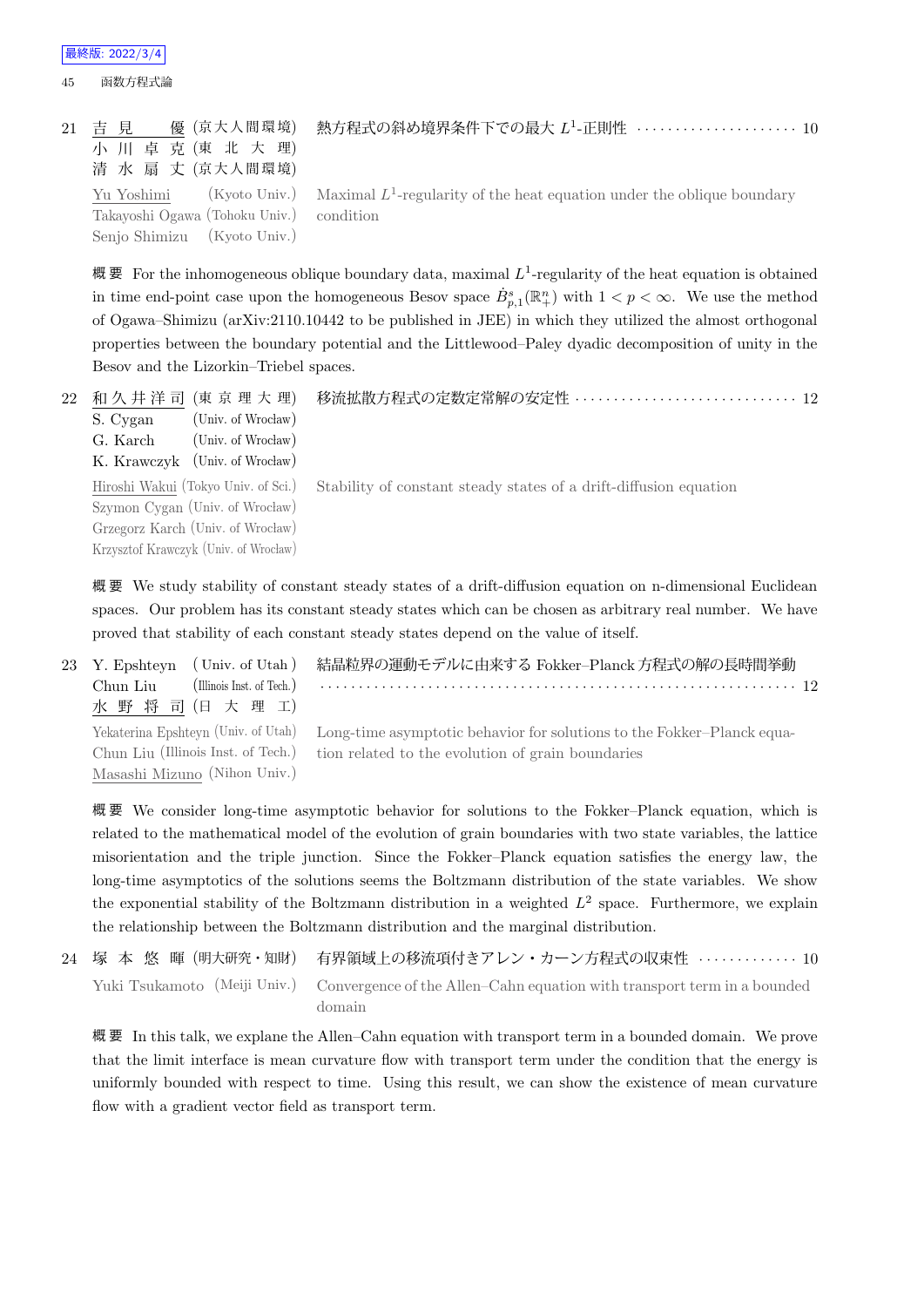21 吉見　優 (京大人間環境)　小川卓克 (東北大理)　清水扇丈 (京大人間環境)　熱方程式の斜め境界条件下での最大 $L^1$-正則性 ………… 10

Yu Yoshimi (Kyoto Univ.) Takayoshi Ogawa (Tohoku Univ.) Senjo Shimizu (Kyoto Univ.)　Maximal $L^1$-regularity of the heat equation under the oblique boundary condition

**概要** For the inhomogeneous oblique boundary data, maximal $L^1$-regularity of the heat equation is obtained in time end-point case upon the homogeneous Besov space $\dot{B}^s_{p,1}(\mathbb{R}^n_+)$ with $1 < p < \infty$. We use the method of Ogawa–Shimizu (arXiv:2110.10442 to be published in JEE) in which they utilized the almost orthogonal properties between the boundary potential and the Littlewood–Paley dyadic decomposition of unity in the Besov and the Lizorkin–Triebel spaces.

22 和久井洋司 (東京理大理)　S. Cygan (Univ. of Wrocław)　G. Karch (Univ. of Wrocław)　K. Krawczyk (Univ. of Wrocław)　移流拡散方程式の定数定常解の安定性 ………… 12

Hiroshi Wakui (Tokyo Univ. of Sci.) Szymon Cygan (Univ. of Wrocław) Grzegorz Karch (Univ. of Wrocław) Krzysztof Krawczyk (Univ. of Wrocław)　Stability of constant steady states of a drift-diffusion equation

**概要** We study stability of constant steady states of a drift-diffusion equation on n-dimensional Euclidean spaces. Our problem has its constant steady states which can be chosen as arbitrary real number. We have proved that stability of each constant steady states depend on the value of itself.

23 Y. Epshteyn (Univ. of Utah)　Chun Liu (Illinois Inst. of Tech.)　水野将司 (日大理工)　結晶粒界の運動モデルに由来する Fokker–Planck 方程式の解の長時間挙動 ………… 12

Yekaterina Epshteyn (Univ. of Utah) Chun Liu (Illinois Inst. of Tech.) Masashi Mizuno (Nihon Univ.)　Long-time asymptotic behavior for solutions to the Fokker–Planck equation related to the evolution of grain boundaries

**概要** We consider long-time asymptotic behavior for solutions to the Fokker–Planck equation, which is related to the mathematical model of the evolution of grain boundaries with two state variables, the lattice misorientation and the triple junction. Since the Fokker–Planck equation satisfies the energy law, the long-time asymptotics of the solutions seems the Boltzmann distribution of the state variables. We show the exponential stability of the Boltzmann distribution in a weighted $L^2$ space. Furthermore, we explain the relationship between the Boltzmann distribution and the marginal distribution.

24 塚本悠暉 (明大研究・知財)　有界領域上の移流項付きアレン・カーン方程式の収束性 ………… 10

Yuki Tsukamoto (Meiji Univ.)　Convergence of the Allen–Cahn equation with transport term in a bounded domain

**概要** In this talk, we explane the Allen–Cahn equation with transport term in a bounded domain. We prove that the limit interface is mean curvature flow with transport term under the condition that the energy is uniformly bounded with respect to time. Using this result, we can show the existence of mean curvature flow with a gradient vector field as transport term.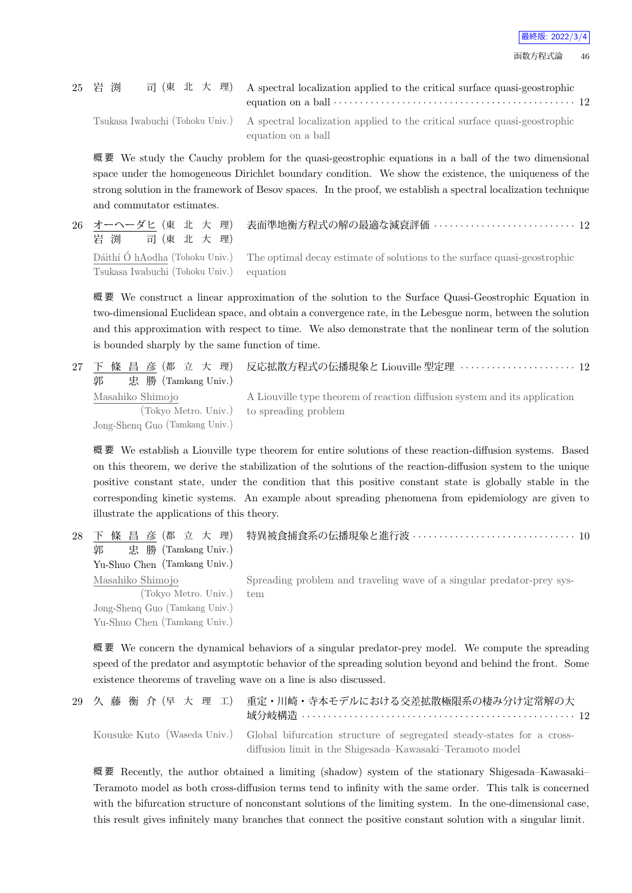25 岩 渕　司 (東 北 大 理) A spectral localization applied to the critical surface quasi-geostrophic equation on a ball ············ 12

Tsukasa Iwabuchi (Tohoku Univ.) A spectral localization applied to the critical surface quasi-geostrophic equation on a ball

**概要** We study the Cauchy problem for the quasi-geostrophic equations in a ball of the two dimensional space under the homogeneous Dirichlet boundary condition. We show the existence, the uniqueness of the strong solution in the framework of Besov spaces. In the proof, we establish a spectral localization technique and commutator estimates.

26 オーヘーダヒ (東 北 大 理) 表面準地衡方程式の解の最適な減衰評価 ············ 12
岩 渕　司 (東 北 大 理)

Dáithí Ó hAodha (Tohoku Univ.) The optimal decay estimate of solutions to the surface quasi-geostrophic equation
Tsukasa Iwabuchi (Tohoku Univ.)

**概要** We construct a linear approximation of the solution to the Surface Quasi-Geostrophic Equation in two-dimensional Euclidean space, and obtain a convergence rate, in the Lebesgue norm, between the solution and this approximation with respect to time. We also demonstrate that the nonlinear term of the solution is bounded sharply by the same function of time.

27 下 條 昌 彦 (都 立 大 理) 反応拡散方程式の伝播現象と Liouville 型定理 ············ 12
郭　忠 勝 (Tamkang Univ.)

Masahiko Shimojo (Tokyo Metro. Univ.) A Liouville type theorem of reaction diffusion system and its application to spreading problem
Jong-Shenq Guo (Tamkang Univ.)

**概要** We establish a Liouville type theorem for entire solutions of these reaction-diffusion systems. Based on this theorem, we derive the stabilization of the solutions of the reaction-diffusion system to the unique positive constant state, under the condition that this positive constant state is globally stable in the corresponding kinetic systems. An example about spreading phenomena from epidemiology are given to illustrate the applications of this theory.

28 下 條 昌 彦 (都 立 大 理) 特異被食捕食系の伝播現象と進行波 ············ 10
郭　忠 勝 (Tamkang Univ.)
Yu-Shuo Chen (Tamkang Univ.)

Masahiko Shimojo (Tokyo Metro. Univ.) Spreading problem and traveling wave of a singular predator-prey system
Jong-Shenq Guo (Tamkang Univ.)
Yu-Shuo Chen (Tamkang Univ.)

**概要** We concern the dynamical behaviors of a singular predator-prey model. We compute the spreading speed of the predator and asymptotic behavior of the spreading solution beyond and behind the front. Some existence theorems of traveling wave on a line is also discussed.

29 久 藤 衡 介 (早 大 理 工) 重定・川崎・寺本モデルにおける交差拡散極限系の棲み分け定常解の大域分岐構造 ············ 12

Kousuke Kuto (Waseda Univ.) Global bifurcation structure of segregated steady-states for a cross-diffusion limit in the Shigesada–Kawasaki–Teramoto model

**概要** Recently, the author obtained a limiting (shadow) system of the stationary Shigesada–Kawasaki–Teramoto model as both cross-diffusion terms tend to infinity with the same order. This talk is concerned with the bifurcation structure of nonconstant solutions of the limiting system. In the one-dimensional case, this result gives infinitely many branches that connect the positive constant solution with a singular limit.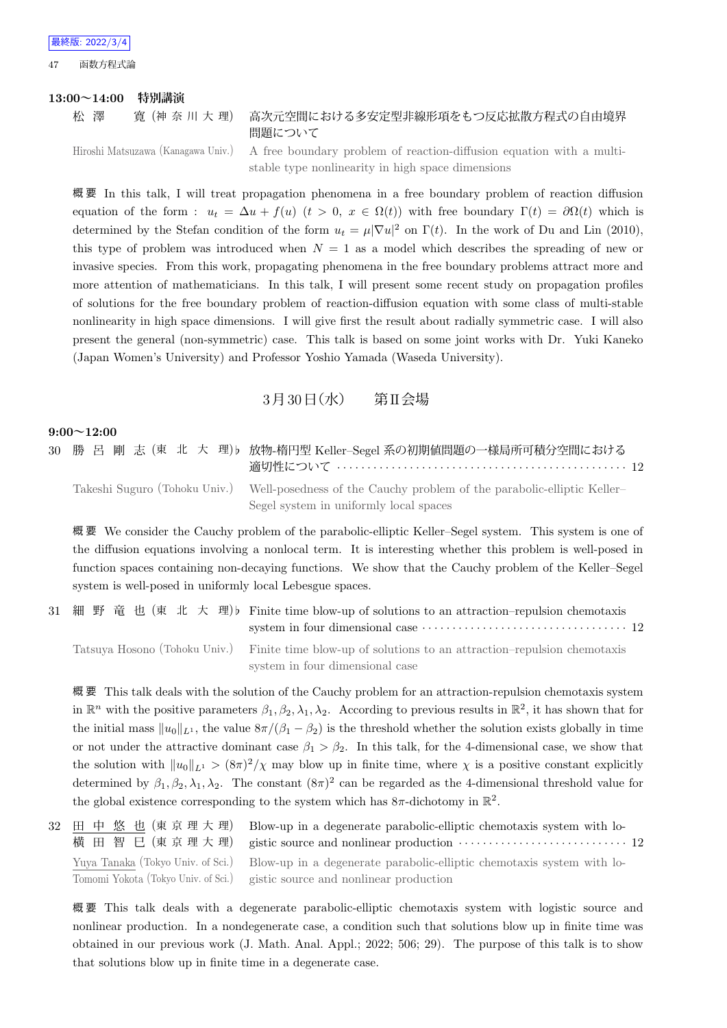**13:00～14:00　特別講演**

松　澤　　寛 (神 奈 川 大 理)　高次元空間における多安定型非線形項をもつ反応拡散方程式の自由境界問題について

Hiroshi Matsuzawa (Kanagawa Univ.)　A free boundary problem of reaction-diffusion equation with a multi-stable type nonlinearity in high space dimensions

**概要** In this talk, I will treat propagation phenomena in a free boundary problem of reaction diffusion equation of the form : $u_t = \Delta u + f(u)$ $(t > 0,\ x \in \Omega(t))$ with free boundary $\Gamma(t) = \partial\Omega(t)$ which is determined by the Stefan condition of the form $u_t = \mu|\nabla u|^2$ on $\Gamma(t)$. In the work of Du and Lin (2010), this type of problem was introduced when $N = 1$ as a model which describes the spreading of new or invasive species. From this work, propagating phenomena in the free boundary problems attract more and more attention of mathematicians. In this talk, I will present some recent study on propagation profiles of solutions for the free boundary problem of reaction-diffusion equation with some class of multi-stable nonlinearity in high space dimensions. I will give first the result about radially symmetric case. I will also present the general (non-symmetric) case. This talk is based on some joint works with Dr. Yuki Kaneko (Japan Women's University) and Professor Yoshio Yamada (Waseda University).

## 3月30日(水)　　第II会場

**9:00～12:00**

30　勝 呂 剛 志 (東 北 大 理)♭　放物-楕円型 Keller–Segel 系の初期値問題の一様局所可積分空間における適切性について ···································· 12

Takeshi Suguro (Tohoku Univ.)　Well-posedness of the Cauchy problem of the parabolic-elliptic Keller–Segel system in uniformly local spaces

**概要** We consider the Cauchy problem of the parabolic-elliptic Keller–Segel system. This system is one of the diffusion equations involving a nonlocal term. It is interesting whether this problem is well-posed in function spaces containing non-decaying functions. We show that the Cauchy problem of the Keller–Segel system is well-posed in uniformly local Lebesgue spaces.

31　細 野 竜 也 (東 北 大 理)♭　Finite time blow-up of solutions to an attraction–repulsion chemotaxis system in four dimensional case ···································· 12

Tatsuya Hosono (Tohoku Univ.)　Finite time blow-up of solutions to an attraction–repulsion chemotaxis system in four dimensional case

**概要** This talk deals with the solution of the Cauchy problem for an attraction-repulsion chemotaxis system in $\mathbb{R}^n$ with the positive parameters $\beta_1, \beta_2, \lambda_1, \lambda_2$. According to previous results in $\mathbb{R}^2$, it has shown that for the initial mass $\|u_0\|_{L^1}$, the value $8\pi/(\beta_1 - \beta_2)$ is the threshold whether the solution exists globally in time or not under the attractive dominant case $\beta_1 > \beta_2$. In this talk, for the 4-dimensional case, we show that the solution with $\|u_0\|_{L^1} > (8\pi)^2/\chi$ may blow up in finite time, where $\chi$ is a positive constant explicitly determined by $\beta_1, \beta_2, \lambda_1, \lambda_2$. The constant $(8\pi)^2$ can be regarded as the 4-dimensional threshold value for the global existence corresponding to the system which has $8\pi$-dichotomy in $\mathbb{R}^2$.

32　田 中 悠 也 (東 京 理 大 理)　Blow-up in a degenerate parabolic-elliptic chemotaxis system with lo-
　　横 田 智 巳 (東 京 理 大 理)　gistic source and nonlinear production ···································· 12

Yuya Tanaka (Tokyo Univ. of Sci.)　Blow-up in a degenerate parabolic-elliptic chemotaxis system with lo-
Tomomi Yokota (Tokyo Univ. of Sci.)　gistic source and nonlinear production

**概要** This talk deals with a degenerate parabolic-elliptic chemotaxis system with logistic source and nonlinear production. In a nondegenerate case, a condition such that solutions blow up in finite time was obtained in our previous work (J. Math. Anal. Appl.; 2022; 506; 29). The purpose of this talk is to show that solutions blow up in finite time in a degenerate case.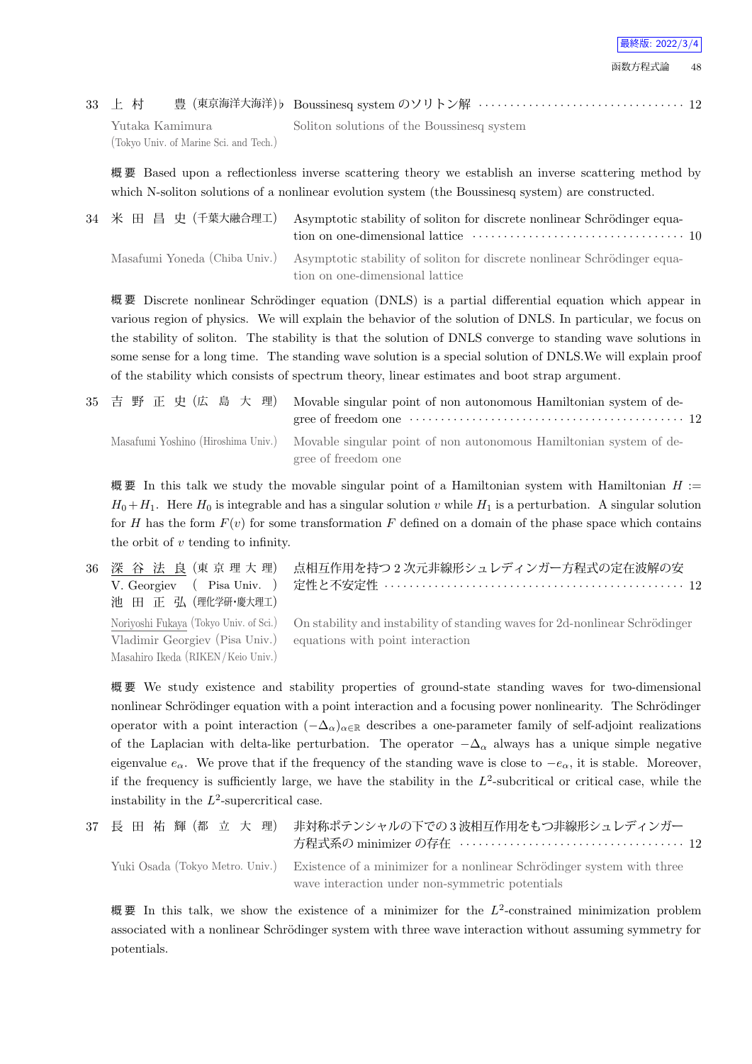33 上村 豊 (東京海洋大海洋)♭ Boussinesq system のソリトン解 ・・・・・・・・・・・・・・・・・・・・・・・・・・・・・・・・ 12

Yutaka Kamimura (Tokyo Univ. of Marine Sci. and Tech.) Soliton solutions of the Boussinesq system

概要 Based upon a reflectionless inverse scattering theory we establish an inverse scattering method by which N-soliton solutions of a nonlinear evolution system (the Boussinesq system) are constructed.

34 米田昌史 (千葉大融合理工) Asymptotic stability of soliton for discrete nonlinear Schrödinger equation on one-dimensional lattice ・・・・・・・・・・・・・・・・・・・・・・・・・・・・・・・・ 10

Masafumi Yoneda (Chiba Univ.) Asymptotic stability of soliton for discrete nonlinear Schrödinger equation on one-dimensional lattice

概要 Discrete nonlinear Schrödinger equation (DNLS) is a partial differential equation which appear in various region of physics. We will explain the behavior of the solution of DNLS. In particular, we focus on the stability of soliton. The stability is that the solution of DNLS converge to standing wave solutions in some sense for a long time. The standing wave solution is a special solution of DNLS.We will explain proof of the stability which consists of spectrum theory, linear estimates and boot strap argument.

35 吉野正史 (広島大理) Movable singular point of non autonomous Hamiltonian system of degree of freedom one ・・・・・・・・・・・・・・・・・・・・・・・・・・・・・・・・・・・・・・・・・・ 12

Masafumi Yoshino (Hiroshima Univ.) Movable singular point of non autonomous Hamiltonian system of degree of freedom one

概要 In this talk we study the movable singular point of a Hamiltonian system with Hamiltonian $H := H_0 + H_1$. Here $H_0$ is integrable and has a singular solution $v$ while $H_1$ is a perturbation. A singular solution for $H$ has the form $F(v)$ for some transformation $F$ defined on a domain of the phase space which contains the orbit of $v$ tending to infinity.

36 深谷法良 (東京理大理) 
V. Georgiev ( Pisa Univ. ) 
池田正弘 (理化学研・慶大理工) 点相互作用を持つ 2 次元非線形シュレディンガー方程式の定在波解の安定性と不安定性 ・・・・・・・・・・・・・・・・・・・・・・・・・・・・・・・・・・・・・・・・・・・・・・ 12

Noriyoshi Fukaya (Tokyo Univ. of Sci.) 
Vladimir Georgiev (Pisa Univ.) 
Masahiro Ikeda (RIKEN/Keio Univ.) On stability and instability of standing waves for 2d-nonlinear Schrödinger equations with point interaction

概要 We study existence and stability properties of ground-state standing waves for two-dimensional nonlinear Schrödinger equation with a point interaction and a focusing power nonlinearity. The Schrödinger operator with a point interaction $(-\Delta_\alpha)_{\alpha\in\mathbb{R}}$ describes a one-parameter family of self-adjoint realizations of the Laplacian with delta-like perturbation. The operator $-\Delta_\alpha$ always has a unique simple negative eigenvalue $e_\alpha$. We prove that if the frequency of the standing wave is close to $-e_\alpha$, it is stable. Moreover, if the frequency is sufficiently large, we have the stability in the $L^2$-subcritical or critical case, while the instability in the $L^2$-supercritical case.

37 長田祐輝 (都立大理) 非対称ポテンシャルの下での 3 波相互作用をもつ非線形シュレディンガー方程式系の minimizer の存在 ・・・・・・・・・・・・・・・・・・・・・・・・・・・・・・・・・・・ 12

Yuki Osada (Tokyo Metro. Univ.) Existence of a minimizer for a nonlinear Schrödinger system with three wave interaction under non-symmetric potentials

概要 In this talk, we show the existence of a minimizer for the $L^2$-constrained minimization problem associated with a nonlinear Schrödinger system with three wave interaction without assuming symmetry for potentials.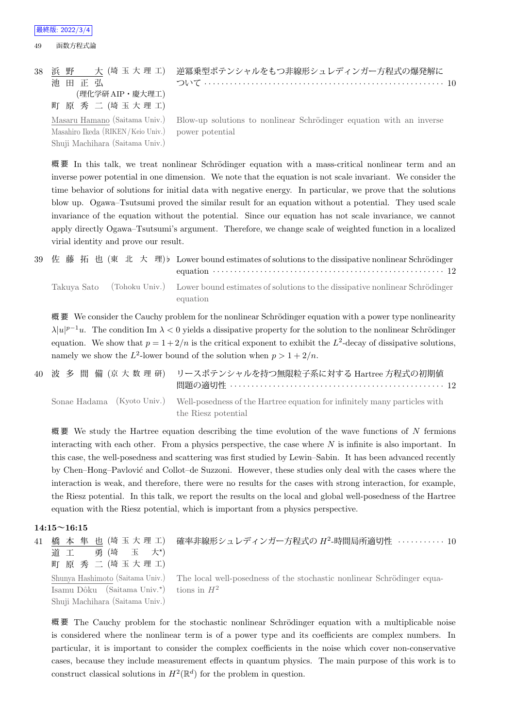38 浜野 大 (埼玉大理工) 池田正弘 (理化学研AIP・慶大理工) 町原秀二 (埼玉大理工)

逆冪乗型ポテンシャルをもつ非線形シュレディンガー方程式の爆発解について ······ 10

Masaru Hamano (Saitama Univ.) Masahiro Ikeda (RIKEN/Keio Univ.) Shuji Machihara (Saitama Univ.)

Blow-up solutions to nonlinear Schrödinger equation with an inverse power potential

概要 In this talk, we treat nonlinear Schrödinger equation with a mass-critical nonlinear term and an inverse power potential in one dimension. We note that the equation is not scale invariant. We consider the time behavior of solutions for initial data with negative energy. In particular, we prove that the solutions blow up. Ogawa–Tsutsumi proved the similar result for an equation without a potential. They used scale invariance of the equation without the potential. Since our equation has not scale invariance, we cannot apply directly Ogawa–Tsutsumi's argument. Therefore, we change scale of weighted function in a localized virial identity and prove our result.

39 佐藤拓也 (東北大理)♭

Lower bound estimates of solutions to the dissipative nonlinear Schrödinger equation ······ 12

Takuya Sato (Tohoku Univ.)

Lower bound estimates of solutions to the dissipative nonlinear Schrödinger equation

概要 We consider the Cauchy problem for the nonlinear Schrödinger equation with a power type nonlinearity $\lambda|u|^{p-1}u$. The condition Im $\lambda < 0$ yields a dissipative property for the solution to the nonlinear Schrödinger equation. We show that $p = 1 + 2/n$ is the critical exponent to exhibit the $L^2$-decay of dissipative solutions, namely we show the $L^2$-lower bound of the solution when $p > 1 + 2/n$.

40 波多間備 (京大数理研)

リースポテンシャルを持つ無限粒子系に対する Hartree 方程式の初期値問題の適切性 ······ 12

Sonae Hadama (Kyoto Univ.)

Well-posedness of the Hartree equation for infinitely many particles with the Riesz potential

概要 We study the Hartree equation describing the time evolution of the wave functions of $N$ fermions interacting with each other. From a physics perspective, the case where $N$ is infinite is also important. In this case, the well-posedness and scattering was first studied by Lewin–Sabin. It has been advanced recently by Chen–Hong–Pavlović and Collot–de Suzzoni. However, these studies only deal with the cases where the interaction is weak, and therefore, there were no results for the cases with strong interaction, for example, the Riesz potential. In this talk, we report the results on the local and global well-posedness of the Hartree equation with the Riesz potential, which is important from a physics perspective.

**14:15〜16:15**

41 橋本隼也 (埼玉大理工) 道工 勇 (埼玉大*) 町原秀二 (埼玉大理工)

確率非線形シュレディンガー方程式の $H^2$-時間局所適切性 ······ 10

Shunya Hashimoto (Saitama Univ.) Isamu Dôku (Saitama Univ.*) Shuji Machihara (Saitama Univ.)

The local well-posedness of the stochastic nonlinear Schrödinger equations in $H^2$

概要 The Cauchy problem for the stochastic nonlinear Schrödinger equation with a multiplicable noise is considered where the nonlinear term is of a power type and its coefficients are complex numbers. In particular, it is important to consider the complex coefficients in the noise which cover non-conservative cases, because they include measurement effects in quantum physics. The main purpose of this work is to construct classical solutions in $H^2(\mathbb{R}^d)$ for the problem in question.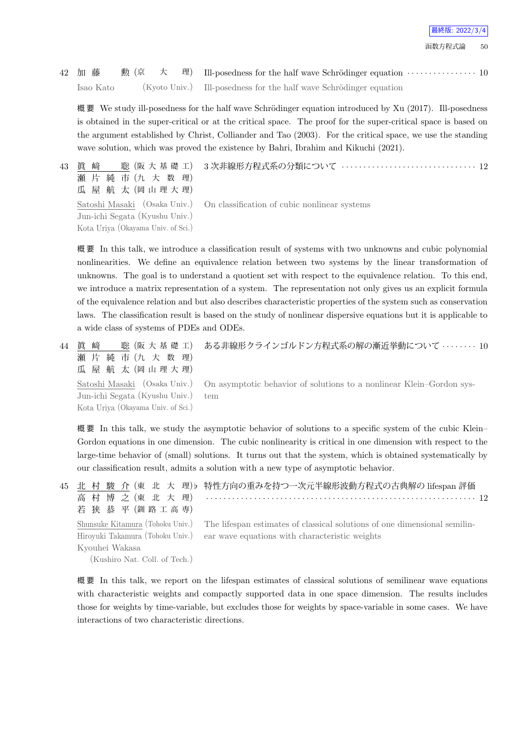42 加藤 勲 (京大理) Ill-posedness for the half wave Schrödinger equation ・・・・・・・・・・・・・・・・ 10

Isao Kato (Kyoto Univ.) Ill-posedness for the half wave Schrödinger equation

概要 We study ill-posedness for the half wave Schrödinger equation introduced by Xu (2017). Ill-posedness is obtained in the super-critical or at the critical space. The proof for the super-critical space is based on the argument established by Christ, Colliander and Tao (2003). For the critical space, we use the standing wave solution, which was proved the existence by Bahri, Ibrahim and Kikuchi (2021).

43 眞崎 聡 (阪大基礎工) 瀬片 純市 (九大数理) 瓜屋 航太 (岡山理大理) 3 次非線形方程式系の分類について ・・・・・・・・・・・・・・・・・・・・・・・・・・・・・・ 12

Satoshi Masaki (Osaka Univ.) Jun-ichi Segata (Kyushu Univ.) Kota Uriya (Okayama Univ. of Sci.) On classification of cubic nonlinear systems

概要 In this talk, we introduce a classification result of systems with two unknowns and cubic polynomial nonlinearities. We define an equivalence relation between two systems by the linear transformation of unknowns. The goal is to understand a quotient set with respect to the equivalence relation. To this end, we introduce a matrix representation of a system. The representation not only gives us an explicit formula of the equivalence relation and but also describes characteristic properties of the system such as conservation laws. The classification result is based on the study of nonlinear dispersive equations but it is applicable to a wide class of systems of PDEs and ODEs.

44 眞崎 聡 (阪大基礎工) 瀬片 純市 (九大数理) 瓜屋 航太 (岡山理大理) ある非線形クラインゴルドン方程式系の解の漸近挙動について ・・・・・・・・ 10

Satoshi Masaki (Osaka Univ.) Jun-ichi Segata (Kyushu Univ.) Kota Uriya (Okayama Univ. of Sci.) On asymptotic behavior of solutions to a nonlinear Klein–Gordon system

概要 In this talk, we study the asymptotic behavior of solutions to a specific system of the cubic Klein–Gordon equations in one dimension. The cubic nonlinearity is critical in one dimension with respect to the large-time behavior of (small) solutions. It turns out that the system, which is obtained systematically by our classification result, admits a solution with a new type of asymptotic behavior.

45 北村 駿介 (東北大理)♭ 高村 博之 (東北大理) 若狭 恭平 (釧路工高専) 特性方向の重みを持つ一次元半線形波動方程式の古典解の lifespan 評価 ・・・・・・・・・・・・・・・・・・・・・・・・・・・・・・・・・・・・・・・・・・・・・・・・・・・・・・・・・・・・ 12

Shunsuke Kitamura (Tohoku Univ.) Hiroyuki Takamura (Tohoku Univ.) Kyouhei Wakasa (Kushiro Nat. Coll. of Tech.) The lifespan estimates of classical solutions of one dimensional semilinear wave equations with characteristic weights

概要 In this talk, we report on the lifespan estimates of classical solutions of semilinear wave equations with characteristic weights and compactly supported data in one space dimension. The results includes those for weights by time-variable, but excludes those for weights by space-variable in some cases. We have interactions of two characteristic directions.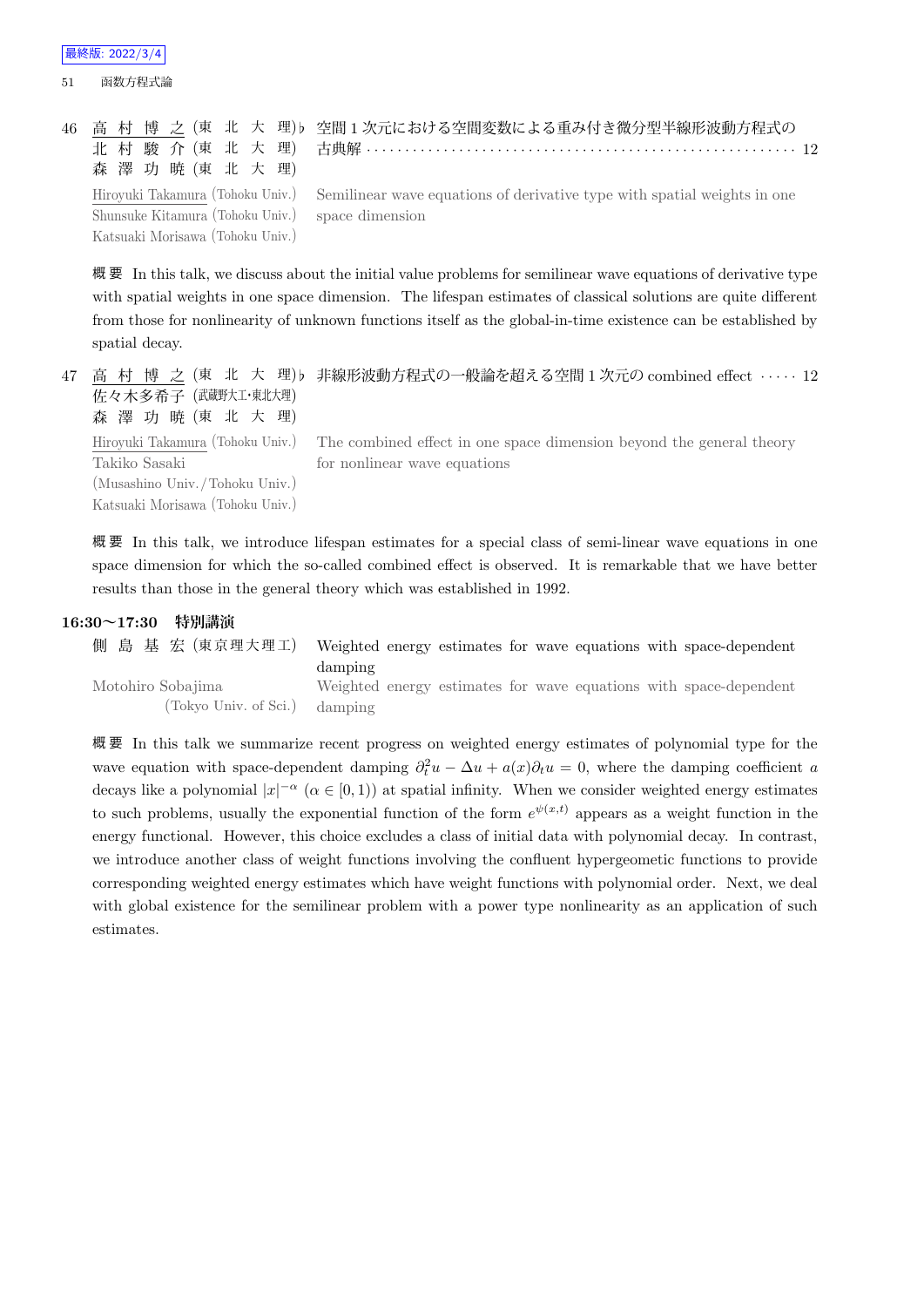46 <u>高村博之</u> (東北大理)♭ 北村駿介 (東北大理) 森澤功暁 (東北大理)　空間1次元における空間変数による重み付き微分型半線形波動方程式の古典解 ……… 12

<u>Hiroyuki Takamura</u> (Tohoku Univ.) Shunsuke Kitamura (Tohoku Univ.) Katsuaki Morisawa (Tohoku Univ.)　Semilinear wave equations of derivative type with spatial weights in one space dimension

概要 In this talk, we discuss about the initial value problems for semilinear wave equations of derivative type with spatial weights in one space dimension. The lifespan estimates of classical solutions are quite different from those for nonlinearity of unknown functions itself as the global-in-time existence can be established by spatial decay.

47 <u>高村博之</u> (東北大理)♭ 佐々木多希子 (武蔵野大工·東北大理) 森澤功暁 (東北大理)　非線形波動方程式の一般論を超える空間1次元の combined effect ……… 12

<u>Hiroyuki Takamura</u> (Tohoku Univ.) Takiko Sasaki (Musashino Univ./Tohoku Univ.) Katsuaki Morisawa (Tohoku Univ.)　The combined effect in one space dimension beyond the general theory for nonlinear wave equations

概要 In this talk, we introduce lifespan estimates for a special class of semi-linear wave equations in one space dimension for which the so-called combined effect is observed. It is remarkable that we have better results than those in the general theory which was established in 1992.

**16:30～17:30　特別講演**

側島基宏 (東京理大理工)　Weighted energy estimates for wave equations with space-dependent damping

Motohiro Sobajima (Tokyo Univ. of Sci.)　Weighted energy estimates for wave equations with space-dependent damping

概要 In this talk we summarize recent progress on weighted energy estimates of polynomial type for the wave equation with space-dependent damping $\partial_t^2 u - \Delta u + a(x)\partial_t u = 0$, where the damping coefficient $a$ decays like a polynomial $|x|^{-\alpha}$ ($\alpha \in [0,1)$) at spatial infinity. When we consider weighted energy estimates to such problems, usually the exponential function of the form $e^{\psi(x,t)}$ appears as a weight function in the energy functional. However, this choice excludes a class of initial data with polynomial decay. In contrast, we introduce another class of weight functions involving the confluent hypergeometric functions to provide corresponding weighted energy estimates which have weight functions with polynomial order. Next, we deal with global existence for the semilinear problem with a power type nonlinearity as an application of such estimates.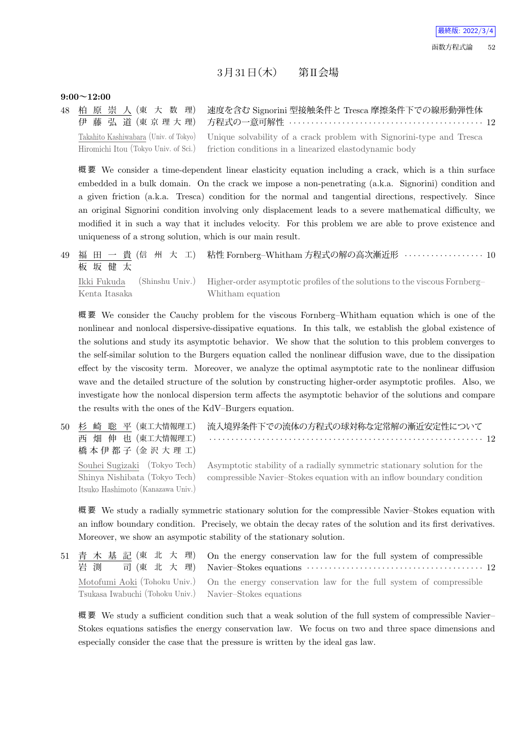## 3月31日(木)　第II会場

**9:00〜12:00**

48 柏原崇人 (東大数理)　伊藤弘道 (東京理大理)　速度を含む Signorini 型接触条件と Tresca 摩擦条件下での線形動弾性体方程式の一意可解性 ………… 12

Takahito Kashiwabara (Univ. of Tokyo)　Hiromichi Itou (Tokyo Univ. of Sci.)　Unique solvability of a crack problem with Signorini-type and Tresca friction conditions in a linearized elastodynamic body

**概要** We consider a time-dependent linear elasticity equation including a crack, which is a thin surface embedded in a bulk domain. On the crack we impose a non-penetrating (a.k.a. Signorini) condition and a given friction (a.k.a. Tresca) condition for the normal and tangential directions, respectively. Since an original Signorini condition involving only displacement leads to a severe mathematical difficulty, we modified it in such a way that it includes velocity. For this problem we are able to prove existence and uniqueness of a strong solution, which is our main result.

49 福田一貴 (信州大工)　板坂健太　粘性 Fornberg–Whitham 方程式の解の高次漸近形 ………… 10

Ikki Fukuda (Shinshu Univ.)　Kenta Itasaka　Higher-order asymptotic profiles of the solutions to the viscous Fornberg–Whitham equation

**概要** We consider the Cauchy problem for the viscous Fornberg–Whitham equation which is one of the nonlinear and nonlocal dispersive-dissipative equations. In this talk, we establish the global existence of the solutions and study its asymptotic behavior. We show that the solution to this problem converges to the self-similar solution to the Burgers equation called the nonlinear diffusion wave, due to the dissipation effect by the viscosity term. Moreover, we analyze the optimal asymptotic rate to the nonlinear diffusion wave and the detailed structure of the solution by constructing higher-order asymptotic profiles. Also, we investigate how the nonlocal dispersion term affects the asymptotic behavior of the solutions and compare the results with the ones of the KdV–Burgers equation.

50 杉崎聡平 (東工大情報理工)　西畑伸也 (東工大情報理工)　橋本伊都子 (金沢大理工)　流入境界条件下での流体の方程式の球対称な定常解の漸近安定性について ………… 12

Souhei Sugizaki (Tokyo Tech)　Shinya Nishibata (Tokyo Tech)　Itsuko Hashimoto (Kanazawa Univ.)　Asymptotic stability of a radially symmetric stationary solution for the compressible Navier–Stokes equation with an inflow boundary condition

**概要** We study a radially symmetric stationary solution for the compressible Navier–Stokes equation with an inflow boundary condition. Precisely, we obtain the decay rates of the solution and its first derivatives. Moreover, we show an asympotic stability of the stationary solution.

51 青木基記 (東北大理)　岩渕司 (東北大理)　On the energy conservation law for the full system of compressible Navier–Stokes equations ………… 12

Motofumi Aoki (Tohoku Univ.)　Tsukasa Iwabuchi (Tohoku Univ.)　On the energy conservation law for the full system of compressible Navier–Stokes equations

**概要** We study a sufficient condition such that a weak solution of the full system of compressible Navier–Stokes equations satisfies the energy conservation law. We focus on two and three space dimensions and especially consider the case that the pressure is written by the ideal gas law.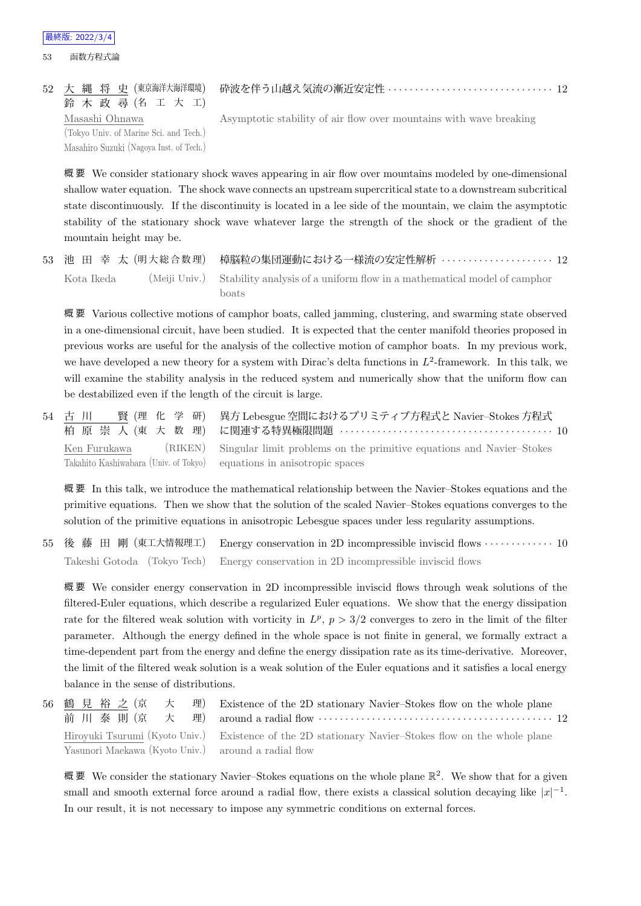52 大縄将史 (東京海洋大海洋環境) 鈴木政尋 (名工大工) 砕波を伴う山越え気流の漸近安定性 ······ 12

Masashi Ohnawa (Tokyo Univ. of Marine Sci. and Tech.) Masahiro Suzuki (Nagoya Inst. of Tech.) Asymptotic stability of air flow over mountains with wave breaking

概要 We consider stationary shock waves appearing in air flow over mountains modeled by one-dimensional shallow water equation. The shock wave connects an upstream supercritical state to a downstream subcritical state discontinuously. If the discontinuity is located in a lee side of the mountain, we claim the asymptotic stability of the stationary shock wave whatever large the strength of the shock or the gradient of the mountain height may be.

53 池田幸太 (明大総合数理) 樟脳粒の集団運動における一様流の安定性解析 ······ 12

Kota Ikeda (Meiji Univ.) Stability analysis of a uniform flow in a mathematical model of camphor boats

概要 Various collective motions of camphor boats, called jamming, clustering, and swarming state observed in a one-dimensional circuit, have been studied. It is expected that the center manifold theories proposed in previous works are useful for the analysis of the collective motion of camphor boats. In my previous work, we have developed a new theory for a system with Dirac's delta functions in $L^2$-framework. In this talk, we will examine the stability analysis in the reduced system and numerically show that the uniform flow can be destabilized even if the length of the circuit is large.

54 古川賢 (理化学研) 柏原崇人 (東大数理) 異方 Lebesgue 空間におけるプリミティブ方程式と Navier–Stokes 方程式に関連する特異極限問題 ······ 10

Ken Furukawa (RIKEN) Takahito Kashiwabara (Univ. of Tokyo) Singular limit problems on the primitive equations and Navier–Stokes equations in anisotropic spaces

概要 In this talk, we introduce the mathematical relationship between the Navier–Stokes equations and the primitive equations. Then we show that the solution of the scaled Navier–Stokes equations converges to the solution of the primitive equations in anisotropic Lebesgue spaces under less regularity assumptions.

55 後藤田剛 (東工大情報理工) Energy conservation in 2D incompressible inviscid flows ······ 10

Takeshi Gotoda (Tokyo Tech) Energy conservation in 2D incompressible inviscid flows

概要 We consider energy conservation in 2D incompressible inviscid flows through weak solutions of the filtered-Euler equations, which describe a regularized Euler equations. We show that the energy dissipation rate for the filtered weak solution with vorticity in $L^p$, $p > 3/2$ converges to zero in the limit of the filter parameter. Although the energy defined in the whole space is not finite in general, we formally extract a time-dependent part from the energy and define the energy dissipation rate as its time-derivative. Moreover, the limit of the filtered weak solution is a weak solution of the Euler equations and it satisfies a local energy balance in the sense of distributions.

56 鶴見裕之 (京大理) 前川泰則 (京大理) Existence of the 2D stationary Navier–Stokes flow on the whole plane around a radial flow ······ 12

Hiroyuki Tsurumi (Kyoto Univ.) Yasunori Maekawa (Kyoto Univ.) Existence of the 2D stationary Navier–Stokes flow on the whole plane around a radial flow

概要 We consider the stationary Navier–Stokes equations on the whole plane $\mathbb{R}^2$. We show that for a given small and smooth external force around a radial flow, there exists a classical solution decaying like $|x|^{-1}$. In our result, it is not necessary to impose any symmetric conditions on external forces.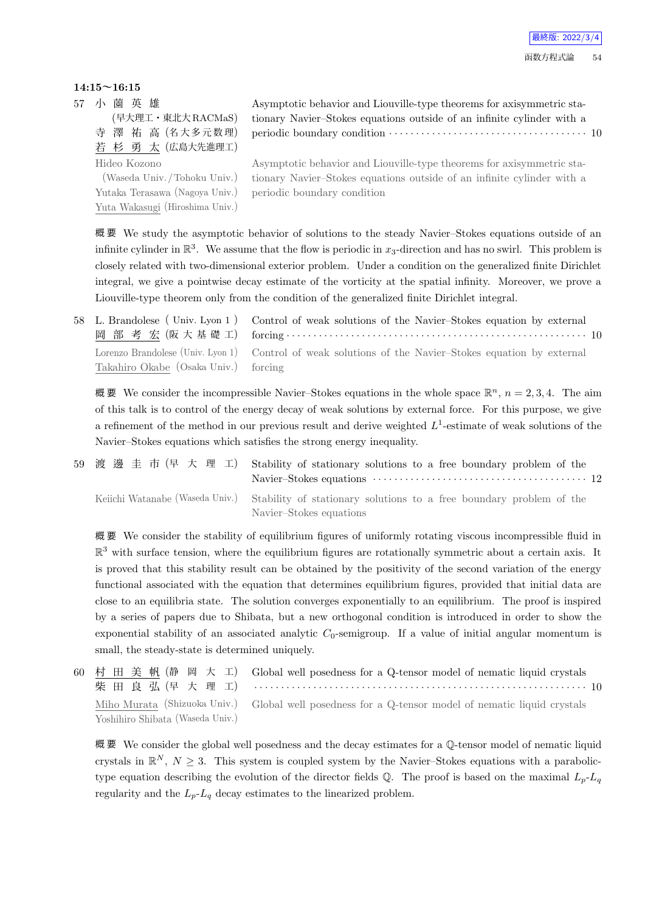**14:15〜16:15**

57 小 薗 英 雄 (早大理工・東北大RACMaS)　寺 澤 祐 高 (名大多元数理)　若 杉 勇 太 (広島大先進理工)

Asymptotic behavior and Liouville-type theorems for axisymmetric stationary Navier–Stokes equations outside of an infinite cylinder with a periodic boundary condition ···················· 10

Hideo Kozono (Waseda Univ./Tohoku Univ.)　Yutaka Terasawa (Nagoya Univ.)　Yuta Wakasugi (Hiroshima Univ.)

Asymptotic behavior and Liouville-type theorems for axisymmetric stationary Navier–Stokes equations outside of an infinite cylinder with a periodic boundary condition

**概 要** We study the asymptotic behavior of solutions to the steady Navier–Stokes equations outside of an infinite cylinder in $\mathbb{R}^3$. We assume that the flow is periodic in $x_3$-direction and has no swirl. This problem is closely related with two-dimensional exterior problem. Under a condition on the generalized finite Dirichlet integral, we give a pointwise decay estimate of the vorticity at the spatial infinity. Moreover, we prove a Liouville-type theorem only from the condition of the generalized finite Dirichlet integral.

58 L. Brandolese (Univ. Lyon 1)　岡 部 考 宏 (阪大基礎工)

Control of weak solutions of the Navier–Stokes equation by external forcing ···················· 10

Lorenzo Brandolese (Univ. Lyon 1)　Takahiro Okabe (Osaka Univ.)

Control of weak solutions of the Navier–Stokes equation by external forcing

**概 要** We consider the incompressible Navier–Stokes equations in the whole space $\mathbb{R}^n$, $n = 2, 3, 4$. The aim of this talk is to control of the energy decay of weak solutions by external force. For this purpose, we give a refinement of the method in our previous result and derive weighted $L^1$-estimate of weak solutions of the Navier–Stokes equations which satisfies the strong energy inequality.

59 渡 邊 圭 市 (早 大 理 工)

Stability of stationary solutions to a free boundary problem of the Navier–Stokes equations ···················· 12

Keiichi Watanabe (Waseda Univ.)

Stability of stationary solutions to a free boundary problem of the Navier–Stokes equations

**概 要** We consider the stability of equilibrium figures of uniformly rotating viscous incompressible fluid in $\mathbb{R}^3$ with surface tension, where the equilibrium figures are rotationally symmetric about a certain axis. It is proved that this stability result can be obtained by the positivity of the second variation of the energy functional associated with the equation that determines equilibrium figures, provided that initial data are close to an equilibria state. The solution converges exponentially to an equilibrium. The proof is inspired by a series of papers due to Shibata, but a new orthogonal condition is introduced in order to show the exponential stability of an associated analytic $C_0$-semigroup. If a value of initial angular momentum is small, the steady-state is determined uniquely.

60 村 田 美 帆 (静 岡 大 工)　柴 田 良 弘 (早 大 理 工)

Global well posedness for a Q-tensor model of nematic liquid crystals ···················· 10

Miho Murata (Shizuoka Univ.)　Yoshihiro Shibata (Waseda Univ.)

Global well posedness for a Q-tensor model of nematic liquid crystals

**概 要** We consider the global well posedness and the decay estimates for a $\mathbb{Q}$-tensor model of nematic liquid crystals in $\mathbb{R}^N$, $N \geq 3$. This system is coupled system by the Navier–Stokes equations with a parabolic-type equation describing the evolution of the director fields $\mathbb{Q}$. The proof is based on the maximal $L_p$-$L_q$ regularity and the $L_p$-$L_q$ decay estimates to the linearized problem.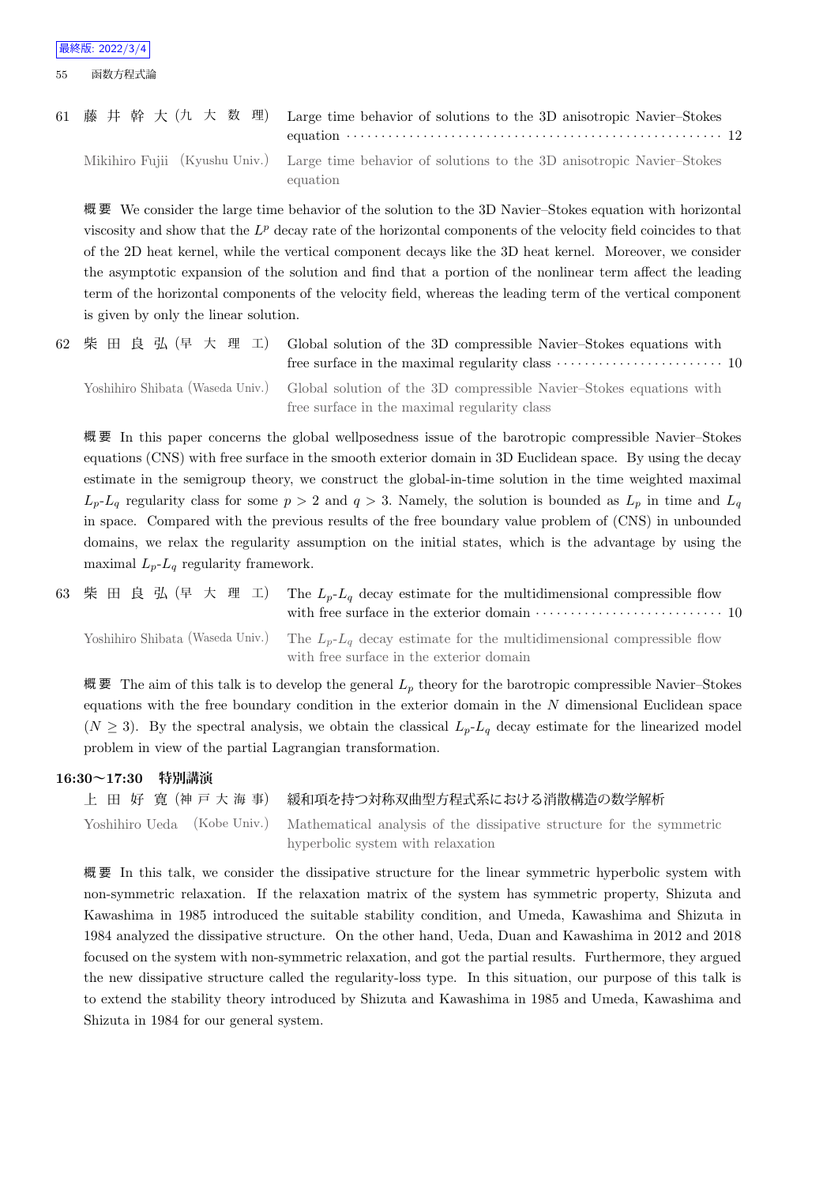61 藤 井 幹 大 (九 大 数 理) Large time behavior of solutions to the 3D anisotropic Navier–Stokes equation ··· 12

Mikihiro Fujii (Kyushu Univ.) Large time behavior of solutions to the 3D anisotropic Navier–Stokes equation

概要 We consider the large time behavior of the solution to the 3D Navier–Stokes equation with horizontal viscosity and show that the $L^p$ decay rate of the horizontal components of the velocity field coincides to that of the 2D heat kernel, while the vertical component decays like the 3D heat kernel. Moreover, we consider the asymptotic expansion of the solution and find that a portion of the nonlinear term affect the leading term of the horizontal components of the velocity field, whereas the leading term of the vertical component is given by only the linear solution.

62 柴 田 良 弘 (早 大 理 工) Global solution of the 3D compressible Navier–Stokes equations with free surface in the maximal regularity class ··· 10

Yoshihiro Shibata (Waseda Univ.) Global solution of the 3D compressible Navier–Stokes equations with free surface in the maximal regularity class

概要 In this paper concerns the global wellposedness issue of the barotropic compressible Navier–Stokes equations (CNS) with free surface in the smooth exterior domain in 3D Euclidean space. By using the decay estimate in the semigroup theory, we construct the global-in-time solution in the time weighted maximal $L_p$-$L_q$ regularity class for some $p > 2$ and $q > 3$. Namely, the solution is bounded as $L_p$ in time and $L_q$ in space. Compared with the previous results of the free boundary value problem of (CNS) in unbounded domains, we relax the regularity assumption on the initial states, which is the advantage by using the maximal $L_p$-$L_q$ regularity framework.

63 柴 田 良 弘 (早 大 理 工) The $L_p$-$L_q$ decay estimate for the multidimensional compressible flow with free surface in the exterior domain ··· 10

Yoshihiro Shibata (Waseda Univ.) The $L_p$-$L_q$ decay estimate for the multidimensional compressible flow with free surface in the exterior domain

概要 The aim of this talk is to develop the general $L_p$ theory for the barotropic compressible Navier–Stokes equations with the free boundary condition in the exterior domain in the $N$ dimensional Euclidean space ($N \geq 3$). By the spectral analysis, we obtain the classical $L_p$-$L_q$ decay estimate for the linearized model problem in view of the partial Lagrangian transformation.

**16:30〜17:30 特別講演**

上 田 好 寛 (神 戸 大 海 事) 緩和項を持つ対称双曲型方程式系における消散構造の数学解析

Yoshihiro Ueda (Kobe Univ.) Mathematical analysis of the dissipative structure for the symmetric hyperbolic system with relaxation

概要 In this talk, we consider the dissipative structure for the linear symmetric hyperbolic system with non-symmetric relaxation. If the relaxation matrix of the system has symmetric property, Shizuta and Kawashima in 1985 introduced the suitable stability condition, and Umeda, Kawashima and Shizuta in 1984 analyzed the dissipative structure. On the other hand, Ueda, Duan and Kawashima in 2012 and 2018 focused on the system with non-symmetric relaxation, and got the partial results. Furthermore, they argued the new dissipative structure called the regularity-loss type. In this situation, our purpose of this talk is to extend the stability theory introduced by Shizuta and Kawashima in 1985 and Umeda, Kawashima and Shizuta in 1984 for our general system.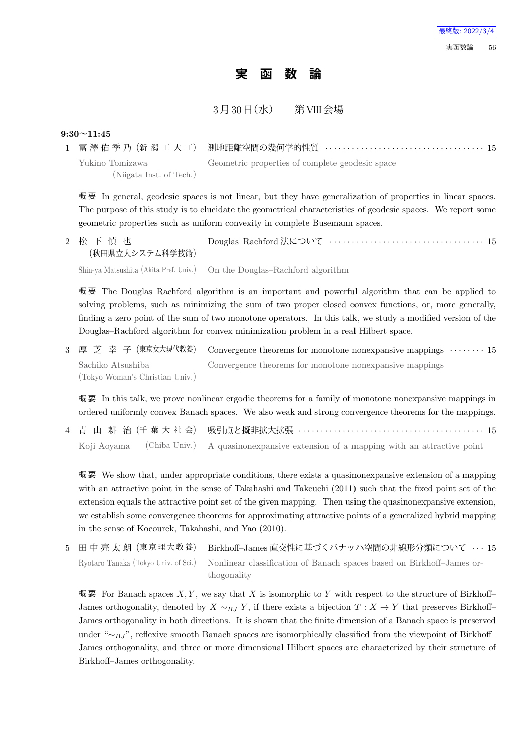# 実 函 数 論

3月30日(水)　第VIII会場

**9:30〜11:45**

1 冨澤佑季乃 (新潟工大工)　測地距離空間の幾何学的性質 ………… 15

Yukino Tomizawa (Niigata Inst. of Tech.)　Geometric properties of complete geodesic space

**概要** In general, geodesic spaces is not linear, but they have generalization of properties in linear spaces. The purpose of this study is to elucidate the geometrical characteristics of geodesic spaces. We report some geometric properties such as uniform convexity in complete Busemann spaces.

2 松下慎也 (秋田県立大システム科学技術)　Douglas–Rachford 法について ………… 15

Shin-ya Matsushita (Akita Pref. Univ.)　On the Douglas–Rachford algorithm

**概要** The Douglas–Rachford algorithm is an important and powerful algorithm that can be applied to solving problems, such as minimizing the sum of two proper closed convex functions, or, more generally, finding a zero point of the sum of two monotone operators. In this talk, we study a modified version of the Douglas–Rachford algorithm for convex minimization problem in a real Hilbert space.

3 厚芝幸子 (東京女大現代教養)　Convergence theorems for monotone nonexpansive mappings ………… 15

Sachiko Atsushiba (Tokyo Woman's Christian Univ.)　Convergence theorems for monotone nonexpansive mappings

**概要** In this talk, we prove nonlinear ergodic theorems for a family of monotone nonexpansive mappings in ordered uniformly convex Banach spaces. We also weak and strong convergence theorems for the mappings.

4 青山耕治 (千葉大社会)　吸引点と擬非拡大拡張 ………… 15

Koji Aoyama (Chiba Univ.)　A quasinonexpansive extension of a mapping with an attractive point

**概要** We show that, under appropriate conditions, there exists a quasinonexpansive extension of a mapping with an attractive point in the sense of Takahashi and Takeuchi (2011) such that the fixed point set of the extension equals the attractive point set of the given mapping. Then using the quasinonexpansive extension, we establish some convergence theorems for approximating attractive points of a generalized hybrid mapping in the sense of Kocourek, Takahashi, and Yao (2010).

5 田中亮太朗 (東京理大教養)　Birkhoff–James 直交性に基づくバナッハ空間の非線形分類について ………… 15

Ryotaro Tanaka (Tokyo Univ. of Sci.)　Nonlinear classification of Banach spaces based on Birkhoff–James orthogonality

**概要** For Banach spaces $X, Y$, we say that $X$ is isomorphic to $Y$ with respect to the structure of Birkhoff–James orthogonality, denoted by $X \sim_{BJ} Y$, if there exists a bijection $T : X \to Y$ that preserves Birkhoff–James orthogonality in both directions. It is shown that the finite dimension of a Banach space is preserved under "$\sim_{BJ}$", reflexive smooth Banach spaces are isomorphically classified from the viewpoint of Birkhoff–James orthogonality, and three or more dimensional Hilbert spaces are characterized by their structure of Birkhoff–James orthogonality.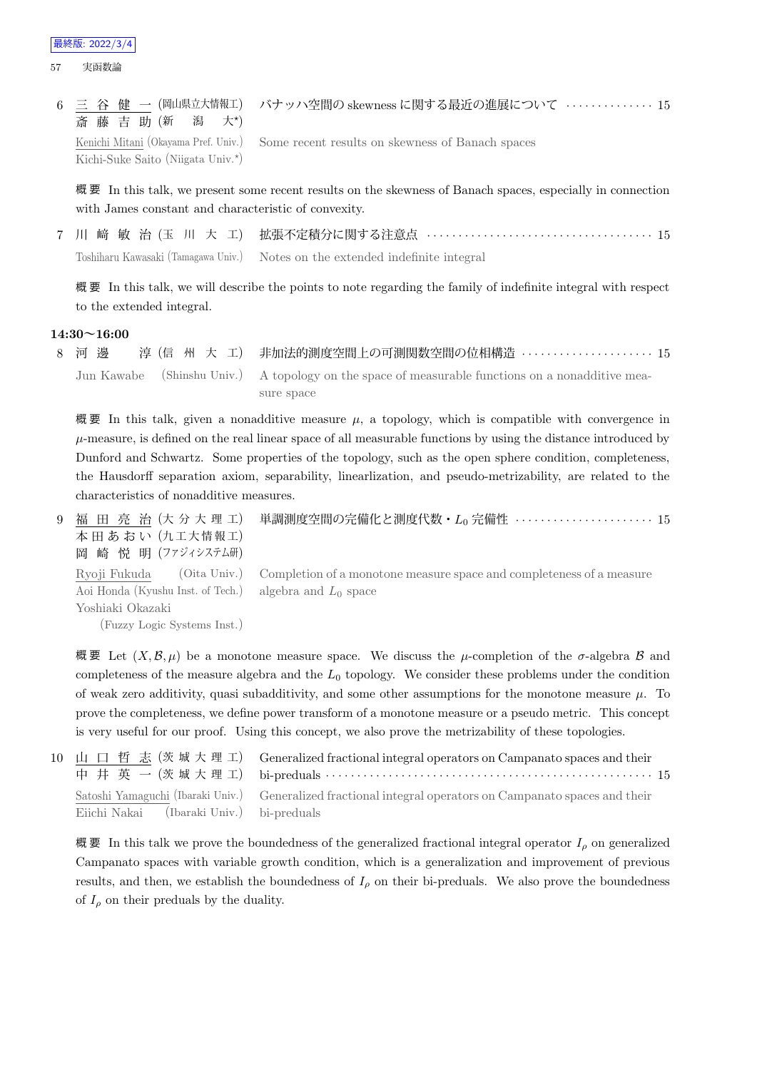6 三谷健一 (岡山県立大情報工) 斎藤吉助 (新潟大*) バナッハ空間の skewness に関する最近の進展について ・・・・・・・・・・・・・・ 15

Kenichi Mitani (Okayama Pref. Univ.) Kichi-Suke Saito (Niigata Univ.*) Some recent results on skewness of Banach spaces

概要 In this talk, we present some recent results on the skewness of Banach spaces, especially in connection with James constant and characteristic of convexity.

7 川崎敏治 (玉川大工) 拡張不定積分に関する注意点 ・・・・・・・・・・・・・・・・・・・・・・・・・・・・・・・・・・・・ 15

Toshiharu Kawasaki (Tamagawa Univ.) Notes on the extended indefinite integral

概要 In this talk, we will describe the points to note regarding the family of indefinite integral with respect to the extended integral.

**14:30〜16:00**

8 河邊淳 (信州大工) 非加法的測度空間上の可測関数空間の位相構造 ・・・・・・・・・・・・・・・・・・・・・ 15

Jun Kawabe (Shinshu Univ.) A topology on the space of measurable functions on a nonadditive measure space

概要 In this talk, given a nonadditive measure $\mu$, a topology, which is compatible with convergence in $\mu$-measure, is defined on the real linear space of all measurable functions by using the distance introduced by Dunford and Schwartz. Some properties of the topology, such as the open sphere condition, completeness, the Hausdorff separation axiom, separability, linearlization, and pseudo-metrizability, are related to the characteristics of nonadditive measures.

9 福田亮治 (大分大理工) 本田あおい (九工大情報工) 岡崎悦明 (ファジィシステム研) 単調測度空間の完備化と測度代数・$L_0$ 完備性 ・・・・・・・・・・・・・・・・・・・・・・ 15

Ryoji Fukuda (Oita Univ.) Aoi Honda (Kyushu Inst. of Tech.) Yoshiaki Okazaki (Fuzzy Logic Systems Inst.) Completion of a monotone measure space and completeness of a measure algebra and $L_0$ space

概要 Let $(X, \mathcal{B}, \mu)$ be a monotone measure space. We discuss the $\mu$-completion of the $\sigma$-algebra $\mathcal{B}$ and completeness of the measure algebra and the $L_0$ topology. We consider these problems under the condition of weak zero additivity, quasi subadditivity, and some other assumptions for the monotone measure $\mu$. To prove the completeness, we define power transform of a monotone measure or a pseudo metric. This concept is very useful for our proof. Using this concept, we also prove the metrizability of these topologies.

10 山口哲志 (茨城大理工) 中井英一 (茨城大理工) Generalized fractional integral operators on Campanato spaces and their bi-preduals ・・・・・・・・・・・・・・・・・・・・・・・・・・・・・・・・・・・・・・・・・・・・・・・・・・・・ 15

Satoshi Yamaguchi (Ibaraki Univ.) Eiichi Nakai (Ibaraki Univ.) Generalized fractional integral operators on Campanato spaces and their bi-preduals

概要 In this talk we prove the boundedness of the generalized fractional integral operator $I_\rho$ on generalized Campanato spaces with variable growth condition, which is a generalization and improvement of previous results, and then, we establish the boundedness of $I_\rho$ on their bi-preduals. We also prove the boundedness of $I_\rho$ on their preduals by the duality.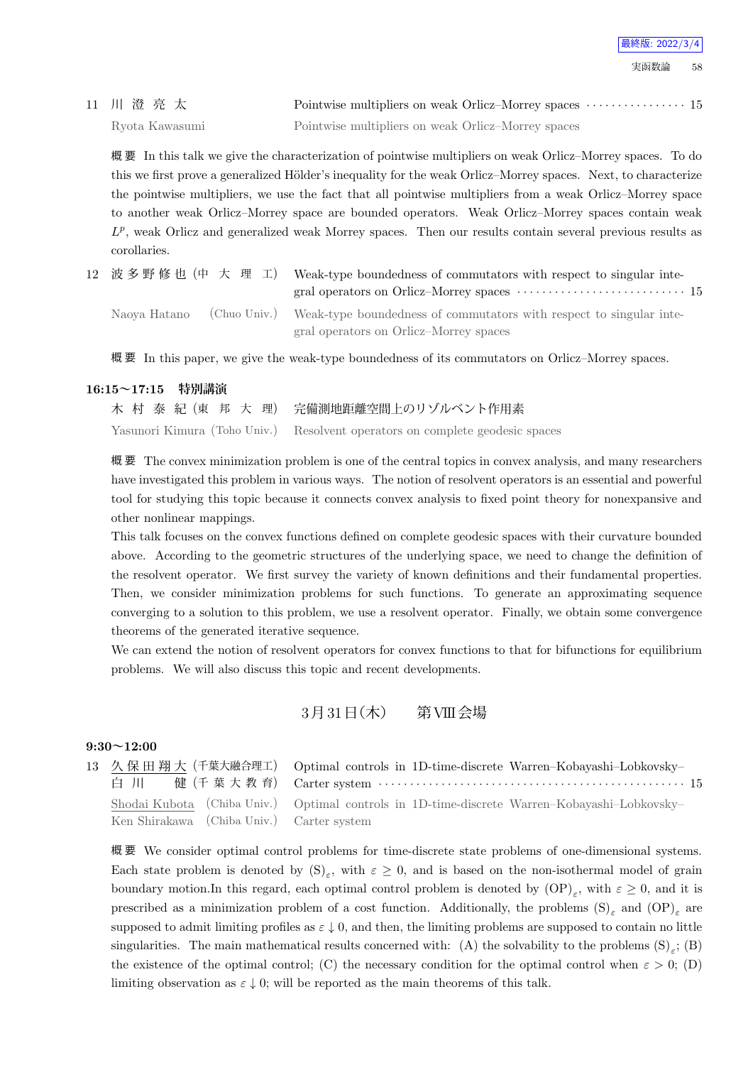11 川 澄 亮 太　Pointwise multipliers on weak Orlicz–Morrey spaces ··· 15

Ryota Kawasumi　Pointwise multipliers on weak Orlicz–Morrey spaces

概要 In this talk we give the characterization of pointwise multipliers on weak Orlicz–Morrey spaces. To do this we first prove a generalized Hölder's inequality for the weak Orlicz–Morrey spaces. Next, to characterize the pointwise multipliers, we use the fact that all pointwise multipliers from a weak Orlicz–Morrey space to another weak Orlicz–Morrey space are bounded operators. Weak Orlicz–Morrey spaces contain weak $L^p$, weak Orlicz and generalized weak Morrey spaces. Then our results contain several previous results as corollaries.

12 波多野修也 (中大理工)　Weak-type boundedness of commutators with respect to singular integral operators on Orlicz–Morrey spaces ··· 15

Naoya Hatano (Chuo Univ.)　Weak-type boundedness of commutators with respect to singular integral operators on Orlicz–Morrey spaces

概要 In this paper, we give the weak-type boundedness of its commutators on Orlicz–Morrey spaces.

**16:15〜17:15　特別講演**

木村泰紀 (東邦大理)　完備測地距離空間上のリゾルベント作用素

Yasunori Kimura (Toho Univ.)　Resolvent operators on complete geodesic spaces

概要 The convex minimization problem is one of the central topics in convex analysis, and many researchers have investigated this problem in various ways. The notion of resolvent operators is an essential and powerful tool for studying this topic because it connects convex analysis to fixed point theory for nonexpansive and other nonlinear mappings.

This talk focuses on the convex functions defined on complete geodesic spaces with their curvature bounded above. According to the geometric structures of the underlying space, we need to change the definition of the resolvent operator. We first survey the variety of known definitions and their fundamental properties. Then, we consider minimization problems for such functions. To generate an approximating sequence converging to a solution to this problem, we use a resolvent operator. Finally, we obtain some convergence theorems of the generated iterative sequence.

We can extend the notion of resolvent operators for convex functions to that for bifunctions for equilibrium problems. We will also discuss this topic and recent developments.

## 3月31日(木)　第VIII会場

**9:30〜12:00**

13 久保田翔大 (千葉大融合理工)　白川　健 (千葉大教育)　Optimal controls in 1D-time-discrete Warren–Kobayashi–Lobkovsky–Carter system ··· 15

Shodai Kubota (Chiba Univ.)　Ken Shirakawa (Chiba Univ.)　Optimal controls in 1D-time-discrete Warren–Kobayashi–Lobkovsky–Carter system

概要 We consider optimal control problems for time-discrete state problems of one-dimensional systems. Each state problem is denoted by $(\mathrm{S})_\varepsilon$, with $\varepsilon \geq 0$, and is based on the non-isothermal model of grain boundary motion.In this regard, each optimal control problem is denoted by $(\mathrm{OP})_\varepsilon$, with $\varepsilon \geq 0$, and it is prescribed as a minimization problem of a cost function. Additionally, the problems $(\mathrm{S})_\varepsilon$ and $(\mathrm{OP})_\varepsilon$ are supposed to admit limiting profiles as $\varepsilon \downarrow 0$, and then, the limiting problems are supposed to contain no little singularities. The main mathematical results concerned with: (A) the solvability to the problems $(\mathrm{S})_\varepsilon$; (B) the existence of the optimal control; (C) the necessary condition for the optimal control when $\varepsilon > 0$; (D) limiting observation as $\varepsilon \downarrow 0$; will be reported as the main theorems of this talk.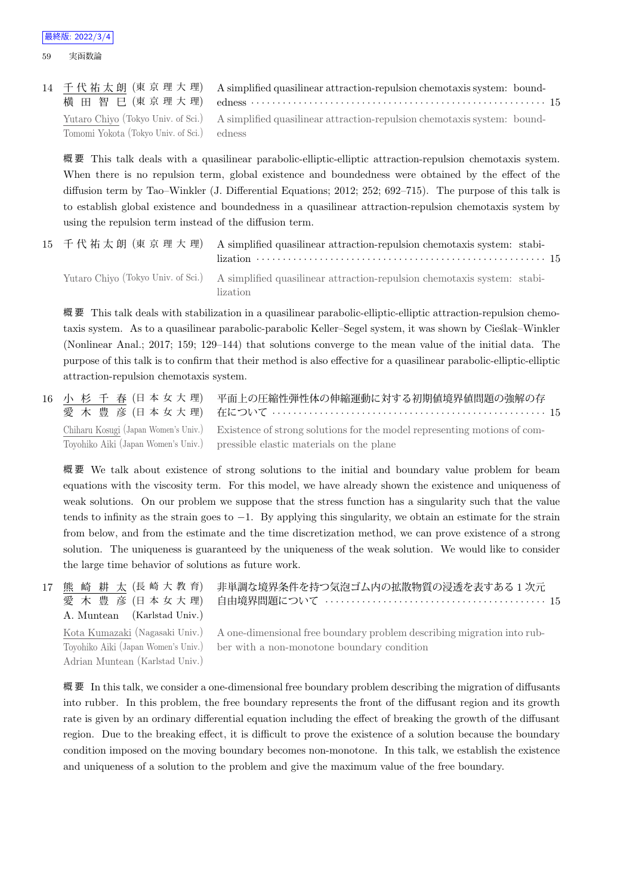14 千代祐太朗 (東京理大理)　横田智巳 (東京理大理)　A simplified quasilinear attraction-repulsion chemotaxis system: boundedness ······ 15

Yutaro Chiyo (Tokyo Univ. of Sci.)　Tomomi Yokota (Tokyo Univ. of Sci.)　A simplified quasilinear attraction-repulsion chemotaxis system: boundedness

概要 This talk deals with a quasilinear parabolic-elliptic-elliptic attraction-repulsion chemotaxis system. When there is no repulsion term, global existence and boundedness were obtained by the effect of the diffusion term by Tao–Winkler (J. Differential Equations; 2012; 252; 692–715). The purpose of this talk is to establish global existence and boundedness in a quasilinear attraction-repulsion chemotaxis system by using the repulsion term instead of the diffusion term.

15 千代祐太朗 (東京理大理)　A simplified quasilinear attraction-repulsion chemotaxis system: stabilization ······ 15

Yutaro Chiyo (Tokyo Univ. of Sci.)　A simplified quasilinear attraction-repulsion chemotaxis system: stabilization

概要 This talk deals with stabilization in a quasilinear parabolic-elliptic-elliptic attraction-repulsion chemotaxis system. As to a quasilinear parabolic-parabolic Keller–Segel system, it was shown by Cieślak–Winkler (Nonlinear Anal.; 2017; 159; 129–144) that solutions converge to the mean value of the initial data. The purpose of this talk is to confirm that their method is also effective for a quasilinear parabolic-elliptic-elliptic attraction-repulsion chemotaxis system.

16 小杉千春 (日本女大理)　愛木豊彦 (日本女大理)　平面上の圧縮性弾性体の伸縮運動に対する初期値境界値問題の強解の存在について ······ 15

Chiharu Kosugi (Japan Women's Univ.)　Toyohiko Aiki (Japan Women's Univ.)　Existence of strong solutions for the model representing motions of compressible elastic materials on the plane

概要 We talk about existence of strong solutions to the initial and boundary value problem for beam equations with the viscosity term. For this model, we have already shown the existence and uniqueness of weak solutions. On our problem we suppose that the stress function has a singularity such that the value tends to infinity as the strain goes to $-1$. By applying this singularity, we obtain an estimate for the strain from below, and from the estimate and the time discretization method, we can prove existence of a strong solution. The uniqueness is guaranteed by the uniqueness of the weak solution. We would like to consider the large time behavior of solutions as future work.

17 熊崎耕太 (長崎大教育)　愛木豊彦 (日本女大理)　A. Muntean (Karlstad Univ.)　非単調な境界条件を持つ気泡ゴム内の拡散物質の浸透を表するある 1 次元自由境界問題について ······ 15

Kota Kumazaki (Nagasaki Univ.)　Toyohiko Aiki (Japan Women's Univ.)　Adrian Muntean (Karlstad Univ.)　A one-dimensional free boundary problem describing migration into rubber with a non-monotone boundary condition

概要 In this talk, we consider a one-dimensional free boundary problem describing the migration of diffusants into rubber. In this problem, the free boundary represents the front of the diffusant region and its growth rate is given by an ordinary differential equation including the effect of breaking the growth of the diffusant region. Due to the breaking effect, it is difficult to prove the existence of a solution because the boundary condition imposed on the moving boundary becomes non-monotone. In this talk, we establish the existence and uniqueness of a solution to the problem and give the maximum value of the free boundary.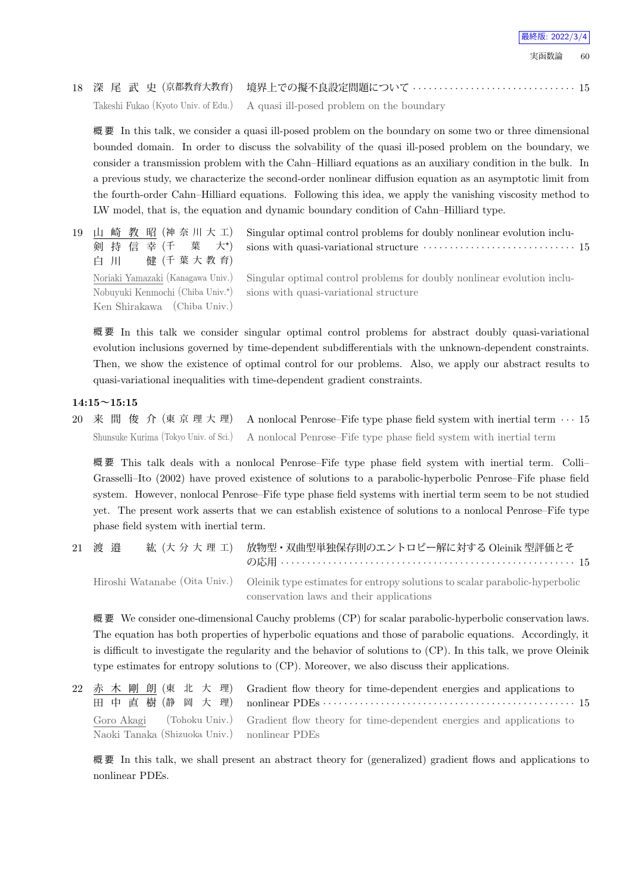18 深 尾 武 史 (京都教育大教育) 境界上での擬不良設定問題について ………… 15

Takeshi Fukao (Kyoto Univ. of Edu.) A quasi ill-posed problem on the boundary

**概要** In this talk, we consider a quasi ill-posed problem on the boundary on some two or three dimensional bounded domain. In order to discuss the solvability of the quasi ill-posed problem on the boundary, we consider a transmission problem with the Cahn–Hilliard equations as an auxiliary condition in the bulk. In a previous study, we characterize the second-order nonlinear diffusion equation as an asymptotic limit from the fourth-order Cahn–Hilliard equations. Following this idea, we apply the vanishing viscosity method to LW model, that is, the equation and dynamic boundary condition of Cahn–Hilliard type.

19 山 崎 教 昭 (神奈川大工)
剱 持 信 幸 (千 葉 大*)
白 川 健 (千葉大教育)
Singular optimal control problems for doubly nonlinear evolution inclusions with quasi-variational structure ………… 15

Noriaki Yamazaki (Kanagawa Univ.)
Nobuyuki Kenmochi (Chiba Univ.*)
Ken Shirakawa (Chiba Univ.)
Singular optimal control problems for doubly nonlinear evolution inclusions with quasi-variational structure

**概要** In this talk we consider singular optimal control problems for abstract doubly quasi-variational evolution inclusions governed by time-dependent subdifferentials with the unknown-dependent constraints. Then, we show the existence of optimal control for our problems. Also, we apply our abstract results to quasi-variational inequalities with time-dependent gradient constraints.

**14:15〜15:15**

20 来 間 俊 介 (東京理大理) A nonlocal Penrose–Fife type phase field system with inertial term ⋯ 15

Shunsuke Kurima (Tokyo Univ. of Sci.) A nonlocal Penrose–Fife type phase field system with inertial term

**概要** This talk deals with a nonlocal Penrose–Fife type phase field system with inertial term. Colli–Grasselli–Ito (2002) have proved existence of solutions to a parabolic-hyperbolic Penrose–Fife phase field system. However, nonlocal Penrose–Fife type phase field systems with inertial term seem to be not studied yet. The present work asserts that we can establish existence of solutions to a nonlocal Penrose–Fife type phase field system with inertial term.

21 渡 邉 紘 (大分大理工) 放物型・双曲型単独保存則のエントロピー解に対する Oleinik 型評価とその応用 ………… 15

Hiroshi Watanabe (Oita Univ.) Oleinik type estimates for entropy solutions to scalar parabolic-hyperbolic conservation laws and their applications

**概要** We consider one-dimensional Cauchy problems (CP) for scalar parabolic-hyperbolic conservation laws. The equation has both properties of hyperbolic equations and those of parabolic equations. Accordingly, it is difficult to investigate the regularity and the behavior of solutions to (CP). In this talk, we prove Oleinik type estimates for entropy solutions to (CP). Moreover, we also discuss their applications.

22 赤 木 剛 朗 (東 北 大 理)
田 中 直 樹 (静 岡 大 理)
Gradient flow theory for time-dependent energies and applications to nonlinear PDEs ………… 15

Goro Akagi (Tohoku Univ.)
Naoki Tanaka (Shizuoka Univ.)
Gradient flow theory for time-dependent energies and applications to nonlinear PDEs

**概要** In this talk, we shall present an abstract theory for (generalized) gradient flows and applications to nonlinear PDEs.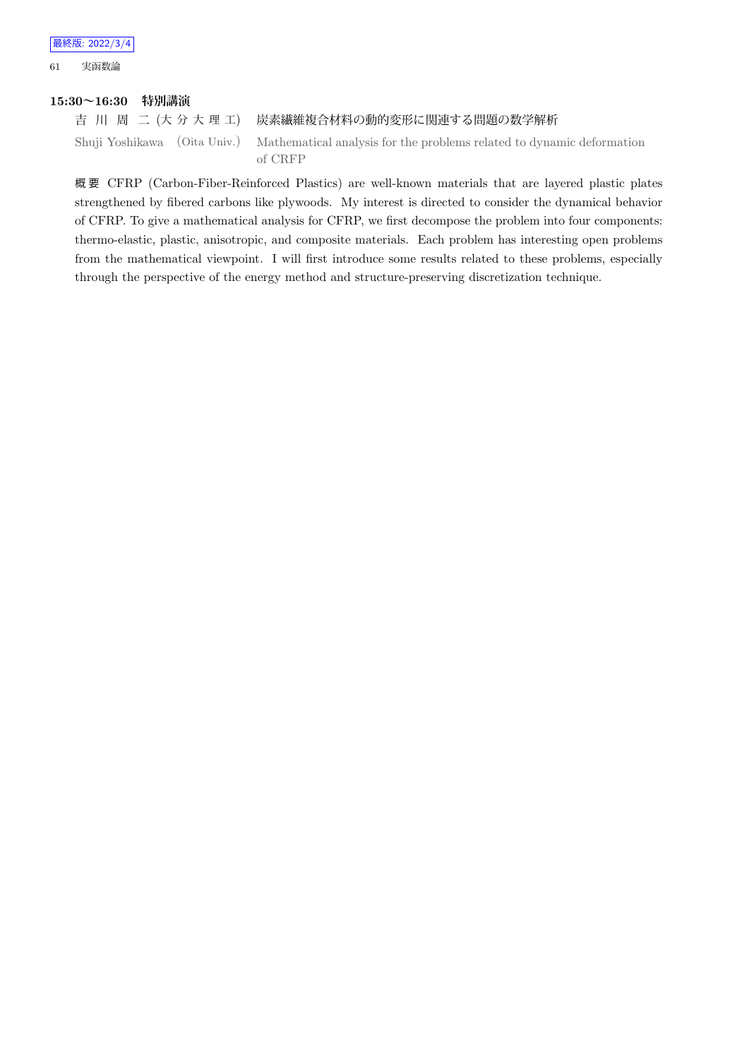**15:30～16:30　特別講演**

吉 川 周 二 (大 分 大 理 工)　炭素繊維複合材料の動的変形に関連する問題の数学解析

Shuji Yoshikawa　(Oita Univ.)　Mathematical analysis for the problems related to dynamic deformation of CRFP

概要 CFRP (Carbon-Fiber-Reinforced Plastics) are well-known materials that are layered plastic plates strengthened by fibered carbons like plywoods. My interest is directed to consider the dynamical behavior of CFRP. To give a mathematical analysis for CFRP, we first decompose the problem into four components: thermo-elastic, plastic, anisotropic, and composite materials. Each problem has interesting open problems from the mathematical viewpoint. I will first introduce some results related to these problems, especially through the perspective of the energy method and structure-preserving discretization technique.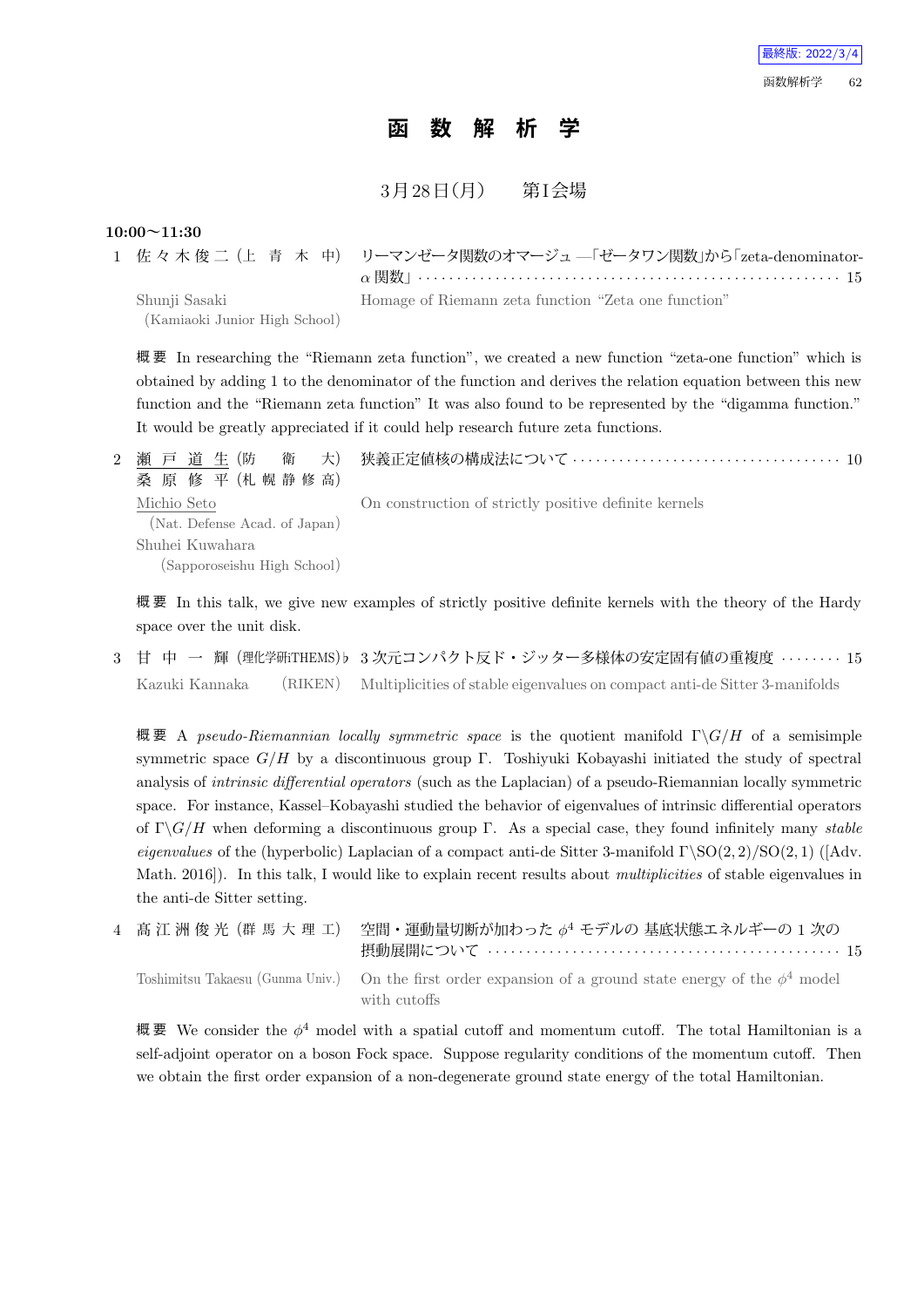# 函数解析学

3月28日(月)　第I会場

**10:00〜11:30**

1 佐々木俊二 (上青木中)　リーマンゼータ関数のオマージュ —「ゼータワン関数」から「zeta-denominator-$\alpha$ 関数」 ···· 15

Shunji Sasaki (Kamiaoki Junior High School)　Homage of Riemann zeta function “Zeta one function”

**概要** In researching the “Riemann zeta function”, we created a new function “zeta-one function” which is obtained by adding 1 to the denominator of the function and derives the relation equation between this new function and the “Riemann zeta function” It was also found to be represented by the “digamma function.” It would be greatly appreciated if it could help research future zeta functions.

2 瀬戸道生 (防衛大)・桑原修平 (札幌静修高)　狭義正定値核の構成法について ···· 10

Michio Seto (Nat. Defense Acad. of Japan), Shuhei Kuwahara (Sapporoseishu High School)　On construction of strictly positive definite kernels

**概要** In this talk, we give new examples of strictly positive definite kernels with the theory of the Hardy space over the unit disk.

3 甘中一輝 (理化学研THEMS)♭　3次元コンパクト反ド・ジッター多様体の安定固有値の重複度 ···· 15

Kazuki Kannaka (RIKEN)　Multiplicities of stable eigenvalues on compact anti-de Sitter 3-manifolds

**概要** A *pseudo-Riemannian locally symmetric space* is the quotient manifold $\Gamma\backslash G/H$ of a semisimple symmetric space $G/H$ by a discontinuous group $\Gamma$. Toshiyuki Kobayashi initiated the study of spectral analysis of *intrinsic differential operators* (such as the Laplacian) of a pseudo-Riemannian locally symmetric space. For instance, Kassel–Kobayashi studied the behavior of eigenvalues of intrinsic differential operators of $\Gamma\backslash G/H$ when deforming a discontinuous group $\Gamma$. As a special case, they found infinitely many *stable eigenvalues* of the (hyperbolic) Laplacian of a compact anti-de Sitter 3-manifold $\Gamma\backslash SO(2,2)/SO(2,1)$ ([Adv. Math. 2016]). In this talk, I would like to explain recent results about *multiplicities* of stable eigenvalues in the anti-de Sitter setting.

4 髙江洲俊光 (群馬大理工)　空間・運動量切断が加わった $\phi^4$ モデルの 基底状態エネルギーの 1 次の摂動展開について ···· 15

Toshimitsu Takaesu (Gunma Univ.)　On the first order expansion of a ground state energy of the $\phi^4$ model with cutoffs

**概要** We consider the $\phi^4$ model with a spatial cutoff and momentum cutoff. The total Hamiltonian is a self-adjoint operator on a boson Fock space. Suppose regularity conditions of the momentum cutoff. Then we obtain the first order expansion of a non-degenerate ground state energy of the total Hamiltonian.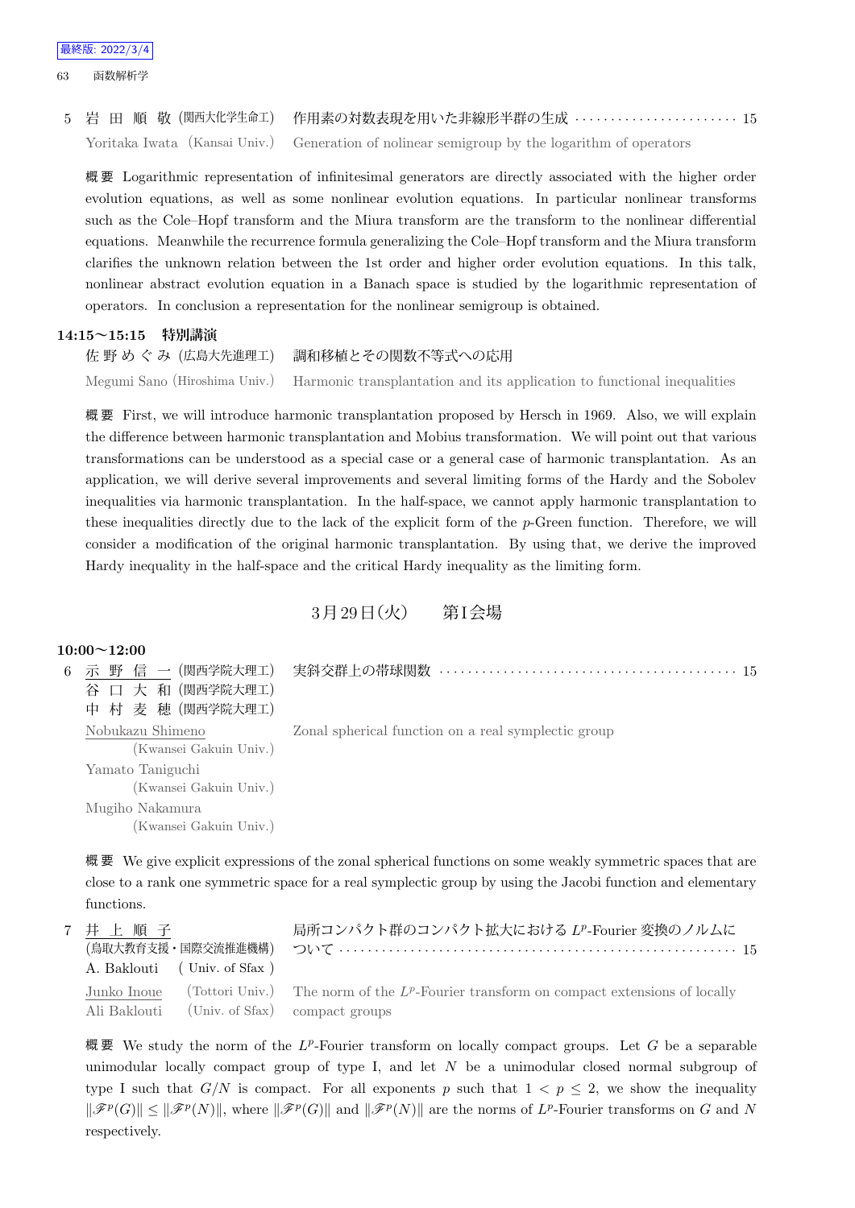5　岩 田 順 敬 (関西大化学生命工)　作用素の対数表現を用いた非線形半群の生成 ………………………… 15

Yoritaka Iwata (Kansai Univ.)　Generation of nolinear semigroup by the logarithm of operators

概要 Logarithmic representation of infinitesimal generators are directly associated with the higher order evolution equations, as well as some nonlinear evolution equations. In particular nonlinear transforms such as the Cole–Hopf transform and the Miura transform are the transform to the nonlinear differential equations. Meanwhile the recurrence formula generalizing the Cole–Hopf transform and the Miura transform clarifies the unknown relation between the 1st order and higher order evolution equations. In this talk, nonlinear abstract evolution equation in a Banach space is studied by the logarithmic representation of operators. In conclusion a representation for the nonlinear semigroup is obtained.

**14:15〜15:15　特別講演**

佐 野 め ぐ み (広島大先進理工)　調和移植とその関数不等式への応用

Megumi Sano (Hiroshima Univ.)　Harmonic transplantation and its application to functional inequalities

概要 First, we will introduce harmonic transplantation proposed by Hersch in 1969. Also, we will explain the difference between harmonic transplantation and Mobius transformation. We will point out that various transformations can be understood as a special case or a general case of harmonic transplantation. As an application, we will derive several improvements and several limiting forms of the Hardy and the Sobolev inequalities via harmonic transplantation. In the half-space, we cannot apply harmonic transplantation to these inequalities directly due to the lack of the explicit form of the $p$-Green function. Therefore, we will consider a modification of the original harmonic transplantation. By using that, we derive the improved Hardy inequality in the half-space and the critical Hardy inequality as the limiting form.

## 3月29日(火)　第I会場

**10:00〜12:00**

6　示 野 信 一 (関西学院大理工)　実斜交群上の帯球関数 ……………………………………………… 15
谷 口 大 和 (関西学院大理工)
中 村 麦 穂 (関西学院大理工)

Nobukazu Shimeno (Kwansei Gakuin Univ.)　Zonal spherical function on a real symplectic group
Yamato Taniguchi (Kwansei Gakuin Univ.)
Mugiho Nakamura (Kwansei Gakuin Univ.)

概要 We give explicit expressions of the zonal spherical functions on some weakly symmetric spaces that are close to a rank one symmetric space for a real symplectic group by using the Jacobi function and elementary functions.

7　井 上 順 子 (鳥取大教育支援・国際交流推進機構)　局所コンパクト群のコンパクト拡大における $L^p$-Fourier 変換のノルムについて ……………………………………………… 15
A. Baklouti ( Univ. of Sfax )

Junko Inoue (Tottori Univ.)　The norm of the $L^p$-Fourier transform on compact extensions of locally compact groups
Ali Baklouti (Univ. of Sfax)

概要 We study the norm of the $L^p$-Fourier transform on locally compact groups. Let $G$ be a separable unimodular locally compact group of type I, and let $N$ be a unimodular closed normal subgroup of type I such that $G/N$ is compact. For all exponents $p$ such that $1 < p \leq 2$, we show the inequality $\|\mathscr{F}^p(G)\| \leq \|\mathscr{F}^p(N)\|$, where $\|\mathscr{F}^p(G)\|$ and $\|\mathscr{F}^p(N)\|$ are the norms of $L^p$-Fourier transforms on $G$ and $N$ respectively.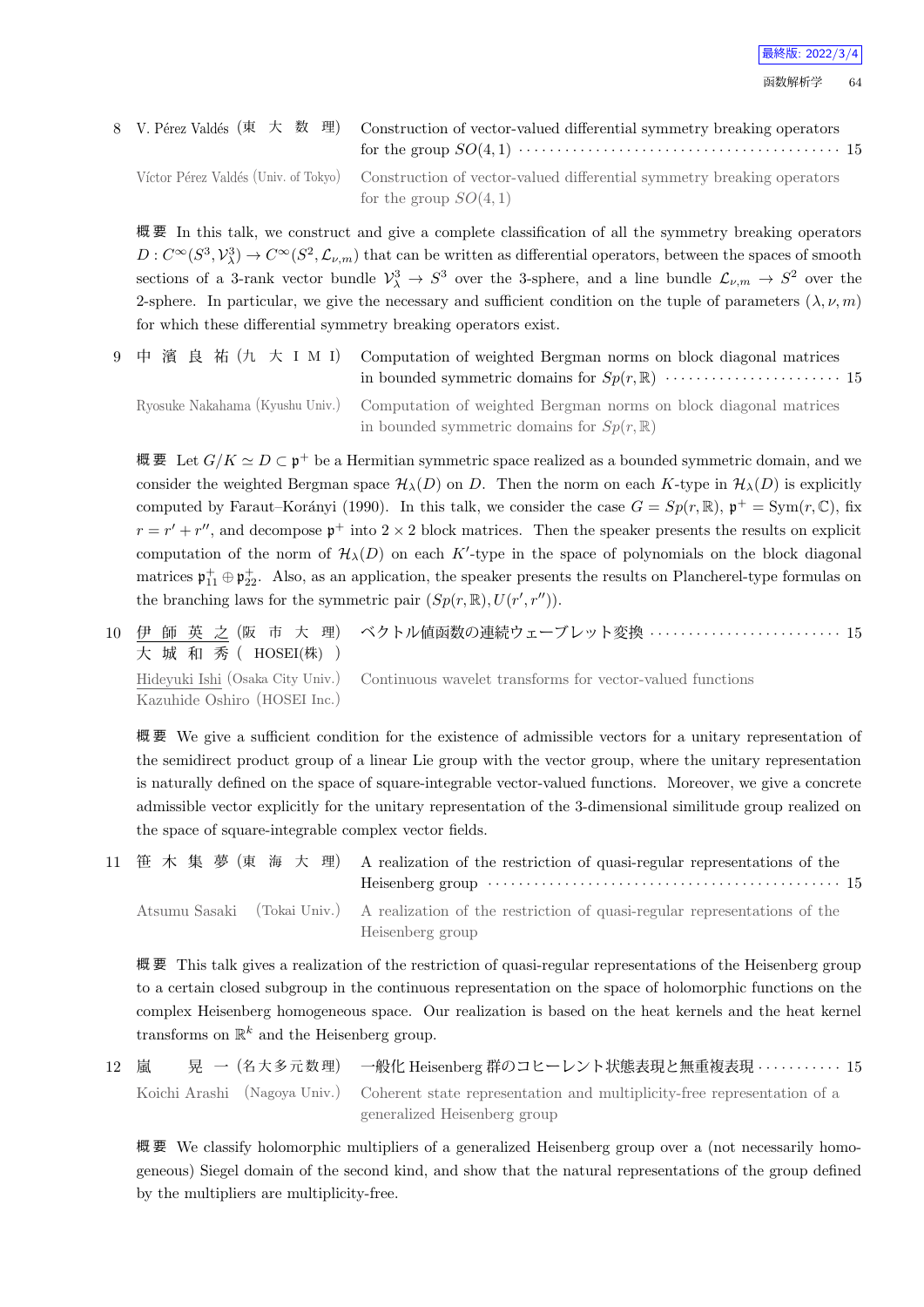8 V. Pérez Valdés (東 大 数 理) Construction of vector-valued differential symmetry breaking operators for the group $SO(4,1)$ ············ 15

Víctor Pérez Valdés (Univ. of Tokyo) Construction of vector-valued differential symmetry breaking operators for the group $SO(4,1)$

概要 In this talk, we construct and give a complete classification of all the symmetry breaking operators $D : C^\infty(S^3, \mathcal{V}^3_\lambda) \to C^\infty(S^2, \mathcal{L}_{\nu,m})$ that can be written as differential operators, between the spaces of smooth sections of a 3-rank vector bundle $\mathcal{V}^3_\lambda \to S^3$ over the 3-sphere, and a line bundle $\mathcal{L}_{\nu,m} \to S^2$ over the 2-sphere. In particular, we give the necessary and sufficient condition on the tuple of parameters $(\lambda, \nu, m)$ for which these differential symmetry breaking operators exist.

9 中 濱 良 祐 (九 大 I M I) Computation of weighted Bergman norms on block diagonal matrices in bounded symmetric domains for $Sp(r,\mathbb{R})$ ············ 15

Ryosuke Nakahama (Kyushu Univ.) Computation of weighted Bergman norms on block diagonal matrices in bounded symmetric domains for $Sp(r,\mathbb{R})$

概要 Let $G/K \simeq D \subset \mathfrak{p}^+$ be a Hermitian symmetric space realized as a bounded symmetric domain, and we consider the weighted Bergman space $\mathcal{H}_\lambda(D)$ on $D$. Then the norm on each $K$-type in $\mathcal{H}_\lambda(D)$ is explicitly computed by Faraut–Korányi (1990). In this talk, we consider the case $G = Sp(r,\mathbb{R})$, $\mathfrak{p}^+ = \mathrm{Sym}(r,\mathbb{C})$, fix $r = r' + r''$, and decompose $\mathfrak{p}^+$ into $2 \times 2$ block matrices. Then the speaker presents the results on explicit computation of the norm of $\mathcal{H}_\lambda(D)$ on each $K'$-type in the space of polynomials on the block diagonal matrices $\mathfrak{p}^+_{11} \oplus \mathfrak{p}^+_{22}$. Also, as an application, the speaker presents the results on Plancherel-type formulas on the branching laws for the symmetric pair $(Sp(r,\mathbb{R}), U(r', r''))$.

10 伊 師 英 之 (阪 市 大 理) ベクトル値函数の連続ウェーブレット変換 ············ 15
大 城 和 秀 ( HOSEI(株) )

Hideyuki Ishi (Osaka City Univ.) Continuous wavelet transforms for vector-valued functions
Kazuhide Oshiro (HOSEI Inc.)

概要 We give a sufficient condition for the existence of admissible vectors for a unitary representation of the semidirect product group of a linear Lie group with the vector group, where the unitary representation is naturally defined on the space of square-integrable vector-valued functions. Moreover, we give a concrete admissible vector explicitly for the unitary representation of the 3-dimensional similitude group realized on the space of square-integrable complex vector fields.

11 笹 木 集 夢 (東 海 大 理) A realization of the restriction of quasi-regular representations of the Heisenberg group ············ 15

Atsumu Sasaki (Tokai Univ.) A realization of the restriction of quasi-regular representations of the Heisenberg group

概要 This talk gives a realization of the restriction of quasi-regular representations of the Heisenberg group to a certain closed subgroup in the continuous representation on the space of holomorphic functions on the complex Heisenberg homogeneous space. Our realization is based on the heat kernels and the heat kernel transforms on $\mathbb{R}^k$ and the Heisenberg group.

12 嵐 晃 一 (名大多元数理) 一般化 Heisenberg 群のコヒーレント状態表現と無重複表現 ············ 15

Koichi Arashi (Nagoya Univ.) Coherent state representation and multiplicity-free representation of a generalized Heisenberg group

概要 We classify holomorphic multipliers of a generalized Heisenberg group over a (not necessarily homogeneous) Siegel domain of the second kind, and show that the natural representations of the group defined by the multipliers are multiplicity-free.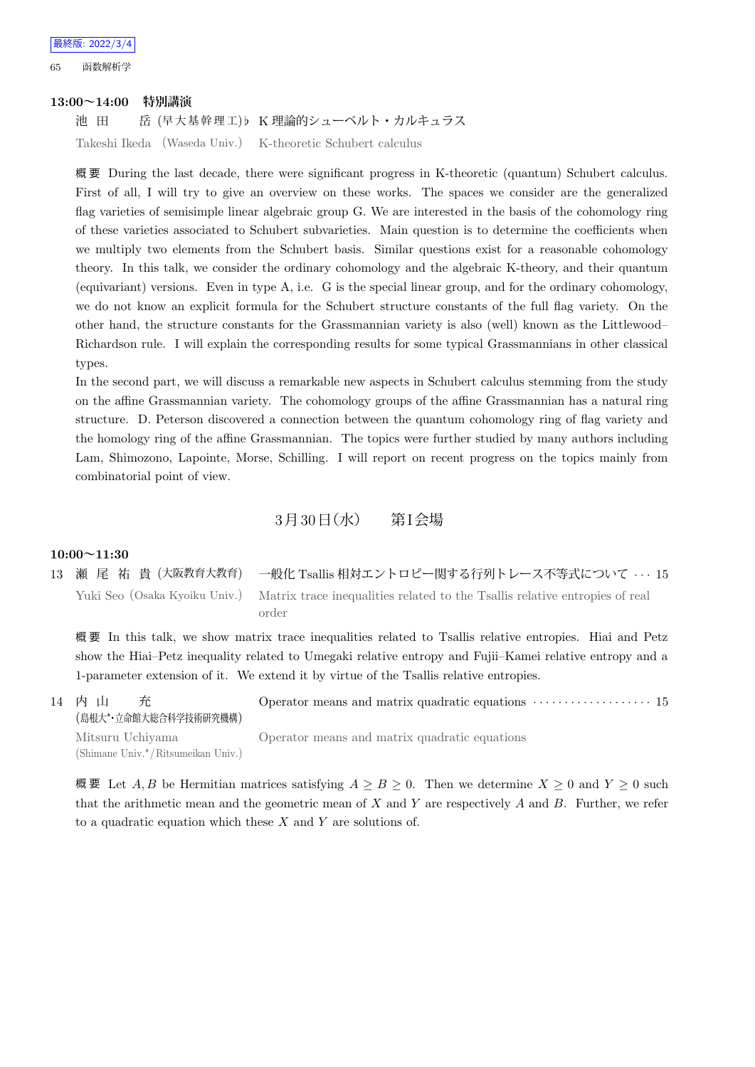**13:00〜14:00　特別講演**

池　田　　岳（早大基幹理工）♭ K 理論的シューベルト・カルキュラス

Takeshi Ikeda（Waseda Univ.） K-theoretic Schubert calculus

概要 During the last decade, there were significant progress in K-theoretic (quantum) Schubert calculus. First of all, I will try to give an overview on these works. The spaces we consider are the generalized flag varieties of semisimple linear algebraic group G. We are interested in the basis of the cohomology ring of these varieties associated to Schubert subvarieties. Main question is to determine the coefficients when we multiply two elements from the Schubert basis. Similar questions exist for a reasonable cohomology theory. In this talk, we consider the ordinary cohomology and the algebraic K-theory, and their quantum (equivariant) versions. Even in type A, i.e. G is the special linear group, and for the ordinary cohomology, we do not know an explicit formula for the Schubert structure constants of the full flag variety. On the other hand, the structure constants for the Grassmannian variety is also (well) known as the Littlewood–Richardson rule. I will explain the corresponding results for some typical Grassmannians in other classical types.

In the second part, we will discuss a remarkable new aspects in Schubert calculus stemming from the study on the affine Grassmannian variety. The cohomology groups of the affine Grassmannian has a natural ring structure. D. Peterson discovered a connection between the quantum cohomology ring of flag variety and the homology ring of the affine Grassmannian. The topics were further studied by many authors including Lam, Shimozono, Lapointe, Morse, Schilling. I will report on recent progress on the topics mainly from combinatorial point of view.

## 3月30日（水）　第I会場

**10:00〜11:30**

13 瀬　尾　祐　貴（大阪教育大教育） 一般化 Tsallis 相対エントロピー関する行列トレース不等式について ··· 15

Yuki Seo（Osaka Kyoiku Univ.） Matrix trace inequalities related to the Tsallis relative entropies of real order

概要 In this talk, we show matrix trace inequalities related to Tsallis relative entropies. Hiai and Petz show the Hiai–Petz inequality related to Umegaki relative entropy and Fujii–Kamei relative entropy and a 1-parameter extension of it. We extend it by virtue of the Tsallis relative entropies.

14 内　山　　充（島根大*・立命館大総合科学技術研究機構） Operator means and matrix quadratic equations ··· 15

Mitsuru Uchiyama (Shimane Univ.*/Ritsumeikan Univ.) Operator means and matrix quadratic equations

概要 Let $A, B$ be Hermitian matrices satisfying $A \geq B \geq 0$. Then we determine $X \geq 0$ and $Y \geq 0$ such that the arithmetic mean and the geometric mean of $X$ and $Y$ are respectively $A$ and $B$. Further, we refer to a quadratic equation which these $X$ and $Y$ are solutions of.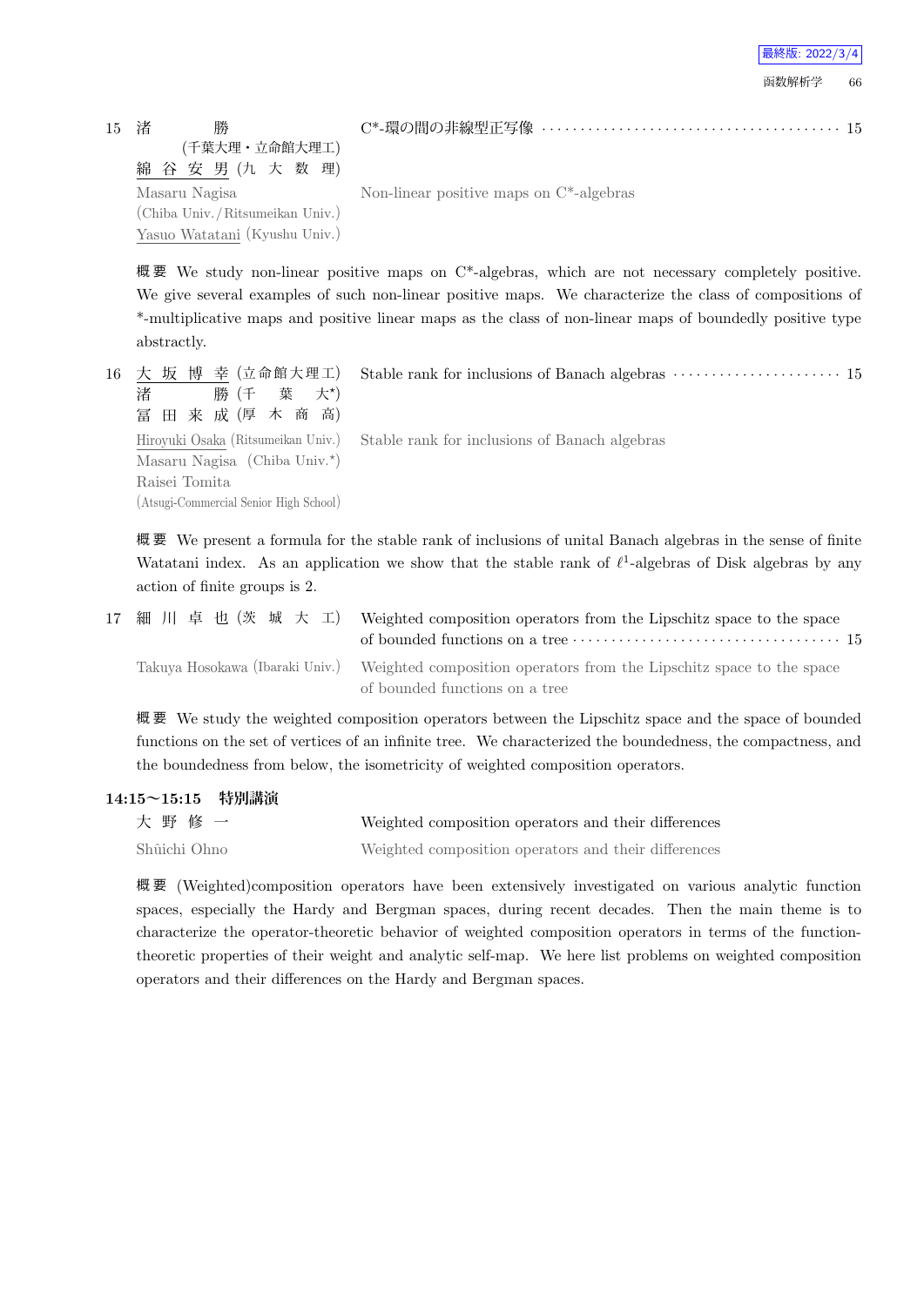15 渚　　勝 (千葉大理・立命館大理工)　綿谷安男 (九大数理)　C*-環の間の非線型正写像 ···································· 15

Masaru Nagisa (Chiba Univ./Ritsumeikan Univ.)　Yasuo Watatani (Kyushu Univ.)　Non-linear positive maps on C*-algebras

**概要** We study non-linear positive maps on C*-algebras, which are not necessary completely positive. We give several examples of such non-linear positive maps. We characterize the class of compositions of *-multiplicative maps and positive linear maps as the class of non-linear maps of boundedly positive type abstractly.

16 大坂博幸 (立命館大理工)　渚　　勝 (千葉大*)　冨田来成 (厚木商高)　Stable rank for inclusions of Banach algebras ···················· 15

Hiroyuki Osaka (Ritsumeikan Univ.)　Masaru Nagisa (Chiba Univ.*)　Raisei Tomita (Atsugi-Commercial Senior High School)　Stable rank for inclusions of Banach algebras

**概要** We present a formula for the stable rank of inclusions of unital Banach algebras in the sense of finite Watatani index. As an application we show that the stable rank of $\ell^1$-algebras of Disk algebras by any action of finite groups is 2.

17 細川卓也 (茨城大工)　Weighted composition operators from the Lipschitz space to the space of bounded functions on a tree ································ 15

Takuya Hosokawa (Ibaraki Univ.)　Weighted composition operators from the Lipschitz space to the space of bounded functions on a tree

**概要** We study the weighted composition operators between the Lipschitz space and the space of bounded functions on the set of vertices of an infinite tree. We characterized the boundedness, the compactness, and the boundedness from below, the isometricity of weighted composition operators.

### 14:15～15:15　特別講演

大野修一　Weighted composition operators and their differences

Shûichi Ohno　Weighted composition operators and their differences

**概要** (Weighted)composition operators have been extensively investigated on various analytic function spaces, especially the Hardy and Bergman spaces, during recent decades. Then the main theme is to characterize the operator-theoretic behavior of weighted composition operators in terms of the function-theoretic properties of their weight and analytic self-map. We here list problems on weighted composition operators and their differences on the Hardy and Bergman spaces.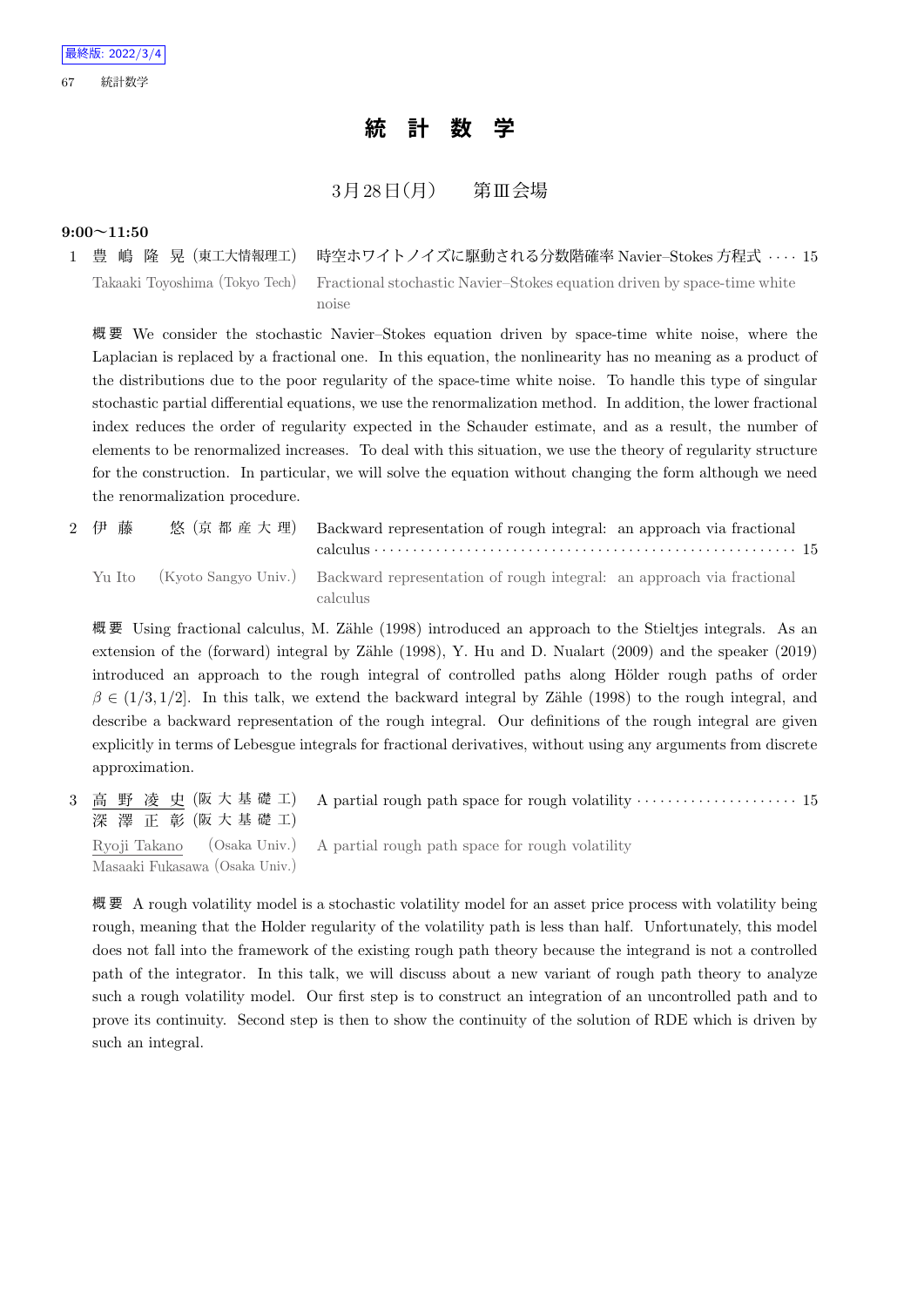# 統 計 数 学

3月28日(月)　　第Ⅲ会場

**9:00～11:50**

1 豊 嶋 隆 晃 (東工大情報理工)　時空ホワイトノイズに駆動される分数階確率 Navier–Stokes 方程式 · · · · 15

Takaaki Toyoshima (Tokyo Tech)　Fractional stochastic Navier–Stokes equation driven by space-time white noise

概 要 We consider the stochastic Navier–Stokes equation driven by space-time white noise, where the Laplacian is replaced by a fractional one. In this equation, the nonlinearity has no meaning as a product of the distributions due to the poor regularity of the space-time white noise. To handle this type of singular stochastic partial differential equations, we use the renormalization method. In addition, the lower fractional index reduces the order of regularity expected in the Schauder estimate, and as a result, the number of elements to be renormalized increases. To deal with this situation, we use the theory of regularity structure for the construction. In particular, we will solve the equation without changing the form although we need the renormalization procedure.

2 伊 藤 　悠 (京 都 産 大 理)　Backward representation of rough integral: an approach via fractional calculus · · · · · · · · · · · · · · · · · · · · · · · · · · · · · · · · · · · · · · · · · · · · · · · · · · · · · 15

Yu Ito (Kyoto Sangyo Univ.)　Backward representation of rough integral: an approach via fractional calculus

概 要 Using fractional calculus, M. Zähle (1998) introduced an approach to the Stieltjes integrals. As an extension of the (forward) integral by Zähle (1998), Y. Hu and D. Nualart (2009) and the speaker (2019) introduced an approach to the rough integral of controlled paths along Hölder rough paths of order $\beta \in (1/3, 1/2]$. In this talk, we extend the backward integral by Zähle (1998) to the rough integral, and describe a backward representation of the rough integral. Our definitions of the rough integral are given explicitly in terms of Lebesgue integrals for fractional derivatives, without using any arguments from discrete approximation.

3 高 野 凌 史 (阪 大 基 礎 工)　A partial rough path space for rough volatility · · · · · · · · · · · · · · · · · · · · · 15
深 澤 正 彰 (阪 大 基 礎 工)

Ryoji Takano (Osaka Univ.)　A partial rough path space for rough volatility
Masaaki Fukasawa (Osaka Univ.)

概 要 A rough volatility model is a stochastic volatility model for an asset price process with volatility being rough, meaning that the Holder regularity of the volatility path is less than half. Unfortunately, this model does not fall into the framework of the existing rough path theory because the integrand is not a controlled path of the integrator. In this talk, we will discuss about a new variant of rough path theory to analyze such a rough volatility model. Our first step is to construct an integration of an uncontrolled path and to prove its continuity. Second step is then to show the continuity of the solution of RDE which is driven by such an integral.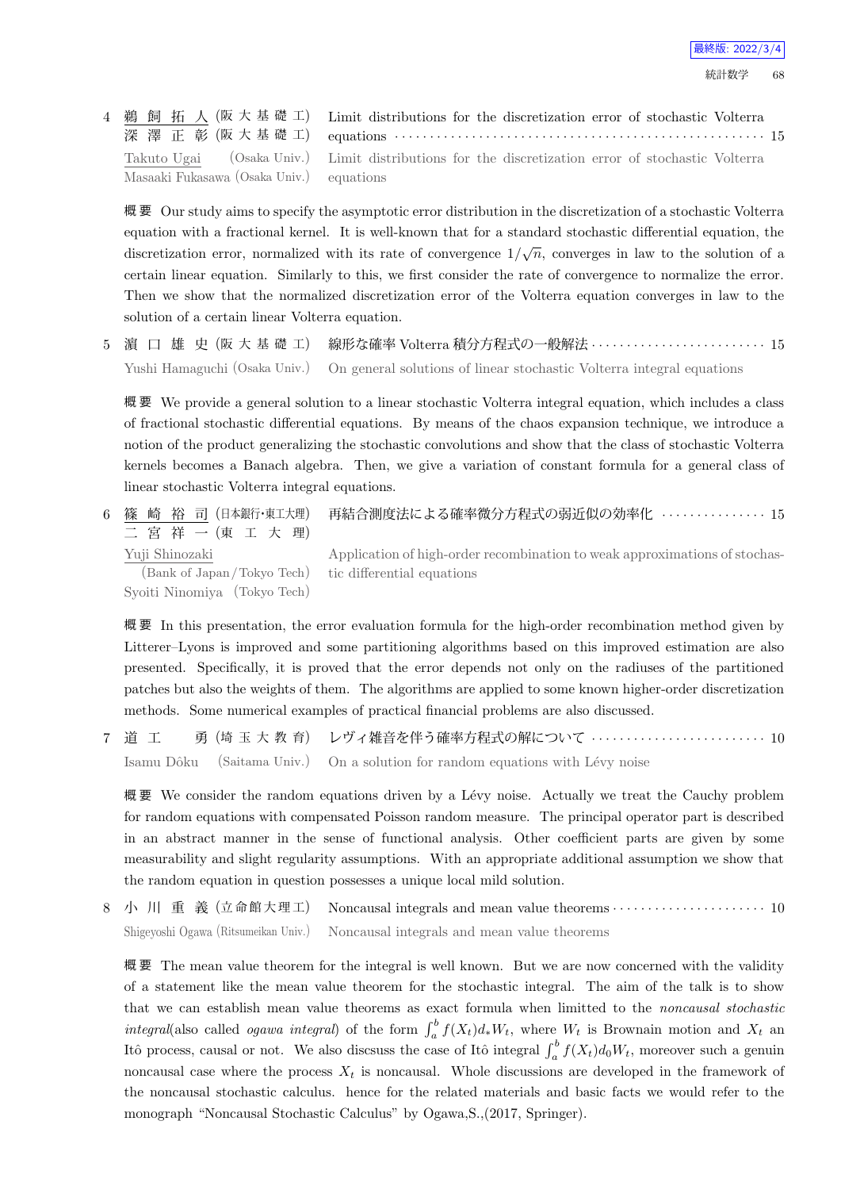4 鵜 飼 拓 人 (阪 大 基 礎 工) 深 澤 正 彰 (阪 大 基 礎 工) Limit distributions for the discretization error of stochastic Volterra equations ･････････････････････････････････････････････････････ 15

Takuto Ugai (Osaka Univ.) Masaaki Fukasawa (Osaka Univ.) Limit distributions for the discretization error of stochastic Volterra equations

**概要** Our study aims to specify the asymptotic error distribution in the discretization of a stochastic Volterra equation with a fractional kernel. It is well-known that for a standard stochastic differential equation, the discretization error, normalized with its rate of convergence $1/\sqrt{n}$, converges in law to the solution of a certain linear equation. Similarly to this, we first consider the rate of convergence to normalize the error. Then we show that the normalized discretization error of the Volterra equation converges in law to the solution of a certain linear Volterra equation.

5 濵 口 雄 史 (阪 大 基 礎 工) 線形な確率 Volterra 積分方程式の一般解法 ･････････････････････････ 15

Yushi Hamaguchi (Osaka Univ.) On general solutions of linear stochastic Volterra integral equations

**概要** We provide a general solution to a linear stochastic Volterra integral equation, which includes a class of fractional stochastic differential equations. By means of the chaos expansion technique, we introduce a notion of the product generalizing the stochastic convolutions and show that the class of stochastic Volterra kernels becomes a Banach algebra. Then, we give a variation of constant formula for a general class of linear stochastic Volterra integral equations.

6 篠 崎 裕 司 (日本銀行･東工大理) 二 宮 祥 一 (東 工 大 理) 再結合測度法による確率微分方程式の弱近似の効率化 ･･････････････ 15

Yuji Shinozaki (Bank of Japan/Tokyo Tech) Syoiti Ninomiya (Tokyo Tech) Application of high-order recombination to weak approximations of stochastic differential equations

**概要** In this presentation, the error evaluation formula for the high-order recombination method given by Litterer–Lyons is improved and some partitioning algorithms based on this improved estimation are also presented. Specifically, it is proved that the error depends not only on the radiuses of the partitioned patches but also the weights of them. The algorithms are applied to some known higher-order discretization methods. Some numerical examples of practical financial problems are also discussed.

7 道 工 勇 (埼 玉 大 教 育) レヴィ雑音を伴う確率方程式の解について ･････････････････････････ 10

Isamu Dôku (Saitama Univ.) On a solution for random equations with Lévy noise

**概要** We consider the random equations driven by a Lévy noise. Actually we treat the Cauchy problem for random equations with compensated Poisson random measure. The principal operator part is described in an abstract manner in the sense of functional analysis. Other coefficient parts are given by some measurability and slight regularity assumptions. With an appropriate additional assumption we show that the random equation in question possesses a unique local mild solution.

8 小 川 重 義 (立命館大理工) Noncausal integrals and mean value theorems ･･････････････････････ 10

Shigeyoshi Ogawa (Ritsumeikan Univ.) Noncausal integrals and mean value theorems

**概要** The mean value theorem for the integral is well known. But we are now concerned with the validity of a statement like the mean value theorem for the stochastic integral. The aim of the talk is to show that we can establish mean value theorems as exact formula when limitted to the *noncausal stochastic integral*(also called *ogawa integral*) of the form $\int_a^b f(X_t)d_*W_t$, where $W_t$ is Brownain motion and $X_t$ an Itô process, causal or not. We also discsuss the case of Itô integral $\int_a^b f(X_t)d_0W_t$, moreover such a genuin noncausal case where the process $X_t$ is noncausal. Whole discussions are developed in the framework of the noncausal stochastic calculus. hence for the related materials and basic facts we would refer to the monograph "Noncausal Stochastic Calculus" by Ogawa,S.,(2017, Springer).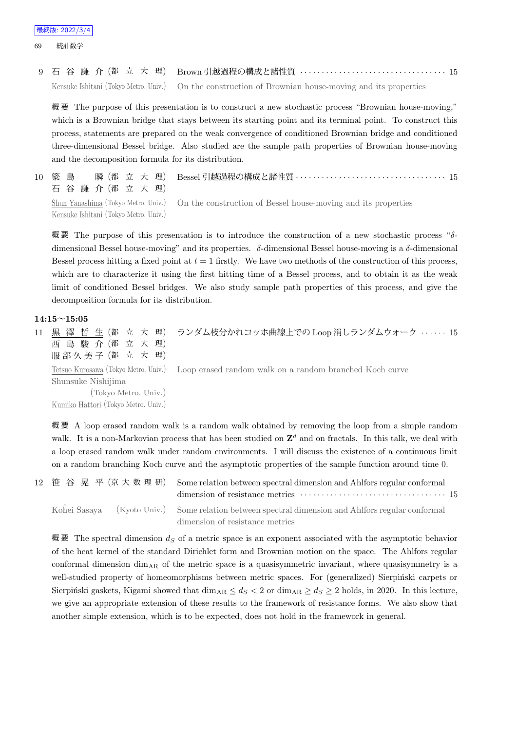9 石谷謙介 (都立大理) Brown 引越過程の構成と諸性質 ··· 15

Kensuke Ishitani (Tokyo Metro. Univ.) On the construction of Brownian house-moving and its properties

**概要** The purpose of this presentation is to construct a new stochastic process "Brownian house-moving," which is a Brownian bridge that stays between its starting point and its terminal point. To construct this process, statements are prepared on the weak convergence of conditioned Brownian bridge and conditioned three-dimensional Bessel bridge. Also studied are the sample path properties of Brownian house-moving and the decomposition formula for its distribution.

10 簗島 瞬 (都立大理) 石谷謙介 (都立大理) Bessel 引越過程の構成と諸性質 ··· 15

Shun Yanashima (Tokyo Metro. Univ.) Kensuke Ishitani (Tokyo Metro. Univ.) On the construction of Bessel house-moving and its properties

**概要** The purpose of this presentation is to introduce the construction of a new stochastic process "$\delta$-dimensional Bessel house-moving" and its properties. $\delta$-dimensional Bessel house-moving is a $\delta$-dimensional Bessel process hitting a fixed point at $t = 1$ firstly. We have two methods of the construction of this process, which are to characterize it using the first hitting time of a Bessel process, and to obtain it as the weak limit of conditioned Bessel bridges. We also study sample path properties of this process, and give the decomposition formula for its distribution.

**14:15〜15:05**

11 黒澤哲生 (都立大理) 西島駿介 (都立大理) 服部久美子 (都立大理) ランダム枝分かれコッホ曲線上での Loop 消しランダムウォーク ··· 15

Tetsuo Kurosawa (Tokyo Metro. Univ.) Shunsuke Nishijima (Tokyo Metro. Univ.) Kumiko Hattori (Tokyo Metro. Univ.) Loop erased random walk on a random branched Koch curve

**概要** A loop erased random walk is a random walk obtained by removing the loop from a simple random walk. It is a non-Markovian process that has been studied on $\mathbf{Z}^d$ and on fractals. In this talk, we deal with a loop erased random walk under random environments. I will discuss the existence of a continuous limit on a random branching Koch curve and the asymptotic properties of the sample function around time 0.

12 笹谷晃平 (京大数理研) Some relation between spectral dimension and Ahlfors regular conformal dimension of resistance metrics ··· 15

Kôhei Sasaya (Kyoto Univ.) Some relation between spectral dimension and Ahlfors regular conformal dimension of resistance metrics

**概要** The spectral dimension $d_S$ of a metric space is an exponent associated with the asymptotic behavior of the heat kernel of the standard Dirichlet form and Brownian motion on the space. The Ahlfors regular conformal dimension $\dim_{\mathrm{AR}}$ of the metric space is a quasisymmetric invariant, where quasisymmetry is a well-studied property of homeomorphisms between metric spaces. For (generalized) Sierpiński carpets or Sierpiński gaskets, Kigami showed that $\dim_{\mathrm{AR}} \leq d_S < 2$ or $\dim_{\mathrm{AR}} \geq d_S \geq 2$ holds, in 2020. In this lecture, we give an appropriate extension of these results to the framework of resistance forms. We also show that another simple extension, which is to be expected, does not hold in the framework in general.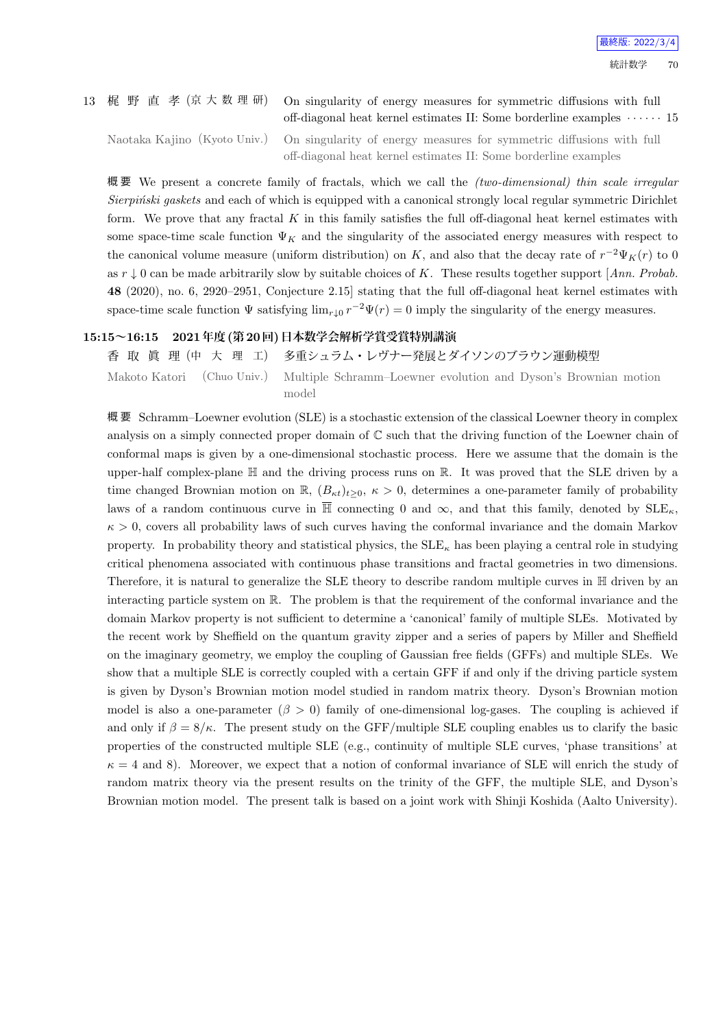13 梶 野 直 孝 (京 大 数 理 研) On singularity of energy measures for symmetric diffusions with full off-diagonal heat kernel estimates II: Some borderline examples ······ 15

Naotaka Kajino (Kyoto Univ.) On singularity of energy measures for symmetric diffusions with full off-diagonal heat kernel estimates II: Some borderline examples

**概要** We present a concrete family of fractals, which we call the *(two-dimensional) thin scale irregular Sierpiński gaskets* and each of which is equipped with a canonical strongly local regular symmetric Dirichlet form. We prove that any fractal $K$ in this family satisfies the full off-diagonal heat kernel estimates with some space-time scale function $\Psi_K$ and the singularity of the associated energy measures with respect to the canonical volume measure (uniform distribution) on $K$, and also that the decay rate of $r^{-2}\Psi_K(r)$ to 0 as $r \downarrow 0$ can be made arbitrarily slow by suitable choices of $K$. These results together support [*Ann. Probab.* **48** (2020), no. 6, 2920–2951, Conjecture 2.15] stating that the full off-diagonal heat kernel estimates with space-time scale function $\Psi$ satisfying $\lim_{r\downarrow 0} r^{-2}\Psi(r) = 0$ imply the singularity of the energy measures.

## 15:15〜16:15　2021年度 (第20回) 日本数学会解析学賞受賞特別講演

香 取 眞 理 (中 大 理 工)　多重シュラム・レヴナー発展とダイソンのブラウン運動模型

Makoto Katori (Chuo Univ.) Multiple Schramm–Loewner evolution and Dyson's Brownian motion model

**概要** Schramm–Loewner evolution (SLE) is a stochastic extension of the classical Loewner theory in complex analysis on a simply connected proper domain of $\mathbb{C}$ such that the driving function of the Loewner chain of conformal maps is given by a one-dimensional stochastic process. Here we assume that the domain is the upper-half complex-plane $\mathbb{H}$ and the driving process runs on $\mathbb{R}$. It was proved that the SLE driven by a time changed Brownian motion on $\mathbb{R}$, $(B_{\kappa t})_{t\geq 0}$, $\kappa > 0$, determines a one-parameter family of probability laws of a random continuous curve in $\overline{\mathbb{H}}$ connecting 0 and $\infty$, and that this family, denoted by $\mathrm{SLE}_\kappa$, $\kappa > 0$, covers all probability laws of such curves having the conformal invariance and the domain Markov property. In probability theory and statistical physics, the $\mathrm{SLE}_\kappa$ has been playing a central role in studying critical phenomena associated with continuous phase transitions and fractal geometries in two dimensions. Therefore, it is natural to generalize the SLE theory to describe random multiple curves in $\mathbb{H}$ driven by an interacting particle system on $\mathbb{R}$. The problem is that the requirement of the conformal invariance and the domain Markov property is not sufficient to determine a 'canonical' family of multiple SLEs. Motivated by the recent work by Sheffield on the quantum gravity zipper and a series of papers by Miller and Sheffield on the imaginary geometry, we employ the coupling of Gaussian free fields (GFFs) and multiple SLEs. We show that a multiple SLE is correctly coupled with a certain GFF if and only if the driving particle system is given by Dyson's Brownian motion model studied in random matrix theory. Dyson's Brownian motion model is also a one-parameter ($\beta > 0$) family of one-dimensional log-gases. The coupling is achieved if and only if $\beta = 8/\kappa$. The present study on the GFF/multiple SLE coupling enables us to clarify the basic properties of the constructed multiple SLE (e.g., continuity of multiple SLE curves, 'phase transitions' at $\kappa = 4$ and 8). Moreover, we expect that a notion of conformal invariance of SLE will enrich the study of random matrix theory via the present results on the trinity of the GFF, the multiple SLE, and Dyson's Brownian motion model. The present talk is based on a joint work with Shinji Koshida (Aalto University).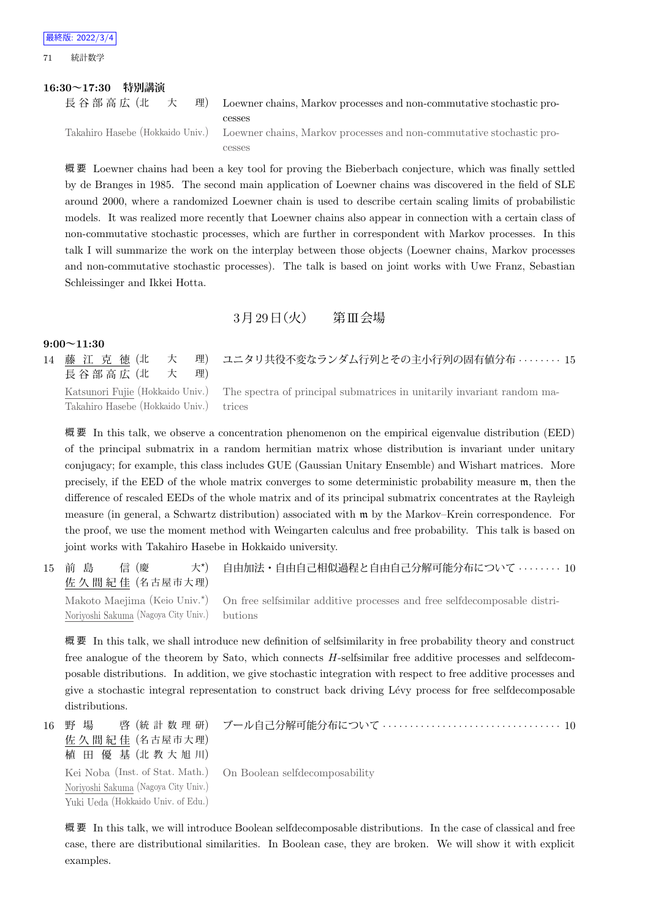### 16:30～17:30　特別講演

長谷部高広 (北　大　理)　Loewner chains, Markov processes and non-commutative stochastic processes

Takahiro Hasebe (Hokkaido Univ.)　Loewner chains, Markov processes and non-commutative stochastic processes

概要　Loewner chains had been a key tool for proving the Bieberbach conjecture, which was finally settled by de Branges in 1985. The second main application of Loewner chains was discovered in the field of SLE around 2000, where a randomized Loewner chain is used to describe certain scaling limits of probabilistic models. It was realized more recently that Loewner chains also appear in connection with a certain class of non-commutative stochastic processes, which are further in correspondent with Markov processes. In this talk I will summarize the work on the interplay between those objects (Loewner chains, Markov processes and non-commutative stochastic processes). The talk is based on joint works with Uwe Franz, Sebastian Schleissinger and Ikkei Hotta.

## 3月29日(火)　第Ⅲ会場

### 9:00～11:30

14　藤江克徳 (北　大　理)　長谷部高広 (北　大　理)　ユニタリ共役不変なランダム行列とその主小行列の固有値分布 ········ 15

Katsunori Fujie (Hokkaido Univ.)　Takahiro Hasebe (Hokkaido Univ.)　The spectra of principal submatrices in unitarily invariant random matrices

概要　In this talk, we observe a concentration phenomenon on the empirical eigenvalue distribution (EED) of the principal submatrix in a random hermitian matrix whose distribution is invariant under unitary conjugacy; for example, this class includes GUE (Gaussian Unitary Ensemble) and Wishart matrices. More precisely, if the EED of the whole matrix converges to some deterministic probability measure $\mathfrak{m}$, then the difference of rescaled EEDs of the whole matrix and of its principal submatrix concentrates at the Rayleigh measure (in general, a Schwartz distribution) associated with $\mathfrak{m}$ by the Markov–Krein correspondence. For the proof, we use the moment method with Weingarten calculus and free probability. This talk is based on joint works with Takahiro Hasebe in Hokkaido university.

15　前島　信 (慶　大*)　佐久間紀佳 (名古屋市大理)　自由加法・自由自己相似過程と自由自己分解可能分布について ········ 10

Makoto Maejima (Keio Univ.*)　Noriyoshi Sakuma (Nagoya City Univ.)　On free selfsimilar additive processes and free selfdecomposable distributions

概要　In this talk, we shall introduce new definition of selfsimilarity in free probability theory and construct free analogue of the theorem by Sato, which connects $H$-selfsimilar free additive processes and selfdecomposable distributions. In addition, we give stochastic integration with respect to free additive processes and give a stochastic integral representation to construct back driving Lévy process for free selfdecomposable distributions.

16　野場　啓 (統計数理研)　佐久間紀佳 (名古屋市大理)　植田優基 (北教大旭川)　ブール自己分解可能分布について ································ 10

Kei Noba (Inst. of Stat. Math.)　Noriyoshi Sakuma (Nagoya City Univ.)　Yuki Ueda (Hokkaido Univ. of Edu.)　On Boolean selfdecomposability

概要　In this talk, we will introduce Boolean selfdecomposable distributions. In the case of classical and free case, there are distributional similarities. In Boolean case, they are broken. We will show it with explicit examples.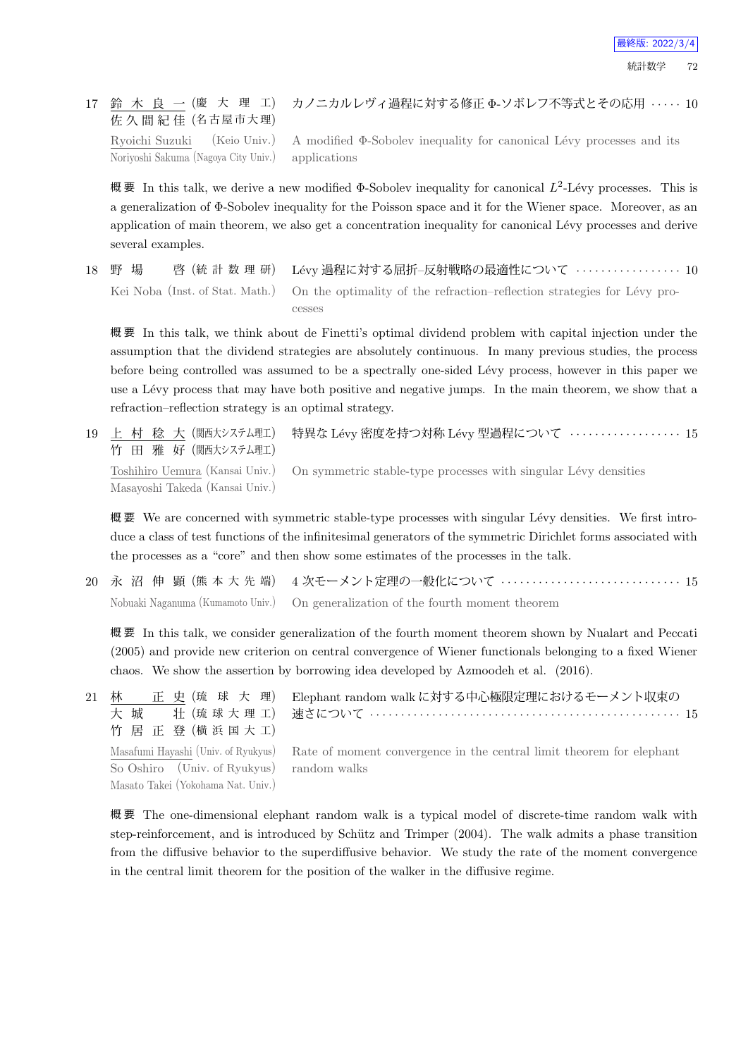17 鈴木良一 (慶大理工) 佐久間紀佳 (名古屋市大理) カノニカルレヴィ過程に対する修正 Φ-ソボレフ不等式とその応用 ····· 10

Ryoichi Suzuki (Keio Univ.) Noriyoshi Sakuma (Nagoya City Univ.) A modified Φ-Sobolev inequality for canonical Lévy processes and its applications

**概要** In this talk, we derive a new modified Φ-Sobolev inequality for canonical $L^2$-Lévy processes. This is a generalization of Φ-Sobolev inequality for the Poisson space and it for the Wiener space. Moreover, as an application of main theorem, we also get a concentration inequality for canonical Lévy processes and derive several examples.

18 野場 啓 (統計数理研) Lévy 過程に対する屈折–反射戦略の最適性について ················· 10

Kei Noba (Inst. of Stat. Math.) On the optimality of the refraction–reflection strategies for Lévy processes

**概要** In this talk, we think about de Finetti's optimal dividend problem with capital injection under the assumption that the dividend strategies are absolutely continuous. In many previous studies, the process before being controlled was assumed to be a spectrally one-sided Lévy process, however in this paper we use a Lévy process that may have both positive and negative jumps. In the main theorem, we show that a refraction–reflection strategy is an optimal strategy.

19 上村稔大 (関西大システム理工) 竹田雅好 (関西大システム理工) 特異な Lévy 密度を持つ対称 Lévy 型過程について ·················· 15

Toshihiro Uemura (Kansai Univ.) Masayoshi Takeda (Kansai Univ.) On symmetric stable-type processes with singular Lévy densities

**概要** We are concerned with symmetric stable-type processes with singular Lévy densities. We first introduce a class of test functions of the infinitesimal generators of the symmetric Dirichlet forms associated with the processes as a "core" and then show some estimates of the processes in the talk.

20 永沼伸顕 (熊本大先端) 4 次モーメント定理の一般化について ···························· 15

Nobuaki Naganuma (Kumamoto Univ.) On generalization of the fourth moment theorem

**概要** In this talk, we consider generalization of the fourth moment theorem shown by Nualart and Peccati (2005) and provide new criterion on central convergence of Wiener functionals belonging to a fixed Wiener chaos. We show the assertion by borrowing idea developed by Azmoodeh et al. (2016).

21 林 正史 (琉球大理) 大城 壮 (琉球大理工) 竹居正登 (横浜国大工) Elephant random walk に対する中心極限定理におけるモーメント収束の速さについて ················································ 15

Masafumi Hayashi (Univ. of Ryukyus) So Oshiro (Univ. of Ryukyus) Masato Takei (Yokohama Nat. Univ.) Rate of moment convergence in the central limit theorem for elephant random walks

**概要** The one-dimensional elephant random walk is a typical model of discrete-time random walk with step-reinforcement, and is introduced by Schütz and Trimper (2004). The walk admits a phase transition from the diffusive behavior to the superdiffusive behavior. We study the rate of the moment convergence in the central limit theorem for the position of the walker in the diffusive regime.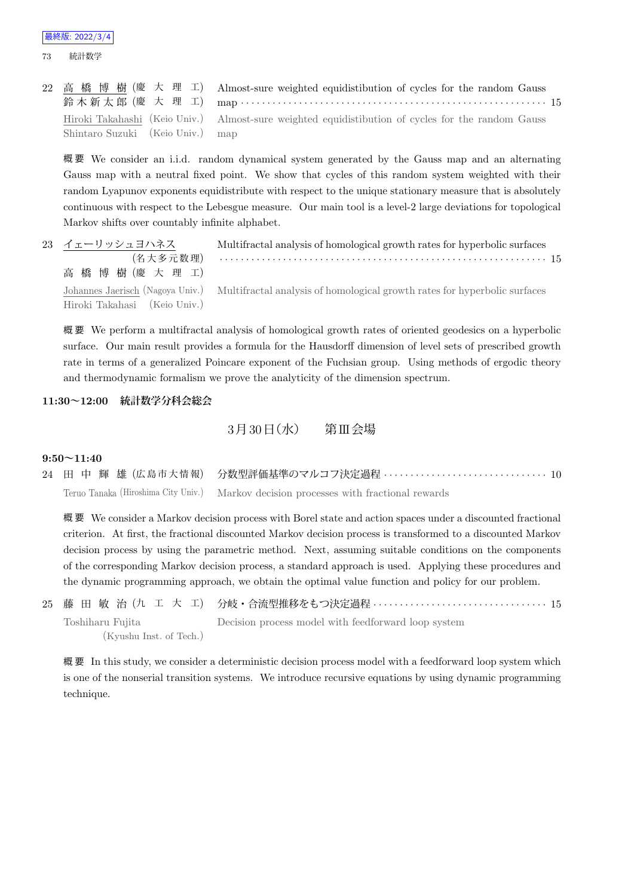22 高橋博樹 (慶大理工) Almost-sure weighted equidistibution of cycles for the random Gauss map ······ 15
鈴木新太郎 (慶大理工)

Hiroki Takahashi (Keio Univ.) Almost-sure weighted equidistibution of cycles for the random Gauss map
Shintaro Suzuki (Keio Univ.)

概要 We consider an i.i.d. random dynamical system generated by the Gauss map and an alternating Gauss map with a neutral fixed point. We show that cycles of this random system weighted with their random Lyapunov exponents equidistribute with respect to the unique stationary measure that is absolutely continuous with respect to the Lebesgue measure. Our main tool is a level-2 large deviations for topological Markov shifts over countably infinite alphabet.

23 イェーリッシュヨハネス (名大多元数理) Multifractal analysis of homological growth rates for hyperbolic surfaces ······ 15
高橋博樹 (慶大理工)

Johannes Jaerisch (Nagoya Univ.) Multifractal analysis of homological growth rates for hyperbolic surfaces
Hiroki Takahasi (Keio Univ.)

概要 We perform a multifractal analysis of homological growth rates of oriented geodesics on a hyperbolic surface. Our main result provides a formula for the Hausdorff dimension of level sets of prescribed growth rate in terms of a generalized Poincare exponent of the Fuchsian group. Using methods of ergodic theory and thermodynamic formalism we prove the analyticity of the dimension spectrum.

**11:30〜12:00 統計数学分科会総会**

## 3月30日(水) 第Ⅲ会場

**9:50〜11:40**

24 田中輝雄 (広島市大情報) 分数型評価基準のマルコフ決定過程 ······ 10

Teruo Tanaka (Hiroshima City Univ.) Markov decision processes with fractional rewards

概要 We consider a Markov decision process with Borel state and action spaces under a discounted fractional criterion. At first, the fractional discounted Markov decision process is transformed to a discounted Markov decision process by using the parametric method. Next, assuming suitable conditions on the components of the corresponding Markov decision process, a standard approach is used. Applying these procedures and the dynamic programming approach, we obtain the optimal value function and policy for our problem.

25 藤田敏治 (九工大工) 分岐・合流型推移をもつ決定過程 ······ 15

Toshiharu Fujita (Kyushu Inst. of Tech.) Decision process model with feedforward loop system

概要 In this study, we consider a deterministic decision process model with a feedforward loop system which is one of the nonserial transition systems. We introduce recursive equations by using dynamic programming technique.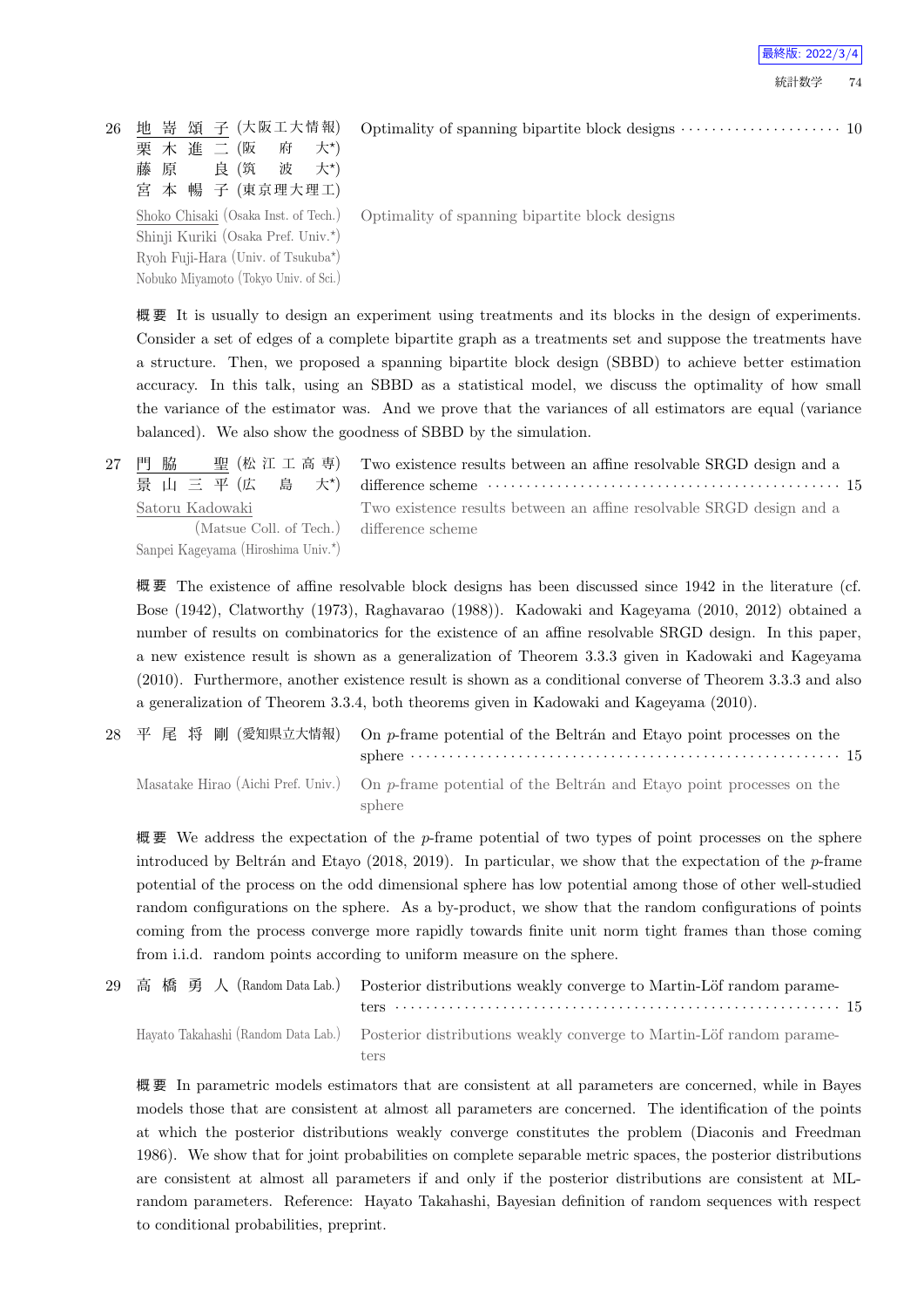26 地嵜頌子 (大阪工大情報) Optimality of spanning bipartite block designs ………… 10
栗木進二 (阪府大*)
藤原良 (筑波大*)
宮本暢子 (東京理大理工)

Shoko Chisaki (Osaka Inst. of Tech.) Optimality of spanning bipartite block designs
Shinji Kuriki (Osaka Pref. Univ.*)
Ryoh Fuji-Hara (Univ. of Tsukuba*)
Nobuko Miyamoto (Tokyo Univ. of Sci.)

**概要** It is usually to design an experiment using treatments and its blocks in the design of experiments. Consider a set of edges of a complete bipartite graph as a treatments set and suppose the treatments have a structure. Then, we proposed a spanning bipartite block design (SBBD) to achieve better estimation accuracy. In this talk, using an SBBD as a statistical model, we discuss the optimality of how small the variance of the estimator was. And we prove that the variances of all estimators are equal (variance balanced). We also show the goodness of SBBD by the simulation.

27 門脇聖 (松江工高専) Two existence results between an affine resolvable SRGD design and a difference scheme ………… 15
景山三平 (広島大*)

Satoru Kadowaki (Matsue Coll. of Tech.) Two existence results between an affine resolvable SRGD design and a difference scheme
Sanpei Kageyama (Hiroshima Univ.*)

**概要** The existence of affine resolvable block designs has been discussed since 1942 in the literature (cf. Bose (1942), Clatworthy (1973), Raghavarao (1988)). Kadowaki and Kageyama (2010, 2012) obtained a number of results on combinatorics for the existence of an affine resolvable SRGD design. In this paper, a new existence result is shown as a generalization of Theorem 3.3.3 given in Kadowaki and Kageyama (2010). Furthermore, another existence result is shown as a conditional converse of Theorem 3.3.3 and also a generalization of Theorem 3.3.4, both theorems given in Kadowaki and Kageyama (2010).

28 平尾将剛 (愛知県立大情報) On $p$-frame potential of the Beltrán and Etayo point processes on the sphere ………… 15

Masatake Hirao (Aichi Pref. Univ.) On $p$-frame potential of the Beltrán and Etayo point processes on the sphere

**概要** We address the expectation of the $p$-frame potential of two types of point processes on the sphere introduced by Beltrán and Etayo (2018, 2019). In particular, we show that the expectation of the $p$-frame potential of the process on the odd dimensional sphere has low potential among those of other well-studied random configurations on the sphere. As a by-product, we show that the random configurations of points coming from the process converge more rapidly towards finite unit norm tight frames than those coming from i.i.d. random points according to uniform measure on the sphere.

29 高橋勇人 (Random Data Lab.) Posterior distributions weakly converge to Martin-Löf random parameters ………… 15

Hayato Takahashi (Random Data Lab.) Posterior distributions weakly converge to Martin-Löf random parameters

**概要** In parametric models estimators that are consistent at all parameters are concerned, while in Bayes models those that are consistent at almost all parameters are concerned. The identification of the points at which the posterior distributions weakly converge constitutes the problem (Diaconis and Freedman 1986). We show that for joint probabilities on complete separable metric spaces, the posterior distributions are consistent at almost all parameters if and only if the posterior distributions are consistent at ML-random parameters. Reference: Hayato Takahashi, Bayesian definition of random sequences with respect to conditional probabilities, preprint.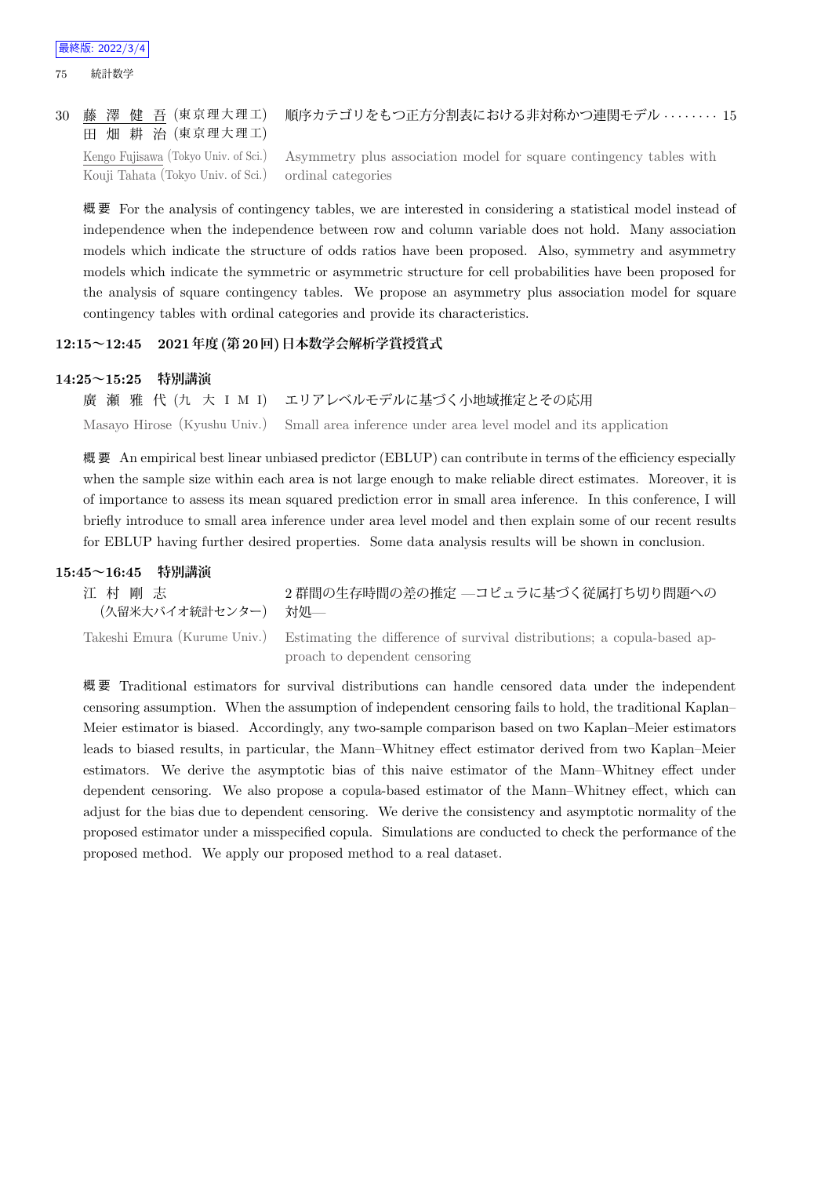30 藤 澤 健 吾 (東京理大理工) 田 畑 耕 治 (東京理大理工) 順序カテゴリをもつ正方分割表における非対称かつ連関モデル ········ 15

Kengo Fujisawa (Tokyo Univ. of Sci.) Kouji Tahata (Tokyo Univ. of Sci.) Asymmetry plus association model for square contingency tables with ordinal categories

**概要** For the analysis of contingency tables, we are interested in considering a statistical model instead of independence when the independence between row and column variable does not hold. Many association models which indicate the structure of odds ratios have been proposed. Also, symmetry and asymmetry models which indicate the symmetric or asymmetric structure for cell probabilities have been proposed for the analysis of square contingency tables. We propose an asymmetry plus association model for square contingency tables with ordinal categories and provide its characteristics.

### 12:15～12:45　2021年度(第20回)日本数学会解析学賞授賞式

### 14:25～15:25　特別講演

廣 瀬 雅 代 (九 大 I M I) エリアレベルモデルに基づく小地域推定とその応用

Masayo Hirose (Kyushu Univ.) Small area inference under area level model and its application

**概要** An empirical best linear unbiased predictor (EBLUP) can contribute in terms of the efficiency especially when the sample size within each area is not large enough to make reliable direct estimates. Moreover, it is of importance to assess its mean squared prediction error in small area inference. In this conference, I will briefly introduce to small area inference under area level model and then explain some of our recent results for EBLUP having further desired properties. Some data analysis results will be shown in conclusion.

### 15:45～16:45　特別講演

江 村 剛 志 (久留米大バイオ統計センター) 2群間の生存時間の差の推定 —コピュラに基づく従属打ち切り問題への対処—

Takeshi Emura (Kurume Univ.) Estimating the difference of survival distributions; a copula-based approach to dependent censoring

**概要** Traditional estimators for survival distributions can handle censored data under the independent censoring assumption. When the assumption of independent censoring fails to hold, the traditional Kaplan–Meier estimator is biased. Accordingly, any two-sample comparison based on two Kaplan–Meier estimators leads to biased results, in particular, the Mann–Whitney effect estimator derived from two Kaplan–Meier estimators. We derive the asymptotic bias of this naive estimator of the Mann–Whitney effect under dependent censoring. We also propose a copula-based estimator of the Mann–Whitney effect, which can adjust for the bias due to dependent censoring. We derive the consistency and asymptotic normality of the proposed estimator under a misspecified copula. Simulations are conducted to check the performance of the proposed method. We apply our proposed method to a real dataset.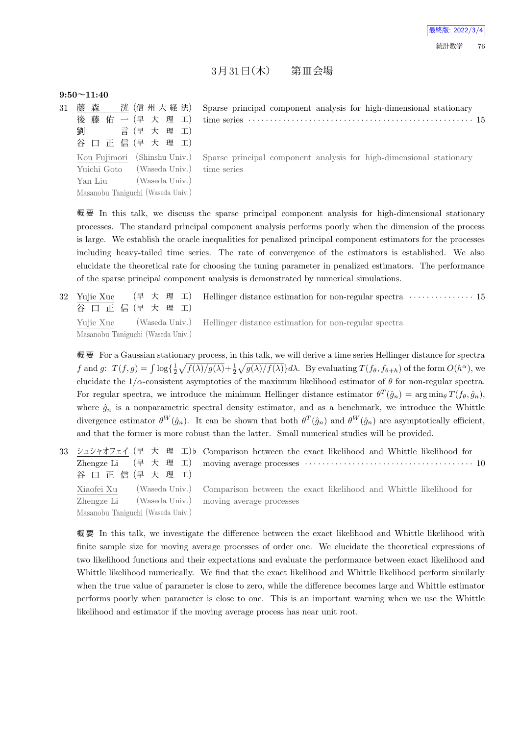## 3月31日(木)　第Ⅲ会場

**9:50〜11:40**

31 藤森 洸 (信州大経法) 後藤佑一 (早大理工) 劉 言 (早大理工) 谷口正信 (早大理工)　Sparse principal component analysis for high-dimensional stationary time series ……… 15

Kou Fujimori (Shinshu Univ.) Yuichi Goto (Waseda Univ.) Yan Liu (Waseda Univ.) Masanobu Taniguchi (Waseda Univ.)　Sparse principal component analysis for high-dimensional stationary time series

**概要** In this talk, we discuss the sparse principal component analysis for high-dimensional stationary processes. The standard principal component analysis performs poorly when the dimension of the process is large. We establish the oracle inequalities for penalized principal component estimators for the processes including heavy-tailed time series. The rate of convergence of the estimators is established. We also elucidate the theoretical rate for choosing the tuning parameter in penalized estimators. The performance of the sparse principal component analysis is demonstrated by numerical simulations.

32 Yujie Xue (早大理工) 谷口正信 (早大理工)　Hellinger distance estimation for non-regular spectra ……… 15

Yujie Xue (Waseda Univ.) Masanobu Taniguchi (Waseda Univ.)　Hellinger distance estimation for non-regular spectra

**概要** For a Gaussian stationary process, in this talk, we will derive a time series Hellinger distance for spectra $f$ and $g$: $T(f, g) = \int \log\{\frac{1}{2}\sqrt{f(\lambda)/g(\lambda)} + \frac{1}{2}\sqrt{g(\lambda)/f(\lambda)}\}d\lambda$. By evaluating $T(f_\theta, f_{\theta+h})$ of the form $O(h^\alpha)$, we elucidate the $1/\alpha$-consistent asymptotics of the maximum likelihood estimator of $\theta$ for non-regular spectra. For regular spectra, we introduce the minimum Hellinger distance estimator $\theta^T(\hat{g}_n) = \arg\min_\theta T(f_\theta, \hat{g}_n)$, where $\hat{g}_n$ is a nonparametric spectral density estimator, and as a benchmark, we introduce the Whittle divergence estimator $\theta^W(\hat{g}_n)$. It can be shown that both $\theta^T(\hat{g}_n)$ and $\theta^W(\hat{g}_n)$ are asymptotically efficient, and that the former is more robust than the latter. Small numerical studies will be provided.

33 シュシャオフェイ (早大理工)♭ Zhengze Li (早大理工) 谷口正信 (早大理工)　Comparison between the exact likelihood and Whittle likelihood for moving average processes ……… 10

Xiaofei Xu (Waseda Univ.) Zhengze Li (Waseda Univ.) Masanobu Taniguchi (Waseda Univ.)　Comparison between the exact likelihood and Whittle likelihood for moving average processes

**概要** In this talk, we investigate the difference between the exact likelihood and Whittle likelihood with finite sample size for moving average processes of order one. We elucidate the theoretical expressions of two likelihood functions and their expectations and evaluate the performance between exact likelihood and Whittle likelihood numerically. We find that the exact likelihood and Whittle likelihood perform similarly when the true value of parameter is close to zero, while the difference becomes large and Whittle estimator performs poorly when parameter is close to one. This is an important warning when we use the Whittle likelihood and estimator if the moving average process has near unit root.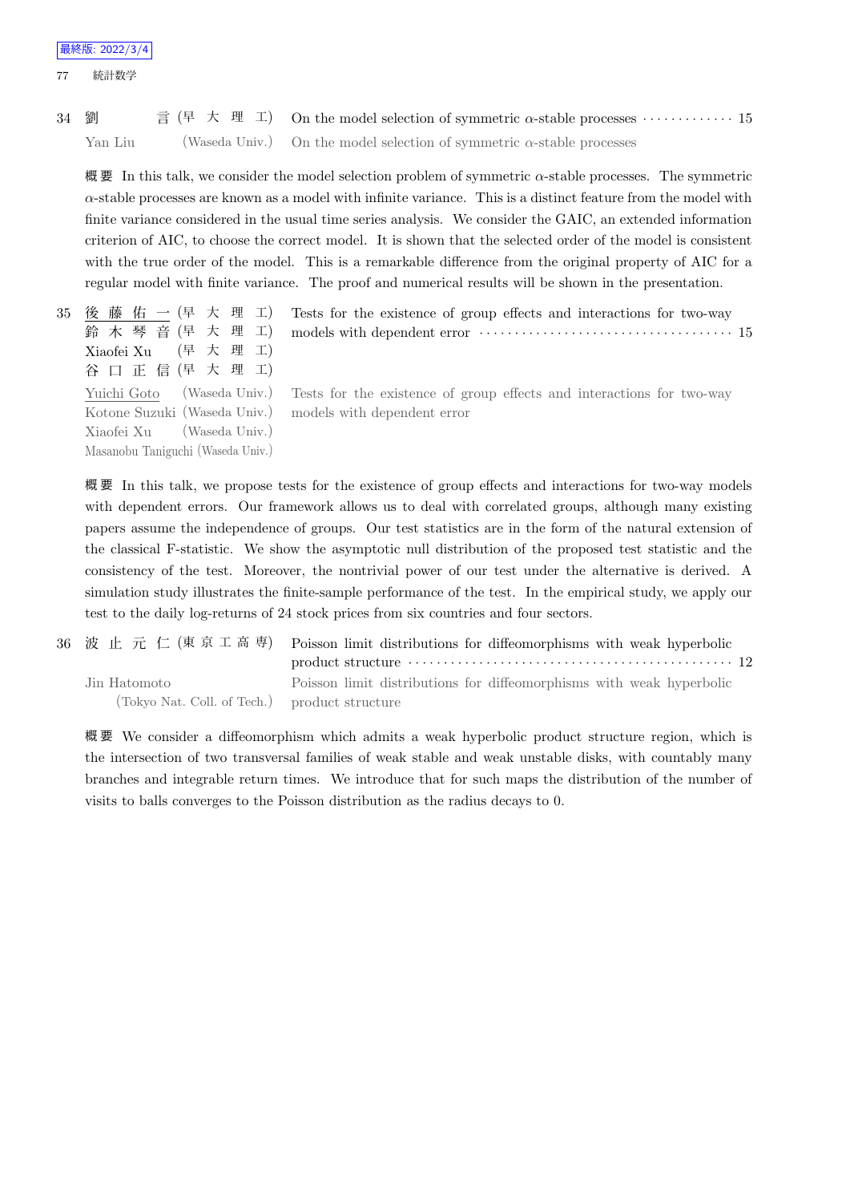34 劉　　　言 (早 大 理 工)　On the model selection of symmetric $\alpha$-stable processes ············· 15

Yan Liu (Waseda Univ.)　On the model selection of symmetric $\alpha$-stable processes

概要 In this talk, we consider the model selection problem of symmetric $\alpha$-stable processes. The symmetric $\alpha$-stable processes are known as a model with infinite variance. This is a distinct feature from the model with finite variance considered in the usual time series analysis. We consider the GAIC, an extended information criterion of AIC, to choose the correct model. It is shown that the selected order of the model is consistent with the true order of the model. This is a remarkable difference from the original property of AIC for a regular model with finite variance. The proof and numerical results will be shown in the presentation.

35 後藤佑一 (早 大 理 工)　Tests for the existence of group effects and interactions for two-way
鈴木琴音 (早 大 理 工)　models with dependent error ··································· 15
Xiaofei Xu (早 大 理 工)
谷口正信 (早 大 理 工)

Yuichi Goto (Waseda Univ.)　Tests for the existence of group effects and interactions for two-way
Kotone Suzuki (Waseda Univ.)　models with dependent error
Xiaofei Xu (Waseda Univ.)
Masanobu Taniguchi (Waseda Univ.)

概要 In this talk, we propose tests for the existence of group effects and interactions for two-way models with dependent errors. Our framework allows us to deal with correlated groups, although many existing papers assume the independence of groups. Our test statistics are in the form of the natural extension of the classical F-statistic. We show the asymptotic null distribution of the proposed test statistic and the consistency of the test. Moreover, the nontrivial power of our test under the alternative is derived. A simulation study illustrates the finite-sample performance of the test. In the empirical study, we apply our test to the daily log-returns of 24 stock prices from six countries and four sectors.

36 波止元仁 (東京工高専)　Poisson limit distributions for diffeomorphisms with weak hyperbolic product structure ············································ 12

Jin Hatomoto (Tokyo Nat. Coll. of Tech.)　Poisson limit distributions for diffeomorphisms with weak hyperbolic product structure

概要 We consider a diffeomorphism which admits a weak hyperbolic product structure region, which is the intersection of two transversal families of weak stable and weak unstable disks, with countably many branches and integrable return times. We introduce that for such maps the distribution of the number of visits to balls converges to the Poisson distribution as the radius decays to 0.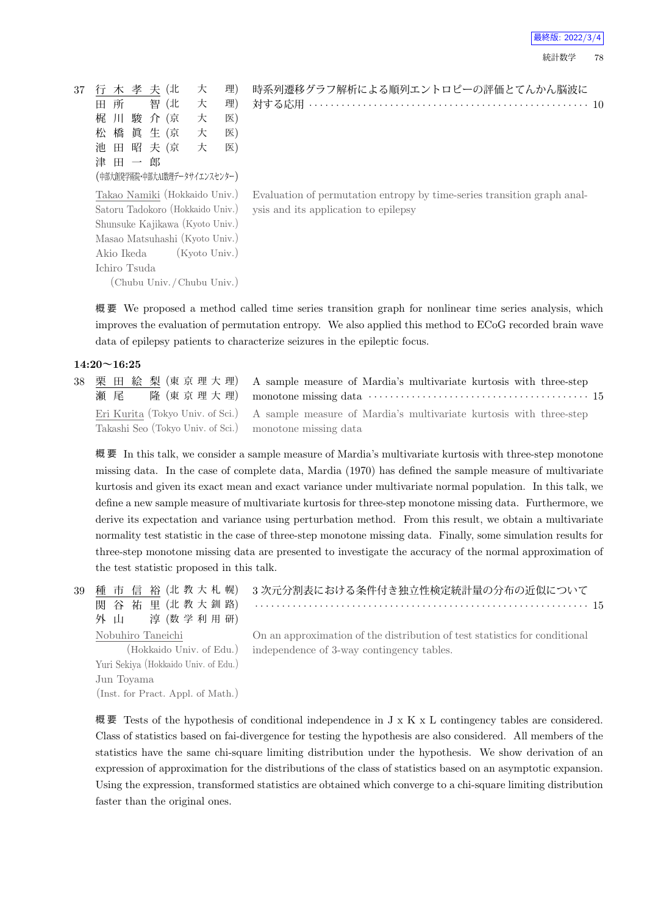37 行木孝夫 (北大理)
田所智 (北大理)
梶川駿介 (京大医)
松橋眞生 (京大医)
池田昭夫 (京大医)
津田一郎
(中部大創発学術院・中部大AI数理データサイエンスセンター)

時系列遷移グラフ解析による順列エントロピーの評価とてんかん脳波に対する応用 ……… 10

Takao Namiki (Hokkaido Univ.)
Satoru Tadokoro (Hokkaido Univ.)
Shunsuke Kajikawa (Kyoto Univ.)
Masao Matsuhashi (Kyoto Univ.)
Akio Ikeda (Kyoto Univ.)
Ichiro Tsuda (Chubu Univ. / Chubu Univ.)

Evaluation of permutation entropy by time-series transition graph analysis and its application to epilepsy

**概要** We proposed a method called time series transition graph for nonlinear time series analysis, which improves the evaluation of permutation entropy. We also applied this method to ECoG recorded brain wave data of epilepsy patients to characterize seizures in the epileptic focus.

**14:20〜16:25**

38 栗田絵梨 (東京理大理)
瀬尾隆 (東京理大理)

A sample measure of Mardia's multivariate kurtosis with three-step monotone missing data ……… 15

Eri Kurita (Tokyo Univ. of Sci.)
Takashi Seo (Tokyo Univ. of Sci.)

A sample measure of Mardia's multivariate kurtosis with three-step monotone missing data

**概要** In this talk, we consider a sample measure of Mardia's multivariate kurtosis with three-step monotone missing data. In the case of complete data, Mardia (1970) has defined the sample measure of multivariate kurtosis and given its exact mean and exact variance under multivariate normal population. In this talk, we define a new sample measure of multivariate kurtosis for three-step monotone missing data. Furthermore, we derive its expectation and variance using perturbation method. From this result, we obtain a multivariate normality test statistic in the case of three-step monotone missing data. Finally, some simulation results for three-step monotone missing data are presented to investigate the accuracy of the normal approximation of the test statistic proposed in this talk.

39 種市信裕 (北教大札幌)
関谷祐里 (北教大釧路)
外山淳 (数学利用研)

3 次元分割表における条件付き独立性検定統計量の分布の近似について ……… 15

Nobuhiro Taneichi (Hokkaido Univ. of Edu.)
Yuri Sekiya (Hokkaido Univ. of Edu.)
Jun Toyama (Inst. for Pract. Appl. of Math.)

On an approximation of the distribution of test statistics for conditional independence of 3-way contingency tables.

**概要** Tests of the hypothesis of conditional independence in J x K x L contingency tables are considered. Class of statistics based on fai-divergence for testing the hypothesis are also considered. All members of the statistics have the same chi-square limiting distribution under the hypothesis. We show derivation of an expression of approximation for the distributions of the class of statistics based on an asymptotic expansion. Using the expression, transformed statistics are obtained which converge to a chi-square limiting distribution faster than the original ones.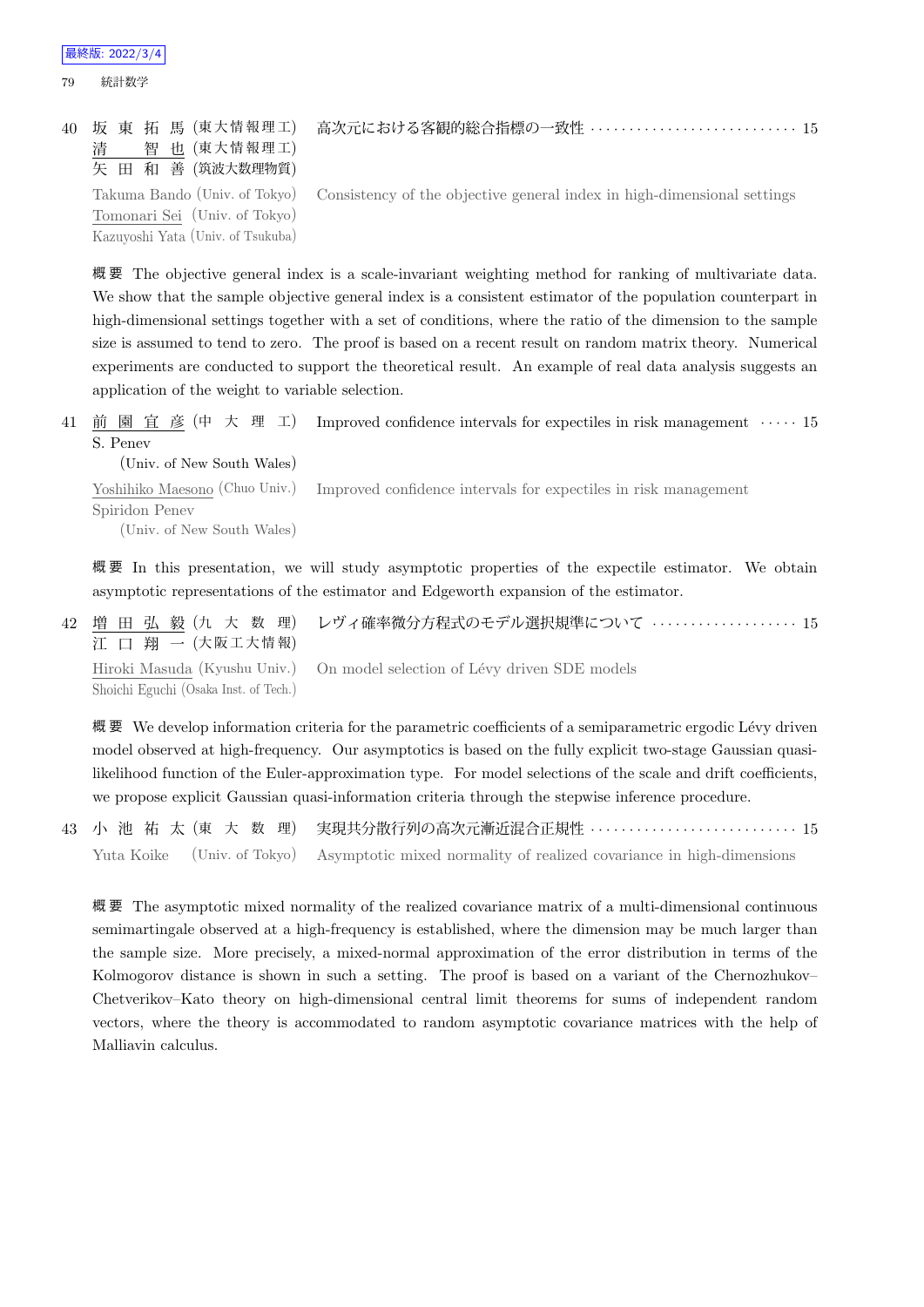40 坂東拓馬 (東大情報理工) 高次元における客観的総合指標の一致性 ・・・・・・・・・・ 15
清　智也 (東大情報理工)
矢田和善 (筑波大数理物質)

Takuma Bando (Univ. of Tokyo) Consistency of the objective general index in high-dimensional settings
Tomonari Sei (Univ. of Tokyo)
Kazuyoshi Yata (Univ. of Tsukuba)

概要 The objective general index is a scale-invariant weighting method for ranking of multivariate data. We show that the sample objective general index is a consistent estimator of the population counterpart in high-dimensional settings together with a set of conditions, where the ratio of the dimension to the sample size is assumed to tend to zero. The proof is based on a recent result on random matrix theory. Numerical experiments are conducted to support the theoretical result. An example of real data analysis suggests an application of the weight to variable selection.

41 前園宜彦 (中大理工) Improved confidence intervals for expectiles in risk management ・・・・・ 15
S. Penev
(Univ. of New South Wales)

Yoshihiko Maesono (Chuo Univ.) Improved confidence intervals for expectiles in risk management
Spiridon Penev
(Univ. of New South Wales)

概要 In this presentation, we will study asymptotic properties of the expectile estimator. We obtain asymptotic representations of the estimator and Edgeworth expansion of the estimator.

42 増田弘毅 (九大数理) レヴィ確率微分方程式のモデル選択規準について ・・・・・・・・・・ 15
江口翔一 (大阪工大情報)

Hiroki Masuda (Kyushu Univ.) On model selection of Lévy driven SDE models
Shoichi Eguchi (Osaka Inst. of Tech.)

概要 We develop information criteria for the parametric coefficients of a semiparametric ergodic Lévy driven model observed at high-frequency. Our asymptotics is based on the fully explicit two-stage Gaussian quasi-likelihood function of the Euler-approximation type. For model selections of the scale and drift coefficients, we propose explicit Gaussian quasi-information criteria through the stepwise inference procedure.

43 小池祐太 (東大数理) 実現共分散行列の高次元漸近混合正規性 ・・・・・・・・・・ 15

Yuta Koike (Univ. of Tokyo) Asymptotic mixed normality of realized covariance in high-dimensions

概要 The asymptotic mixed normality of the realized covariance matrix of a multi-dimensional continuous semimartingale observed at a high-frequency is established, where the dimension may be much larger than the sample size. More precisely, a mixed-normal approximation of the error distribution in terms of the Kolmogorov distance is shown in such a setting. The proof is based on a variant of the Chernozhukov–Chetverikov–Kato theory on high-dimensional central limit theorems for sums of independent random vectors, where the theory is accommodated to random asymptotic covariance matrices with the help of Malliavin calculus.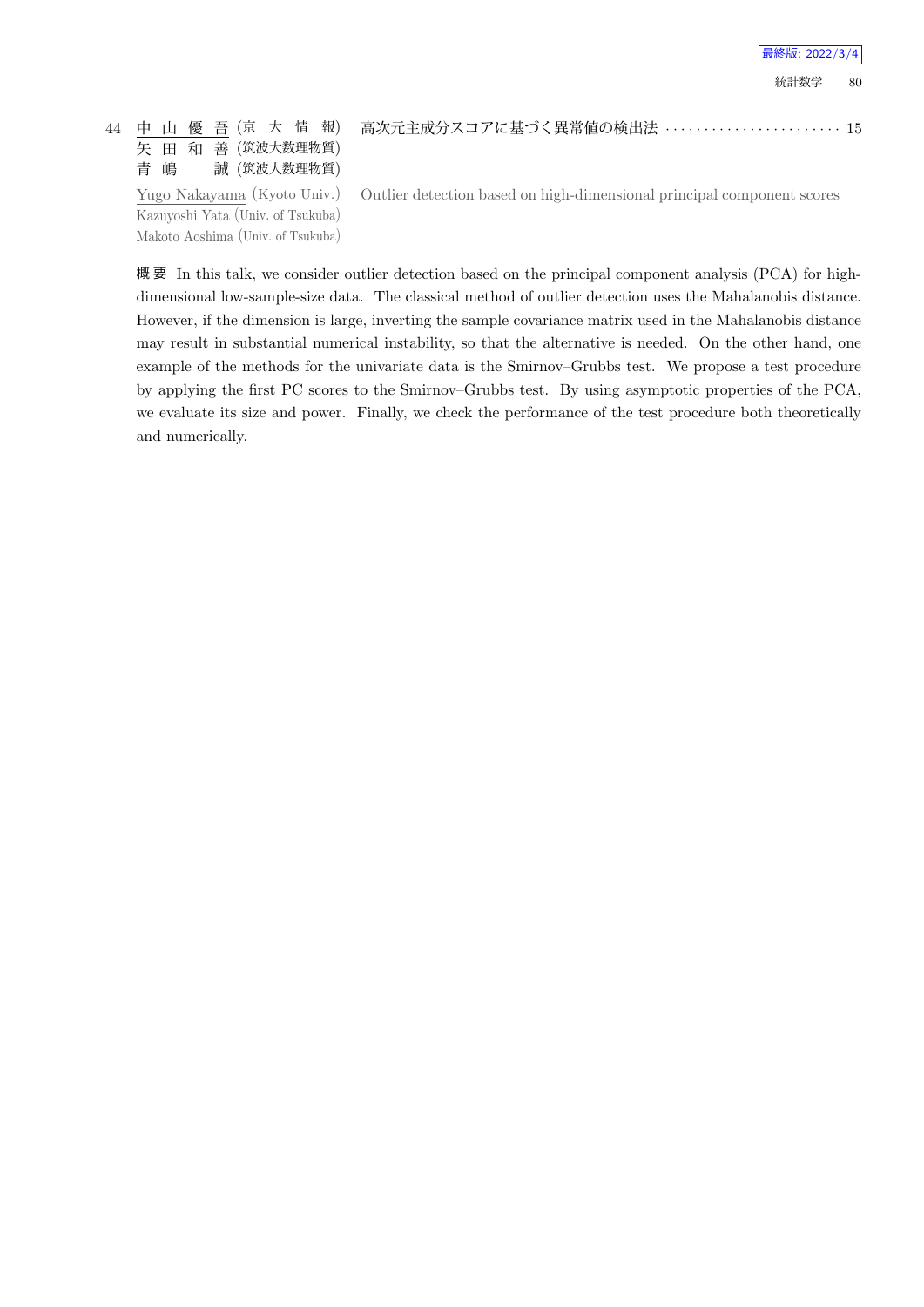44 中山優吾 (京大情報) 矢田和善 (筑波大数理物質) 青嶋誠 (筑波大数理物質)

高次元主成分スコアに基づく異常値の検出法 ······················· 15

Yugo Nakayama (Kyoto Univ.) Kazuyoshi Yata (Univ. of Tsukuba) Makoto Aoshima (Univ. of Tsukuba)

Outlier detection based on high-dimensional principal component scores

**概要** In this talk, we consider outlier detection based on the principal component analysis (PCA) for high-dimensional low-sample-size data. The classical method of outlier detection uses the Mahalanobis distance. However, if the dimension is large, inverting the sample covariance matrix used in the Mahalanobis distance may result in substantial numerical instability, so that the alternative is needed. On the other hand, one example of the methods for the univariate data is the Smirnov–Grubbs test. We propose a test procedure by applying the first PC scores to the Smirnov–Grubbs test. By using asymptotic properties of the PCA, we evaluate its size and power. Finally, we check the performance of the test procedure both theoretically and numerically.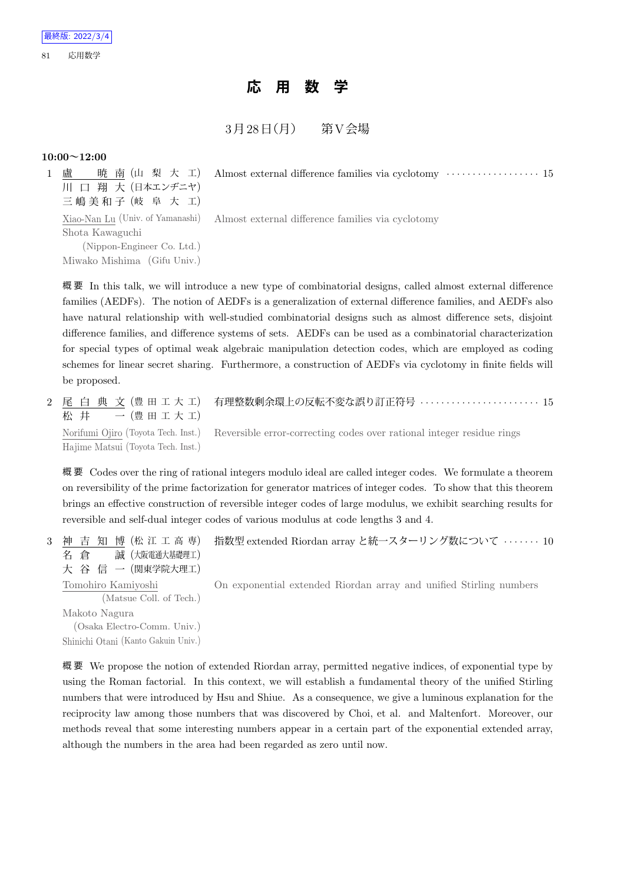最終版: 2022/3/4

# 応 用 数 学

## 3月28日(月)　　第V会場

**10:00～12:00**

1 盧　　暁 南 (山 梨 大 工)　Almost external difference families via cyclotomy ・・・・・・・・・・・・・・・・・・ 15
川 口 翔 大 (日本エンヂニヤ)
三 嶋 美 和 子 (岐 阜 大 工)

Xiao-Nan Lu (Univ. of Yamanashi)　Almost external difference families via cyclotomy
Shota Kawaguchi (Nippon-Engineer Co. Ltd.)
Miwako Mishima (Gifu Univ.)

概要 In this talk, we will introduce a new type of combinatorial designs, called almost external difference families (AEDFs). The notion of AEDFs is a generalization of external difference families, and AEDFs also have natural relationship with well-studied combinatorial designs such as almost difference sets, disjoint difference families, and difference systems of sets. AEDFs can be used as a combinatorial characterization for special types of optimal weak algebraic manipulation detection codes, which are employed as coding schemes for linear secret sharing. Furthermore, a construction of AEDFs via cyclotomy in finite fields will be proposed.

2 尾 白 典 文 (豊 田 工 大 工)　有理整数剰余環上の反転不変な誤り訂正符号 ・・・・・・・・・・・・・・・・・・・・・・ 15
松 井　　一 (豊 田 工 大 工)

Norifumi Ojiro (Toyota Tech. Inst.)　Reversible error-correcting codes over rational integer residue rings
Hajime Matsui (Toyota Tech. Inst.)

概要 Codes over the ring of rational integers modulo ideal are called integer codes. We formulate a theorem on reversibility of the prime factorization for generator matrices of integer codes. To show that this theorem brings an effective construction of reversible integer codes of large modulus, we exhibit searching results for reversible and self-dual integer codes of various modulus at code lengths 3 and 4.

3 神 吉 知 博 (松 江 工 高 専)　指数型 extended Riordan array と統一スターリング数について ・・・・・・・ 10
名 倉　　誠 (大阪電通大基礎理工)
大 谷 信 一 (関東学院大理工)

Tomohiro Kamiyoshi (Matsue Coll. of Tech.)　On exponential extended Riordan array and unified Stirling numbers
Makoto Nagura (Osaka Electro-Comm. Univ.)
Shinichi Otani (Kanto Gakuin Univ.)

概要 We propose the notion of extended Riordan array, permitted negative indices, of exponential type by using the Roman factorial. In this context, we will establish a fundamental theory of the unified Stirling numbers that were introduced by Hsu and Shiue. As a consequence, we give a luminous explanation for the reciprocity law among those numbers that was discovered by Choi, et al. and Maltenfort. Moreover, our methods reveal that some interesting numbers appear in a certain part of the exponential extended array, although the numbers in the area had been regarded as zero until now.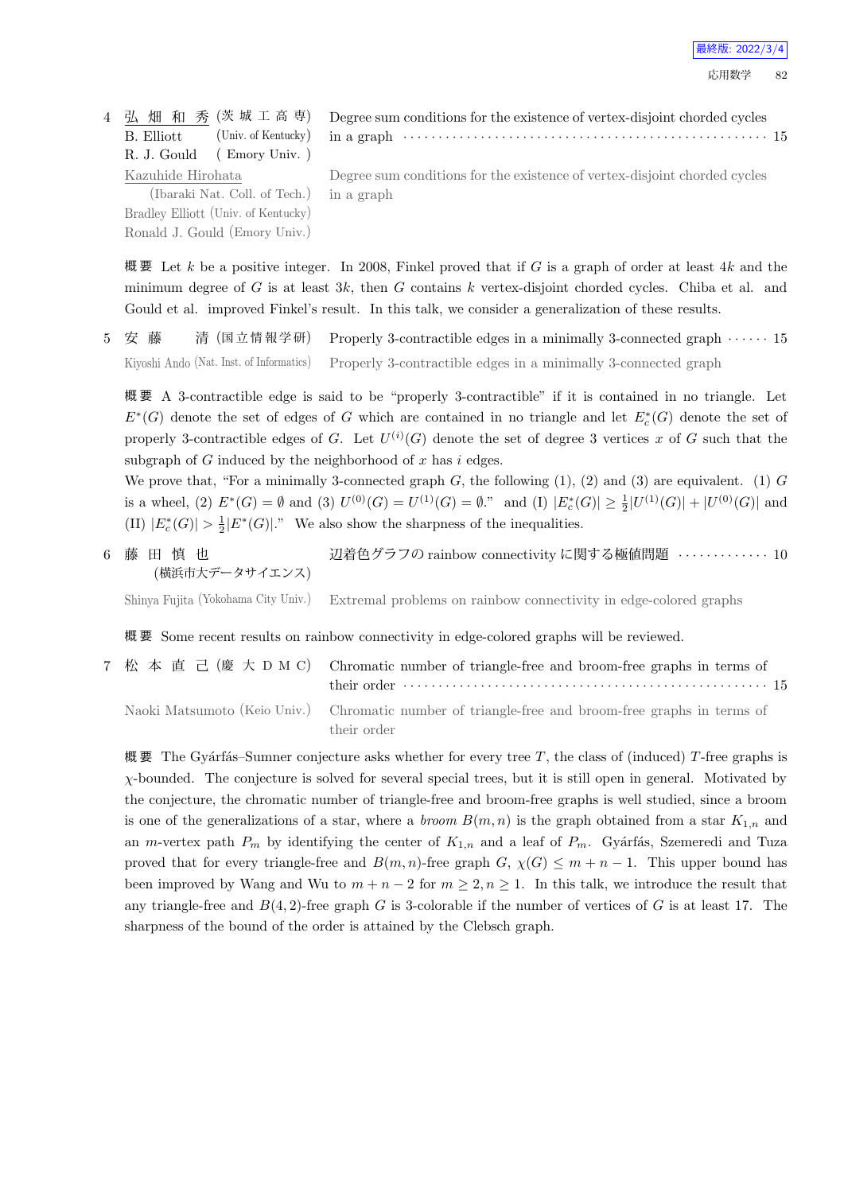4 弘 畑 和 秀 (茨 城 工 高 専)
B. Elliott (Univ. of Kentucky)
R. J. Gould ( Emory Univ. )

Degree sum conditions for the existence of vertex-disjoint chorded cycles in a graph ………… 15

Kazuhide Hirohata (Ibaraki Nat. Coll. of Tech.)
Bradley Elliott (Univ. of Kentucky)
Ronald J. Gould (Emory Univ.)

Degree sum conditions for the existence of vertex-disjoint chorded cycles in a graph

概要 Let $k$ be a positive integer. In 2008, Finkel proved that if $G$ is a graph of order at least $4k$ and the minimum degree of $G$ is at least $3k$, then $G$ contains $k$ vertex-disjoint chorded cycles. Chiba et al. and Gould et al. improved Finkel's result. In this talk, we consider a generalization of these results.

5 安 藤 清 (国立情報学研) Properly 3-contractible edges in a minimally 3-connected graph …… 15

Kiyoshi Ando (Nat. Inst. of Informatics) Properly 3-contractible edges in a minimally 3-connected graph

概要 A 3-contractible edge is said to be "properly 3-contractible" if it is contained in no triangle. Let $E^*(G)$ denote the set of edges of $G$ which are contained in no triangle and let $E_c^*(G)$ denote the set of properly 3-contractible edges of $G$. Let $U^{(i)}(G)$ denote the set of degree 3 vertices $x$ of $G$ such that the subgraph of $G$ induced by the neighborhood of $x$ has $i$ edges.

We prove that, "For a minimally 3-connected graph $G$, the following (1), (2) and (3) are equivalent. (1) $G$ is a wheel, (2) $E^*(G) = \emptyset$ and (3) $U^{(0)}(G) = U^{(1)}(G) = \emptyset$." and (I) $|E_c^*(G)| \geq \frac{1}{2}|U^{(1)}(G)| + |U^{(0)}(G)|$ and (II) $|E_c^*(G)| > \frac{1}{2}|E^*(G)|$." We also show the sharpness of the inequalities.

6 藤 田 慎 也 (横浜市大データサイエンス) 辺着色グラフの rainbow connectivity に関する極値問題 ………… 10

Shinya Fujita (Yokohama City Univ.) Extremal problems on rainbow connectivity in edge-colored graphs

概要 Some recent results on rainbow connectivity in edge-colored graphs will be reviewed.

7 松 本 直 己 (慶 大 D M C) Chromatic number of triangle-free and broom-free graphs in terms of their order ………… 15

Naoki Matsumoto (Keio Univ.) Chromatic number of triangle-free and broom-free graphs in terms of their order

概要 The Gyárfás–Sumner conjecture asks whether for every tree $T$, the class of (induced) $T$-free graphs is $\chi$-bounded. The conjecture is solved for several special trees, but it is still open in general. Motivated by the conjecture, the chromatic number of triangle-free and broom-free graphs is well studied, since a broom is one of the generalizations of a star, where a *broom* $B(m, n)$ is the graph obtained from a star $K_{1,n}$ and an $m$-vertex path $P_m$ by identifying the center of $K_{1,n}$ and a leaf of $P_m$. Gyárfás, Szemeredi and Tuza proved that for every triangle-free and $B(m, n)$-free graph $G$, $\chi(G) \leq m + n - 1$. This upper bound has been improved by Wang and Wu to $m + n - 2$ for $m \geq 2, n \geq 1$. In this talk, we introduce the result that any triangle-free and $B(4, 2)$-free graph $G$ is 3-colorable if the number of vertices of $G$ is at least 17. The sharpness of the bound of the order is attained by the Clebsch graph.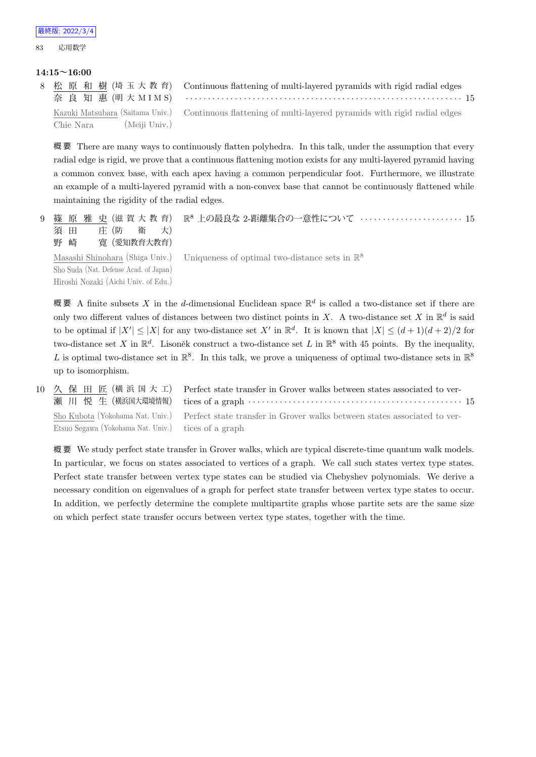**14:15〜16:00**

8 松原和樹 (埼玉大教育) 奈良知惠 (明大MIMS) Continuous flattening of multi-layered pyramids with rigid radial edges ······ 15

Kazuki Matsubara (Saitama Univ.) Chie Nara (Meiji Univ.) Continuous flattening of multi-layered pyramids with rigid radial edges

概要 There are many ways to continuously flatten polyhedra. In this talk, under the assumption that every radial edge is rigid, we prove that a continuous flattening motion exists for any multi-layered pyramid having a common convex base, with each apex having a common perpendicular foot. Furthermore, we illustrate an example of a multi-layered pyramid with a non-convex base that cannot be continuously flattened while maintaining the rigidity of the radial edges.

9 篠原雅史 (滋賀大教育) 須田庄 (防衛大) 野崎寛 (愛知教育大教育) $\mathbb{R}^8$ 上の最良な 2-距離集合の一意性について ······ 15

Masashi Shinohara (Shiga Univ.) Sho Suda (Nat. Defense Acad. of Japan) Hiroshi Nozaki (Aichi Univ. of Edu.) Uniqueness of optimal two-distance sets in $\mathbb{R}^8$

概要 A finite subsets $X$ in the $d$-dimensional Euclidean space $\mathbb{R}^d$ is called a two-distance set if there are only two different values of distances between two distinct points in $X$. A two-distance set $X$ in $\mathbb{R}^d$ is said to be optimal if $|X'| \leq |X|$ for any two-distance set $X'$ in $\mathbb{R}^d$. It is known that $|X| \leq (d+1)(d+2)/2$ for two-distance set $X$ in $\mathbb{R}^d$. Lisoněk construct a two-distance set $L$ in $\mathbb{R}^8$ with 45 points. By the inequality, $L$ is optimal two-distance set in $\mathbb{R}^8$. In this talk, we prove a uniqueness of optimal two-distance sets in $\mathbb{R}^8$ up to isomorphism.

10 久保田匠 (横浜国大工) 瀬川悦生 (横浜国大環境情報) Perfect state transfer in Grover walks between states associated to vertices of a graph ······ 15

Sho Kubota (Yokohama Nat. Univ.) Etsuo Segawa (Yokohama Nat. Univ.) Perfect state transfer in Grover walks between states associated to vertices of a graph

概要 We study perfect state transfer in Grover walks, which are typical discrete-time quantum walk models. In particular, we focus on states associated to vertices of a graph. We call such states vertex type states. Perfect state transfer between vertex type states can be studied via Chebyshev polynomials. We derive a necessary condition on eigenvalues of a graph for perfect state transfer between vertex type states to occur. In addition, we perfectly determine the complete multipartite graphs whose partite sets are the same size on which perfect state transfer occurs between vertex type states, together with the time.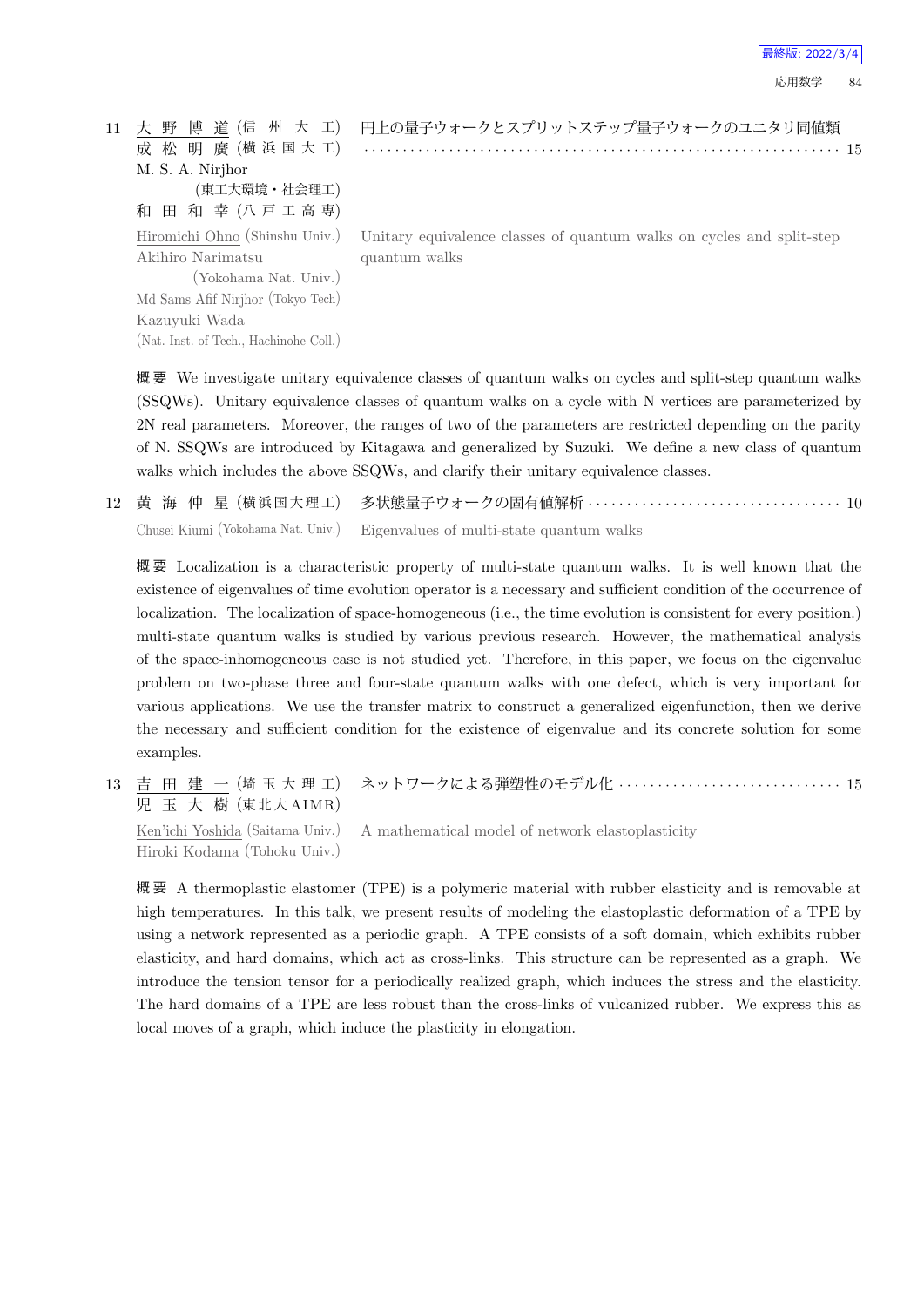11 大野博道 (信州大工) 円上の量子ウォークとスプリットステップ量子ウォークのユニタリ同値類 ……… 15
成松明廣 (横浜国大工)
M. S. A. Nirjhor (東工大環境・社会理工)
和田和幸 (八戸工高専)

Hiromichi Ohno (Shinshu Univ.), Akihiro Narimatsu (Yokohama Nat. Univ.), Md Sams Afif Nirjhor (Tokyo Tech), Kazuyuki Wada (Nat. Inst. of Tech., Hachinohe Coll.)

Unitary equivalence classes of quantum walks on cycles and split-step quantum walks

**概要** We investigate unitary equivalence classes of quantum walks on cycles and split-step quantum walks (SSQWs). Unitary equivalence classes of quantum walks on a cycle with N vertices are parameterized by 2N real parameters. Moreover, the ranges of two of the parameters are restricted depending on the parity of N. SSQWs are introduced by Kitagawa and generalized by Suzuki. We define a new class of quantum walks which includes the above SSQWs, and clarify their unitary equivalence classes.

12 黄海仲星 (横浜国大理工) 多状態量子ウォークの固有値解析 ……… 10

Chusei Kiumi (Yokohama Nat. Univ.) Eigenvalues of multi-state quantum walks

**概要** Localization is a characteristic property of multi-state quantum walks. It is well known that the existence of eigenvalues of time evolution operator is a necessary and sufficient condition of the occurrence of localization. The localization of space-homogeneous (i.e., the time evolution is consistent for every position.) multi-state quantum walks is studied by various previous research. However, the mathematical analysis of the space-inhomogeneous case is not studied yet. Therefore, in this paper, we focus on the eigenvalue problem on two-phase three and four-state quantum walks with one defect, which is very important for various applications. We use the transfer matrix to construct a generalized eigenfunction, then we derive the necessary and sufficient condition for the existence of eigenvalue and its concrete solution for some examples.

13 吉田建一 (埼玉大理工) ネットワークによる弾塑性のモデル化 ……… 15
児玉大樹 (東北大AIMR)

Ken'ichi Yoshida (Saitama Univ.), Hiroki Kodama (Tohoku Univ.)

A mathematical model of network elastoplasticity

**概要** A thermoplastic elastomer (TPE) is a polymeric material with rubber elasticity and is removable at high temperatures. In this talk, we present results of modeling the elastoplastic deformation of a TPE by using a network represented as a periodic graph. A TPE consists of a soft domain, which exhibits rubber elasticity, and hard domains, which act as cross-links. This structure can be represented as a graph. We introduce the tension tensor for a periodically realized graph, which induces the stress and the elasticity. The hard domains of a TPE are less robust than the cross-links of vulcanized rubber. We express this as local moves of a graph, which induce the plasticity in elongation.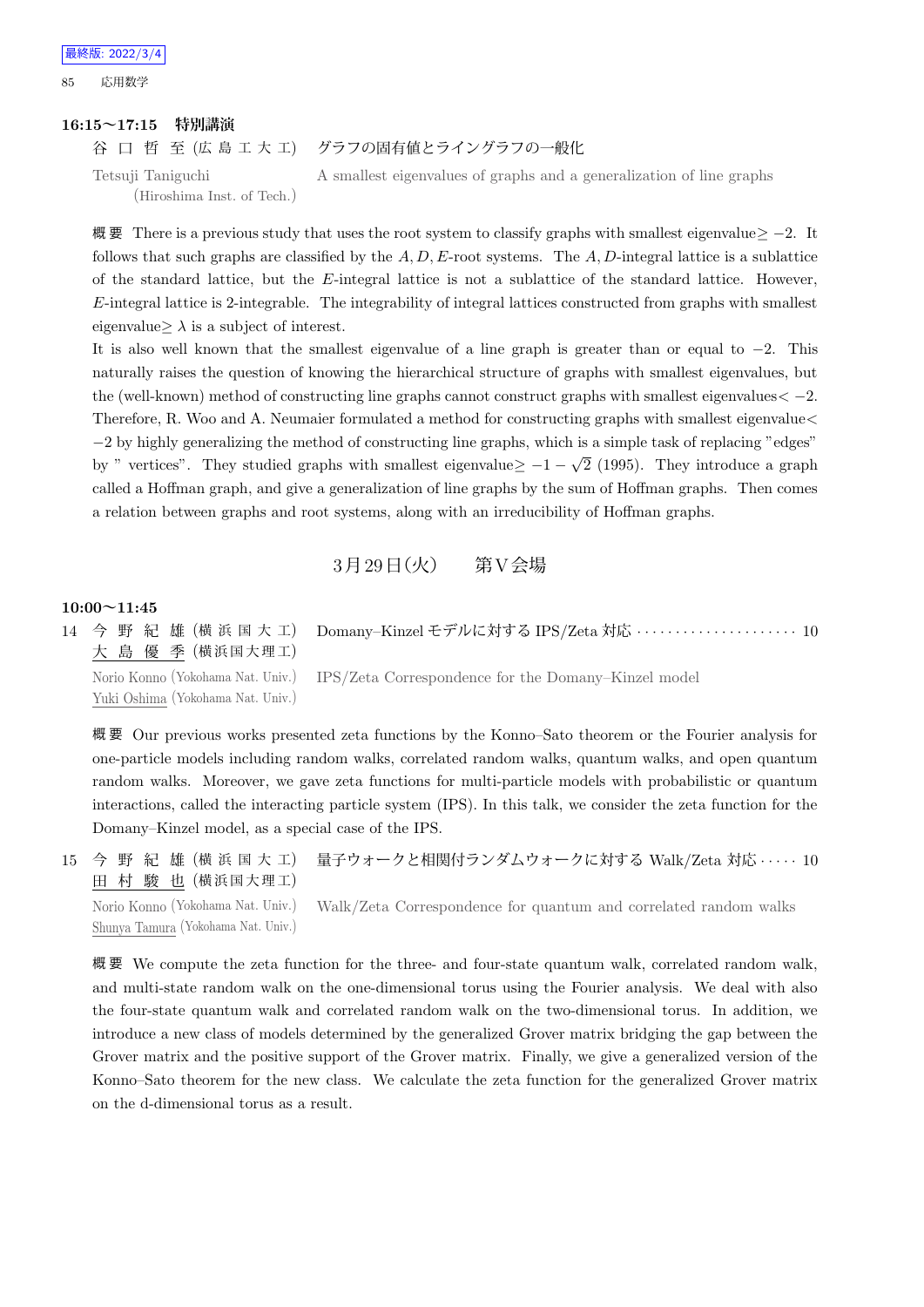**16:15〜17:15　特別講演**

谷口哲至 (広島工大工)　グラフの固有値とライングラフの一般化

Tetsuji Taniguchi (Hiroshima Inst. of Tech.)　A smallest eigenvalues of graphs and a generalization of line graphs

概要　There is a previous study that uses the root system to classify graphs with smallest eigenvalue$\geq -2$. It follows that such graphs are classified by the $A, D, E$-root systems. The $A, D$-integral lattice is a sublattice of the standard lattice, but the $E$-integral lattice is not a sublattice of the standard lattice. However, $E$-integral lattice is 2-integrable. The integrability of integral lattices constructed from graphs with smallest eigenvalue$\geq \lambda$ is a subject of interest.

It is also well known that the smallest eigenvalue of a line graph is greater than or equal to $-2$. This naturally raises the question of knowing the hierarchical structure of graphs with smallest eigenvalues, but the (well-known) method of constructing line graphs cannot construct graphs with smallest eigenvalues$< -2$. Therefore, R. Woo and A. Neumaier formulated a method for constructing graphs with smallest eigenvalue$<$ $-2$ by highly generalizing the method of constructing line graphs, which is a simple task of replacing "edges" by " vertices". They studied graphs with smallest eigenvalue$\geq -1-\sqrt{2}$ (1995). They introduce a graph called a Hoffman graph, and give a generalization of line graphs by the sum of Hoffman graphs. Then comes a relation between graphs and root systems, along with an irreducibility of Hoffman graphs.

## 3月29日(火)　第V会場

**10:00〜11:45**

14　今野紀雄 (横浜国大工)　大島優季 (横浜国大理工)　Domany–Kinzel モデルに対する IPS/Zeta 対応 ・・・・・・ 10

Norio Konno (Yokohama Nat. Univ.)　Yuki Oshima (Yokohama Nat. Univ.)　IPS/Zeta Correspondence for the Domany–Kinzel model

概要　Our previous works presented zeta functions by the Konno–Sato theorem or the Fourier analysis for one-particle models including random walks, correlated random walks, quantum walks, and open quantum random walks. Moreover, we gave zeta functions for multi-particle models with probabilistic or quantum interactions, called the interacting particle system (IPS). In this talk, we consider the zeta function for the Domany–Kinzel model, as a special case of the IPS.

15　今野紀雄 (横浜国大工)　田村駿也 (横浜国大理工)　量子ウォークと相関付ランダムウォークに対する Walk/Zeta 対応 ・・・・・ 10

Norio Konno (Yokohama Nat. Univ.)　Shunya Tamura (Yokohama Nat. Univ.)　Walk/Zeta Correspondence for quantum and correlated random walks

概要　We compute the zeta function for the three- and four-state quantum walk, correlated random walk, and multi-state random walk on the one-dimensional torus using the Fourier analysis. We deal with also the four-state quantum walk and correlated random walk on the two-dimensional torus. In addition, we introduce a new class of models determined by the generalized Grover matrix bridging the gap between the Grover matrix and the positive support of the Grover matrix. Finally, we give a generalized version of the Konno–Sato theorem for the new class. We calculate the zeta function for the generalized Grover matrix on the d-dimensional torus as a result.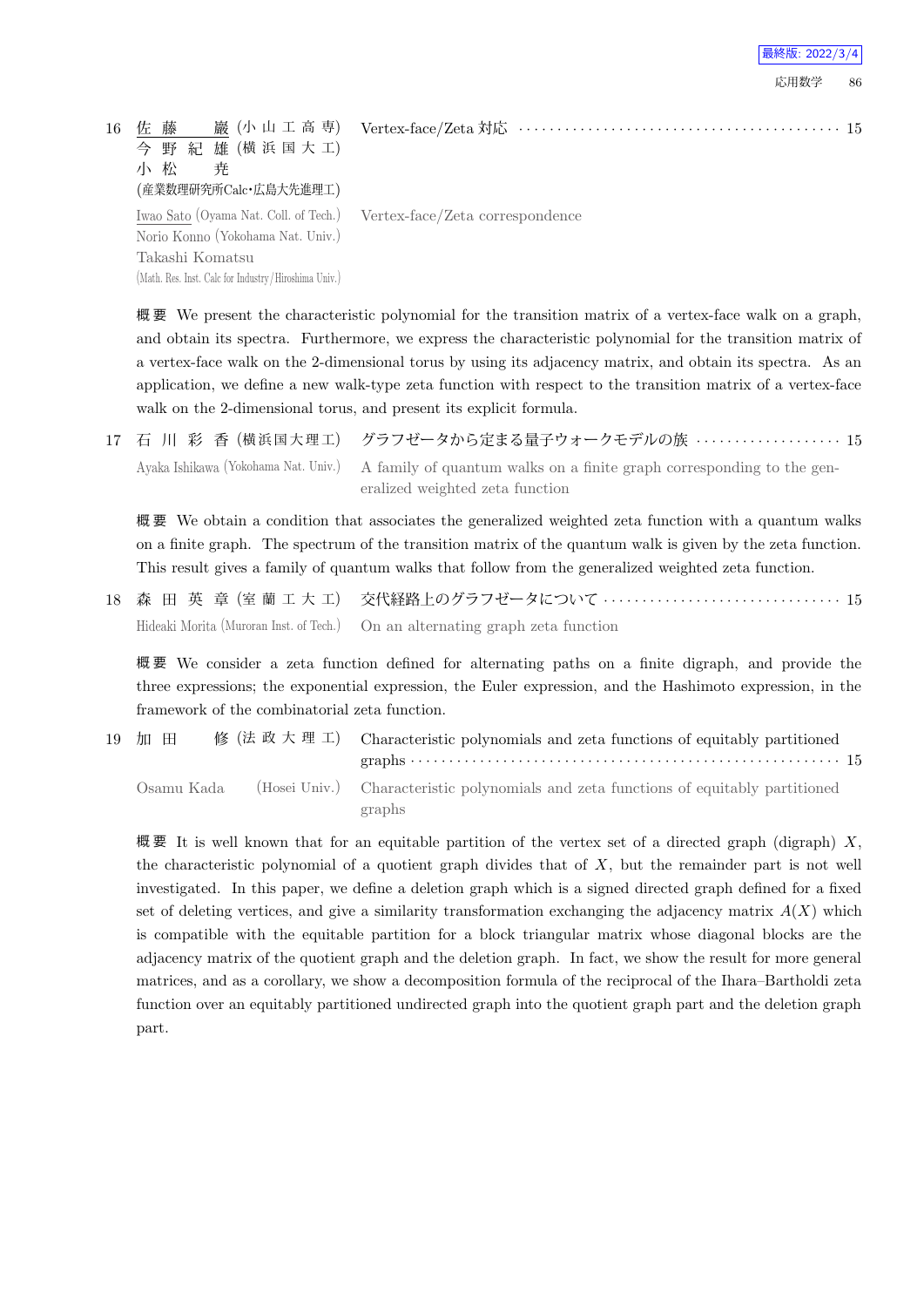16 佐藤　巖 (小山工高専)　Vertex-face/Zeta 対応 ………………………………………… 15
今野紀雄 (横浜国大工)
小松　尭
(産業数理研究所Calc・広島大先進理工)

Iwao Sato (Oyama Nat. Coll. of Tech.)　Vertex-face/Zeta correspondence
Norio Konno (Yokohama Nat. Univ.)
Takashi Komatsu
(Math. Res. Inst. Calc for Industry/Hiroshima Univ.)

**概要** We present the characteristic polynomial for the transition matrix of a vertex-face walk on a graph, and obtain its spectra. Furthermore, we express the characteristic polynomial for the transition matrix of a vertex-face walk on the 2-dimensional torus by using its adjacency matrix, and obtain its spectra. As an application, we define a new walk-type zeta function with respect to the transition matrix of a vertex-face walk on the 2-dimensional torus, and present its explicit formula.

17 石川彩香 (横浜国大理工)　グラフゼータから定まる量子ウォークモデルの族 ………………… 15

Ayaka Ishikawa (Yokohama Nat. Univ.)　A family of quantum walks on a finite graph corresponding to the generalized weighted zeta function

**概要** We obtain a condition that associates the generalized weighted zeta function with a quantum walks on a finite graph. The spectrum of the transition matrix of the quantum walk is given by the zeta function. This result gives a family of quantum walks that follow from the generalized weighted zeta function.

18 森田英章 (室蘭工大工)　交代経路上のグラフゼータについて ……………………………… 15

Hideaki Morita (Muroran Inst. of Tech.)　On an alternating graph zeta function

**概要** We consider a zeta function defined for alternating paths on a finite digraph, and provide the three expressions; the exponential expression, the Euler expression, and the Hashimoto expression, in the framework of the combinatorial zeta function.

19 加田　修 (法政大理工)　Characteristic polynomials and zeta functions of equitably partitioned graphs ……………………………………………………… 15

Osamu Kada (Hosei Univ.)　Characteristic polynomials and zeta functions of equitably partitioned graphs

**概要** It is well known that for an equitable partition of the vertex set of a directed graph (digraph) $X$, the characteristic polynomial of a quotient graph divides that of $X$, but the remainder part is not well investigated. In this paper, we define a deletion graph which is a signed directed graph defined for a fixed set of deleting vertices, and give a similarity transformation exchanging the adjacency matrix $A(X)$ which is compatible with the equitable partition for a block triangular matrix whose diagonal blocks are the adjacency matrix of the quotient graph and the deletion graph. In fact, we show the result for more general matrices, and as a corollary, we show a decomposition formula of the reciprocal of the Ihara–Bartholdi zeta function over an equitably partitioned undirected graph into the quotient graph part and the deletion graph part.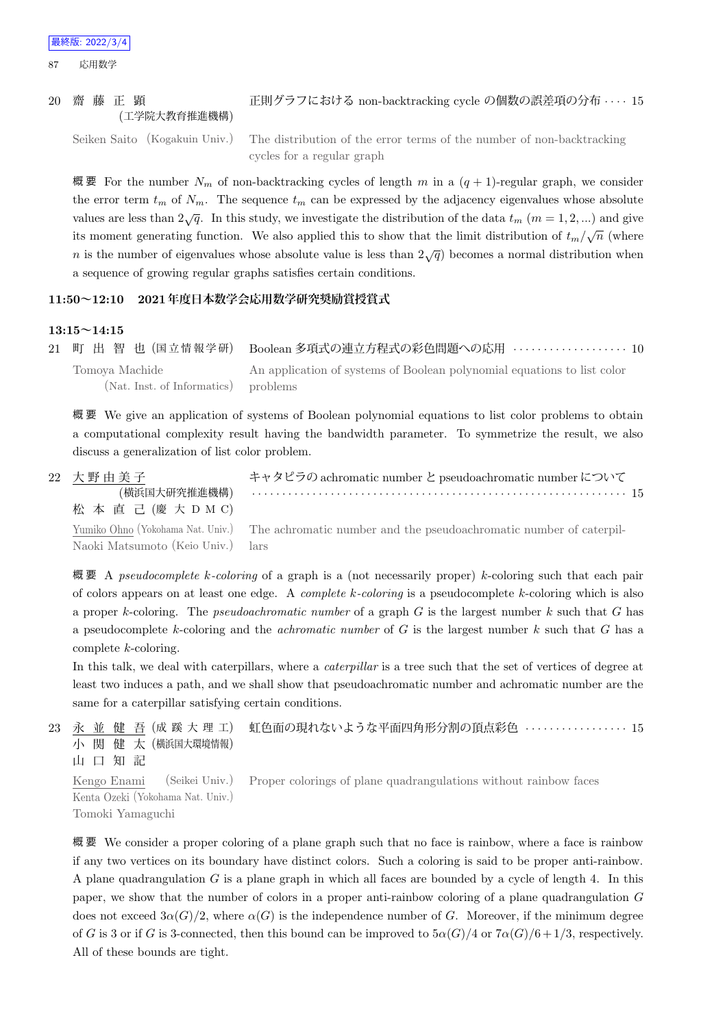20 齋藤正顕 (工学院大教育推進機構) 正則グラフにおける non-backtracking cycle の個数の誤差項の分布 $\cdots\cdots$ 15

Seiken Saito (Kogakuin Univ.) The distribution of the error terms of the number of non-backtracking cycles for a regular graph

**概要** For the number $N_m$ of non-backtracking cycles of length $m$ in a $(q+1)$-regular graph, we consider the error term $t_m$ of $N_m$. The sequence $t_m$ can be expressed by the adjacency eigenvalues whose absolute values are less than $2\sqrt{q}$. In this study, we investigate the distribution of the data $t_m$ $(m = 1, 2, \ldots)$ and give its moment generating function. We also applied this to show that the limit distribution of $t_m/\sqrt{n}$ (where $n$ is the number of eigenvalues whose absolute value is less than $2\sqrt{q}$) becomes a normal distribution when a sequence of growing regular graphs satisfies certain conditions.

### 11:50〜12:10　2021年度日本数学会応用数学研究奨励賞授賞式

### 13:15〜14:15

21 町出智也 (国立情報学研) Boolean 多項式の連立方程式の彩色問題への応用 $\cdots\cdots\cdots\cdots\cdots\cdots$ 10

Tomoya Machide (Nat. Inst. of Informatics) An application of systems of Boolean polynomial equations to list color problems

**概要** We give an application of systems of Boolean polynomial equations to list color problems to obtain a computational complexity result having the bandwidth parameter. To symmetrize the result, we also discuss a generalization of list color problem.

22 大野由美子 (横浜国大研究推進機構)、松本直己 (慶大DMC) キャタピラの achromatic number と pseudoachromatic number について $\cdots\cdots\cdots\cdots\cdots\cdots$ 15

Yumiko Ohno (Yokohama Nat. Univ.), Naoki Matsumoto (Keio Univ.) The achromatic number and the pseudoachromatic number of caterpillars

**概要** A *pseudocomplete k-coloring* of a graph is a (not necessarily proper) $k$-coloring such that each pair of colors appears on at least one edge. A *complete k-coloring* is a pseudocomplete $k$-coloring which is also a proper $k$-coloring. The *pseudoachromatic number* of a graph $G$ is the largest number $k$ such that $G$ has a pseudocomplete $k$-coloring and the *achromatic number* of $G$ is the largest number $k$ such that $G$ has a complete $k$-coloring.

In this talk, we deal with caterpillars, where a *caterpillar* is a tree such that the set of vertices of degree at least two induces a path, and we shall show that pseudoachromatic number and achromatic number are the same for a caterpillar satisfying certain conditions.

23 永並健吾 (成蹊大理工)、小関健太 (横浜国大環境情報)、山口知記 虹色面の現れないような平面四角形分割の頂点彩色 $\cdots\cdots\cdots\cdots\cdots\cdots$ 15

Kengo Enami (Seikei Univ.), Kenta Ozeki (Yokohama Nat. Univ.), Tomoki Yamaguchi Proper colorings of plane quadrangulations without rainbow faces

**概要** We consider a proper coloring of a plane graph such that no face is rainbow, where a face is rainbow if any two vertices on its boundary have distinct colors. Such a coloring is said to be proper anti-rainbow. A plane quadrangulation $G$ is a plane graph in which all faces are bounded by a cycle of length 4. In this paper, we show that the number of colors in a proper anti-rainbow coloring of a plane quadrangulation $G$ does not exceed $3\alpha(G)/2$, where $\alpha(G)$ is the independence number of $G$. Moreover, if the minimum degree of $G$ is 3 or if $G$ is 3-connected, then this bound can be improved to $5\alpha(G)/4$ or $7\alpha(G)/6 + 1/3$, respectively. All of these bounds are tight.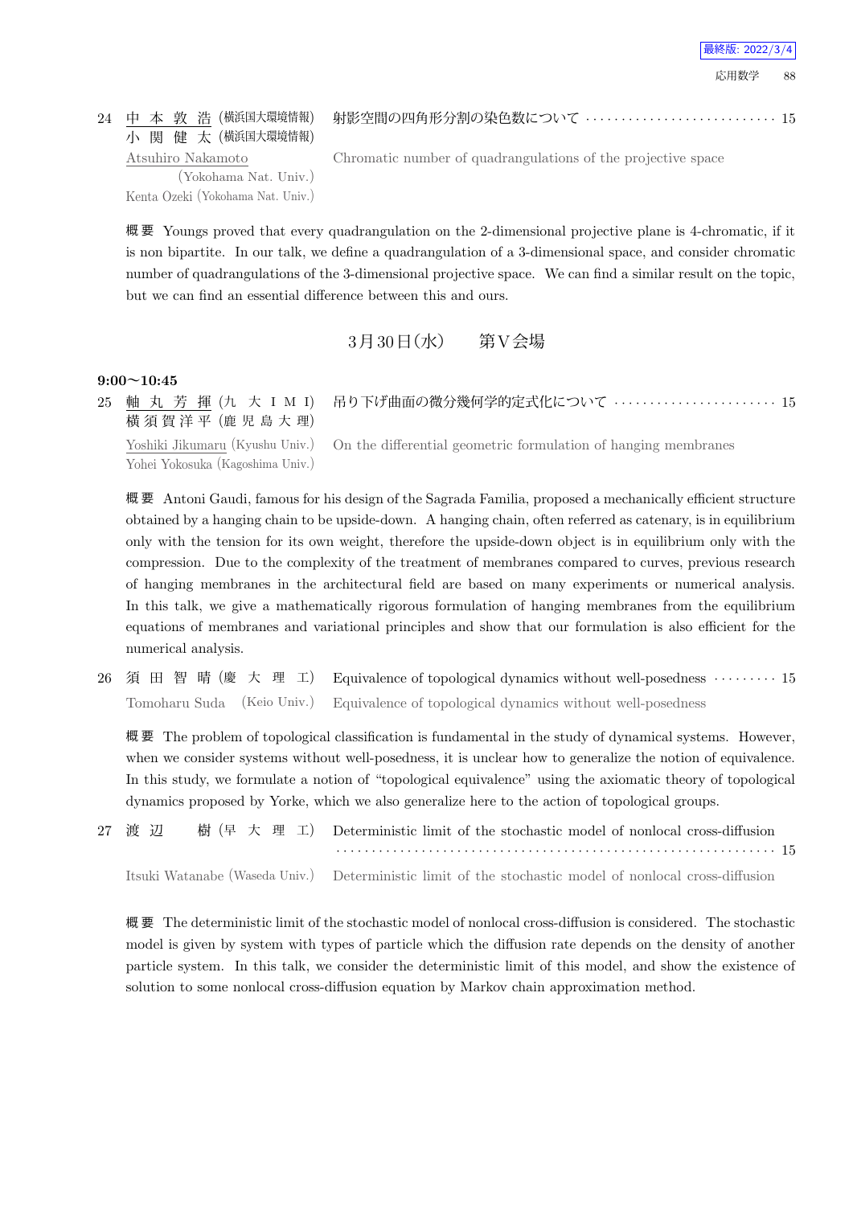24 中本敦浩 (横浜国大環境情報) 小関健太 (横浜国大環境情報) 射影空間の四角形分割の染色数について ··························· 15

Atsuhiro Nakamoto (Yokohama Nat. Univ.) Kenta Ozeki (Yokohama Nat. Univ.) Chromatic number of quadrangulations of the projective space

**概要** Youngs proved that every quadrangulation on the 2-dimensional projective plane is 4-chromatic, if it is non bipartite. In our talk, we define a quadrangulation of a 3-dimensional space, and consider chromatic number of quadrangulations of the 3-dimensional projective space. We can find a similar result on the topic, but we can find an essential difference between this and ours.

## 3月30日(水)　第V会場

**9:00〜10:45**

25 軸丸芳揮 (九大IMI) 横須賀洋平 (鹿児島大理) 吊り下げ曲面の微分幾何学的定式化について ························ 15

Yoshiki Jikumaru (Kyushu Univ.) Yohei Yokosuka (Kagoshima Univ.) On the differential geometric formulation of hanging membranes

**概要** Antoni Gaudi, famous for his design of the Sagrada Familia, proposed a mechanically efficient structure obtained by a hanging chain to be upside-down. A hanging chain, often referred as catenary, is in equilibrium only with the tension for its own weight, therefore the upside-down object is in equilibrium only with the compression. Due to the complexity of the treatment of membranes compared to curves, previous research of hanging membranes in the architectural field are based on many experiments or numerical analysis. In this talk, we give a mathematically rigorous formulation of hanging membranes from the equilibrium equations of membranes and variational principles and show that our formulation is also efficient for the numerical analysis.

26 須田智晴 (慶大理工) Equivalence of topological dynamics without well-posedness ·········· 15

Tomoharu Suda (Keio Univ.) Equivalence of topological dynamics without well-posedness

**概要** The problem of topological classification is fundamental in the study of dynamical systems. However, when we consider systems without well-posedness, it is unclear how to generalize the notion of equivalence. In this study, we formulate a notion of "topological equivalence" using the axiomatic theory of topological dynamics proposed by Yorke, which we also generalize here to the action of topological groups.

27 渡辺　樹 (早大理工) Deterministic limit of the stochastic model of nonlocal cross-diffusion ······························································· 15

Itsuki Watanabe (Waseda Univ.) Deterministic limit of the stochastic model of nonlocal cross-diffusion

**概要** The deterministic limit of the stochastic model of nonlocal cross-diffusion is considered. The stochastic model is given by system with types of particle which the diffusion rate depends on the density of another particle system. In this talk, we consider the deterministic limit of this model, and show the existence of solution to some nonlocal cross-diffusion equation by Markov chain approximation method.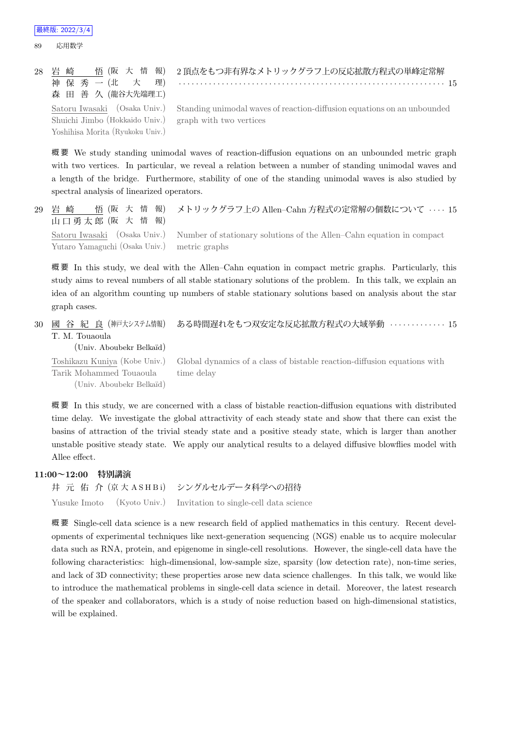28 岩 崎 悟 (阪 大 情 報) 神 保 秀 一 (北 大 理) 森 田 善 久 (龍谷大先端理工)

2 頂点をもつ非有界なメトリックグラフ上の反応拡散方程式の単峰定常解 ………… 15

Satoru Iwasaki (Osaka Univ.) Shuichi Jimbo (Hokkaido Univ.) Yoshihisa Morita (Ryukoku Univ.)

Standing unimodal waves of reaction-diffusion equations on an unbounded graph with two vertices

概要 We study standing unimodal waves of reaction-diffusion equations on an unbounded metric graph with two vertices. In particular, we reveal a relation between a number of standing unimodal waves and a length of the bridge. Furthermore, stability of one of the standing unimodal waves is also studied by spectral analysis of linearized operators.

29 岩 崎 悟 (阪 大 情 報) 山口勇太郎 (阪 大 情 報)

メトリックグラフ上の Allen–Cahn 方程式の定常解の個数について …… 15

Satoru Iwasaki (Osaka Univ.) Yutaro Yamaguchi (Osaka Univ.)

Number of stationary solutions of the Allen–Cahn equation in compact metric graphs

概要 In this study, we deal with the Allen–Cahn equation in compact metric graphs. Particularly, this study aims to reveal numbers of all stable stationary solutions of the problem. In this talk, we explain an idea of an algorithm counting up numbers of stable stationary solutions based on analysis about the star graph cases.

30 國 谷 紀 良 (神戸大システム情報) T. M. Touaoula (Univ. Aboubekr Belkaïd)

ある時間遅れをもつ双安定な反応拡散方程式の大域挙動 ………… 15

Toshikazu Kuniya (Kobe Univ.) Tarik Mohammed Touaoula (Univ. Aboubekr Belkaïd)

Global dynamics of a class of bistable reaction-diffusion equations with time delay

概要 In this study, we are concerned with a class of bistable reaction-diffusion equations with distributed time delay. We investigate the global attractivity of each steady state and show that there can exist the basins of attraction of the trivial steady state and a positive steady state, which is larger than another unstable positive steady state. We apply our analytical results to a delayed diffusive blowflies model with Allee effect.

**11:00～12:00 特別講演**

井 元 佑 介 (京大 ASHBi) シングルセルデータ科学への招待

Yusuke Imoto (Kyoto Univ.) Invitation to single-cell data science

概要 Single-cell data science is a new research field of applied mathematics in this century. Recent developments of experimental techniques like next-generation sequencing (NGS) enable us to acquire molecular data such as RNA, protein, and epigenome in single-cell resolutions. However, the single-cell data have the following characteristics: high-dimensional, low-sample size, sparsity (low detection rate), non-time series, and lack of 3D connectivity; these properties arose new data science challenges. In this talk, we would like to introduce the mathematical problems in single-cell data science in detail. Moreover, the latest research of the speaker and collaborators, which is a study of noise reduction based on high-dimensional statistics, will be explained.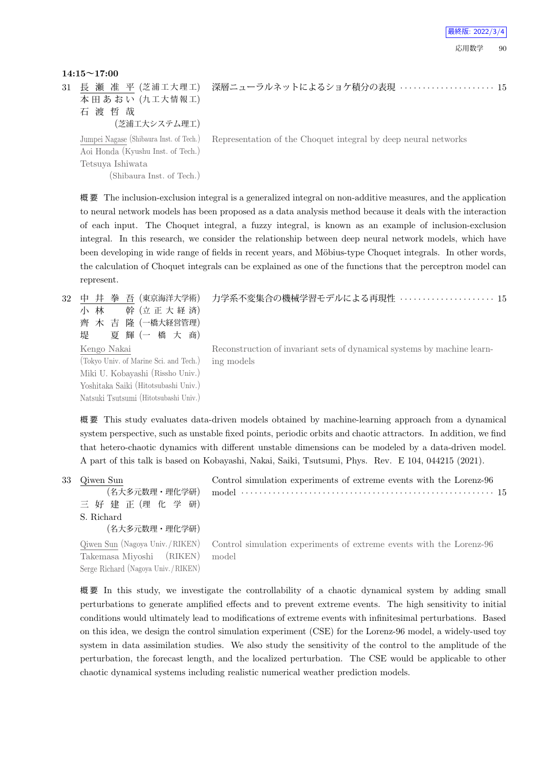### 14:15〜17:00

31 長瀬准平 (芝浦工大理工) 本田あおい (九工大情報工) 石渡哲哉 (芝浦工大システム理工)　深層ニューラルネットによるショケ積分の表現 ………………… 15

Jumpei Nagase (Shibaura Inst. of Tech.) Aoi Honda (Kyushu Inst. of Tech.) Tetsuya Ishiwata (Shibaura Inst. of Tech.)　Representation of the Choquet integral by deep neural networks

概要 The inclusion-exclusion integral is a generalized integral on non-additive measures, and the application to neural network models has been proposed as a data analysis method because it deals with the interaction of each input. The Choquet integral, a fuzzy integral, is known as an example of inclusion-exclusion integral. In this research, we consider the relationship between deep neural network models, which have been developing in wide range of fields in recent years, and Möbius-type Choquet integrals. In other words, the calculation of Choquet integrals can be explained as one of the functions that the perceptron model can represent.

32 中井拳吾 (東京海洋大学術) 小林幹 (立正大経済) 齊木吉隆 (一橋大経営管理) 堤夏輝 (一橋大商)　力学系不変集合の機械学習モデルによる再現性 ………………… 15

Kengo Nakai (Tokyo Univ. of Marine Sci. and Tech.) Miki U. Kobayashi (Rissho Univ.) Yoshitaka Saiki (Hitotsubashi Univ.) Natsuki Tsutsumi (Hitotsubashi Univ.)　Reconstruction of invariant sets of dynamical systems by machine learning models

概要 This study evaluates data-driven models obtained by machine-learning approach from a dynamical system perspective, such as unstable fixed points, periodic orbits and chaotic attractors. In addition, we find that hetero-chaotic dynamics with different unstable dimensions can be modeled by a data-driven model. A part of this talk is based on Kobayashi, Nakai, Saiki, Tsutsumi, Phys. Rev. E 104, 044215 (2021).

33 Qiwen Sun (名大多元数理・理化学研) 三好建正 (理化学研) S. Richard (名大多元数理・理化学研)　Control simulation experiments of extreme events with the Lorenz-96 model ………………… 15

Qiwen Sun (Nagoya Univ./RIKEN) Takemasa Miyoshi (RIKEN) Serge Richard (Nagoya Univ./RIKEN)　Control simulation experiments of extreme events with the Lorenz-96 model

概要 In this study, we investigate the controllability of a chaotic dynamical system by adding small perturbations to generate amplified effects and to prevent extreme events. The high sensitivity to initial conditions would ultimately lead to modifications of extreme events with infinitesimal perturbations. Based on this idea, we design the control simulation experiment (CSE) for the Lorenz-96 model, a widely-used toy system in data assimilation studies. We also study the sensitivity of the control to the amplitude of the perturbation, the forecast length, and the localized perturbation. The CSE would be applicable to other chaotic dynamical systems including realistic numerical weather prediction models.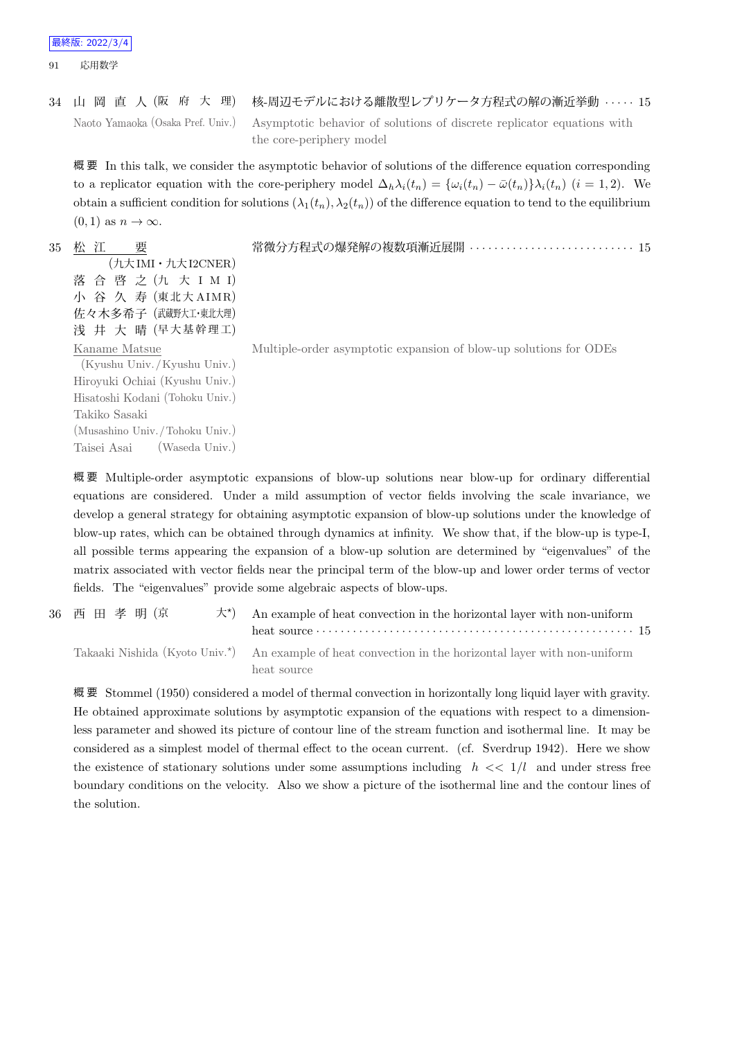34 山 岡 直 人 (阪 府 大 理) 核-周辺モデルにおける離散型レプリケータ方程式の解の漸近挙動 ····· 15

Naoto Yamaoka (Osaka Pref. Univ.) Asymptotic behavior of solutions of discrete replicator equations with the core-periphery model

概要 In this talk, we consider the asymptotic behavior of solutions of the difference equation corresponding to a replicator equation with the core-periphery model $\Delta_h \lambda_i(t_n) = \{\omega_i(t_n) - \bar{\omega}(t_n)\}\lambda_i(t_n)$ $(i = 1, 2)$. We obtain a sufficient condition for solutions $(\lambda_1(t_n), \lambda_2(t_n))$ of the difference equation to tend to the equilibrium $(0, 1)$ as $n \to \infty$.

35 松 江 要 (九大IMI・九大I2CNER) 常微分方程式の爆発解の複数項漸近展開 ····· 15
落 合 啓 之 (九 大 I M I)
小 谷 久 寿 (東北大AIMR)
佐々木多希子 (武蔵野大工・東北大理)
浅 井 大 晴 (早大基幹理工)

Kaname Matsue (Kyushu Univ./Kyushu Univ.) Multiple-order asymptotic expansion of blow-up solutions for ODEs
Hiroyuki Ochiai (Kyushu Univ.)
Hisatoshi Kodani (Tohoku Univ.)
Takiko Sasaki (Musashino Univ./Tohoku Univ.)
Taisei Asai (Waseda Univ.)

概要 Multiple-order asymptotic expansions of blow-up solutions near blow-up for ordinary differential equations are considered. Under a mild assumption of vector fields involving the scale invariance, we develop a general strategy for obtaining asymptotic expansion of blow-up solutions under the knowledge of blow-up rates, which can be obtained through dynamics at infinity. We show that, if the blow-up is type-I, all possible terms appearing the expansion of a blow-up solution are determined by "eigenvalues" of the matrix associated with vector fields near the principal term of the blow-up and lower order terms of vector fields. The "eigenvalues" provide some algebraic aspects of blow-ups.

36 西 田 孝 明 (京 大*) An example of heat convection in the horizontal layer with non-uniform heat source ····· 15

Takaaki Nishida (Kyoto Univ.*) An example of heat convection in the horizontal layer with non-uniform heat source

概要 Stommel (1950) considered a model of thermal convection in horizontally long liquid layer with gravity. He obtained approximate solutions by asymptotic expansion of the equations with respect to a dimensionless parameter and showed its picture of contour line of the stream function and isothermal line. It may be considered as a simplest model of thermal effect to the ocean current. (cf. Sverdrup 1942). Here we show the existence of stationary solutions under some assumptions including $h << 1/l$ and under stress free boundary conditions on the velocity. Also we show a picture of the isothermal line and the contour lines of the solution.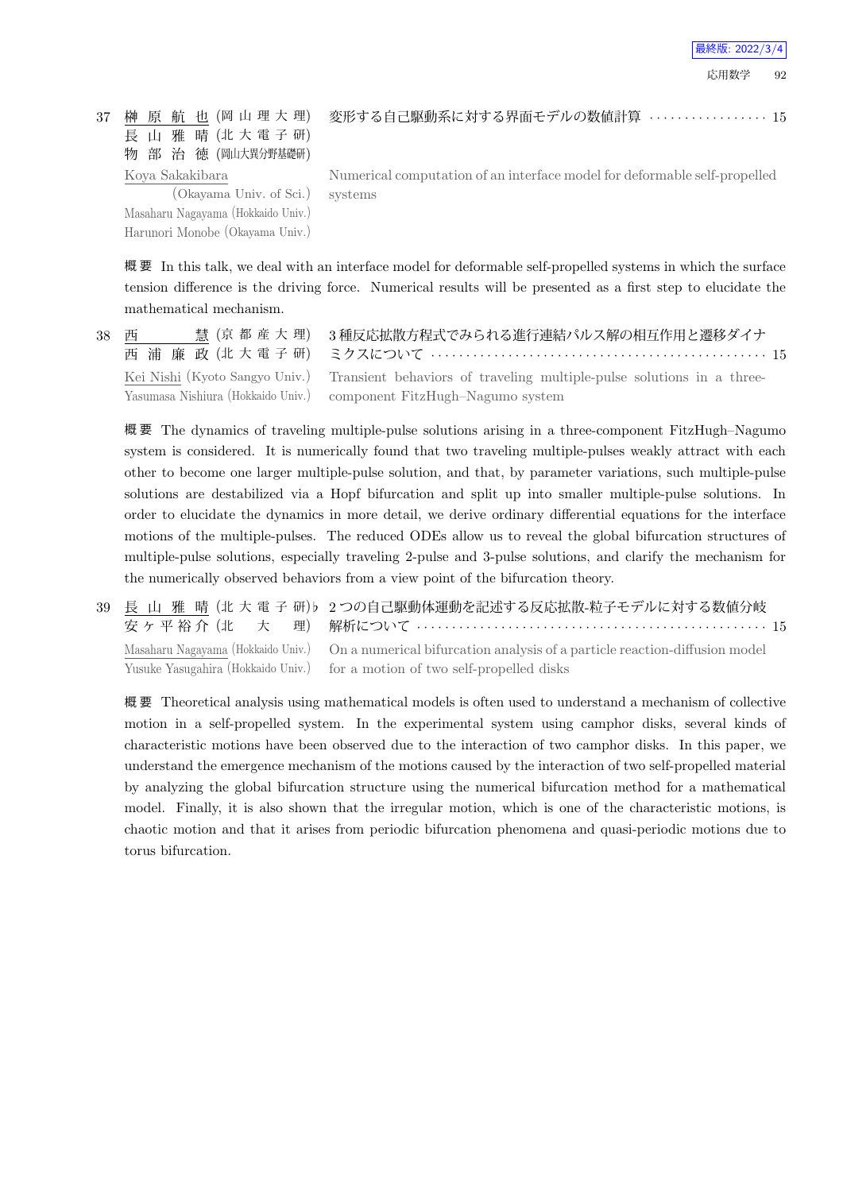37 榊原航也 (岡山理大理)　変形する自己駆動系に対する界面モデルの数値計算 ・・・・・・・・・・・・・・・・・ 15
長山雅晴 (北大電子研)
物部治徳 (岡山大異分野基礎研)

Koya Sakakibara (Okayama Univ. of Sci.)　Numerical computation of an interface model for deformable self-propelled systems
Masaharu Nagayama (Hokkaido Univ.)
Harunori Monobe (Okayama Univ.)

概要 In this talk, we deal with an interface model for deformable self-propelled systems in which the surface tension difference is the driving force. Numerical results will be presented as a first step to elucidate the mathematical mechanism.

38 西　慧 (京都産大理)　3種反応拡散方程式でみられる進行連結パルス解の相互作用と遷移ダイナミクスについて ・・・・・・・・・・・・・・・・・・・・・・・・・・・・・・・・・・・・・・・・・・・・・・ 15
西浦廉政 (北大電子研)

Kei Nishi (Kyoto Sangyo Univ.)　Transient behaviors of traveling multiple-pulse solutions in a three-component FitzHugh–Nagumo system
Yasumasa Nishiura (Hokkaido Univ.)

概要 The dynamics of traveling multiple-pulse solutions arising in a three-component FitzHugh–Nagumo system is considered. It is numerically found that two traveling multiple-pulses weakly attract with each other to become one larger multiple-pulse solution, and that, by parameter variations, such multiple-pulse solutions are destabilized via a Hopf bifurcation and split up into smaller multiple-pulse solutions. In order to elucidate the dynamics in more detail, we derive ordinary differential equations for the interface motions of the multiple-pulses. The reduced ODEs allow us to reveal the global bifurcation structures of multiple-pulse solutions, especially traveling 2-pulse and 3-pulse solutions, and clarify the mechanism for the numerically observed behaviors from a view point of the bifurcation theory.

39 長山雅晴 (北大電子研)♭　2つの自己駆動体運動を記述する反応拡散-粒子モデルに対する数値分岐解析について ・・・・・・・・・・・・・・・・・・・・・・・・・・・・・・・・・・・・・・・・・・・・・・・・・ 15
安ケ平裕介 (北　大　理)

Masaharu Nagayama (Hokkaido Univ.)　On a numerical bifurcation analysis of a particle reaction-diffusion model for a motion of two self-propelled disks
Yusuke Yasugahira (Hokkaido Univ.)

概要 Theoretical analysis using mathematical models is often used to understand a mechanism of collective motion in a self-propelled system. In the experimental system using camphor disks, several kinds of characteristic motions have been observed due to the interaction of two camphor disks. In this paper, we understand the emergence mechanism of the motions caused by the interaction of two self-propelled material by analyzing the global bifurcation structure using the numerical bifurcation method for a mathematical model. Finally, it is also shown that the irregular motion, which is one of the characteristic motions, is chaotic motion and that it arises from periodic bifurcation phenomena and quasi-periodic motions due to torus bifurcation.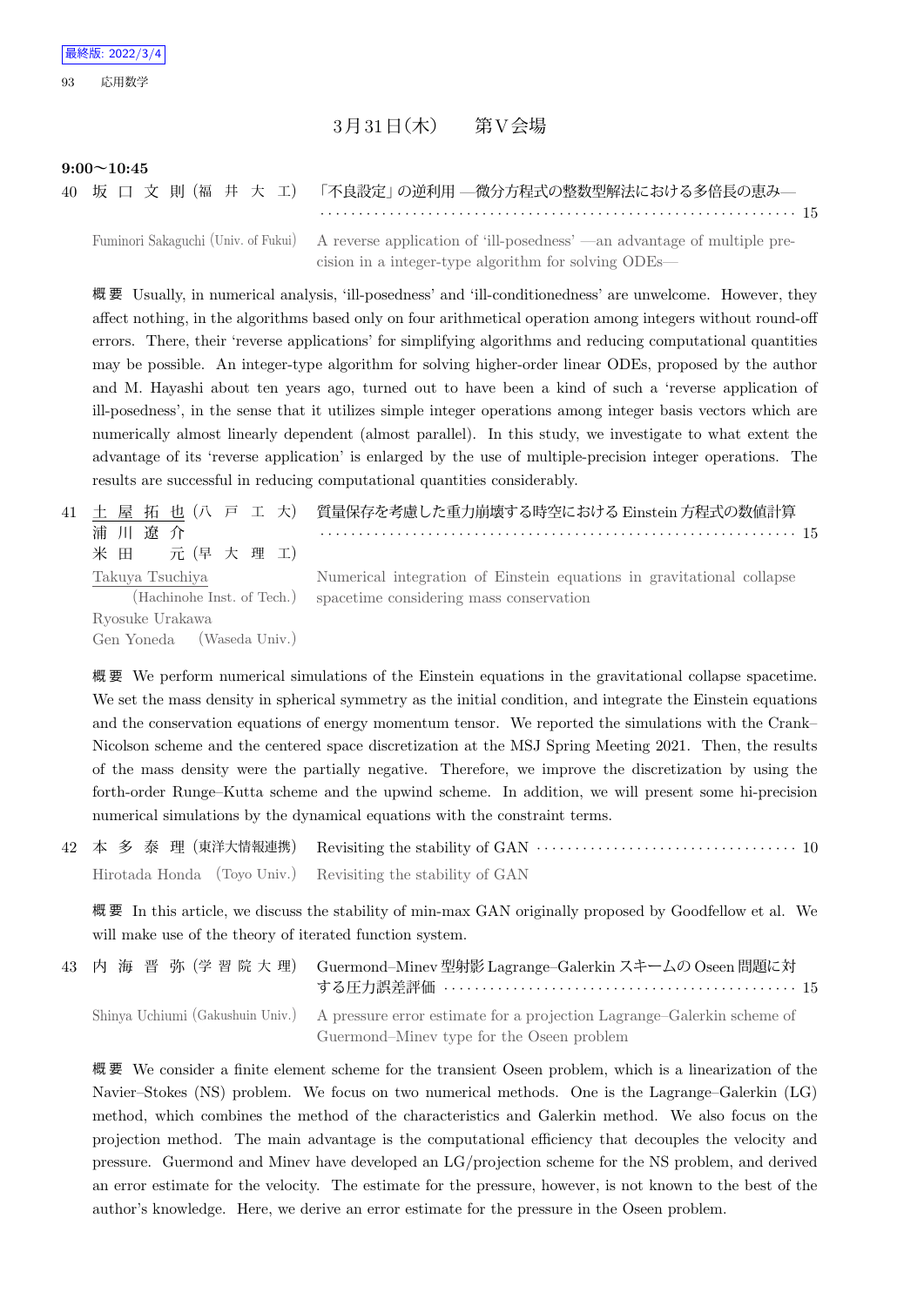最終版: 2022/3/4

## 3月31日(木)　第V会場

**9:00〜10:45**

40 坂口文則 (福井大工)　「不良設定」の逆利用 —微分方程式の整数型解法における多倍長の恵み— ……… 15

Fuminori Sakaguchi (Univ. of Fukui)　A reverse application of 'ill-posedness' —an advantage of multiple precision in a integer-type algorithm for solving ODEs—

**概要** Usually, in numerical analysis, 'ill-posedness' and 'ill-conditionedness' are unwelcome. However, they affect nothing, in the algorithms based only on four arithmetical operation among integers without round-off errors. There, their 'reverse applications' for simplifying algorithms and reducing computational quantities may be possible. An integer-type algorithm for solving higher-order linear ODEs, proposed by the author and M. Hayashi about ten years ago, turned out to have been a kind of such a 'reverse application of ill-posedness', in the sense that it utilizes simple integer operations among integer basis vectors which are numerically almost linearly dependent (almost parallel). In this study, we investigate to what extent the advantage of its 'reverse application' is enlarged by the use of multiple-precision integer operations. The results are successful in reducing computational quantities considerably.

41 土屋拓也 (八戸工大)、浦川遼介、米田元 (早大理工)　質量保存を考慮した重力崩壊する時空における Einstein 方程式の数値計算 ……… 15

Takuya Tsuchiya (Hachinohe Inst. of Tech.), Ryosuke Urakawa, Gen Yoneda (Waseda Univ.)　Numerical integration of Einstein equations in gravitational collapse spacetime considering mass conservation

**概要** We perform numerical simulations of the Einstein equations in the gravitational collapse spacetime. We set the mass density in spherical symmetry as the initial condition, and integrate the Einstein equations and the conservation equations of energy momentum tensor. We reported the simulations with the Crank–Nicolson scheme and the centered space discretization at the MSJ Spring Meeting 2021. Then, the results of the mass density were the partially negative. Therefore, we improve the discretization by using the forth-order Runge–Kutta scheme and the upwind scheme. In addition, we will present some hi-precision numerical simulations by the dynamical equations with the constraint terms.

42 本多泰理 (東洋大情報連携)　Revisiting the stability of GAN ……… 10

Hirotada Honda (Toyo Univ.)　Revisiting the stability of GAN

**概要** In this article, we discuss the stability of min-max GAN originally proposed by Goodfellow et al. We will make use of the theory of iterated function system.

43 内海晋弥 (学習院大理)　Guermond–Minev 型射影 Lagrange–Galerkin スキームの Oseen 問題に対する圧力誤差評価 ……… 15

Shinya Uchiumi (Gakushuin Univ.)　A pressure error estimate for a projection Lagrange–Galerkin scheme of Guermond–Minev type for the Oseen problem

**概要** We consider a finite element scheme for the transient Oseen problem, which is a linearization of the Navier–Stokes (NS) problem. We focus on two numerical methods. One is the Lagrange–Galerkin (LG) method, which combines the method of the characteristics and Galerkin method. We also focus on the projection method. The main advantage is the computational efficiency that decouples the velocity and pressure. Guermond and Minev have developed an LG/projection scheme for the NS problem, and derived an error estimate for the velocity. The estimate for the pressure, however, is not known to the best of the author's knowledge. Here, we derive an error estimate for the pressure in the Oseen problem.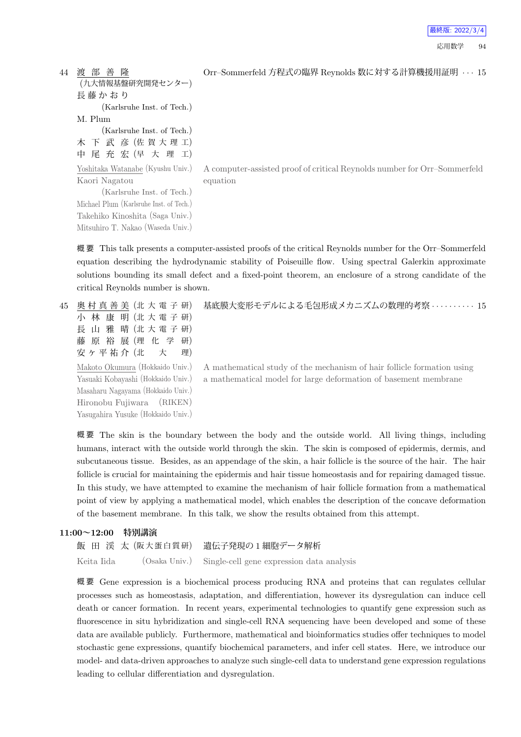44 渡部善隆 (九大情報基盤研究開発センター)
長藤かおり (Karlsruhe Inst. of Tech.)
M. Plum (Karlsruhe Inst. of Tech.)
木下武彦 (佐賀大理工)
中尾充宏 (早大理工)

Orr–Sommerfeld 方程式の臨界 Reynolds 数に対する計算機援用証明 · · · 15

Yoshitaka Watanabe (Kyushu Univ.)
Kaori Nagatou (Karlsruhe Inst. of Tech.)
Michael Plum (Karlsruhe Inst. of Tech.)
Takehiko Kinoshita (Saga Univ.)
Mitsuhiro T. Nakao (Waseda Univ.)

A computer-assisted proof of critical Reynolds number for Orr–Sommerfeld equation

**概要** This talk presents a computer-assisted proofs of the critical Reynolds number for the Orr–Sommerfeld equation describing the hydrodynamic stability of Poiseuille flow. Using spectral Galerkin approximate solutions bounding its small defect and a fixed-point theorem, an enclosure of a strong candidate of the critical Reynolds number is shown.

45 奥村真善美 (北大電子研)
小林康明 (北大電子研)
長山雅晴 (北大電子研)
藤原裕展 (理化学研)
安ヶ平祐介 (北大理)

基底膜大変形モデルによる毛包形成メカニズムの数理的考察 · · · · · · · · · · 15

Makoto Okumura (Hokkaido Univ.)
Yasuaki Kobayashi (Hokkaido Univ.)
Masaharu Nagayama (Hokkaido Univ.)
Hironobu Fujiwara (RIKEN)
Yasugahira Yusuke (Hokkaido Univ.)

A mathematical study of the mechanism of hair follicle formation using a mathematical model for large deformation of basement membrane

**概要** The skin is the boundary between the body and the outside world. All living things, including humans, interact with the outside world through the skin. The skin is composed of epidermis, dermis, and subcutaneous tissue. Besides, as an appendage of the skin, a hair follicle is the source of the hair. The hair follicle is crucial for maintaining the epidermis and hair tissue homeostasis and for repairing damaged tissue. In this study, we have attempted to examine the mechanism of hair follicle formation from a mathematical point of view by applying a mathematical model, which enables the description of the concave deformation of the basement membrane. In this talk, we show the results obtained from this attempt.

## 11:00〜12:00 特別講演

飯田渓太 (阪大蛋白質研) 遺伝子発現の1細胞データ解析

Keita Iida (Osaka Univ.) Single-cell gene expression data analysis

**概要** Gene expression is a biochemical process producing RNA and proteins that can regulates cellular processes such as homeostasis, adaptation, and differentiation, however its dysregulation can induce cell death or cancer formation. In recent years, experimental technologies to quantify gene expression such as fluorescence in situ hybridization and single-cell RNA sequencing have been developed and some of these data are available publicly. Furthermore, mathematical and bioinformatics studies offer techniques to model stochastic gene expressions, quantify biochemical parameters, and infer cell states. Here, we introduce our model- and data-driven approaches to analyze such single-cell data to understand gene expression regulations leading to cellular differentiation and dysregulation.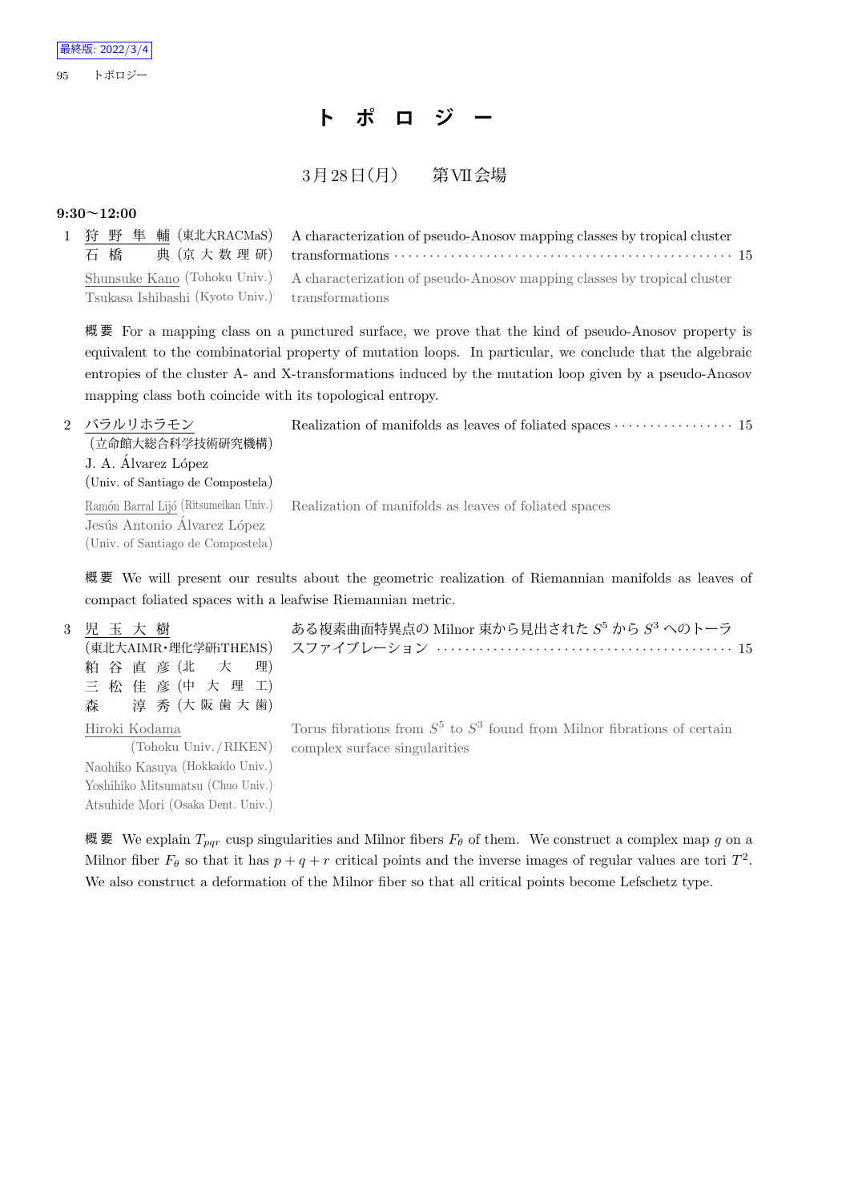最終版: 2022/3/4

# トポロジー

## 3月28日(月)　第VII会場

**9:30〜12:00**

1 狩野隼輔 (東北大RACMaS) 石橋典 (京大数理研)　A characterization of pseudo-Anosov mapping classes by tropical cluster transformations ・・・ 15

Shunsuke Kano (Tohoku Univ.) Tsukasa Ishibashi (Kyoto Univ.)　A characterization of pseudo-Anosov mapping classes by tropical cluster transformations

概要 For a mapping class on a punctured surface, we prove that the kind of pseudo-Anosov property is equivalent to the combinatorial property of mutation loops. In particular, we conclude that the algebraic entropies of the cluster A- and X-transformations induced by the mutation loop given by a pseudo-Anosov mapping class both coincide with its topological entropy.

2 バラルリホラモン (立命館大総合科学技術研究機構) J. A. Álvarez López (Univ. of Santiago de Compostela)　Realization of manifolds as leaves of foliated spaces ・・・ 15

Ramón Barral Lijó (Ritsumeikan Univ.) Jesús Antonio Álvarez López (Univ. of Santiago de Compostela)　Realization of manifolds as leaves of foliated spaces

概要 We will present our results about the geometric realization of Riemannian manifolds as leaves of compact foliated spaces with a leafwise Riemannian metric.

3 児玉大樹 (東北大AIMR・理化学研iTHEMS) 粕谷直彦 (北大理) 三松佳彦 (中大理工) 森淳秀 (大阪歯大歯)　ある複素曲面特異点の Milnor 束から見出された $S^5$ から $S^3$ へのトーラスファイブレーション ・・・ 15

Hiroki Kodama (Tohoku Univ./RIKEN) Naohiko Kasuya (Hokkaido Univ.) Yoshihiko Mitsumatsu (Chuo Univ.) Atsuhide Mori (Osaka Dent. Univ.)　Torus fibrations from $S^5$ to $S^3$ found from Milnor fibrations of certain complex surface singularities

概要 We explain $T_{pqr}$ cusp singularities and Milnor fibers $F_\theta$ of them. We construct a complex map $g$ on a Milnor fiber $F_\theta$ so that it has $p+q+r$ critical points and the inverse images of regular values are tori $T^2$. We also construct a deformation of the Milnor fiber so that all critical points become Lefschetz type.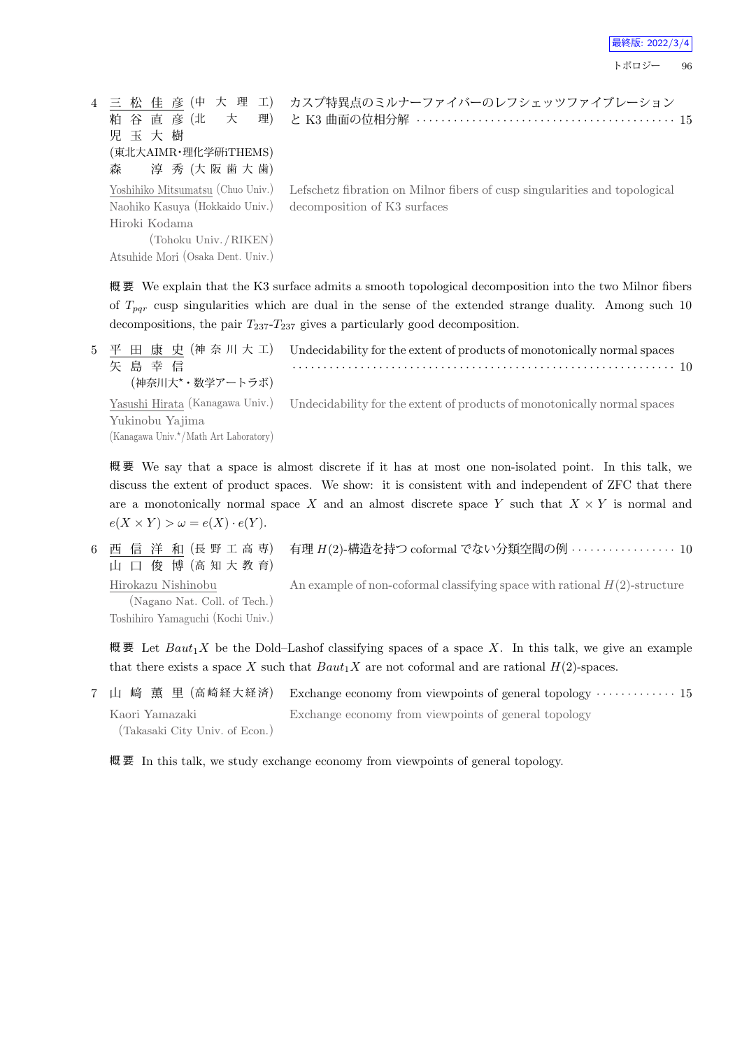4 <u>三 松 佳 彦</u> (中 大 理 工)
粕 谷 直 彦 (北 大 理)
児 玉 大 樹
(東北大AIMR・理化学研iTHEMS)
森 淳 秀 (大 阪 歯 大 歯)

カスプ特異点のミルナーファイバーのレフシェッツファイブレーションと K3 曲面の位相分解 ········· 15

<u>Yoshihiko Mitsumatsu</u> (Chuo Univ.)
Naohiko Kasuya (Hokkaido Univ.)
Hiroki Kodama (Tohoku Univ./RIKEN)
Atsuhide Mori (Osaka Dent. Univ.)

Lefschetz fibration on Milnor fibers of cusp singularities and topological decomposition of K3 surfaces

**概要** We explain that the K3 surface admits a smooth topological decomposition into the two Milnor fibers of $T_{pqr}$ cusp singularities which are dual in the sense of the extended strange duality. Among such 10 decompositions, the pair $T_{237}$-$T_{237}$ gives a particularly good decomposition.

5 <u>平 田 康 史</u> (神 奈 川 大 工)
矢 島 幸 信
(神奈川大*・数学アートラボ)

Undecidability for the extent of products of monotonically normal spaces ········· 10

<u>Yasushi Hirata</u> (Kanagawa Univ.)
Yukinobu Yajima
(Kanagawa Univ.*/Math Art Laboratory)

Undecidability for the extent of products of monotonically normal spaces

**概要** We say that a space is almost discrete if it has at most one non-isolated point. In this talk, we discuss the extent of product spaces. We show: it is consistent with and independent of ZFC that there are a monotonically normal space $X$ and an almost discrete space $Y$ such that $X \times Y$ is normal and $e(X \times Y) > \omega = e(X) \cdot e(Y)$.

6 <u>西 信 洋 和</u> (長 野 工 高 専)
山 口 俊 博 (高 知 大 教 育)

有理 $H(2)$-構造を持つ coformal でない分類空間の例 ········· 10

<u>Hirokazu Nishinobu</u> (Nagano Nat. Coll. of Tech.)
Toshihiro Yamaguchi (Kochi Univ.)

An example of non-coformal classifying space with rational $H(2)$-structure

**概要** Let $Baut_1X$ be the Dold–Lashof classifying spaces of a space $X$. In this talk, we give an example that there exists a space $X$ such that $Baut_1X$ are not coformal and are rational $H(2)$-spaces.

7 山 﨑 薫 里 (高崎経大経済)

Exchange economy from viewpoints of general topology ········· 15

Kaori Yamazaki (Takasaki City Univ. of Econ.)

Exchange economy from viewpoints of general topology

**概要** In this talk, we study exchange economy from viewpoints of general topology.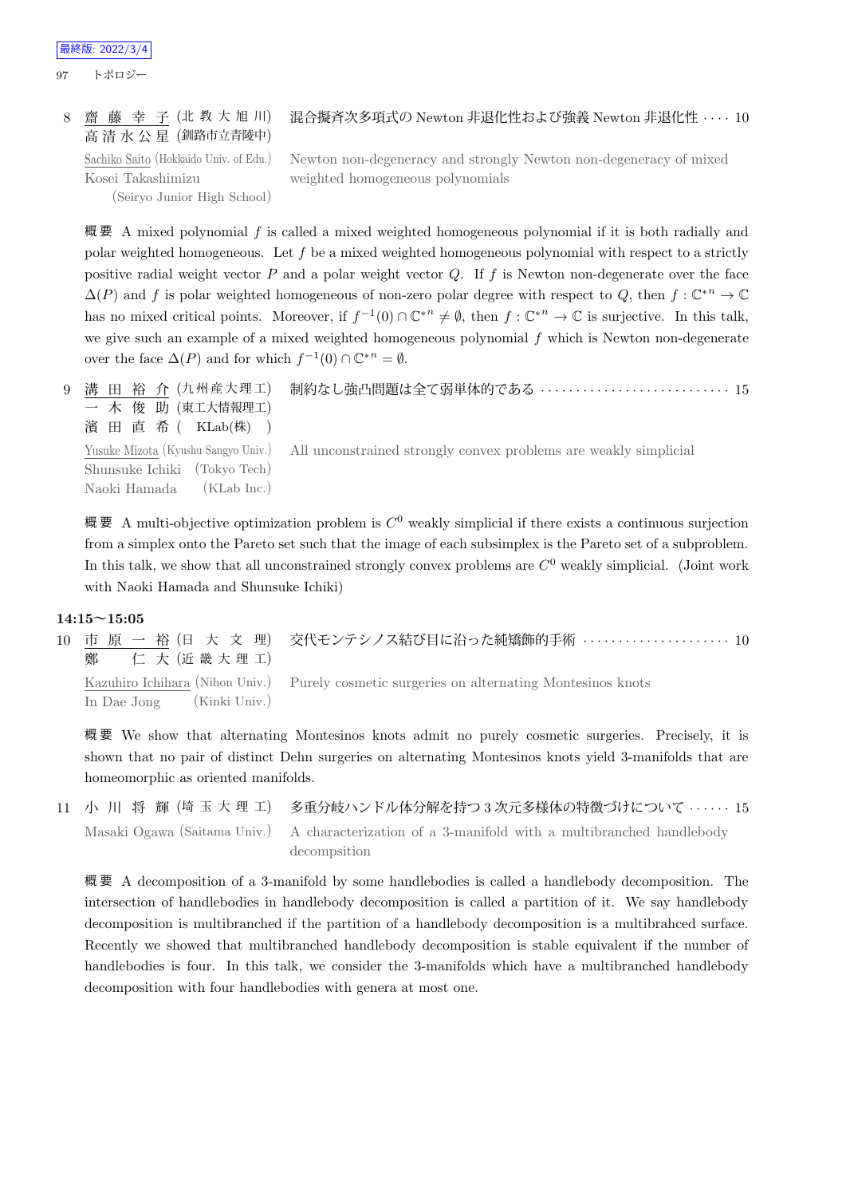8 <u>齋藤幸子</u> (北教大旭川) 高清水公星 (釧路市立青陵中) 混合擬斉次多項式の Newton 非退化性および強義 Newton 非退化性 ···· 10

<u>Sachiko Saito</u> (Hokkaido Univ. of Edu.) Kosei Takashimizu (Seiryo Junior High School) Newton non-degeneracy and strongly Newton non-degeneracy of mixed weighted homogeneous polynomials

概要 A mixed polynomial $f$ is called a mixed weighted homogeneous polynomial if it is both radially and polar weighted homogeneous. Let $f$ be a mixed weighted homogeneous polynomial with respect to a strictly positive radial weight vector $P$ and a polar weight vector $Q$. If $f$ is Newton non-degenerate over the face $\Delta(P)$ and $f$ is polar weighted homogeneous of non-zero polar degree with respect to $Q$, then $f : \mathbb{C}^{*n} \to \mathbb{C}$ has no mixed critical points. Moreover, if $f^{-1}(0) \cap \mathbb{C}^{*n} \neq \emptyset$, then $f : \mathbb{C}^{*n} \to \mathbb{C}$ is surjective. In this talk, we give such an example of a mixed weighted homogeneous polynomial $f$ which is Newton non-degenerate over the face $\Delta(P)$ and for which $f^{-1}(0) \cap \mathbb{C}^{*n} = \emptyset$.

9 <u>溝田裕介</u> (九州産大理工) 一木俊助 (東工大情報理工) 濱田直希 (KLab(株)) 制約なし強凸問題は全て弱単体的である ···· 15

<u>Yusuke Mizota</u> (Kyushu Sangyo Univ.) Shunsuke Ichiki (Tokyo Tech) Naoki Hamada (KLab Inc.) All unconstrained strongly convex problems are weakly simplicial

概要 A multi-objective optimization problem is $C^0$ weakly simplicial if there exists a continuous surjection from a simplex onto the Pareto set such that the image of each subsimplex is the Pareto set of a subproblem. In this talk, we show that all unconstrained strongly convex problems are $C^0$ weakly simplicial. (Joint work with Naoki Hamada and Shunsuke Ichiki)

**14:15～15:05**

10 <u>市原一裕</u> (日大文理) 鄭仁大 (近畿大理工) 交代モンテシノス結び目に沿った純矯飾的手術 ···· 10

<u>Kazuhiro Ichihara</u> (Nihon Univ.) In Dae Jong (Kinki Univ.) Purely cosmetic surgeries on alternating Montesinos knots

概要 We show that alternating Montesinos knots admit no purely cosmetic surgeries. Precisely, it is shown that no pair of distinct Dehn surgeries on alternating Montesinos knots yield 3-manifolds that are homeomorphic as oriented manifolds.

11 小川将輝 (埼玉大理工) 多重分岐ハンドル体分解を持つ 3 次元多様体の特徴づけについて ···· 15

Masaki Ogawa (Saitama Univ.) A characterization of a 3-manifold with a multibranched handlebody decompsition

概要 A decomposition of a 3-manifold by some handlebodies is called a handlebody decomposition. The intersection of handlebodies in handlebody decomposition is called a partition of it. We say handlebody decomposition is multibranched if the partition of a handlebody decomposition is a multibrahced surface. Recently we showed that multibranched handlebody decomposition is stable equivalent if the number of handlebodies is four. In this talk, we consider the 3-manifolds which have a multibranched handlebody decomposition with four handlebodies with genera at most one.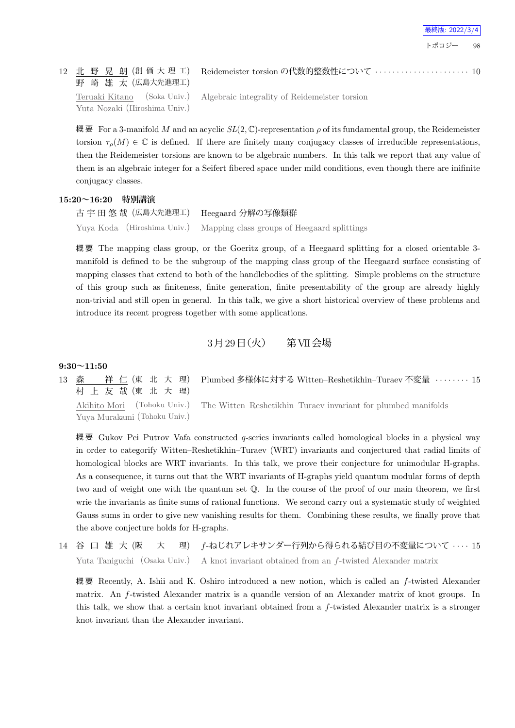12 北野晃朗 (創価大理工) 野崎雄太 (広島大先進理工) Reidemeister torsion の代数的整数性について ······················ 10

Teruaki Kitano (Soka Univ.) Yuta Nozaki (Hiroshima Univ.) Algebraic integrality of Reidemeister torsion

概要 For a 3-manifold $M$ and an acyclic $SL(2,\mathbb{C})$-representation $\rho$ of its fundamental group, the Reidemeister torsion $\tau_\rho(M) \in \mathbb{C}$ is defined. If there are finitely many conjugacy classes of irreducible representations, then the Reidemeister torsions are known to be algebraic numbers. In this talk we report that any value of them is an algebraic integer for a Seifert fibered space under mild conditions, even though there are inifinite conjugacy classes.

**15:20〜16:20 特別講演**

古宇田悠哉 (広島大先進理工) Heegaard 分解の写像類群

Yuya Koda (Hiroshima Univ.) Mapping class groups of Heegaard splittings

概要 The mapping class group, or the Goeritz group, of a Heegaard splitting for a closed orientable 3-manifold is defined to be the subgroup of the mapping class group of the Heegaard surface consisting of mapping classes that extend to both of the handlebodies of the splitting. Simple problems on the structure of this group such as finiteness, finite generation, finite presentability of the group are already highly non-trivial and still open in general. In this talk, we give a short historical overview of these problems and introduce its recent progress together with some applications.

## 3月29日(火) 第VII会場

**9:30〜11:50**

13 森 祥仁 (東北大理) 村上友哉 (東北大理) Plumbed 多様体に対する Witten–Reshetikhin–Turaev 不変量 ········ 15

Akihito Mori (Tohoku Univ.) Yuya Murakami (Tohoku Univ.) The Witten–Reshetikhin–Turaev invariant for plumbed manifolds

概要 Gukov–Pei–Putrov–Vafa constructed $q$-series invariants called homological blocks in a physical way in order to categorify Witten–Reshetikhin–Turaev (WRT) invariants and conjectured that radial limits of homological blocks are WRT invariants. In this talk, we prove their conjecture for unimodular H-graphs. As a consequence, it turns out that the WRT invariants of H-graphs yield quantum modular forms of depth two and of weight one with the quantum set $\mathbb{Q}$. In the course of the proof of our main theorem, we first wrie the invariants as finite sums of rational functions. We second carry out a systematic study of weighted Gauss sums in order to give new vanishing results for them. Combining these results, we finally prove that the above conjecture holds for H-graphs.

14 谷口雄大 (阪大理) $f$-ねじれアレキサンダー行列から得られる結び目の不変量について ···· 15

Yuta Taniguchi (Osaka Univ.) A knot invariant obtained from an $f$-twisted Alexander matrix

概要 Recently, A. Ishii and K. Oshiro introduced a new notion, which is called an $f$-twisted Alexander matrix. An $f$-twisted Alexander matrix is a quandle version of an Alexander matrix of knot groups. In this talk, we show that a certain knot invariant obtained from a $f$-twisted Alexander matrix is a stronger knot invariant than the Alexander invariant.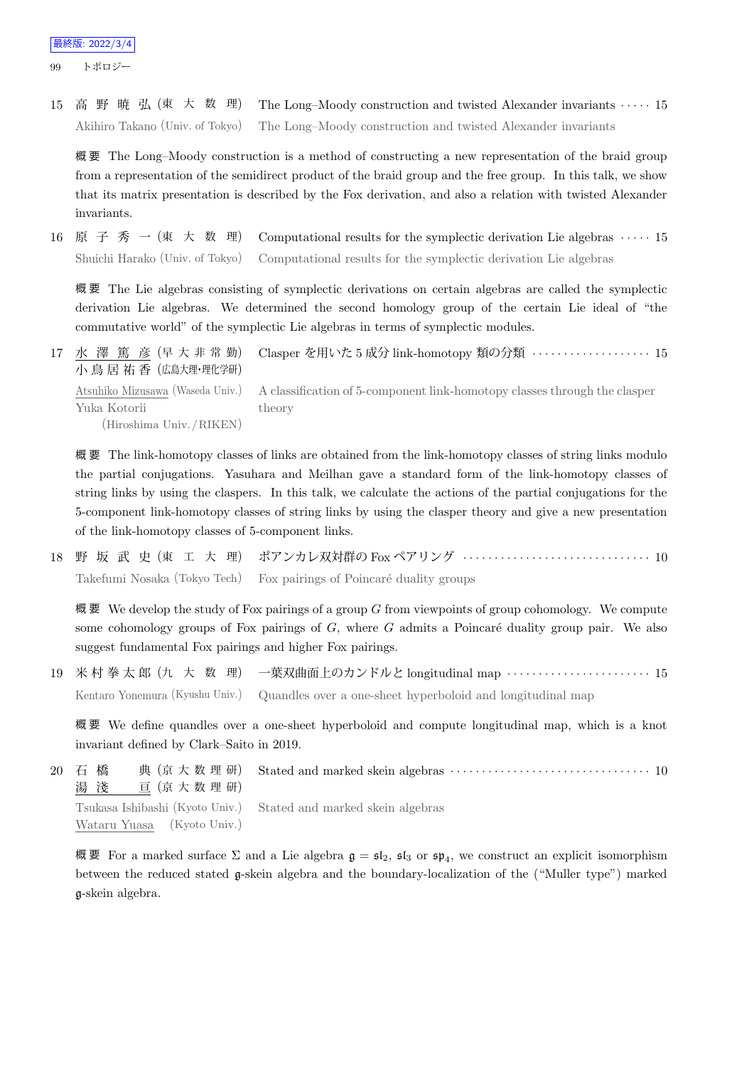15 高野暁弘 (東大数理) The Long–Moody construction and twisted Alexander invariants ····· 15

Akihiro Takano (Univ. of Tokyo) The Long–Moody construction and twisted Alexander invariants

概要 The Long–Moody construction is a method of constructing a new representation of the braid group from a representation of the semidirect product of the braid group and the free group. In this talk, we show that its matrix presentation is described by the Fox derivation, and also a relation with twisted Alexander invariants.

16 原子秀一 (東大数理) Computational results for the symplectic derivation Lie algebras ····· 15

Shuichi Harako (Univ. of Tokyo) Computational results for the symplectic derivation Lie algebras

概要 The Lie algebras consisting of symplectic derivations on certain algebras are called the symplectic derivation Lie algebras. We determined the second homology group of the certain Lie ideal of "the commutative world" of the symplectic Lie algebras in terms of symplectic modules.

17 水澤篤彦 (早大非常勤) 小鳥居祐香 (広島大理・理化学研) Clasper を用いた 5 成分 link-homotopy 類の分類 ·················· 15

Atsuhiko Mizusawa (Waseda Univ.) Yuka Kotorii (Hiroshima Univ. / RIKEN) A classification of 5-component link-homotopy classes through the clasper theory

概要 The link-homotopy classes of links are obtained from the link-homotopy classes of string links modulo the partial conjugations. Yasuhara and Meilhan gave a standard form of the link-homotopy classes of string links by using the claspers. In this talk, we calculate the actions of the partial conjugations for the 5-component link-homotopy classes of string links by using the clasper theory and give a new presentation of the link-homotopy classes of 5-component links.

18 野坂武史 (東工大理) ポアンカレ双対群の Fox ペアリング ······························ 10

Takefumi Nosaka (Tokyo Tech) Fox pairings of Poincaré duality groups

概要 We develop the study of Fox pairings of a group $G$ from viewpoints of group cohomology. We compute some cohomology groups of Fox pairings of $G$, where $G$ admits a Poincaré duality group pair. We also suggest fundamental Fox pairings and higher Fox pairings.

19 米村拳太郎 (九大数理) 一葉双曲面上のカンドルと longitudinal map ······················· 15

Kentaro Yonemura (Kyushu Univ.) Quandles over a one-sheet hyperboloid and longitudinal map

概要 We define quandles over a one-sheet hyperboloid and compute longitudinal map, which is a knot invariant defined by Clark–Saito in 2019.

20 石橋典 (京大数理研) 湯淺亘 (京大数理研) Stated and marked skein algebras ································ 10

Tsukasa Ishibashi (Kyoto Univ.) Wataru Yuasa (Kyoto Univ.) Stated and marked skein algebras

概要 For a marked surface $\Sigma$ and a Lie algebra $\mathfrak{g} = \mathfrak{sl}_2$, $\mathfrak{sl}_3$ or $\mathfrak{sp}_4$, we construct an explicit isomorphism between the reduced stated $\mathfrak{g}$-skein algebra and the boundary-localization of the ("Muller type") marked $\mathfrak{g}$-skein algebra.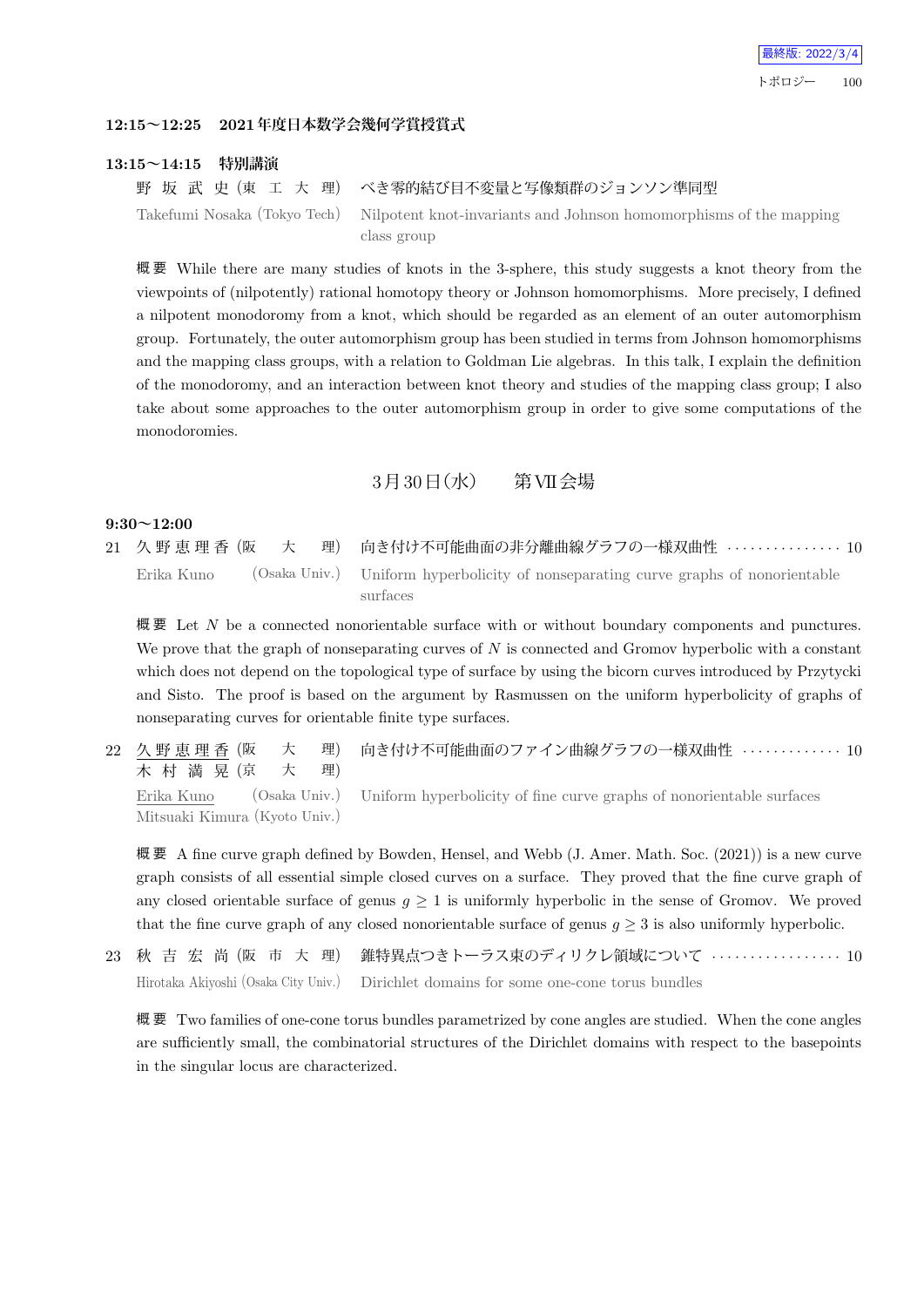**12:15〜12:25　2021年度日本数学会幾何学賞授賞式**

**13:15〜14:15　特別講演**

野 坂 武 史 (東 工 大 理)　べき零的結び目不変量と写像類群のジョンソン準同型

Takefumi Nosaka (Tokyo Tech)　Nilpotent knot-invariants and Johnson homomorphisms of the mapping class group

**概要** While there are many studies of knots in the 3-sphere, this study suggests a knot theory from the viewpoints of (nilpotently) rational homotopy theory or Johnson homomorphisms. More precisely, I defined a nilpotent monodoromy from a knot, which should be regarded as an element of an outer automorphism group. Fortunately, the outer automorphism group has been studied in terms from Johnson homomorphisms and the mapping class groups, with a relation to Goldman Lie algebras. In this talk, I explain the definition of the monodoromy, and an interaction between knot theory and studies of the mapping class group; I also take about some approaches to the outer automorphism group in order to give some computations of the monodoromies.

## 3月30日(水)　第VII会場

**9:30〜12:00**

21 久野恵理香 (阪 大 理)　向き付け不可能曲面の非分離曲線グラフの一様双曲性 ・・・・・・・・・・・・・・・ 10

Erika Kuno (Osaka Univ.)　Uniform hyperbolicity of nonseparating curve graphs of nonorientable surfaces

**概要** Let $N$ be a connected nonorientable surface with or without boundary components and punctures. We prove that the graph of nonseparating curves of $N$ is connected and Gromov hyperbolic with a constant which does not depend on the topological type of surface by using the bicorn curves introduced by Przytycki and Sisto. The proof is based on the argument by Rasmussen on the uniform hyperbolicity of graphs of nonseparating curves for orientable finite type surfaces.

22 久野恵理香 (阪 大 理)　向き付け不可能曲面のファイン曲線グラフの一様双曲性 ・・・・・・・・・・・・・ 10
木 村 満 晃 (京 大 理)

Erika Kuno (Osaka Univ.)　Uniform hyperbolicity of fine curve graphs of nonorientable surfaces
Mitsuaki Kimura (Kyoto Univ.)

**概要** A fine curve graph defined by Bowden, Hensel, and Webb (J. Amer. Math. Soc. (2021)) is a new curve graph consists of all essential simple closed curves on a surface. They proved that the fine curve graph of any closed orientable surface of genus $g \geq 1$ is uniformly hyperbolic in the sense of Gromov. We proved that the fine curve graph of any closed nonorientable surface of genus $g \geq 3$ is also uniformly hyperbolic.

23 秋 吉 宏 尚 (阪 市 大 理)　錐特異点つきトーラス束のディリクレ領域について ・・・・・・・・・・・・・・・・・ 10

Hirotaka Akiyoshi (Osaka City Univ.)　Dirichlet domains for some one-cone torus bundles

**概要** Two families of one-cone torus bundles parametrized by cone angles are studied. When the cone angles are sufficiently small, the combinatorial structures of the Dirichlet domains with respect to the basepoints in the singular locus are characterized.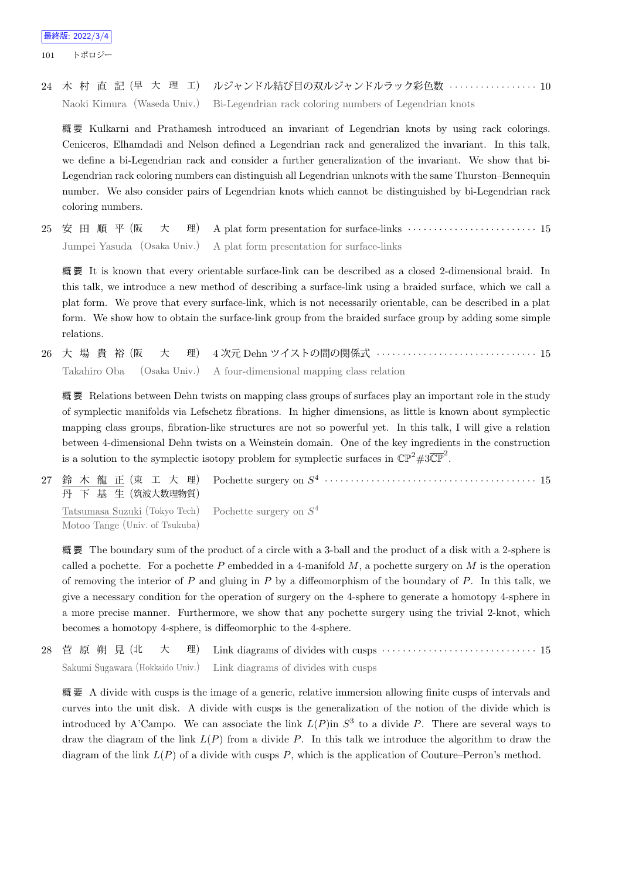24 木村直記 (早大理工) ルジャンドル結び目の双ルジャンドルラック彩色数 ・・・・・・・・・・・・・・・・・ 10

Naoki Kimura (Waseda Univ.) Bi-Legendrian rack coloring numbers of Legendrian knots

**概要** Kulkarni and Prathamesh introduced an invariant of Legendrian knots by using rack colorings. Ceniceros, Elhamdadi and Nelson defined a Legendrian rack and generalized the invariant. In this talk, we define a bi-Legendrian rack and consider a further generalization of the invariant. We show that bi-Legendrian rack coloring numbers can distinguish all Legendrian unknots with the same Thurston–Bennequin number. We also consider pairs of Legendrian knots which cannot be distinguished by bi-Legendrian rack coloring numbers.

25 安田順平 (阪大理) A plat form presentation for surface-links ・・・・・・・・・・・・・・・・・・・・・・・・・ 15

Jumpei Yasuda (Osaka Univ.) A plat form presentation for surface-links

**概要** It is known that every orientable surface-link can be described as a closed 2-dimensional braid. In this talk, we introduce a new method of describing a surface-link using a braided surface, which we call a plat form. We prove that every surface-link, which is not necessarily orientable, can be described in a plat form. We show how to obtain the surface-link group from the braided surface group by adding some simple relations.

26 大場貴裕 (阪大理) 4 次元 Dehn ツイストの間の関係式 ・・・・・・・・・・・・・・・・・・・・・・・・・・・・・・・ 15

Takahiro Oba (Osaka Univ.) A four-dimensional mapping class relation

**概要** Relations between Dehn twists on mapping class groups of surfaces play an important role in the study of symplectic manifolds via Lefschetz fibrations. In higher dimensions, as little is known about symplectic mapping class groups, fibration-like structures are not so powerful yet. In this talk, I will give a relation between 4-dimensional Dehn twists on a Weinstein domain. One of the key ingredients in the construction is a solution to the symplectic isotopy problem for symplectic surfaces in $\mathbb{CP}^2\#3\overline{\mathbb{CP}}^2$.

27 鈴木龍正 (東工大理)
丹下基生 (筑波大数理物質) Pochette surgery on $S^4$ ・・・・・・・・・・・・・・・・・・・・・・・・・・・・・・・・・・・・・・・・ 15

Tatsumasa Suzuki (Tokyo Tech)
Motoo Tange (Univ. of Tsukuba) Pochette surgery on $S^4$

**概要** The boundary sum of the product of a circle with a 3-ball and the product of a disk with a 2-sphere is called a pochette. For a pochette $P$ embedded in a 4-manifold $M$, a pochette surgery on $M$ is the operation of removing the interior of $P$ and gluing in $P$ by a diffeomorphism of the boundary of $P$. In this talk, we give a necessary condition for the operation of surgery on the 4-sphere to generate a homotopy 4-sphere in a more precise manner. Furthermore, we show that any pochette surgery using the trivial 2-knot, which becomes a homotopy 4-sphere, is diffeomorphic to the 4-sphere.

28 菅原朔見 (北大理) Link diagrams of divides with cusps ・・・・・・・・・・・・・・・・・・・・・・・・・・・・・ 15

Sakumi Sugawara (Hokkaido Univ.) Link diagrams of divides with cusps

**概要** A divide with cusps is the image of a generic, relative immersion allowing finite cusps of intervals and curves into the unit disk. A divide with cusps is the generalization of the notion of the divide which is introduced by A'Campo. We can associate the link $L(P)$in $S^3$ to a divide $P$. There are several ways to draw the diagram of the link $L(P)$ from a divide $P$. In this talk we introduce the algorithm to draw the diagram of the link $L(P)$ of a divide with cusps $P$, which is the application of Couture–Perron's method.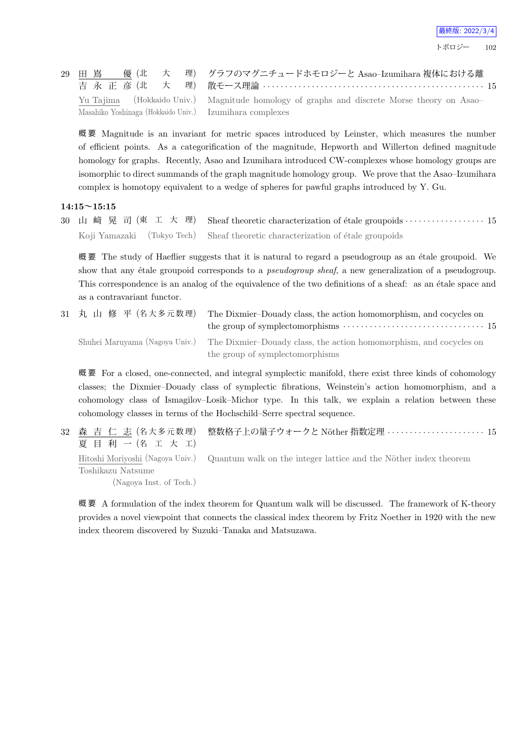29 田嶌　　優 (北　大　理)　グラフのマグニチュードホモロジーと Asao–Izumihara 複体における離散モース理論 ······ 15
吉永正彦 (北　大　理)

Yu Tajima (Hokkaido Univ.)　Magnitude homology of graphs and discrete Morse theory on Asao–Izumihara complexes
Masahiko Yoshinaga (Hokkaido Univ.)

**概要** Magnitude is an invariant for metric spaces introduced by Leinster, which measures the number of efficient points. As a categorification of the magnitude, Hepworth and Willerton defined magnitude homology for graphs. Recently, Asao and Izumihara introduced CW-complexes whose homology groups are isomorphic to direct summands of the graph magnitude homology group. We prove that the Asao–Izumihara complex is homotopy equivalent to a wedge of spheres for pawful graphs introduced by Y. Gu.

**14:15～15:15**

30 山崎晃司 (東 工 大 理)　Sheaf theoretic characterization of étale groupoids ······ 15

Koji Yamazaki (Tokyo Tech)　Sheaf theoretic characterization of étale groupoids

**概要** The study of Haeflier suggests that it is natural to regard a pseudogroup as an étale groupoid. We show that any étale groupoid corresponds to a *pseudogroup sheaf*, a new generalization of a pseudogroup. This correspondence is an analog of the equivalence of the two definitions of a sheaf: as an étale space and as a contravariant functor.

31 丸山修平 (名大多元数理)　The Dixmier–Douady class, the action homomorphism, and cocycles on the group of symplectomorphisms ······ 15

Shuhei Maruyama (Nagoya Univ.)　The Dixmier–Douady class, the action homomorphism, and cocycles on the group of symplectomorphisms

**概要** For a closed, one-connected, and integral symplectic manifold, there exist three kinds of cohomology classes; the Dixmier–Douady class of symplectic fibrations, Weinstein's action homomorphism, and a cohomology class of Ismagilov–Losik–Michor type. In this talk, we explain a relation between these cohomology classes in terms of the Hochschild–Serre spectral sequence.

32 森吉仁志 (名大多元数理)　整数格子上の量子ウォークと Nöther 指数定理 ······ 15
夏目利一 (名 工 大 工)

Hitoshi Moriyoshi (Nagoya Univ.)　Quantum walk on the integer lattice and the Nöther index theorem
Toshikazu Natsume (Nagoya Inst. of Tech.)

**概要** A formulation of the index theorem for Quantum walk will be discussed. The framework of K-theory provides a novel viewpoint that connects the classical index theorem by Fritz Noether in 1920 with the new index theorem discovered by Suzuki–Tanaka and Matsuzawa.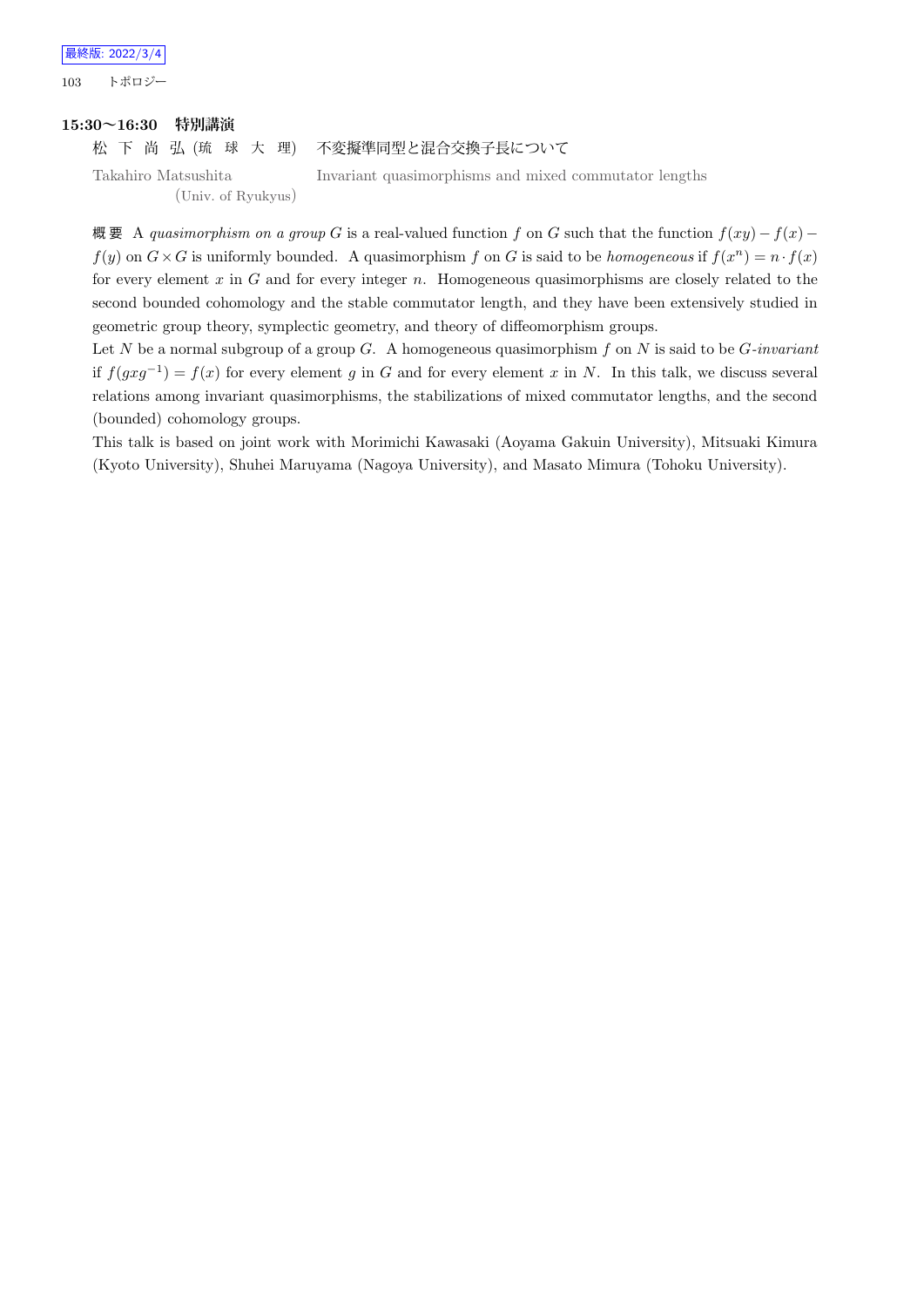**15:30〜16:30　特別講演**

松 下 尚 弘 (琉 球 大 理)　不変擬準同型と混合交換子長について

Takahiro Matsushita (Univ. of Ryukyus)　Invariant quasimorphisms and mixed commutator lengths

概要　A *quasimorphism on a group* $G$ is a real-valued function $f$ on $G$ such that the function $f(xy) - f(x) - f(y)$ on $G \times G$ is uniformly bounded. A quasimorphism $f$ on $G$ is said to be *homogeneous* if $f(x^n) = n \cdot f(x)$ for every element $x$ in $G$ and for every integer $n$. Homogeneous quasimorphisms are closely related to the second bounded cohomology and the stable commutator length, and they have been extensively studied in geometric group theory, symplectic geometry, and theory of diffeomorphism groups.

Let $N$ be a normal subgroup of a group $G$. A homogeneous quasimorphism $f$ on $N$ is said to be *$G$-invariant* if $f(gxg^{-1}) = f(x)$ for every element $g$ in $G$ and for every element $x$ in $N$. In this talk, we discuss several relations among invariant quasimorphisms, the stabilizations of mixed commutator lengths, and the second (bounded) cohomology groups.

This talk is based on joint work with Morimichi Kawasaki (Aoyama Gakuin University), Mitsuaki Kimura (Kyoto University), Shuhei Maruyama (Nagoya University), and Masato Mimura (Tohoku University).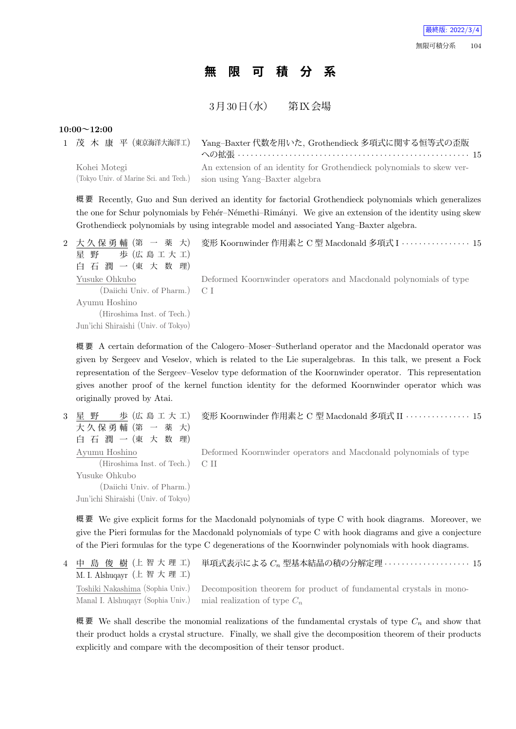# 無限可積分系

3月30日(水)　第IX会場

**10:00〜12:00**

1 茂木康平 (東京海洋大海洋工) Yang–Baxter 代数を用いた, Grothendieck 多項式に関する恒等式の歪版への拡張 ··· 15

Kohei Motegi (Tokyo Univ. of Marine Sci. and Tech.) An extension of an identity for Grothendieck polynomials to skew version using Yang–Baxter algebra

**概要** Recently, Guo and Sun derived an identity for factorial Grothendieck polynomials which generalizes the one for Schur polynomials by Fehér–Némethi–Rimányi. We give an extension of the identity using skew Grothendieck polynomials by using integrable model and associated Yang–Baxter algebra.

2 大久保勇輔 (第一薬大)
星野歩 (広島工大工)
白石潤一 (東大数理)
変形 Koornwinder 作用素と C 型 Macdonald 多項式 I ··· 15

Yusuke Ohkubo (Daiichi Univ. of Pharm.)
Ayumu Hoshino (Hiroshima Inst. of Tech.)
Jun'ichi Shiraishi (Univ. of Tokyo)
Deformed Koornwinder operators and Macdonald polynomials of type C I

**概要** A certain deformation of the Calogero–Moser–Sutherland operator and the Macdonald operator was given by Sergeev and Veselov, which is related to the Lie superalgebras. In this talk, we present a Fock representation of the Sergeev–Veselov type deformation of the Koornwinder operator. This representation gives another proof of the kernel function identity for the deformed Koornwinder operator which was originally proved by Atai.

3 星野歩 (広島工大工)
大久保勇輔 (第一薬大)
白石潤一 (東大数理)
変形 Koornwinder 作用素と C 型 Macdonald 多項式 II ··· 15

Ayumu Hoshino (Hiroshima Inst. of Tech.)
Yusuke Ohkubo (Daiichi Univ. of Pharm.)
Jun'ichi Shiraishi (Univ. of Tokyo)
Deformed Koornwinder operators and Macdonald polynomials of type C II

**概要** We give explicit forms for the Macdonald polynomials of type C with hook diagrams. Moreover, we give the Pieri formulas for the Macdonald polynomials of type C with hook diagrams and give a conjecture of the Pieri formulas for the type C degenerations of the Koornwinder polynomials with hook diagrams.

4 中島俊樹 (上智大理工)
M. I. Alshuqayr (上智大理工)
単項式表示による $C_n$ 型基本結晶の積の分解定理 ··· 15

Toshiki Nakashima (Sophia Univ.)
Manal I. Alshuqayr (Sophia Univ.)
Decomposition theorem for product of fundamental crystals in monomial realization of type $C_n$

**概要** We shall describe the monomial realizations of the fundamental crystals of type $C_n$ and show that their product holds a crystal structure. Finally, we shall give the decomposition theorem of their products explicitly and compare with the decomposition of their tensor product.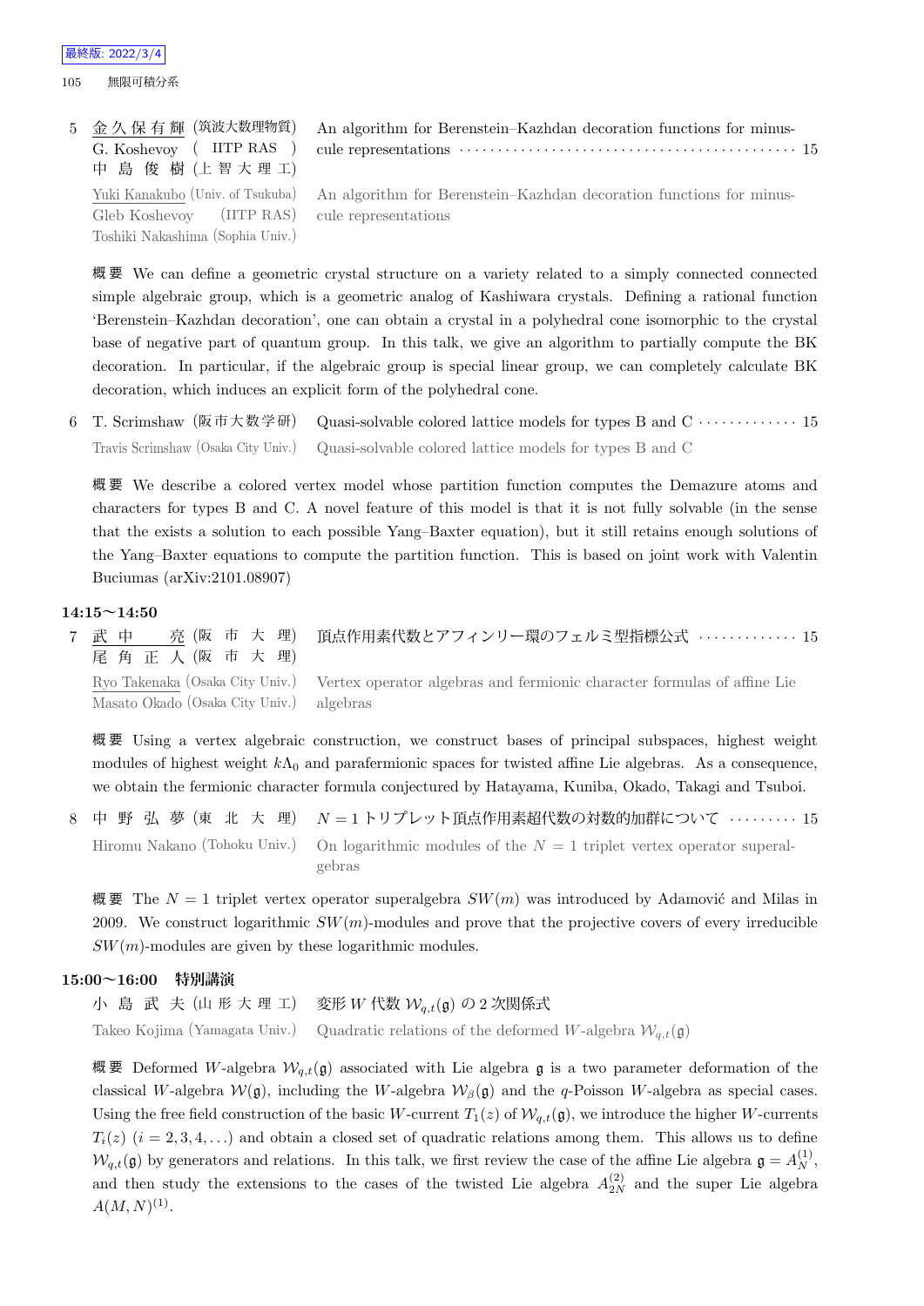5 金久保有輝 (筑波大数理物質) G. Koshevoy ( IITP RAS ) 中島俊樹 (上智大理工)　An algorithm for Berenstein–Kazhdan decoration functions for minuscule representations ··· 15

Yuki Kanakubo (Univ. of Tsukuba) Gleb Koshevoy (IITP RAS) Toshiki Nakashima (Sophia Univ.)　An algorithm for Berenstein–Kazhdan decoration functions for minuscule representations

**概要** We can define a geometric crystal structure on a variety related to a simply connected connected simple algebraic group, which is a geometric analog of Kashiwara crystals. Defining a rational function 'Berenstein–Kazhdan decoration', one can obtain a crystal in a polyhedral cone isomorphic to the crystal base of negative part of quantum group. In this talk, we give an algorithm to partially compute the BK decoration. In particular, if the algebraic group is special linear group, we can completely calculate BK decoration, which induces an explicit form of the polyhedral cone.

6 T. Scrimshaw (阪市大数学研)　Quasi-solvable colored lattice models for types B and C ··· 15

Travis Scrimshaw (Osaka City Univ.)　Quasi-solvable colored lattice models for types B and C

**概要** We describe a colored vertex model whose partition function computes the Demazure atoms and characters for types B and C. A novel feature of this model is that it is not fully solvable (in the sense that the exists a solution to each possible Yang–Baxter equation), but it still retains enough solutions of the Yang–Baxter equations to compute the partition function. This is based on joint work with Valentin Buciumas (arXiv:2101.08907)

**14:15〜14:50**

7 武中亮 (阪市大理) 尾角正人 (阪市大理)　頂点作用素代数とアフィンリー環のフェルミ型指標公式 ··· 15

Ryo Takenaka (Osaka City Univ.) Masato Okado (Osaka City Univ.)　Vertex operator algebras and fermionic character formulas of affine Lie algebras

**概要** Using a vertex algebraic construction, we construct bases of principal subspaces, highest weight modules of highest weight $k\Lambda_0$ and parafermionic spaces for twisted affine Lie algebras. As a consequence, we obtain the fermionic character formula conjectured by Hatayama, Kuniba, Okado, Takagi and Tsuboi.

8 中野弘夢 (東北大理)　$N=1$ トリプレット頂点作用素超代数の対数的加群について ··· 15

Hiromu Nakano (Tohoku Univ.)　On logarithmic modules of the $N=1$ triplet vertex operator superalgebras

**概要** The $N=1$ triplet vertex operator superalgebra $SW(m)$ was introduced by Adamović and Milas in 2009. We construct logarithmic $SW(m)$-modules and prove that the projective covers of every irreducible $SW(m)$-modules are given by these logarithmic modules.

**15:00〜16:00　特別講演**

小島武夫 (山形大理工)　変形 $W$ 代数 $\mathcal{W}_{q,t}(\mathfrak{g})$ の 2 次関係式

Takeo Kojima (Yamagata Univ.)　Quadratic relations of the deformed $W$-algebra $\mathcal{W}_{q,t}(\mathfrak{g})$

**概要** Deformed $W$-algebra $\mathcal{W}_{q,t}(\mathfrak{g})$ associated with Lie algebra $\mathfrak{g}$ is a two parameter deformation of the classical $W$-algebra $\mathcal{W}(\mathfrak{g})$, including the $W$-algebra $\mathcal{W}_\beta(\mathfrak{g})$ and the $q$-Poisson $W$-algebra as special cases. Using the free field construction of the basic $W$-current $T_1(z)$ of $\mathcal{W}_{q,t}(\mathfrak{g})$, we introduce the higher $W$-currents $T_i(z)$ $(i=2,3,4,\ldots)$ and obtain a closed set of quadratic relations among them. This allows us to define $\mathcal{W}_{q,t}(\mathfrak{g})$ by generators and relations. In this talk, we first review the case of the affine Lie algebra $\mathfrak{g}=A_N^{(1)}$, and then study the extensions to the cases of the twisted Lie algebra $A_{2N}^{(2)}$ and the super Lie algebra $A(M,N)^{(1)}$.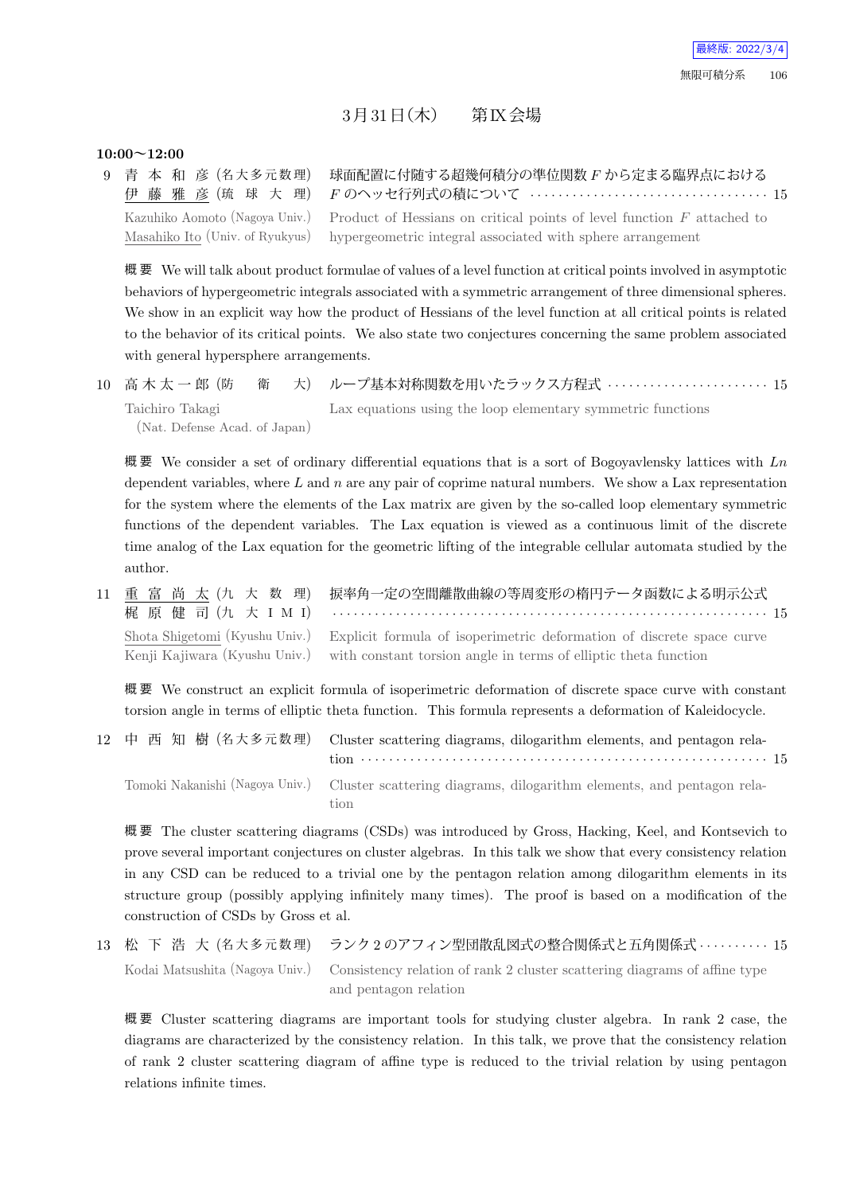## 3月31日(木)　第IX会場

**10:00〜12:00**

**9** 青本和彦 (名大多元数理)、<u>伊藤雅彦</u> (琉球大理)　球面配置に付随する超幾何積分の準位関数 $F$ から定まる臨界点における $F$ のヘッセ行列式の積について ……… 15

Kazuhiko Aomoto (Nagoya Univ.), <u>Masahiko Ito</u> (Univ. of Ryukyus)　Product of Hessians on critical points of level function $F$ attached to hypergeometric integral associated with sphere arrangement

**概要** We will talk about product formulae of values of a level function at critical points involved in asymptotic behaviors of hypergeometric integrals associated with a symmetric arrangement of three dimensional spheres. We show in an explicit way how the product of Hessians of the level function at all critical points is related to the behavior of its critical points. We also state two conjectures concerning the same problem associated with general hypersphere arrangements.

**10** 高木太一郎 (防衛大)　ループ基本対称関数を用いたラックス方程式 ……… 15

Taichiro Takagi (Nat. Defense Acad. of Japan)　Lax equations using the loop elementary symmetric functions

**概要** We consider a set of ordinary differential equations that is a sort of Bogoyavlensky lattices with $Ln$ dependent variables, where $L$ and $n$ are any pair of coprime natural numbers. We show a Lax representation for the system where the elements of the Lax matrix are given by the so-called loop elementary symmetric functions of the dependent variables. The Lax equation is viewed as a continuous limit of the discrete time analog of the Lax equation for the geometric lifting of the integrable cellular automata studied by the author.

**11** <u>重富尚太</u> (九大数理)、梶原健司 (九大IMI)　捩率角一定の空間離散曲線の等周変形の楕円テータ函数による明示公式 ……… 15

<u>Shota Shigetomi</u> (Kyushu Univ.), Kenji Kajiwara (Kyushu Univ.)　Explicit formula of isoperimetric deformation of discrete space curve with constant torsion angle in terms of elliptic theta function

**概要** We construct an explicit formula of isoperimetric deformation of discrete space curve with constant torsion angle in terms of elliptic theta function. This formula represents a deformation of Kaleidocycle.

**12** 中西知樹 (名大多元数理)　Cluster scattering diagrams, dilogarithm elements, and pentagon relation ……… 15

Tomoki Nakanishi (Nagoya Univ.)　Cluster scattering diagrams, dilogarithm elements, and pentagon relation

**概要** The cluster scattering diagrams (CSDs) was introduced by Gross, Hacking, Keel, and Kontsevich to prove several important conjectures on cluster algebras. In this talk we show that every consistency relation in any CSD can be reduced to a trivial one by the pentagon relation among dilogarithm elements in its structure group (possibly applying infinitely many times). The proof is based on a modification of the construction of CSDs by Gross et al.

**13** 松下浩大 (名大多元数理)　ランク2のアフィン型団散乱図式の整合関係式と五角関係式 ……… 15

Kodai Matsushita (Nagoya Univ.)　Consistency relation of rank 2 cluster scattering diagrams of affine type and pentagon relation

**概要** Cluster scattering diagrams are important tools for studying cluster algebra. In rank 2 case, the diagrams are characterized by the consistency relation. In this talk, we prove that the consistency relation of rank 2 cluster scattering diagram of affine type is reduced to the trivial relation by using pentagon relations infinite times.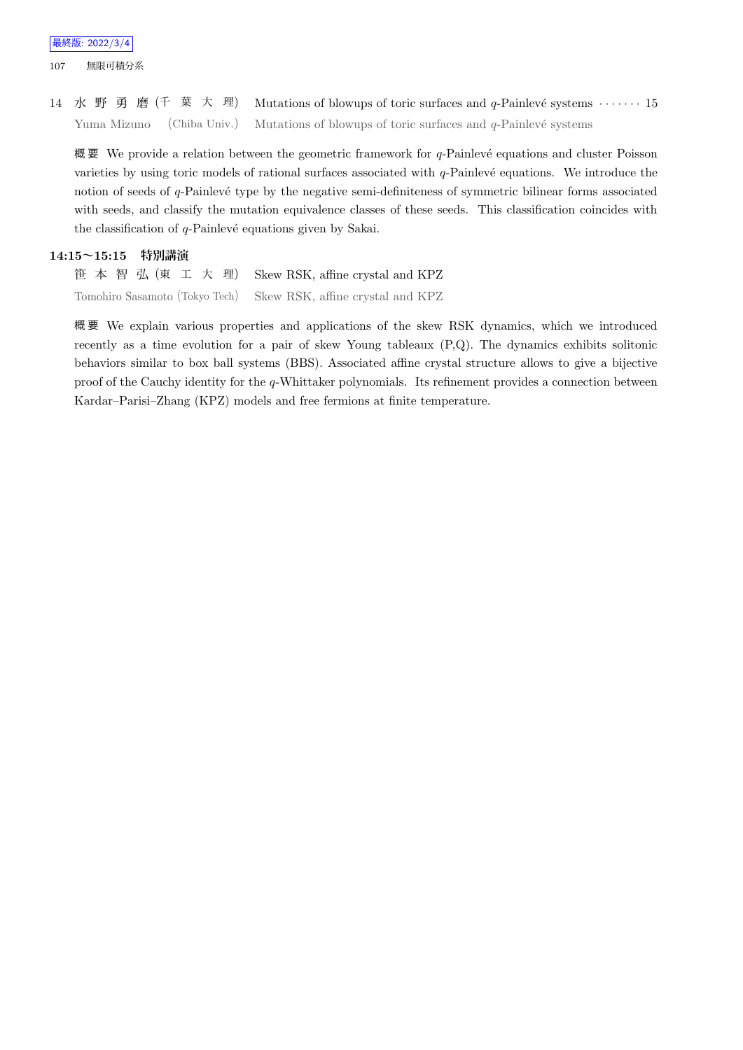14 水 野 勇 磨 (千 葉 大 理) Mutations of blowups of toric surfaces and $q$-Painlevé systems ······· 15

Yuma Mizuno (Chiba Univ.) Mutations of blowups of toric surfaces and $q$-Painlevé systems

概要 We provide a relation between the geometric framework for $q$-Painlevé equations and cluster Poisson varieties by using toric models of rational surfaces associated with $q$-Painlevé equations. We introduce the notion of seeds of $q$-Painlevé type by the negative semi-definiteness of symmetric bilinear forms associated with seeds, and classify the mutation equivalence classes of these seeds. This classification coincides with the classification of $q$-Painlevé equations given by Sakai.

**14:15～15:15 特別講演**

笹 本 智 弘 (東 工 大 理) Skew RSK, affine crystal and KPZ

Tomohiro Sasamoto (Tokyo Tech) Skew RSK, affine crystal and KPZ

概要 We explain various properties and applications of the skew RSK dynamics, which we introduced recently as a time evolution for a pair of skew Young tableaux (P,Q). The dynamics exhibits solitonic behaviors similar to box ball systems (BBS). Associated affine crystal structure allows to give a bijective proof of the Cauchy identity for the $q$-Whittaker polynomials. Its refinement provides a connection between Kardar–Parisi–Zhang (KPZ) models and free fermions at finite temperature.